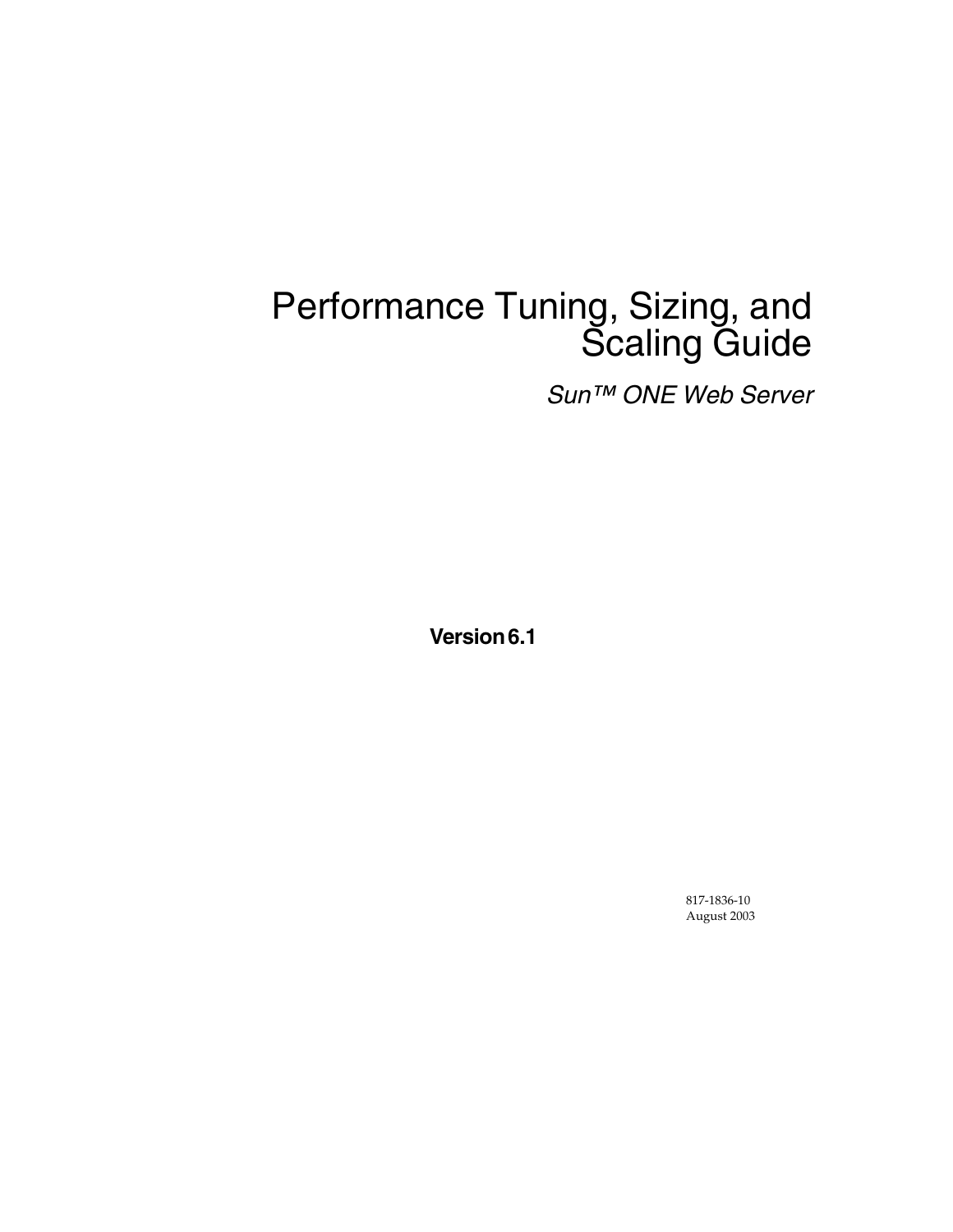# Performance Tuning, Sizing, and Scaling Guide

*Sun™ ONE Web Server*

**Version 6.1**

817-1836-10
August 2003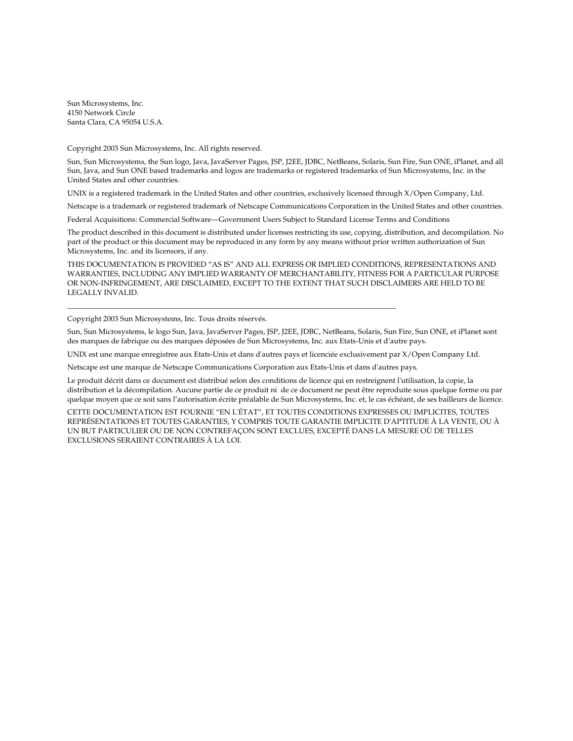Sun Microsystems, Inc.
4150 Network Circle
Santa Clara, CA 95054 U.S.A.

Copyright 2003 Sun Microsystems, Inc. All rights reserved.

Sun, Sun Microsystems, the Sun logo, Java, JavaServer Pages, JSP, J2EE, JDBC, NetBeans, Solaris, Sun Fire, Sun ONE, iPlanet, and all Sun, Java, and Sun ONE based trademarks and logos are trademarks or registered trademarks of Sun Microsystems, Inc. in the United States and other countries.

UNIX is a registered trademark in the United States and other countries, exclusively licensed through X/Open Company, Ltd.

Netscape is a trademark or registered trademark of Netscape Communications Corporation in the United States and other countries.

Federal Acquisitions: Commercial Software—Government Users Subject to Standard License Terms and Conditions

The product described in this document is distributed under licenses restricting its use, copying, distribution, and decompilation. No part of the product or this document may be reproduced in any form by any means without prior written authorization of Sun Microsystems, Inc. and its licensors, if any.

THIS DOCUMENTATION IS PROVIDED "AS IS" AND ALL EXPRESS OR IMPLIED CONDITIONS, REPRESENTATIONS AND WARRANTIES, INCLUDING ANY IMPLIED WARRANTY OF MERCHANTABILITY, FITNESS FOR A PARTICULAR PURPOSE OR NON-INFRINGEMENT, ARE DISCLAIMED, EXCEPT TO THE EXTENT THAT SUCH DISCLAIMERS ARE HELD TO BE LEGALLY INVALID.

---

Copyright 2003 Sun Microsystems, Inc. Tous droits réservés.

Sun, Sun Microsystems, le logo Sun, Java, JavaServer Pages, JSP, J2EE, JDBC, NetBeans, Solaris, Sun Fire, Sun ONE, et iPlanet sont des marques de fabrique ou des marques déposées de Sun Microsystems, Inc. aux Etats-Unis et d'autre pays.

UNIX est une marque enregistree aux Etats-Unis et dans d'autres pays et licenciée exclusivement par X/Open Company Ltd.

Netscape est une marque de Netscape Communications Corporation aux Etats-Unis et dans d'autres pays.

Le produit décrit dans ce document est distribué selon des conditions de licence qui en restreignent l'utilisation, la copie, la distribution et la décompilation. Aucune partie de ce produit ni de ce document ne peut être reproduite sous quelque forme ou par quelque moyen que ce soit sans l'autorisation écrite préalable de Sun Microsystems, Inc. et, le cas échéant, de ses bailleurs de licence.

CETTE DOCUMENTATION EST FOURNIE "EN L'ÉTAT", ET TOUTES CONDITIONS EXPRESSES OU IMPLICITES, TOUTES REPRÉSENTATIONS ET TOUTES GARANTIES, Y COMPRIS TOUTE GARANTIE IMPLICITE D'APTITUDE À LA VENTE, OU À UN BUT PARTICULIER OU DE NON CONTREFAÇON SONT EXCLUES, EXCEPTÉ DANS LA MESURE OÙ DE TELLES EXCLUSIONS SERAIENT CONTRAIRES À LA LOI.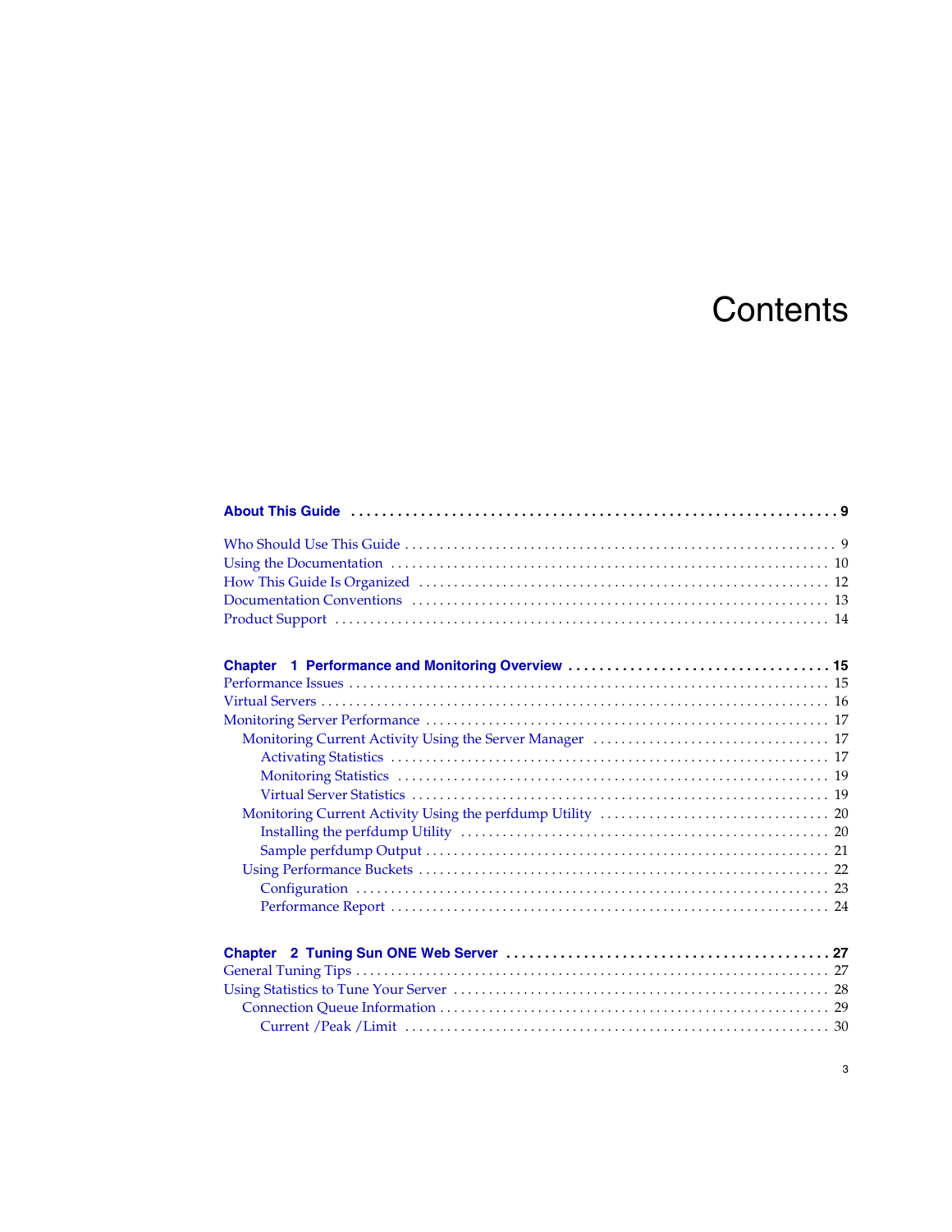# Contents

**About This Guide** . . . . . . . . . . . . . . . . . . . . . . . . . . . . . . . . . . . . . . . . . . . . . . . . . . . . . . . . . . . . **9**

Who Should Use This Guide . . . . . . . . . . . . . . . . . . . . . . . . . . . . . . . . . . . . . . . . . . . . . . . . . . . . . . . . . . . 9
Using the Documentation . . . . . . . . . . . . . . . . . . . . . . . . . . . . . . . . . . . . . . . . . . . . . . . . . . . . . . . . . . . 10
How This Guide Is Organized . . . . . . . . . . . . . . . . . . . . . . . . . . . . . . . . . . . . . . . . . . . . . . . . . . . . . . . . 12
Documentation Conventions . . . . . . . . . . . . . . . . . . . . . . . . . . . . . . . . . . . . . . . . . . . . . . . . . . . . . . . . . 13
Product Support . . . . . . . . . . . . . . . . . . . . . . . . . . . . . . . . . . . . . . . . . . . . . . . . . . . . . . . . . . . . . . . . . . 14

**Chapter 1 Performance and Monitoring Overview** . . . . . . . . . . . . . . . . . . . . . . . . . . . . . . . . . **15**
Performance Issues . . . . . . . . . . . . . . . . . . . . . . . . . . . . . . . . . . . . . . . . . . . . . . . . . . . . . . . . . . . . . . . 15
Virtual Servers . . . . . . . . . . . . . . . . . . . . . . . . . . . . . . . . . . . . . . . . . . . . . . . . . . . . . . . . . . . . . . . . . . . 16
Monitoring Server Performance . . . . . . . . . . . . . . . . . . . . . . . . . . . . . . . . . . . . . . . . . . . . . . . . . . . . . . . 17
  Monitoring Current Activity Using the Server Manager . . . . . . . . . . . . . . . . . . . . . . . . . . . . . . . . . 17
    Activating Statistics . . . . . . . . . . . . . . . . . . . . . . . . . . . . . . . . . . . . . . . . . . . . . . . . . . . . . . . . . . . 17
    Monitoring Statistics . . . . . . . . . . . . . . . . . . . . . . . . . . . . . . . . . . . . . . . . . . . . . . . . . . . . . . . . . . . 19
    Virtual Server Statistics . . . . . . . . . . . . . . . . . . . . . . . . . . . . . . . . . . . . . . . . . . . . . . . . . . . . . . . . . 19
  Monitoring Current Activity Using the perfdump Utility . . . . . . . . . . . . . . . . . . . . . . . . . . . . . . . . 20
    Installing the perfdump Utility . . . . . . . . . . . . . . . . . . . . . . . . . . . . . . . . . . . . . . . . . . . . . . . . . . . 20
    Sample perfdump Output . . . . . . . . . . . . . . . . . . . . . . . . . . . . . . . . . . . . . . . . . . . . . . . . . . . . . . . 21
  Using Performance Buckets . . . . . . . . . . . . . . . . . . . . . . . . . . . . . . . . . . . . . . . . . . . . . . . . . . . . . . . 22
    Configuration . . . . . . . . . . . . . . . . . . . . . . . . . . . . . . . . . . . . . . . . . . . . . . . . . . . . . . . . . . . . . . . . . 23
    Performance Report . . . . . . . . . . . . . . . . . . . . . . . . . . . . . . . . . . . . . . . . . . . . . . . . . . . . . . . . . . . . 24

**Chapter 2 Tuning Sun ONE Web Server** . . . . . . . . . . . . . . . . . . . . . . . . . . . . . . . . . . . . . . . . . . **27**
General Tuning Tips . . . . . . . . . . . . . . . . . . . . . . . . . . . . . . . . . . . . . . . . . . . . . . . . . . . . . . . . . . . . . . . 27
Using Statistics to Tune Your Server . . . . . . . . . . . . . . . . . . . . . . . . . . . . . . . . . . . . . . . . . . . . . . . . . . . 28
  Connection Queue Information . . . . . . . . . . . . . . . . . . . . . . . . . . . . . . . . . . . . . . . . . . . . . . . . . . . . . 29
    Current /Peak /Limit . . . . . . . . . . . . . . . . . . . . . . . . . . . . . . . . . . . . . . . . . . . . . . . . . . . . . . . . . . . . 30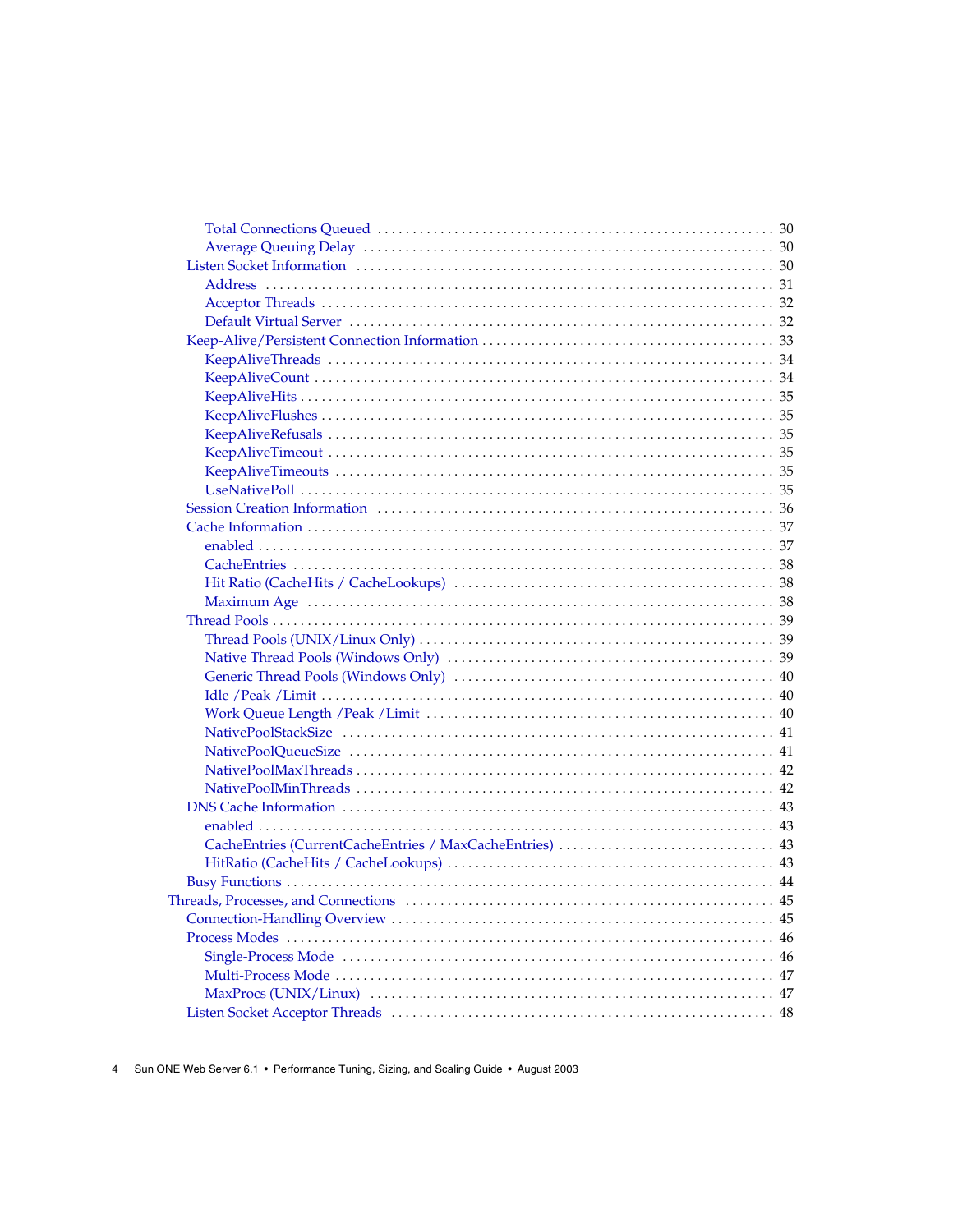- Total Connections Queued . . . . . . . . . . 30
- Average Queuing Delay . . . . . . . . . . 30
- Listen Socket Information . . . . . . . . . . 30
  - Address . . . . . . . . . . 31
  - Acceptor Threads . . . . . . . . . . 32
  - Default Virtual Server . . . . . . . . . . 32
- Keep-Alive/Persistent Connection Information . . . . . . . . . . 33
  - KeepAliveThreads . . . . . . . . . . 34
  - KeepAliveCount . . . . . . . . . . 34
  - KeepAliveHits . . . . . . . . . . 35
  - KeepAliveFlushes . . . . . . . . . . 35
  - KeepAliveRefusals . . . . . . . . . . 35
  - KeepAliveTimeout . . . . . . . . . . 35
  - KeepAliveTimeouts . . . . . . . . . . 35
  - UseNativePoll . . . . . . . . . . 35
- Session Creation Information . . . . . . . . . . 36
- Cache Information . . . . . . . . . . 37
  - enabled . . . . . . . . . . 37
  - CacheEntries . . . . . . . . . . 38
  - Hit Ratio (CacheHits / CacheLookups) . . . . . . . . . . 38
  - Maximum Age . . . . . . . . . . 38
- Thread Pools . . . . . . . . . . 39
  - Thread Pools (UNIX/Linux Only) . . . . . . . . . . 39
  - Native Thread Pools (Windows Only) . . . . . . . . . . 39
  - Generic Thread Pools (Windows Only) . . . . . . . . . . 40
  - Idle /Peak /Limit . . . . . . . . . . 40
  - Work Queue Length /Peak /Limit . . . . . . . . . . 40
  - NativePoolStackSize . . . . . . . . . . 41
  - NativePoolQueueSize . . . . . . . . . . 41
  - NativePoolMaxThreads . . . . . . . . . . 42
  - NativePoolMinThreads . . . . . . . . . . 42
- DNS Cache Information . . . . . . . . . . 43
  - enabled . . . . . . . . . . 43
  - CacheEntries (CurrentCacheEntries / MaxCacheEntries) . . . . . . . . . . 43
  - HitRatio (CacheHits / CacheLookups) . . . . . . . . . . 43
- Busy Functions . . . . . . . . . . 44

Threads, Processes, and Connections . . . . . . . . . . 45

- Connection-Handling Overview . . . . . . . . . . 45
- Process Modes . . . . . . . . . . 46
  - Single-Process Mode . . . . . . . . . . 46
  - Multi-Process Mode . . . . . . . . . . 47
  - MaxProcs (UNIX/Linux) . . . . . . . . . . 47
- Listen Socket Acceptor Threads . . . . . . . . . . 48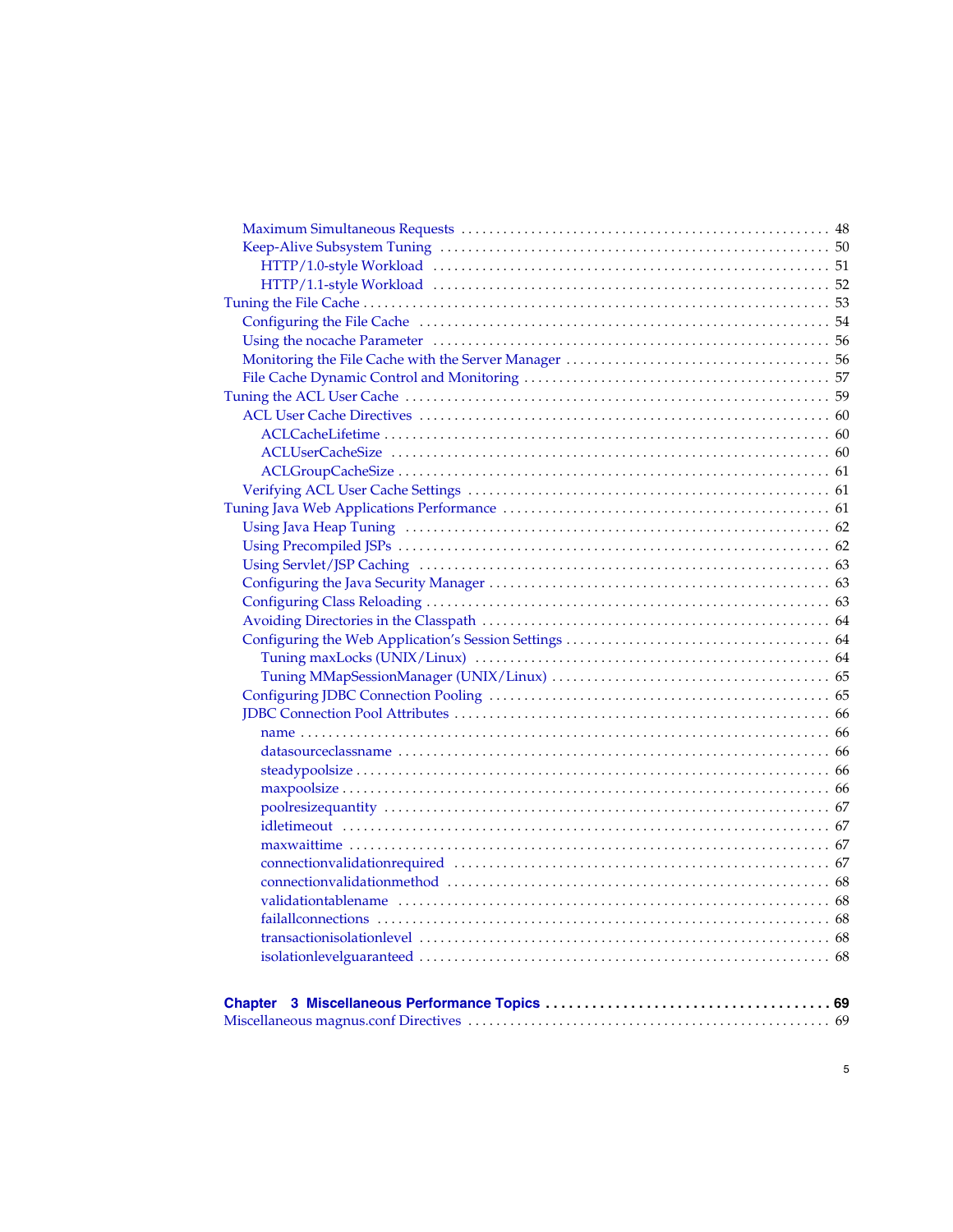- Maximum Simultaneous Requests . . . . . 48
- Keep-Alive Subsystem Tuning . . . . . 50
  - HTTP/1.0-style Workload . . . . . 51
  - HTTP/1.1-style Workload . . . . . 52

Tuning the File Cache . . . . . 53

- Configuring the File Cache . . . . . 54
- Using the nocache Parameter . . . . . 56
- Monitoring the File Cache with the Server Manager . . . . . 56
- File Cache Dynamic Control and Monitoring . . . . . 57

Tuning the ACL User Cache . . . . . 59

- ACL User Cache Directives . . . . . 60
  - ACLCacheLifetime . . . . . 60
  - ACLUserCacheSize . . . . . 60
  - ACLGroupCacheSize . . . . . 61
- Verifying ACL User Cache Settings . . . . . 61

Tuning Java Web Applications Performance . . . . . 61

- Using Java Heap Tuning . . . . . 62
- Using Precompiled JSPs . . . . . 62
- Using Servlet/JSP Caching . . . . . 63
- Configuring the Java Security Manager . . . . . 63
- Configuring Class Reloading . . . . . 63
- Avoiding Directories in the Classpath . . . . . 64
- Configuring the Web Application's Session Settings . . . . . 64
  - Tuning maxLocks (UNIX/Linux) . . . . . 64
  - Tuning MMapSessionManager (UNIX/Linux) . . . . . 65
- Configuring JDBC Connection Pooling . . . . . 65
- JDBC Connection Pool Attributes . . . . . 66
  - name . . . . . 66
  - datasourceclassname . . . . . 66
  - steadypoolsize . . . . . 66
  - maxpoolsize . . . . . 66
  - poolresizequantity . . . . . 67
  - idletimeout . . . . . 67
  - maxwaittime . . . . . 67
  - connectionvalidationrequired . . . . . 67
  - connectionvalidationmethod . . . . . 68
  - validationtablename . . . . . 68
  - failallconnections . . . . . 68
  - transactionisolationlevel . . . . . 68
  - isolationlevelguaranteed . . . . . 68

**Chapter 3 Miscellaneous Performance Topics . . . . . 69**

Miscellaneous magnus.conf Directives . . . . . 69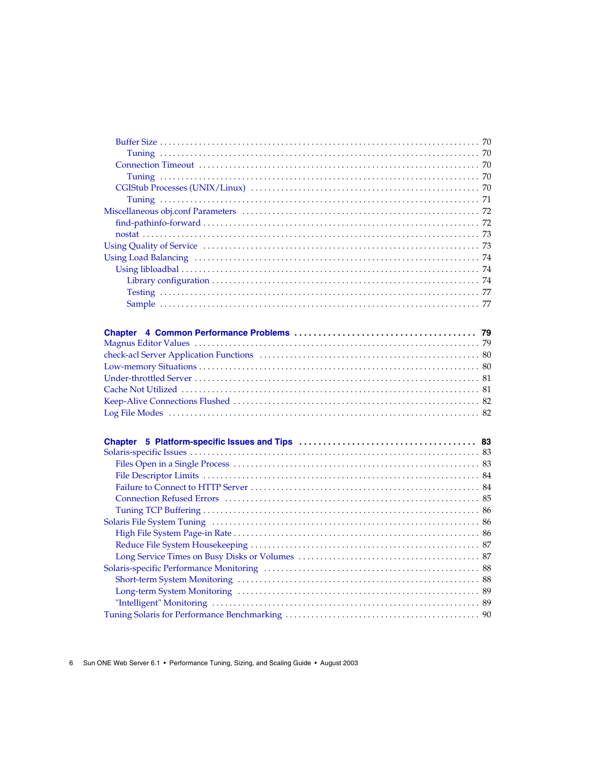- Buffer Size . . . 70
  - Tuning . . . 70
- Connection Timeout . . . 70
  - Tuning . . . 70
- CGIStub Processes (UNIX/Linux) . . . 70
  - Tuning . . . 71

Miscellaneous obj.conf Parameters . . . 72
- find-pathinfo-forward . . . 72
- nostat . . . 73

Using Quality of Service . . . 73

Using Load Balancing . . . 74
- Using libloadbal . . . 74
  - Library configuration . . . 74
  - Testing . . . 77
  - Sample . . . 77

**Chapter 4 Common Performance Problems . . . 79**

Magnus Editor Values . . . 79

check-acl Server Application Functions . . . 80

Low-memory Situations . . . 80

Under-throttled Server . . . 81

Cache Not Utilized . . . 81

Keep-Alive Connections Flushed . . . 82

Log File Modes . . . 82

**Chapter 5 Platform-specific Issues and Tips . . . 83**

Solaris-specific Issues . . . 83
- Files Open in a Single Process . . . 83
- File Descriptor Limits . . . 84
- Failure to Connect to HTTP Server . . . 84
- Connection Refused Errors . . . 85
- Tuning TCP Buffering . . . 86

Solaris File System Tuning . . . 86
- High File System Page-in Rate . . . 86
- Reduce File System Housekeeping . . . 87
- Long Service Times on Busy Disks or Volumes . . . 87

Solaris-specific Performance Monitoring . . . 88
- Short-term System Monitoring . . . 88
- Long-term System Monitoring . . . 89
- "Intelligent" Monitoring . . . 89

Tuning Solaris for Performance Benchmarking . . . 90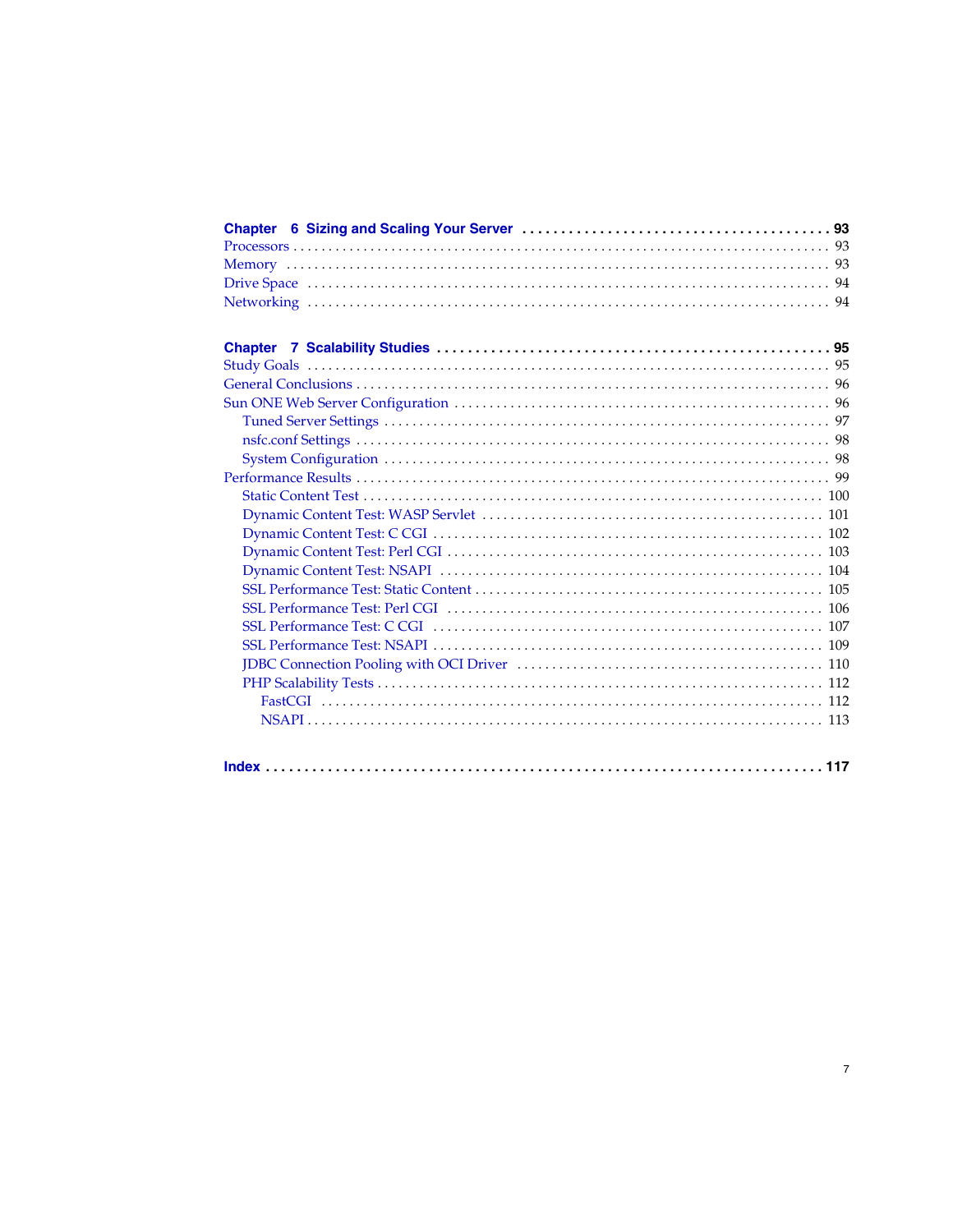**Chapter 6 Sizing and Scaling Your Server** . . . . . . . . . . . . . . . . . . . . . . . . . . . . . . . . . . . . . . . **93**

Processors . . . . . . . . . . . . . . . . . . . . . . . . . . . . . . . . . . . . . . . . . . . . . . . . . . . . . . . . . . . . . . . . . . . . . . 93

Memory . . . . . . . . . . . . . . . . . . . . . . . . . . . . . . . . . . . . . . . . . . . . . . . . . . . . . . . . . . . . . . . . . . . . . . . . 93

Drive Space . . . . . . . . . . . . . . . . . . . . . . . . . . . . . . . . . . . . . . . . . . . . . . . . . . . . . . . . . . . . . . . . . . . . . 94

Networking . . . . . . . . . . . . . . . . . . . . . . . . . . . . . . . . . . . . . . . . . . . . . . . . . . . . . . . . . . . . . . . . . . . . . 94

**Chapter 7 Scalability Studies** . . . . . . . . . . . . . . . . . . . . . . . . . . . . . . . . . . . . . . . . . . . . . . . . . . . **95**

Study Goals . . . . . . . . . . . . . . . . . . . . . . . . . . . . . . . . . . . . . . . . . . . . . . . . . . . . . . . . . . . . . . . . . . . . 95

General Conclusions . . . . . . . . . . . . . . . . . . . . . . . . . . . . . . . . . . . . . . . . . . . . . . . . . . . . . . . . . . . . . . 96

Sun ONE Web Server Configuration . . . . . . . . . . . . . . . . . . . . . . . . . . . . . . . . . . . . . . . . . . . . . . . . . 96

- Tuned Server Settings . . . . . . . . . . . . . . . . . . . . . . . . . . . . . . . . . . . . . . . . . . . . . . . . . . . . . . . . . 97
- nsfc.conf Settings . . . . . . . . . . . . . . . . . . . . . . . . . . . . . . . . . . . . . . . . . . . . . . . . . . . . . . . . . . . . 98
- System Configuration . . . . . . . . . . . . . . . . . . . . . . . . . . . . . . . . . . . . . . . . . . . . . . . . . . . . . . . . . 98

Performance Results . . . . . . . . . . . . . . . . . . . . . . . . . . . . . . . . . . . . . . . . . . . . . . . . . . . . . . . . . . . . . . 99

- Static Content Test . . . . . . . . . . . . . . . . . . . . . . . . . . . . . . . . . . . . . . . . . . . . . . . . . . . . . . . . . . 100
- Dynamic Content Test: WASP Servlet . . . . . . . . . . . . . . . . . . . . . . . . . . . . . . . . . . . . . . . . . . . 101
- Dynamic Content Test: C CGI . . . . . . . . . . . . . . . . . . . . . . . . . . . . . . . . . . . . . . . . . . . . . . . . . 102
- Dynamic Content Test: Perl CGI . . . . . . . . . . . . . . . . . . . . . . . . . . . . . . . . . . . . . . . . . . . . . . . . 103
- Dynamic Content Test: NSAPI . . . . . . . . . . . . . . . . . . . . . . . . . . . . . . . . . . . . . . . . . . . . . . . . . 104
- SSL Performance Test: Static Content . . . . . . . . . . . . . . . . . . . . . . . . . . . . . . . . . . . . . . . . . . . . 105
- SSL Performance Test: Perl CGI . . . . . . . . . . . . . . . . . . . . . . . . . . . . . . . . . . . . . . . . . . . . . . . 106
- SSL Performance Test: C CGI . . . . . . . . . . . . . . . . . . . . . . . . . . . . . . . . . . . . . . . . . . . . . . . . . 107
- SSL Performance Test: NSAPI . . . . . . . . . . . . . . . . . . . . . . . . . . . . . . . . . . . . . . . . . . . . . . . . . 109
- JDBC Connection Pooling with OCI Driver . . . . . . . . . . . . . . . . . . . . . . . . . . . . . . . . . . . . . . . 110
- PHP Scalability Tests . . . . . . . . . . . . . . . . . . . . . . . . . . . . . . . . . . . . . . . . . . . . . . . . . . . . . . . . . 112
  - FastCGI . . . . . . . . . . . . . . . . . . . . . . . . . . . . . . . . . . . . . . . . . . . . . . . . . . . . . . . . . . . . . . . . . 112
  - NSAPI . . . . . . . . . . . . . . . . . . . . . . . . . . . . . . . . . . . . . . . . . . . . . . . . . . . . . . . . . . . . . . . . . . 113

**Index** . . . . . . . . . . . . . . . . . . . . . . . . . . . . . . . . . . . . . . . . . . . . . . . . . . . . . . . . . . . . . . . . . . . . . . . . **117**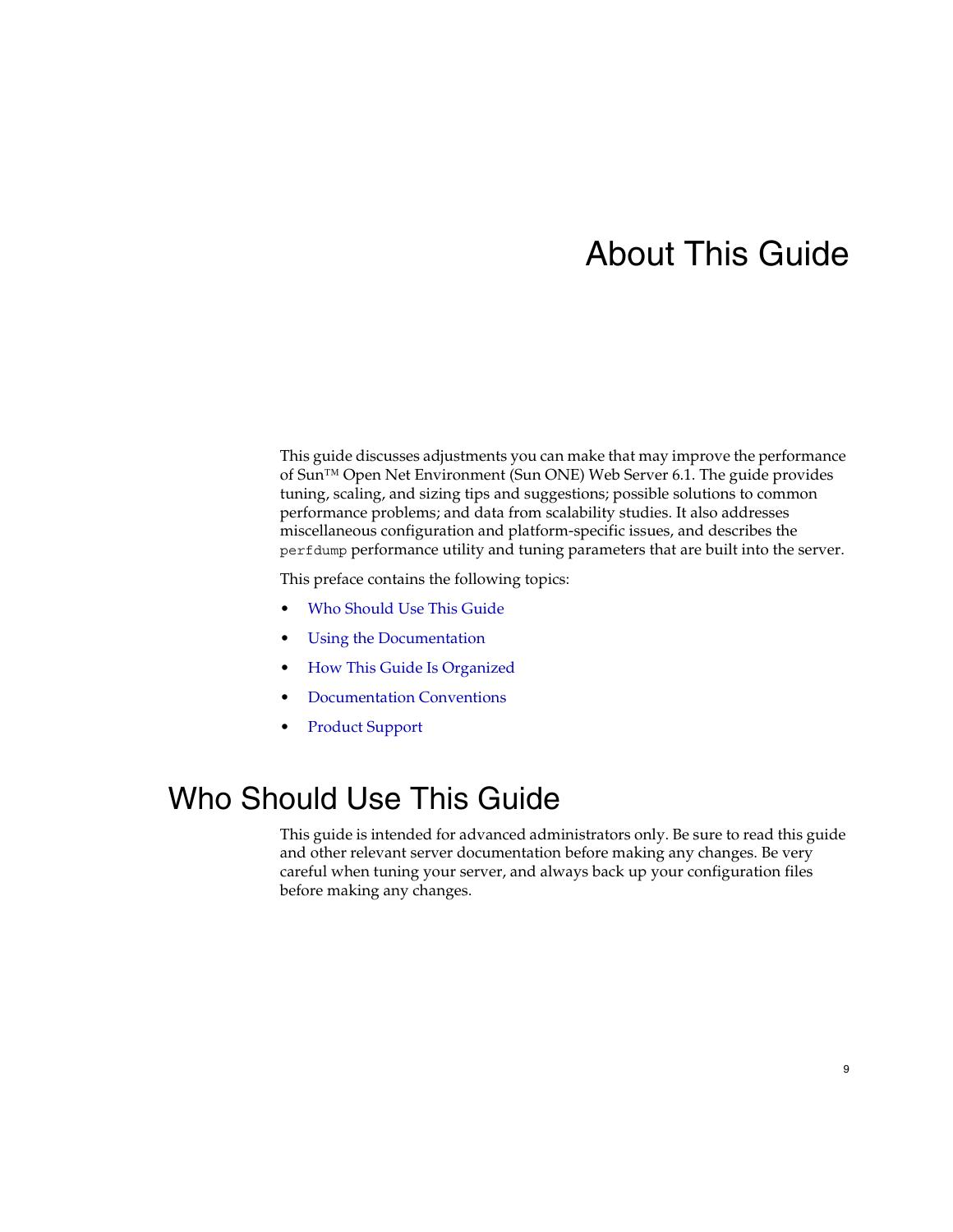# About This Guide

This guide discusses adjustments you can make that may improve the performance of Sun™ Open Net Environment (Sun ONE) Web Server 6.1. The guide provides tuning, scaling, and sizing tips and suggestions; possible solutions to common performance problems; and data from scalability studies. It also addresses miscellaneous configuration and platform-specific issues, and describes the `perfdump` performance utility and tuning parameters that are built into the server.

This preface contains the following topics:

- Who Should Use This Guide
- Using the Documentation
- How This Guide Is Organized
- Documentation Conventions
- Product Support

## Who Should Use This Guide

This guide is intended for advanced administrators only. Be sure to read this guide and other relevant server documentation before making any changes. Be very careful when tuning your server, and always back up your configuration files before making any changes.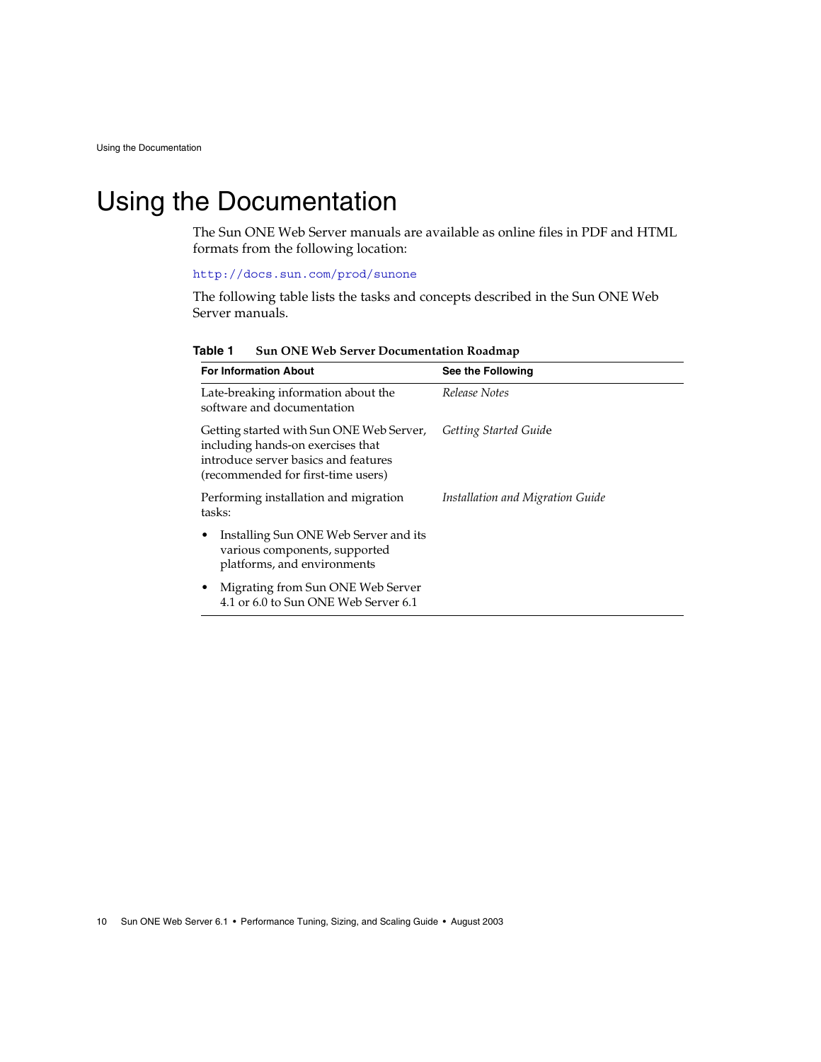# Using the Documentation

The Sun ONE Web Server manuals are available as online files in PDF and HTML formats from the following location:

http://docs.sun.com/prod/sunone

The following table lists the tasks and concepts described in the Sun ONE Web Server manuals.

**Table 1 Sun ONE Web Server Documentation Roadmap**

| For Information About | See the Following |
|---|---|
| Late-breaking information about the software and documentation | *Release Notes* |
| Getting started with Sun ONE Web Server, including hands-on exercises that introduce server basics and features (recommended for first-time users) | *Getting Started Guide* |
| Performing installation and migration tasks:<br>• Installing Sun ONE Web Server and its various components, supported platforms, and environments<br>• Migrating from Sun ONE Web Server 4.1 or 6.0 to Sun ONE Web Server 6.1 | *Installation and Migration Guide* |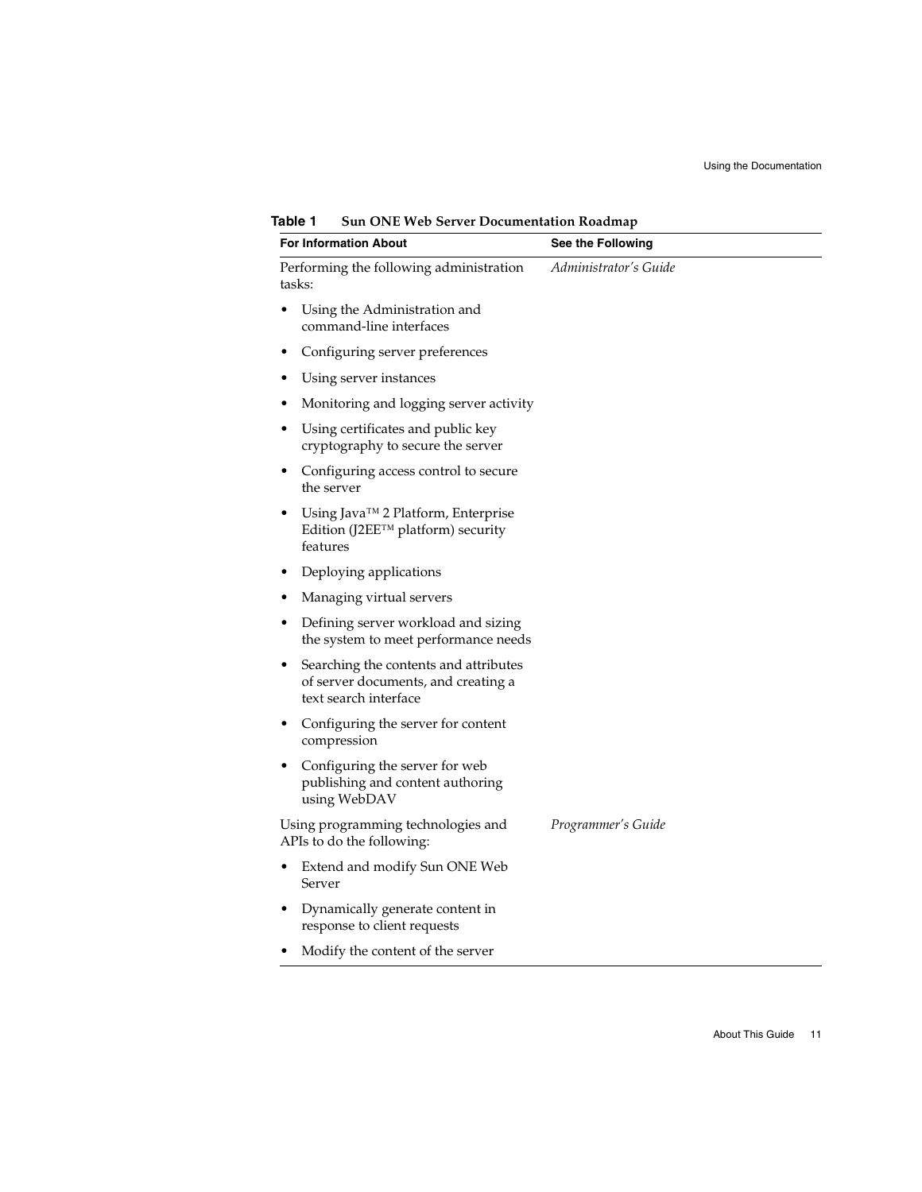**Table 1** Sun ONE Web Server Documentation Roadmap

| For Information About | See the Following |
|---|---|
| Performing the following administration tasks:<br>• Using the Administration and command-line interfaces<br>• Configuring server preferences<br>• Using server instances<br>• Monitoring and logging server activity<br>• Using certificates and public key cryptography to secure the server<br>• Configuring access control to secure the server<br>• Using Java™ 2 Platform, Enterprise Edition (J2EE™ platform) security features<br>• Deploying applications<br>• Managing virtual servers<br>• Defining server workload and sizing the system to meet performance needs<br>• Searching the contents and attributes of server documents, and creating a text search interface<br>• Configuring the server for content compression<br>• Configuring the server for web publishing and content authoring using WebDAV | *Administrator's Guide* |
| Using programming technologies and APIs to do the following:<br>• Extend and modify Sun ONE Web Server<br>• Dynamically generate content in response to client requests<br>• Modify the content of the server | *Programmer's Guide* |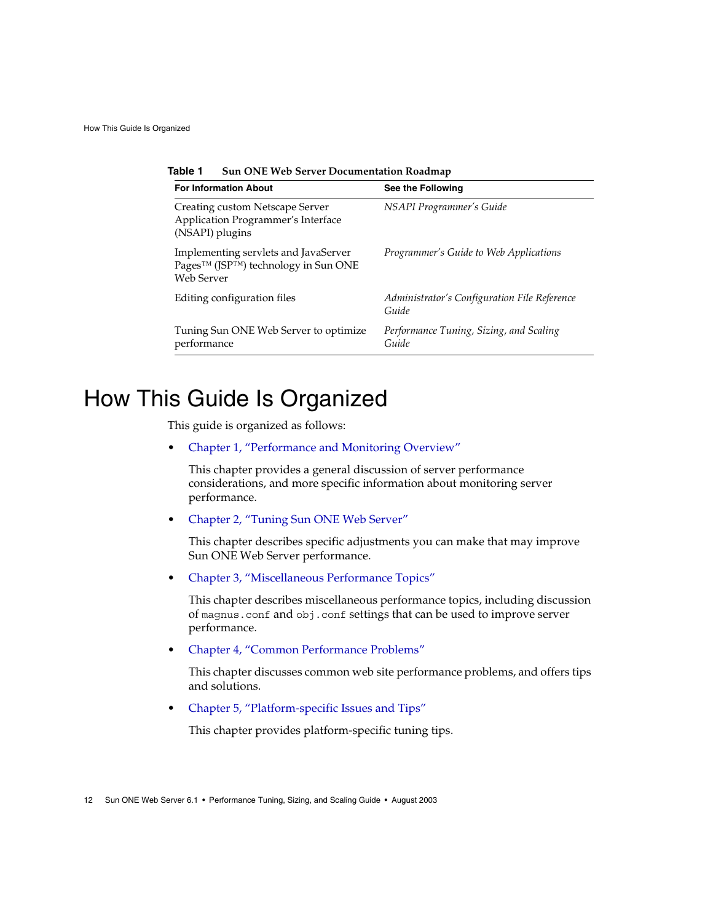**Table 1** Sun ONE Web Server Documentation Roadmap

| For Information About | See the Following |
|---|---|
| Creating custom Netscape Server Application Programmer's Interface (NSAPI) plugins | *NSAPI Programmer's Guide* |
| Implementing servlets and JavaServer Pages™ (JSP™) technology in Sun ONE Web Server | *Programmer's Guide to Web Applications* |
| Editing configuration files | *Administrator's Configuration File Reference Guide* |
| Tuning Sun ONE Web Server to optimize performance | *Performance Tuning, Sizing, and Scaling Guide* |

# How This Guide Is Organized

This guide is organized as follows:

- Chapter 1, "Performance and Monitoring Overview"

  This chapter provides a general discussion of server performance considerations, and more specific information about monitoring server performance.

- Chapter 2, "Tuning Sun ONE Web Server"

  This chapter describes specific adjustments you can make that may improve Sun ONE Web Server performance.

- Chapter 3, "Miscellaneous Performance Topics"

  This chapter describes miscellaneous performance topics, including discussion of `magnus.conf` and `obj.conf` settings that can be used to improve server performance.

- Chapter 4, "Common Performance Problems"

  This chapter discusses common web site performance problems, and offers tips and solutions.

- Chapter 5, "Platform-specific Issues and Tips"

  This chapter provides platform-specific tuning tips.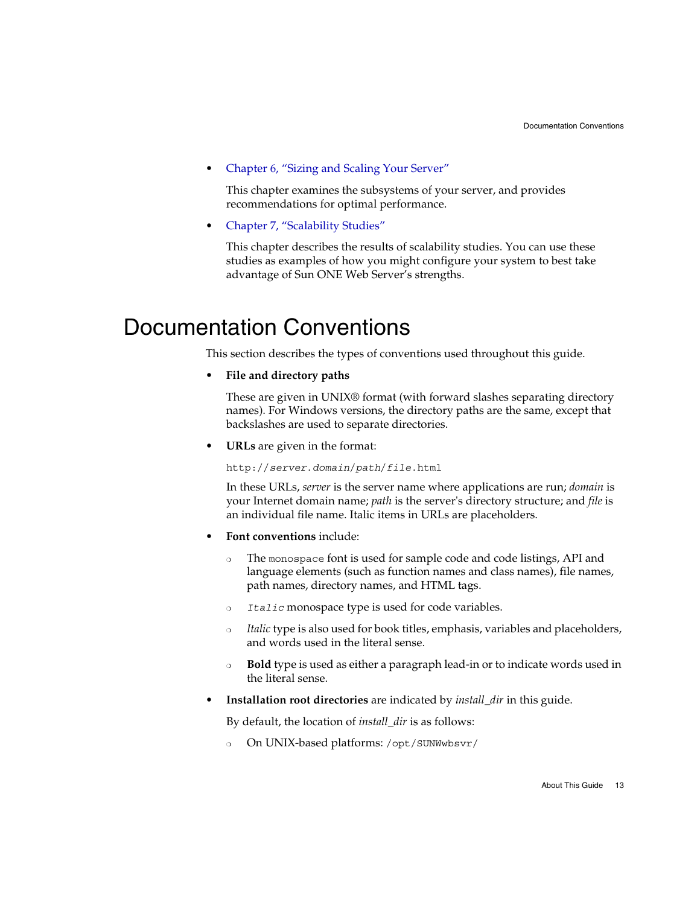- Chapter 6, "Sizing and Scaling Your Server"

  This chapter examines the subsystems of your server, and provides recommendations for optimal performance.

- Chapter 7, "Scalability Studies"

  This chapter describes the results of scalability studies. You can use these studies as examples of how you might configure your system to best take advantage of Sun ONE Web Server's strengths.

# Documentation Conventions

This section describes the types of conventions used throughout this guide.

- **File and directory paths**

  These are given in UNIX® format (with forward slashes separating directory names). For Windows versions, the directory paths are the same, except that backslashes are used to separate directories.

- **URLs** are given in the format:

  `http://`*`server.domain/path/file`*`.html`

  In these URLs, *server* is the server name where applications are run; *domain* is your Internet domain name; *path* is the server's directory structure; and *file* is an individual file name. Italic items in URLs are placeholders.

- **Font conventions** include:

  - The `monospace` font is used for sample code and code listings, API and language elements (such as function names and class names), file names, path names, directory names, and HTML tags.
  - *`Italic`* monospace type is used for code variables.
  - *Italic* type is also used for book titles, emphasis, variables and placeholders, and words used in the literal sense.
  - **Bold** type is used as either a paragraph lead-in or to indicate words used in the literal sense.

- **Installation root directories** are indicated by *install_dir* in this guide.

  By default, the location of *install_dir* is as follows:

  - On UNIX-based platforms: `/opt/SUNWwbsvr/`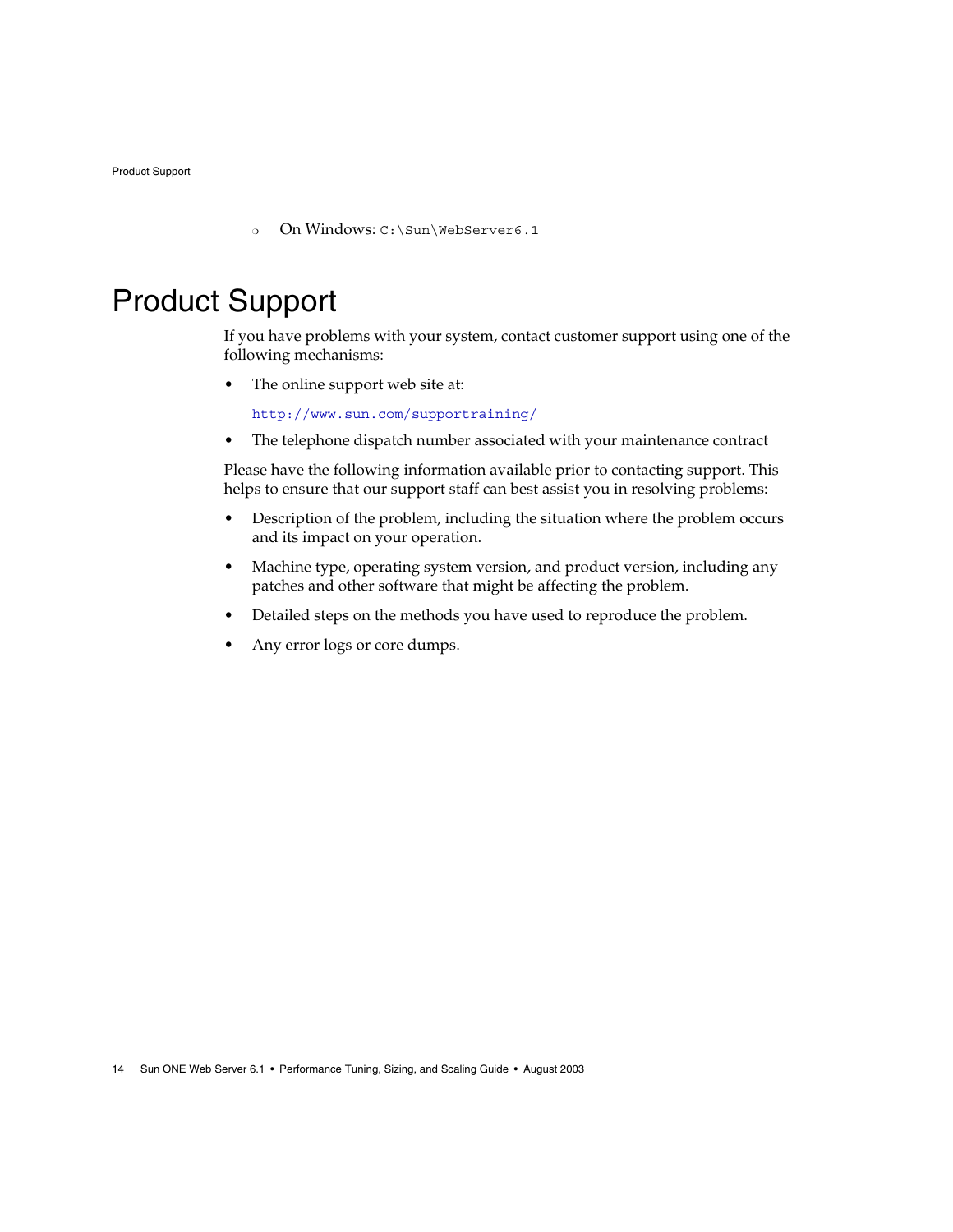- On Windows: `C:\Sun\WebServer6.1`

# Product Support

If you have problems with your system, contact customer support using one of the following mechanisms:

- The online support web site at:

  http://www.sun.com/supportraining/

- The telephone dispatch number associated with your maintenance contract

Please have the following information available prior to contacting support. This helps to ensure that our support staff can best assist you in resolving problems:

- Description of the problem, including the situation where the problem occurs and its impact on your operation.
- Machine type, operating system version, and product version, including any patches and other software that might be affecting the problem.
- Detailed steps on the methods you have used to reproduce the problem.
- Any error logs or core dumps.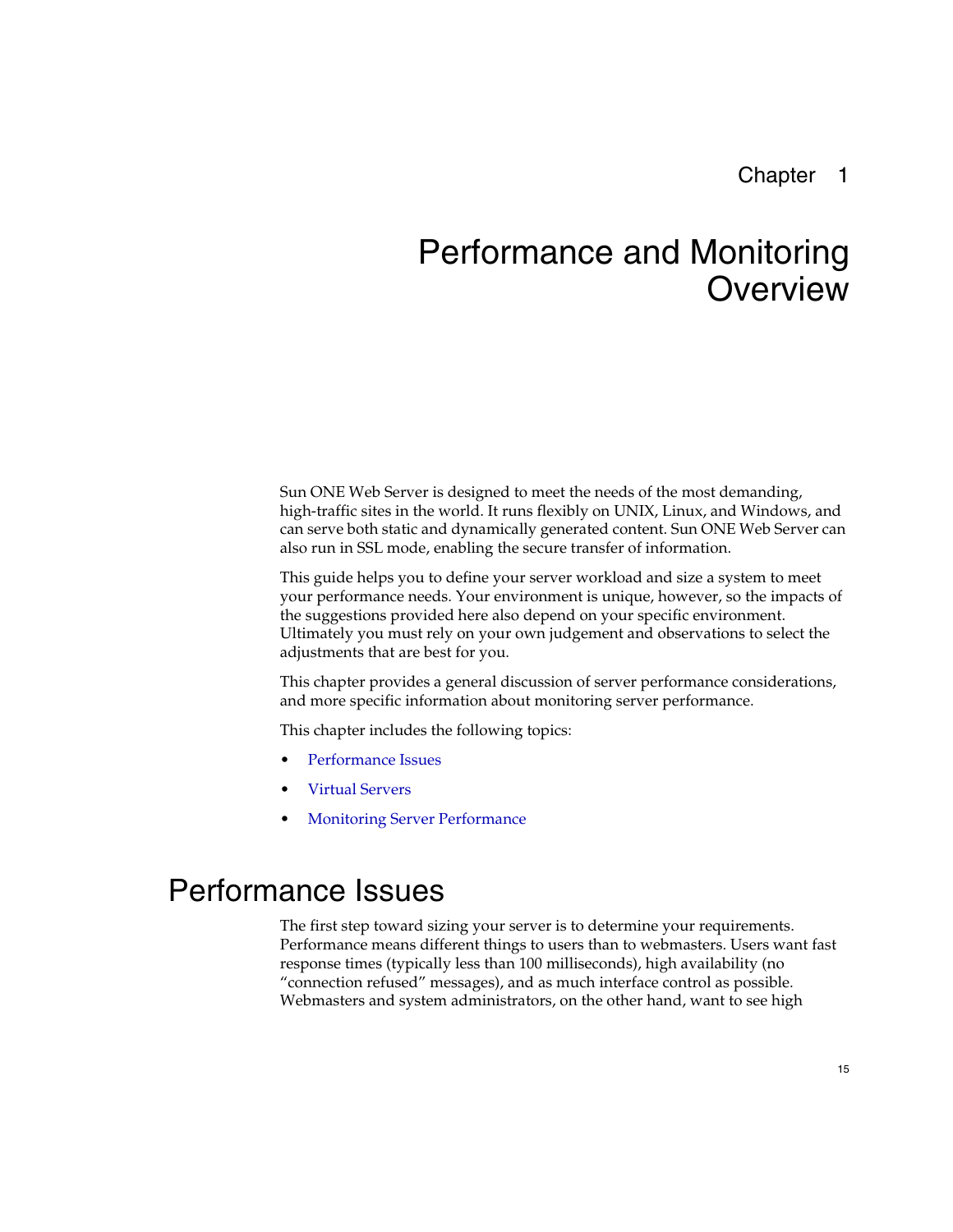Chapter 1

# Performance and Monitoring Overview

Sun ONE Web Server is designed to meet the needs of the most demanding, high-traffic sites in the world. It runs flexibly on UNIX, Linux, and Windows, and can serve both static and dynamically generated content. Sun ONE Web Server can also run in SSL mode, enabling the secure transfer of information.

This guide helps you to define your server workload and size a system to meet your performance needs. Your environment is unique, however, so the impacts of the suggestions provided here also depend on your specific environment. Ultimately you must rely on your own judgement and observations to select the adjustments that are best for you.

This chapter provides a general discussion of server performance considerations, and more specific information about monitoring server performance.

This chapter includes the following topics:

- Performance Issues
- Virtual Servers
- Monitoring Server Performance

## Performance Issues

The first step toward sizing your server is to determine your requirements. Performance means different things to users than to webmasters. Users want fast response times (typically less than 100 milliseconds), high availability (no "connection refused" messages), and as much interface control as possible. Webmasters and system administrators, on the other hand, want to see high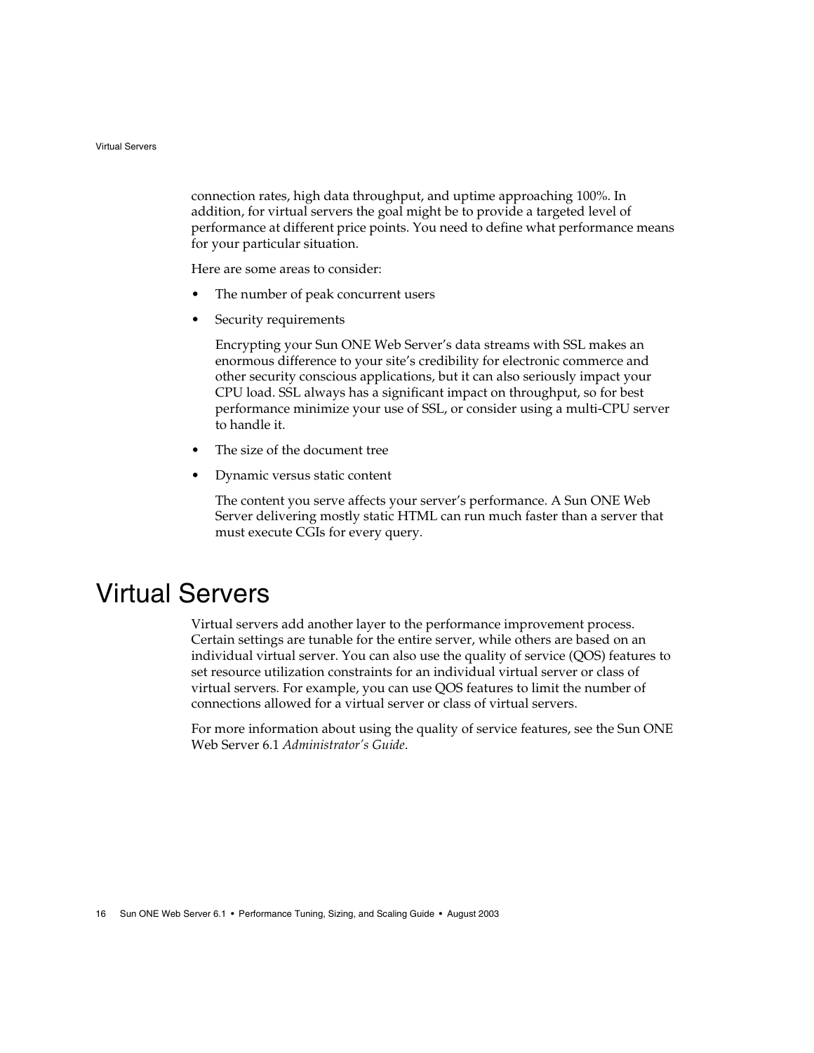connection rates, high data throughput, and uptime approaching 100%. In addition, for virtual servers the goal might be to provide a targeted level of performance at different price points. You need to define what performance means for your particular situation.

Here are some areas to consider:

- The number of peak concurrent users
- Security requirements

  Encrypting your Sun ONE Web Server's data streams with SSL makes an enormous difference to your site's credibility for electronic commerce and other security conscious applications, but it can also seriously impact your CPU load. SSL always has a significant impact on throughput, so for best performance minimize your use of SSL, or consider using a multi-CPU server to handle it.

- The size of the document tree
- Dynamic versus static content

  The content you serve affects your server's performance. A Sun ONE Web Server delivering mostly static HTML can run much faster than a server that must execute CGIs for every query.

# Virtual Servers

Virtual servers add another layer to the performance improvement process. Certain settings are tunable for the entire server, while others are based on an individual virtual server. You can also use the quality of service (QOS) features to set resource utilization constraints for an individual virtual server or class of virtual servers. For example, you can use QOS features to limit the number of connections allowed for a virtual server or class of virtual servers.

For more information about using the quality of service features, see the Sun ONE Web Server 6.1 *Administrator's Guide*.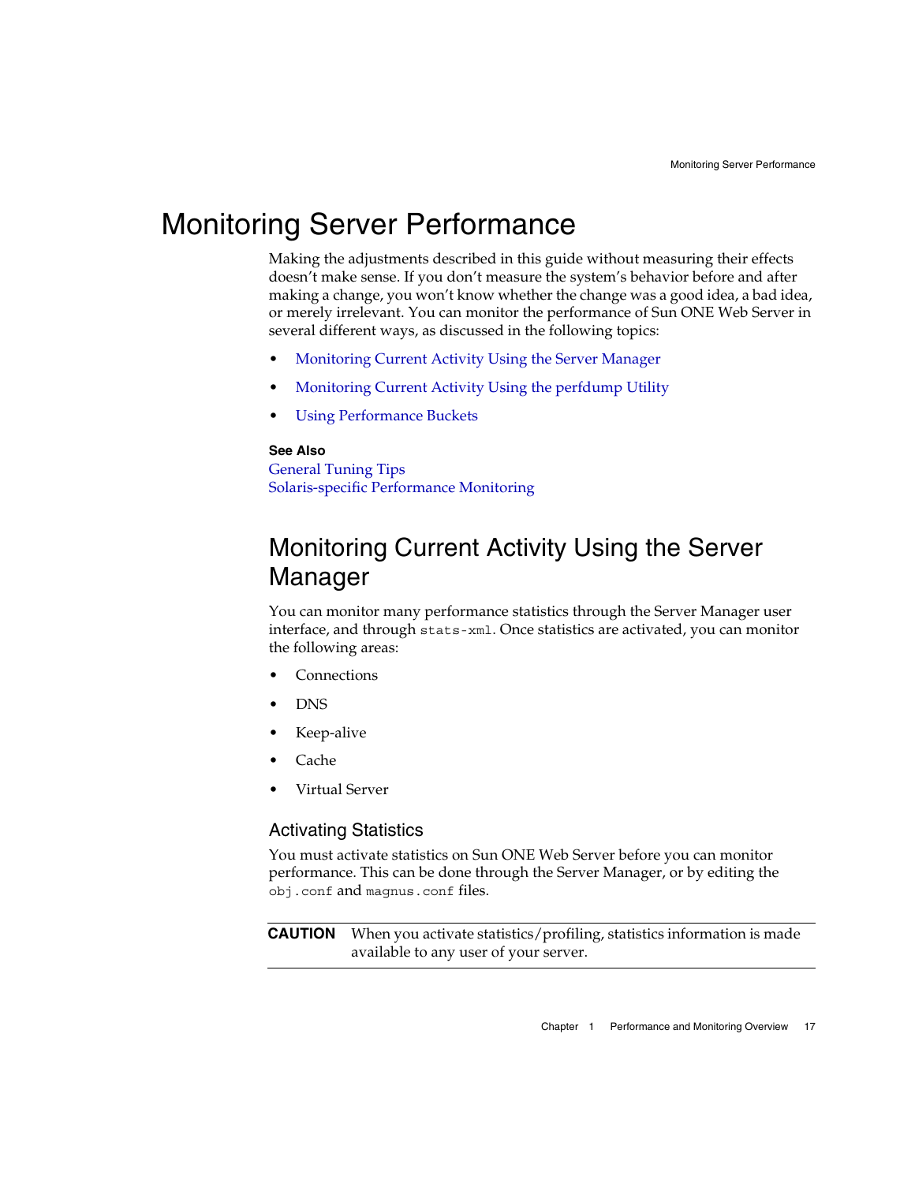# Monitoring Server Performance

Making the adjustments described in this guide without measuring their effects doesn't make sense. If you don't measure the system's behavior before and after making a change, you won't know whether the change was a good idea, a bad idea, or merely irrelevant. You can monitor the performance of Sun ONE Web Server in several different ways, as discussed in the following topics:

- Monitoring Current Activity Using the Server Manager
- Monitoring Current Activity Using the perfdump Utility
- Using Performance Buckets

**See Also**

General Tuning Tips
Solaris-specific Performance Monitoring

## Monitoring Current Activity Using the Server Manager

You can monitor many performance statistics through the Server Manager user interface, and through `stats-xml`. Once statistics are activated, you can monitor the following areas:

- Connections
- DNS
- Keep-alive
- Cache
- Virtual Server

### Activating Statistics

You must activate statistics on Sun ONE Web Server before you can monitor performance. This can be done through the Server Manager, or by editing the `obj.conf` and `magnus.conf` files.

**CAUTION** When you activate statistics/profiling, statistics information is made available to any user of your server.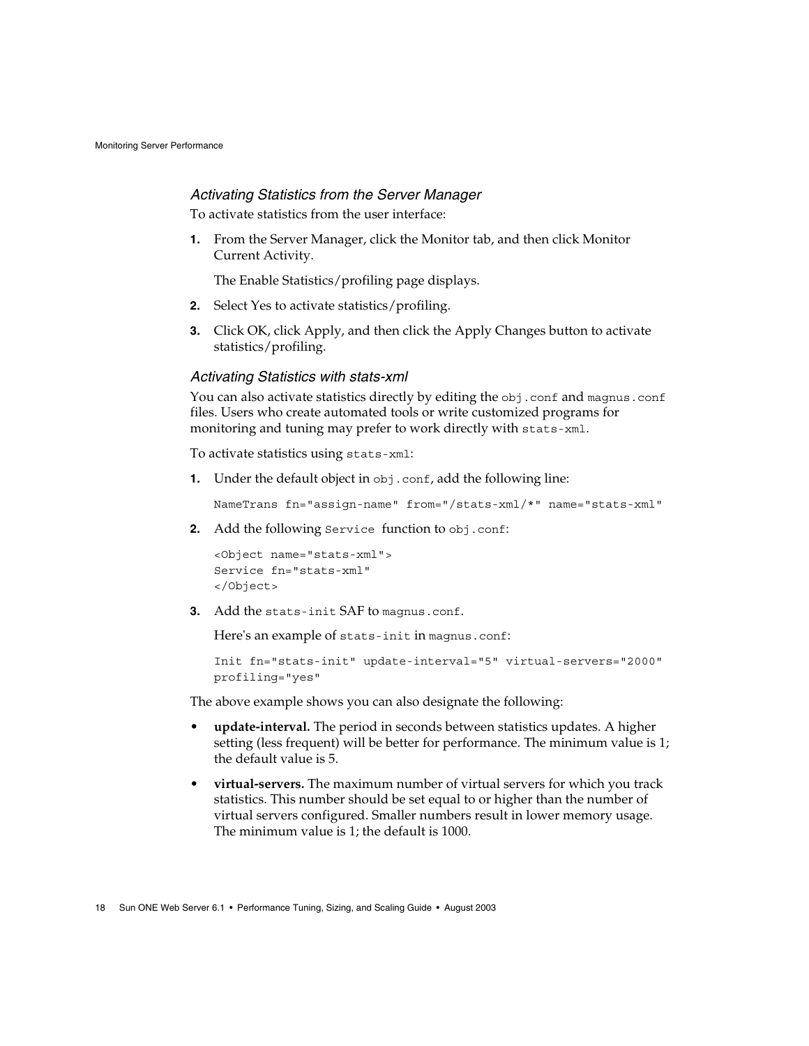### *Activating Statistics from the Server Manager*

To activate statistics from the user interface:

1. From the Server Manager, click the Monitor tab, and then click Monitor Current Activity.

   The Enable Statistics/profiling page displays.

2. Select Yes to activate statistics/profiling.
3. Click OK, click Apply, and then click the Apply Changes button to activate statistics/profiling.

### *Activating Statistics with stats-xml*

You can also activate statistics directly by editing the `obj.conf` and `magnus.conf` files. Users who create automated tools or write customized programs for monitoring and tuning may prefer to work directly with `stats-xml`.

To activate statistics using `stats-xml`:

1. Under the default object in `obj.conf`, add the following line:

   ```
   NameTrans fn="assign-name" from="/stats-xml/*" name="stats-xml"
   ```

2. Add the following `Service` function to `obj.conf`:

   ```
   <Object name="stats-xml">
   Service fn="stats-xml"
   </Object>
   ```

3. Add the `stats-init` SAF to `magnus.conf`.

   Here's an example of `stats-init` in `magnus.conf`:

   ```
   Init fn="stats-init" update-interval="5" virtual-servers="2000"
   profiling="yes"
   ```

The above example shows you can also designate the following:

- **update-interval.** The period in seconds between statistics updates. A higher setting (less frequent) will be better for performance. The minimum value is 1; the default value is 5.
- **virtual-servers.** The maximum number of virtual servers for which you track statistics. This number should be set equal to or higher than the number of virtual servers configured. Smaller numbers result in lower memory usage. The minimum value is 1; the default is 1000.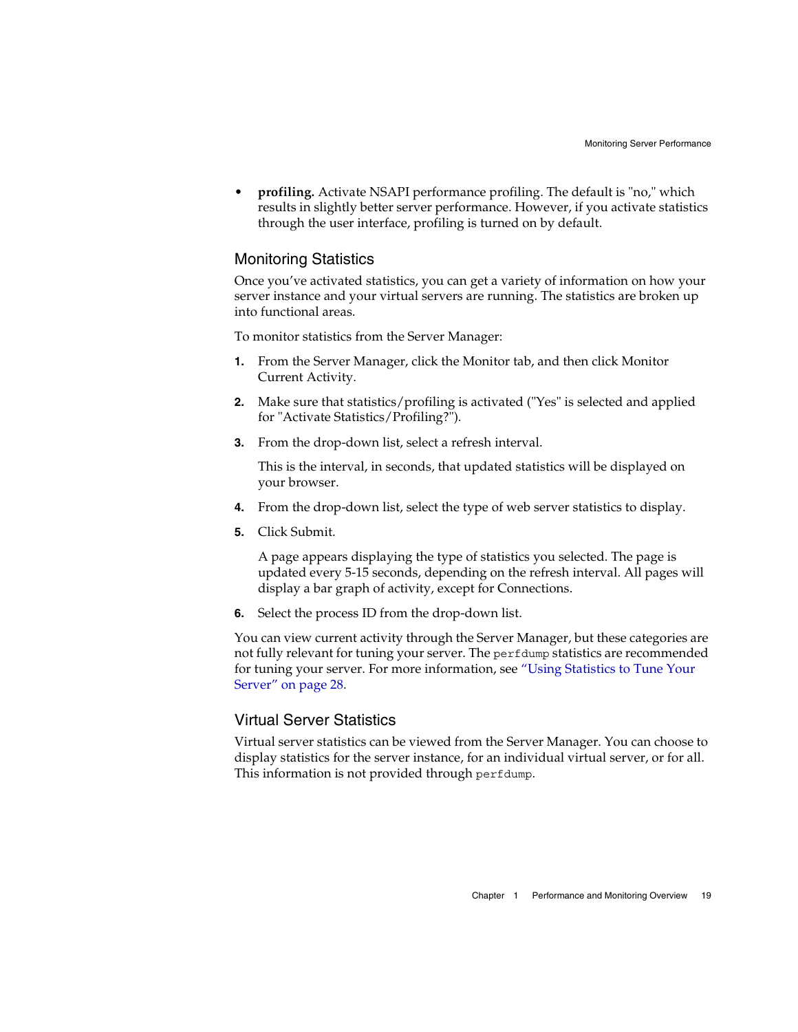- **profiling.** Activate NSAPI performance profiling. The default is "no," which results in slightly better server performance. However, if you activate statistics through the user interface, profiling is turned on by default.

## Monitoring Statistics

Once you've activated statistics, you can get a variety of information on how your server instance and your virtual servers are running. The statistics are broken up into functional areas.

To monitor statistics from the Server Manager:

1. From the Server Manager, click the Monitor tab, and then click Monitor Current Activity.
2. Make sure that statistics/profiling is activated ("Yes" is selected and applied for "Activate Statistics/Profiling?").
3. From the drop-down list, select a refresh interval.

   This is the interval, in seconds, that updated statistics will be displayed on your browser.
4. From the drop-down list, select the type of web server statistics to display.
5. Click Submit.

   A page appears displaying the type of statistics you selected. The page is updated every 5-15 seconds, depending on the refresh interval. All pages will display a bar graph of activity, except for Connections.
6. Select the process ID from the drop-down list.

You can view current activity through the Server Manager, but these categories are not fully relevant for tuning your server. The `perfdump` statistics are recommended for tuning your server. For more information, see "Using Statistics to Tune Your Server" on page 28.

## Virtual Server Statistics

Virtual server statistics can be viewed from the Server Manager. You can choose to display statistics for the server instance, for an individual virtual server, or for all. This information is not provided through `perfdump`.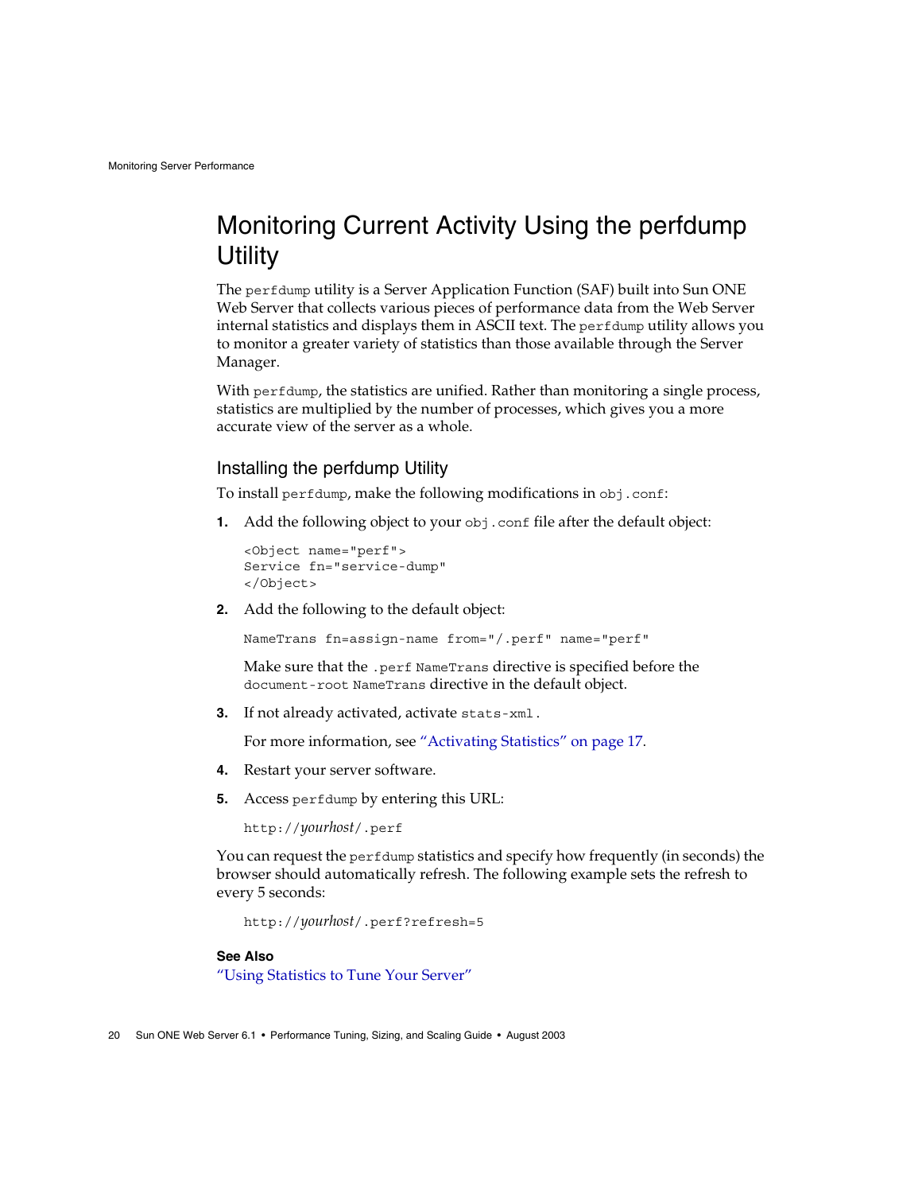# Monitoring Current Activity Using the perfdump Utility

The `perfdump` utility is a Server Application Function (SAF) built into Sun ONE Web Server that collects various pieces of performance data from the Web Server internal statistics and displays them in ASCII text. The `perfdump` utility allows you to monitor a greater variety of statistics than those available through the Server Manager.

With `perfdump`, the statistics are unified. Rather than monitoring a single process, statistics are multiplied by the number of processes, which gives you a more accurate view of the server as a whole.

## Installing the perfdump Utility

To install `perfdump`, make the following modifications in `obj.conf`:

1. Add the following object to your `obj.conf` file after the default object:

   ```
   <Object name="perf">
   Service fn="service-dump"
   </Object>
   ```

2. Add the following to the default object:

   ```
   NameTrans fn=assign-name from="/.perf" name="perf"
   ```

   Make sure that the `.perf NameTrans` directive is specified before the `document-root NameTrans` directive in the default object.

3. If not already activated, activate `stats-xml`.

   For more information, see "Activating Statistics" on page 17.

4. Restart your server software.

5. Access `perfdump` by entering this URL:

   `http://`*yourhost*`/.perf`

You can request the `perfdump` statistics and specify how frequently (in seconds) the browser should automatically refresh. The following example sets the refresh to every 5 seconds:

`http://`*yourhost*`/.perf?refresh=5`

**See Also**

"Using Statistics to Tune Your Server"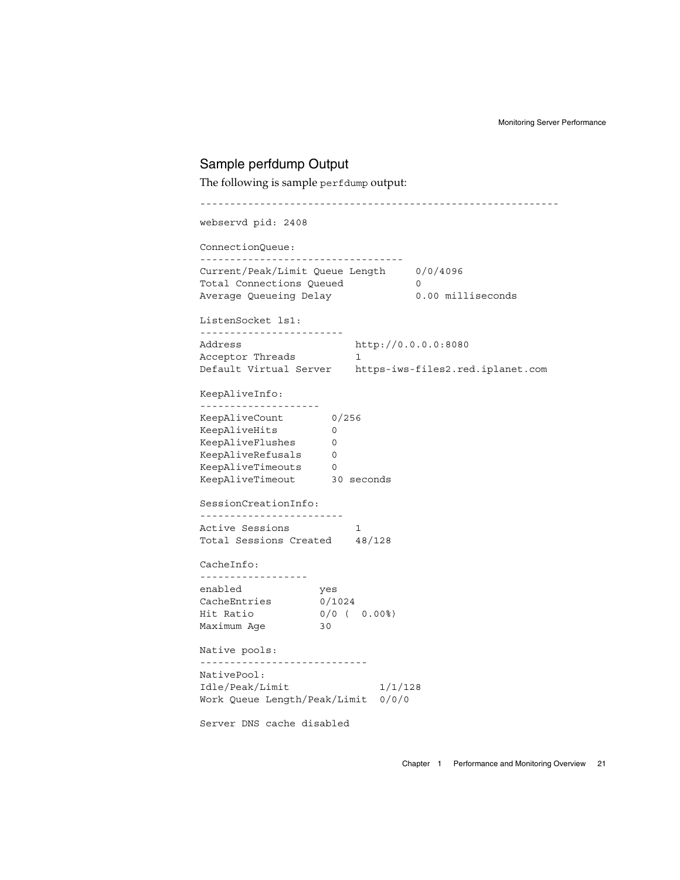## Sample perfdump Output

The following is sample `perfdump` output:

```
-----------------------------------------------------------
webservd pid: 2408

ConnectionQueue:
----------------------------------
Current/Peak/Limit Queue Length     0/0/4096
Total Connections Queued            0
Average Queueing Delay              0.00 milliseconds

ListenSocket ls1:
------------------------
Address                 http://0.0.0.0:8080
Acceptor Threads        1
Default Virtual Server  https-iws-files2.red.iplanet.com

KeepAliveInfo:
--------------------
KeepAliveCount        0/256
KeepAliveHits         0
KeepAliveFlushes      0
KeepAliveRefusals     0
KeepAliveTimeouts     0
KeepAliveTimeout      30 seconds

SessionCreationInfo:
------------------------
Active Sessions         1
Total Sessions Created  48/128

CacheInfo:
------------------
enabled             yes
CacheEntries        0/1024
Hit Ratio           0/0 (  0.00%)
Maximum Age         30

Native pools:
----------------------------
NativePool:
Idle/Peak/Limit               1/1/128
Work Queue Length/Peak/Limit  0/0/0

Server DNS cache disabled
```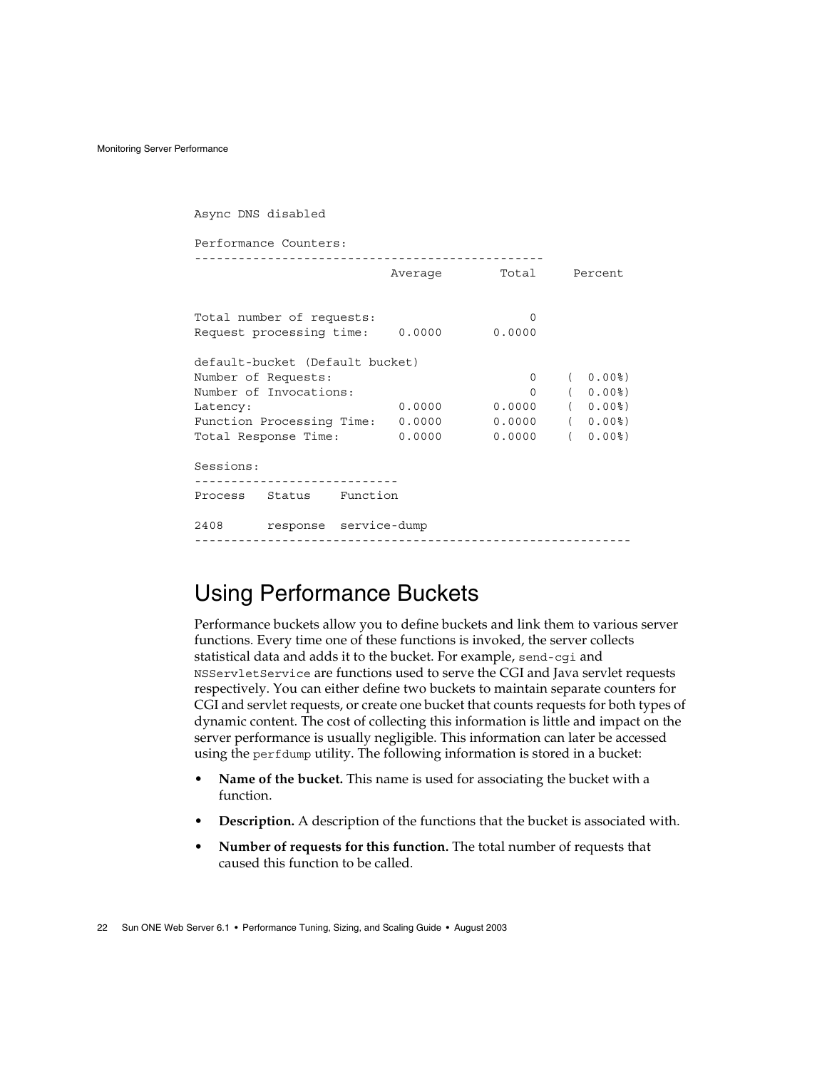```
Async DNS disabled

Performance Counters:
------------------------------------------------
                           Average         Total      Percent


Total number of requests:                      0
Request processing time:    0.0000       0.0000

default-bucket (Default bucket)
Number of Requests:                            0     (  0.00%)
Number of Invocations:                         0     (  0.00%)
Latency:                    0.0000       0.0000     (  0.00%)
Function Processing Time:   0.0000       0.0000     (  0.00%)
Total Response Time:        0.0000       0.0000     (  0.00%)

Sessions:
----------------------------
Process   Status    Function

2408      response  service-dump
-----------------------------------------------------------
```

## Using Performance Buckets

Performance buckets allow you to define buckets and link them to various server functions. Every time one of these functions is invoked, the server collects statistical data and adds it to the bucket. For example, `send-cgi` and `NSServletService` are functions used to serve the CGI and Java servlet requests respectively. You can either define two buckets to maintain separate counters for CGI and servlet requests, or create one bucket that counts requests for both types of dynamic content. The cost of collecting this information is little and impact on the server performance is usually negligible. This information can later be accessed using the `perfdump` utility. The following information is stored in a bucket:

- **Name of the bucket.** This name is used for associating the bucket with a function.
- **Description.** A description of the functions that the bucket is associated with.
- **Number of requests for this function.** The total number of requests that caused this function to be called.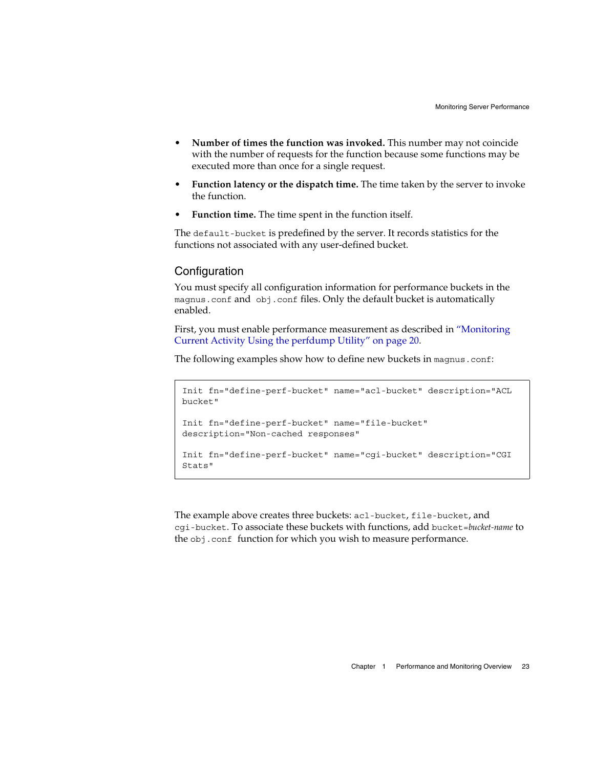- **Number of times the function was invoked.** This number may not coincide with the number of requests for the function because some functions may be executed more than once for a single request.
- **Function latency or the dispatch time.** The time taken by the server to invoke the function.
- **Function time.** The time spent in the function itself.

The `default-bucket` is predefined by the server. It records statistics for the functions not associated with any user-defined bucket.

## Configuration

You must specify all configuration information for performance buckets in the `magnus.conf` and `obj.conf` files. Only the default bucket is automatically enabled.

First, you must enable performance measurement as described in "Monitoring Current Activity Using the perfdump Utility" on page 20.

The following examples show how to define new buckets in `magnus.conf`:

```
Init fn="define-perf-bucket" name="acl-bucket" description="ACL
bucket"

Init fn="define-perf-bucket" name="file-bucket"
description="Non-cached responses"

Init fn="define-perf-bucket" name="cgi-bucket" description="CGI
Stats"
```

The example above creates three buckets: `acl-bucket`, `file-bucket`, and `cgi-bucket`. To associate these buckets with functions, add `bucket=`*bucket-name* to the `obj.conf` function for which you wish to measure performance.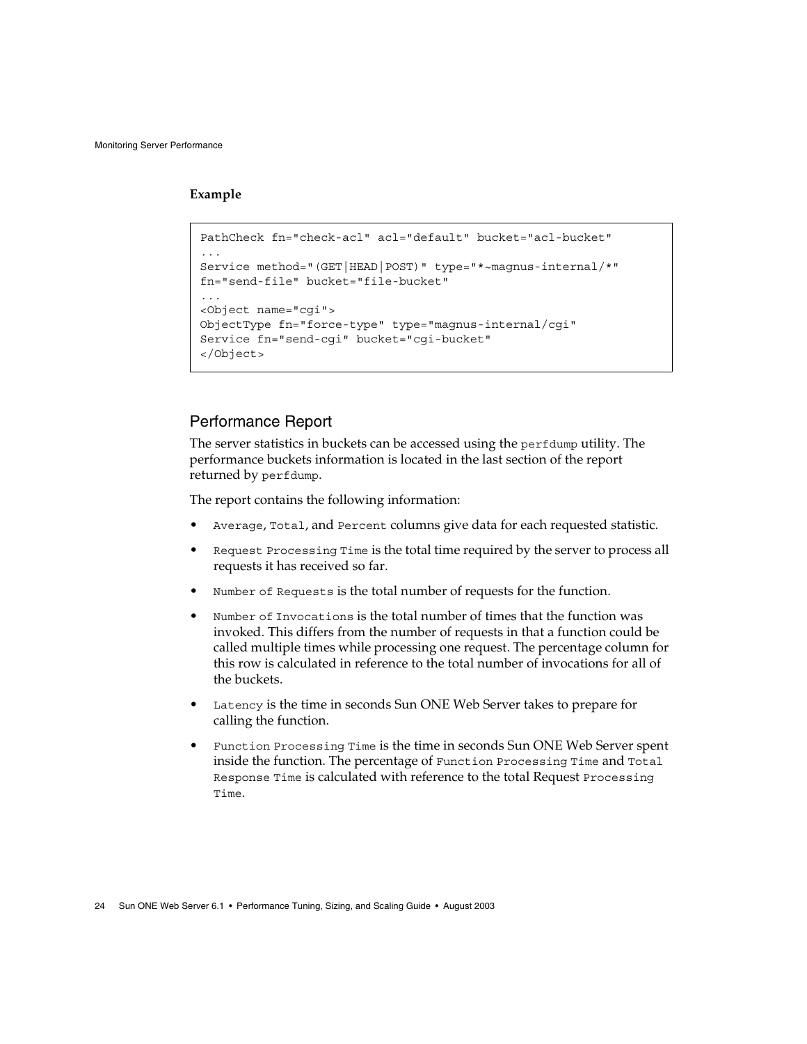**Example**

```
PathCheck fn="check-acl" acl="default" bucket="acl-bucket"
...
Service method="(GET|HEAD|POST)" type="*~magnus-internal/*"
fn="send-file" bucket="file-bucket"
...
<Object name="cgi">
ObjectType fn="force-type" type="magnus-internal/cgi"
Service fn="send-cgi" bucket="cgi-bucket"
</Object>
```

## Performance Report

The server statistics in buckets can be accessed using the `perfdump` utility. The performance buckets information is located in the last section of the report returned by `perfdump`.

The report contains the following information:

- `Average`, `Total`, and `Percent` columns give data for each requested statistic.
- `Request Processing Time` is the total time required by the server to process all requests it has received so far.
- `Number of Requests` is the total number of requests for the function.
- `Number of Invocations` is the total number of times that the function was invoked. This differs from the number of requests in that a function could be called multiple times while processing one request. The percentage column for this row is calculated in reference to the total number of invocations for all of the buckets.
- `Latency` is the time in seconds Sun ONE Web Server takes to prepare for calling the function.
- `Function Processing Time` is the time in seconds Sun ONE Web Server spent inside the function. The percentage of `Function Processing Time` and `Total Response Time` is calculated with reference to the total Request `Processing Time`.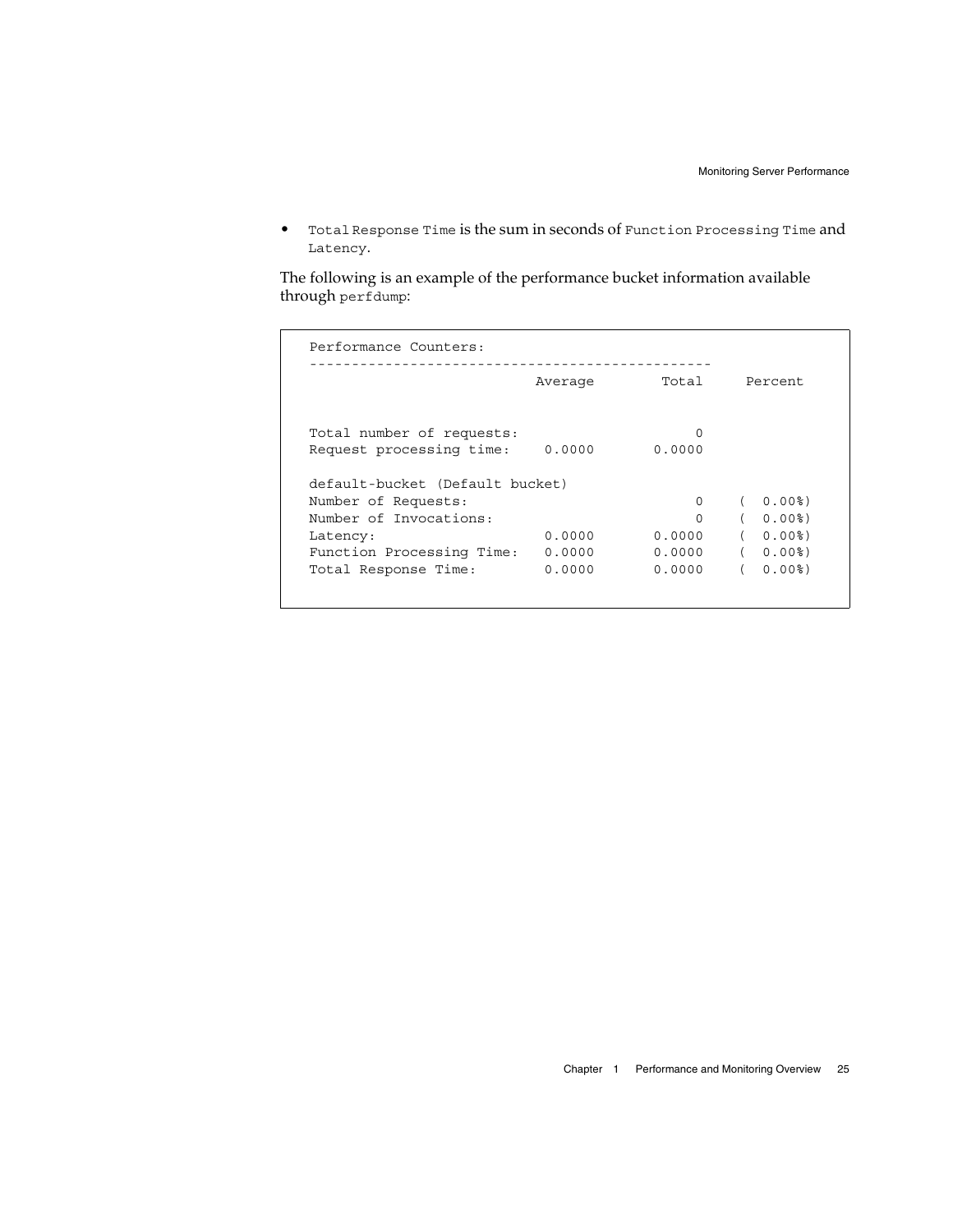- `Total Response Time` is the sum in seconds of `Function Processing Time` and `Latency`.

The following is an example of the performance bucket information available through `perfdump`:

```
Performance Counters:
------------------------------------------------
                           Average         Total      Percent


Total number of requests:                      0
Request processing time:    0.0000        0.0000

default-bucket (Default bucket)
Number of Requests:                            0     (  0.00%)
Number of Invocations:                         0     (  0.00%)
Latency:                    0.0000        0.0000     (  0.00%)
Function Processing Time:   0.0000        0.0000     (  0.00%)
Total Response Time:        0.0000        0.0000     (  0.00%)
```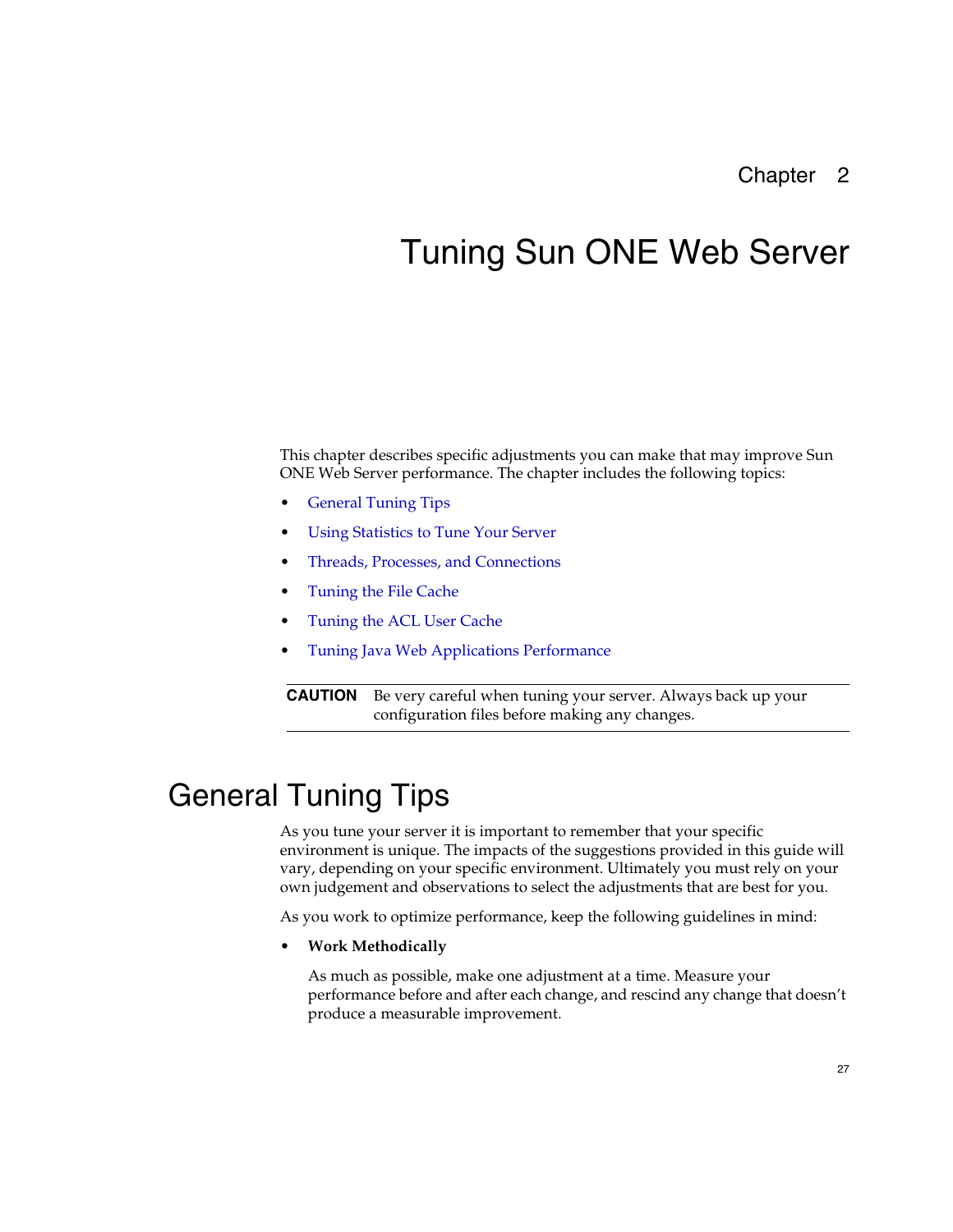Chapter 2

# Tuning Sun ONE Web Server

This chapter describes specific adjustments you can make that may improve Sun ONE Web Server performance. The chapter includes the following topics:

- General Tuning Tips
- Using Statistics to Tune Your Server
- Threads, Processes, and Connections
- Tuning the File Cache
- Tuning the ACL User Cache
- Tuning Java Web Applications Performance

| **CAUTION** | Be very careful when tuning your server. Always back up your configuration files before making any changes. |
|---|---|

## General Tuning Tips

As you tune your server it is important to remember that your specific environment is unique. The impacts of the suggestions provided in this guide will vary, depending on your specific environment. Ultimately you must rely on your own judgement and observations to select the adjustments that are best for you.

As you work to optimize performance, keep the following guidelines in mind:

- **Work Methodically**

  As much as possible, make one adjustment at a time. Measure your performance before and after each change, and rescind any change that doesn't produce a measurable improvement.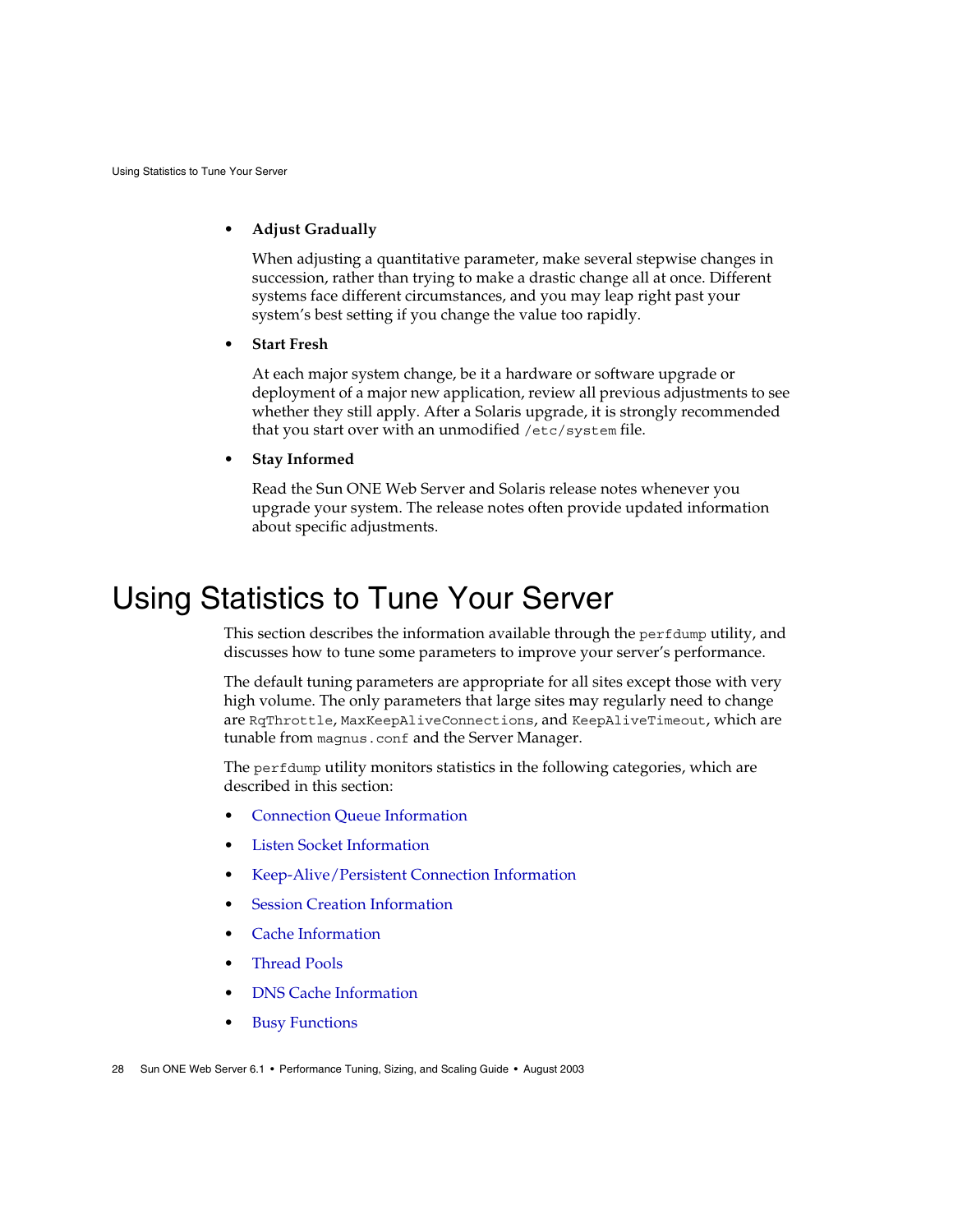- **Adjust Gradually**

  When adjusting a quantitative parameter, make several stepwise changes in succession, rather than trying to make a drastic change all at once. Different systems face different circumstances, and you may leap right past your system's best setting if you change the value too rapidly.

- **Start Fresh**

  At each major system change, be it a hardware or software upgrade or deployment of a major new application, review all previous adjustments to see whether they still apply. After a Solaris upgrade, it is strongly recommended that you start over with an unmodified `/etc/system` file.

- **Stay Informed**

  Read the Sun ONE Web Server and Solaris release notes whenever you upgrade your system. The release notes often provide updated information about specific adjustments.

# Using Statistics to Tune Your Server

This section describes the information available through the `perfdump` utility, and discusses how to tune some parameters to improve your server's performance.

The default tuning parameters are appropriate for all sites except those with very high volume. The only parameters that large sites may regularly need to change are `RqThrottle`, `MaxKeepAliveConnections`, and `KeepAliveTimeout`, which are tunable from `magnus.conf` and the Server Manager.

The `perfdump` utility monitors statistics in the following categories, which are described in this section:

- Connection Queue Information
- Listen Socket Information
- Keep-Alive/Persistent Connection Information
- Session Creation Information
- Cache Information
- Thread Pools
- DNS Cache Information
- Busy Functions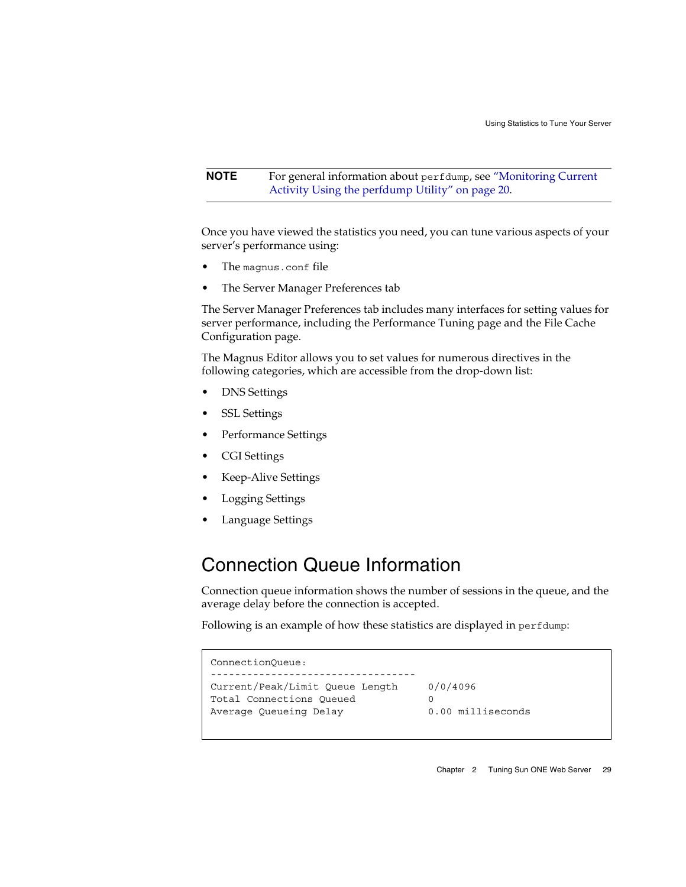**NOTE** For general information about `perfdump`, see "Monitoring Current Activity Using the perfdump Utility" on page 20.

Once you have viewed the statistics you need, you can tune various aspects of your server's performance using:

- The `magnus.conf` file
- The Server Manager Preferences tab

The Server Manager Preferences tab includes many interfaces for setting values for server performance, including the Performance Tuning page and the File Cache Configuration page.

The Magnus Editor allows you to set values for numerous directives in the following categories, which are accessible from the drop-down list:

- DNS Settings
- SSL Settings
- Performance Settings
- CGI Settings
- Keep-Alive Settings
- Logging Settings
- Language Settings

## Connection Queue Information

Connection queue information shows the number of sessions in the queue, and the average delay before the connection is accepted.

Following is an example of how these statistics are displayed in `perfdump`:

```
ConnectionQueue:
----------------------------------
Current/Peak/Limit Queue Length      0/0/4096
Total Connections Queued             0
Average Queueing Delay               0.00 milliseconds
```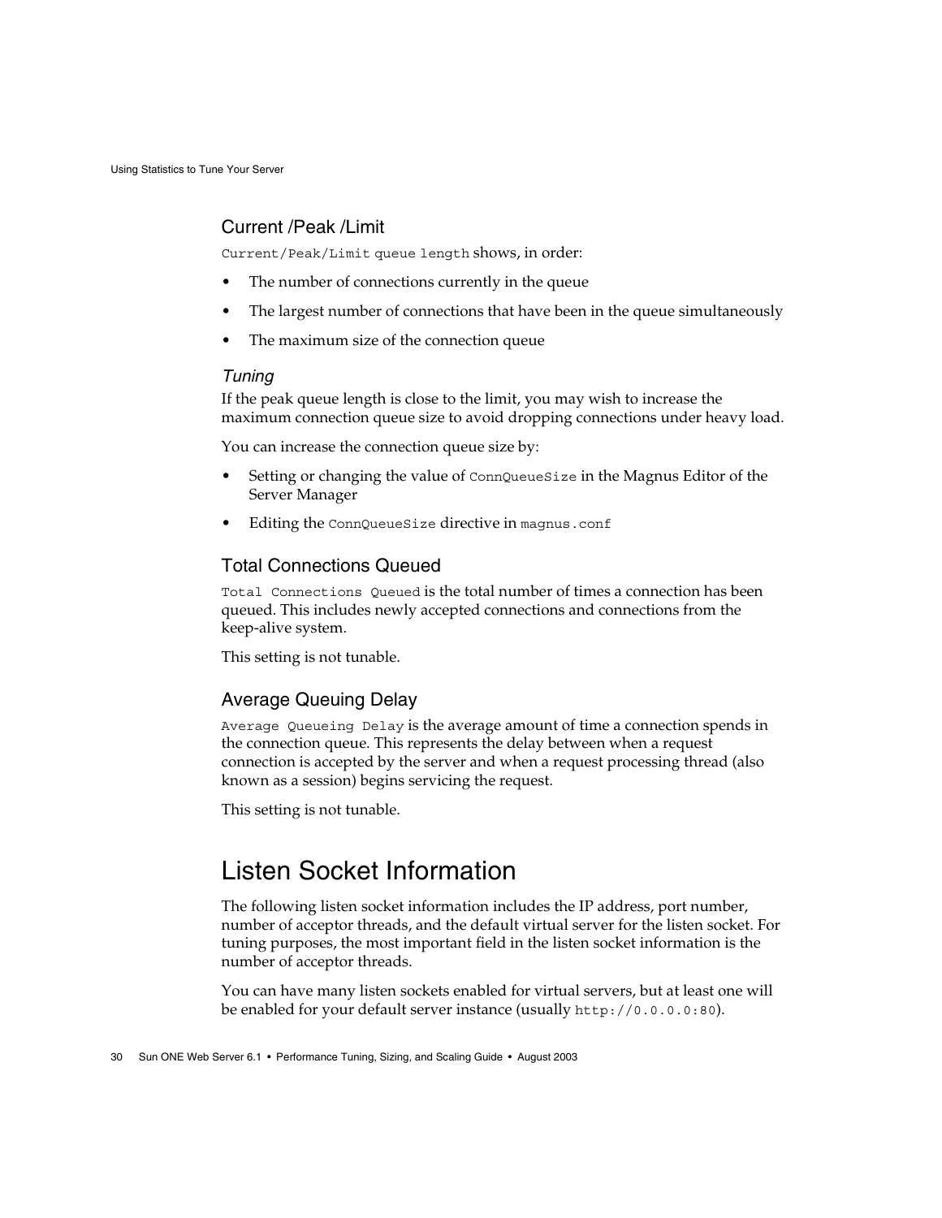### Current /Peak /Limit

`Current/Peak/Limit queue length` shows, in order:

- The number of connections currently in the queue
- The largest number of connections that have been in the queue simultaneously
- The maximum size of the connection queue

#### *Tuning*

If the peak queue length is close to the limit, you may wish to increase the maximum connection queue size to avoid dropping connections under heavy load.

You can increase the connection queue size by:

- Setting or changing the value of `ConnQueueSize` in the Magnus Editor of the Server Manager
- Editing the `ConnQueueSize` directive in `magnus.conf`

### Total Connections Queued

`Total Connections Queued` is the total number of times a connection has been queued. This includes newly accepted connections and connections from the keep-alive system.

This setting is not tunable.

### Average Queuing Delay

`Average Queueing Delay` is the average amount of time a connection spends in the connection queue. This represents the delay between when a request connection is accepted by the server and when a request processing thread (also known as a session) begins servicing the request.

This setting is not tunable.

## Listen Socket Information

The following listen socket information includes the IP address, port number, number of acceptor threads, and the default virtual server for the listen socket. For tuning purposes, the most important field in the listen socket information is the number of acceptor threads.

You can have many listen sockets enabled for virtual servers, but at least one will be enabled for your default server instance (usually `http://0.0.0.0:80`).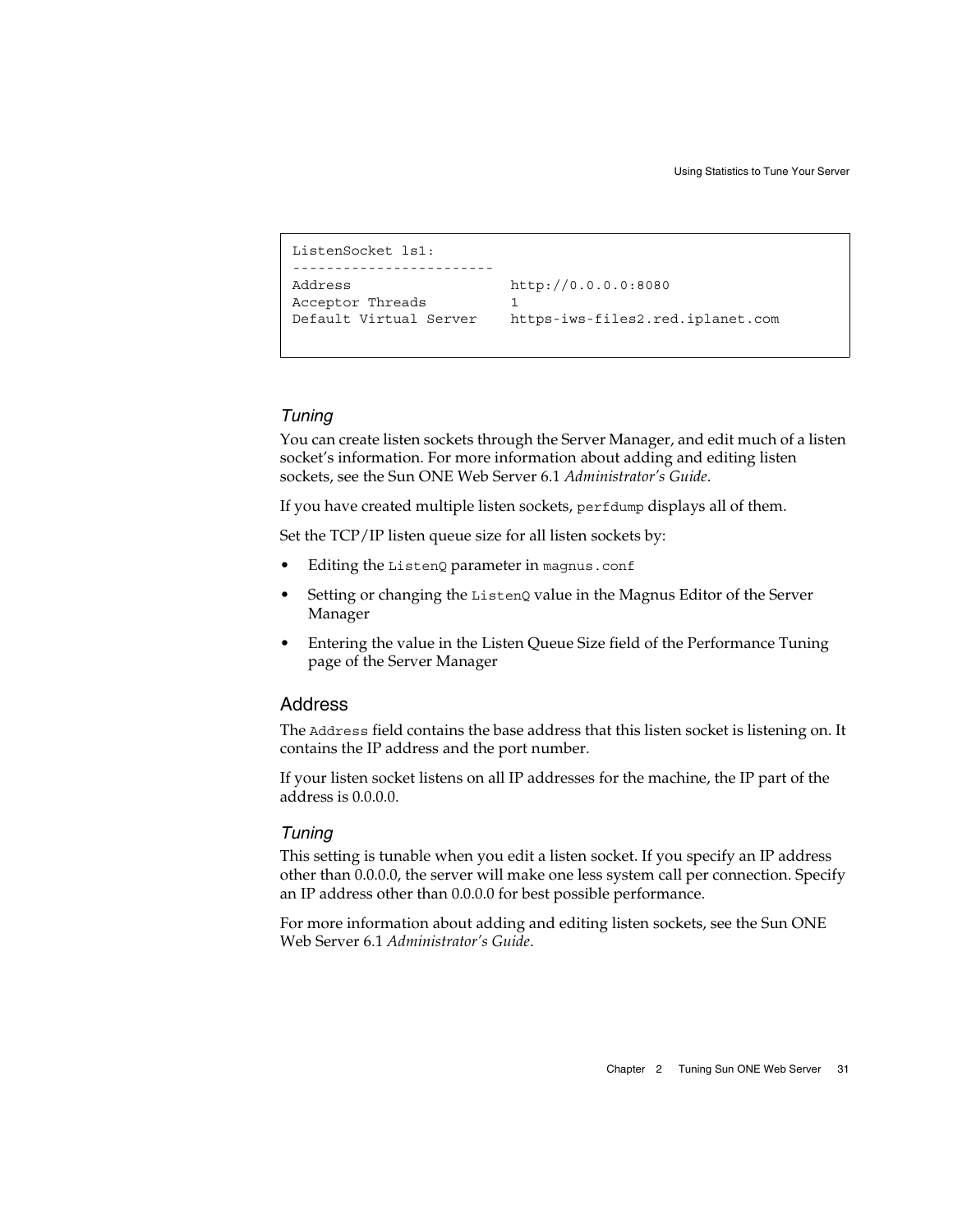```
ListenSocket ls1:
------------------------
Address                  http://0.0.0.0:8080
Acceptor Threads         1
Default Virtual Server   https-iws-files2.red.iplanet.com
```

#### *Tuning*

You can create listen sockets through the Server Manager, and edit much of a listen socket's information. For more information about adding and editing listen sockets, see the Sun ONE Web Server 6.1 *Administrator's Guide*.

If you have created multiple listen sockets, `perfdump` displays all of them.

Set the TCP/IP listen queue size for all listen sockets by:

- Editing the `ListenQ` parameter in `magnus.conf`
- Setting or changing the `ListenQ` value in the Magnus Editor of the Server Manager
- Entering the value in the Listen Queue Size field of the Performance Tuning page of the Server Manager

### Address

The `Address` field contains the base address that this listen socket is listening on. It contains the IP address and the port number.

If your listen socket listens on all IP addresses for the machine, the IP part of the address is 0.0.0.0.

#### *Tuning*

This setting is tunable when you edit a listen socket. If you specify an IP address other than 0.0.0.0, the server will make one less system call per connection. Specify an IP address other than 0.0.0.0 for best possible performance.

For more information about adding and editing listen sockets, see the Sun ONE Web Server 6.1 *Administrator's Guide*.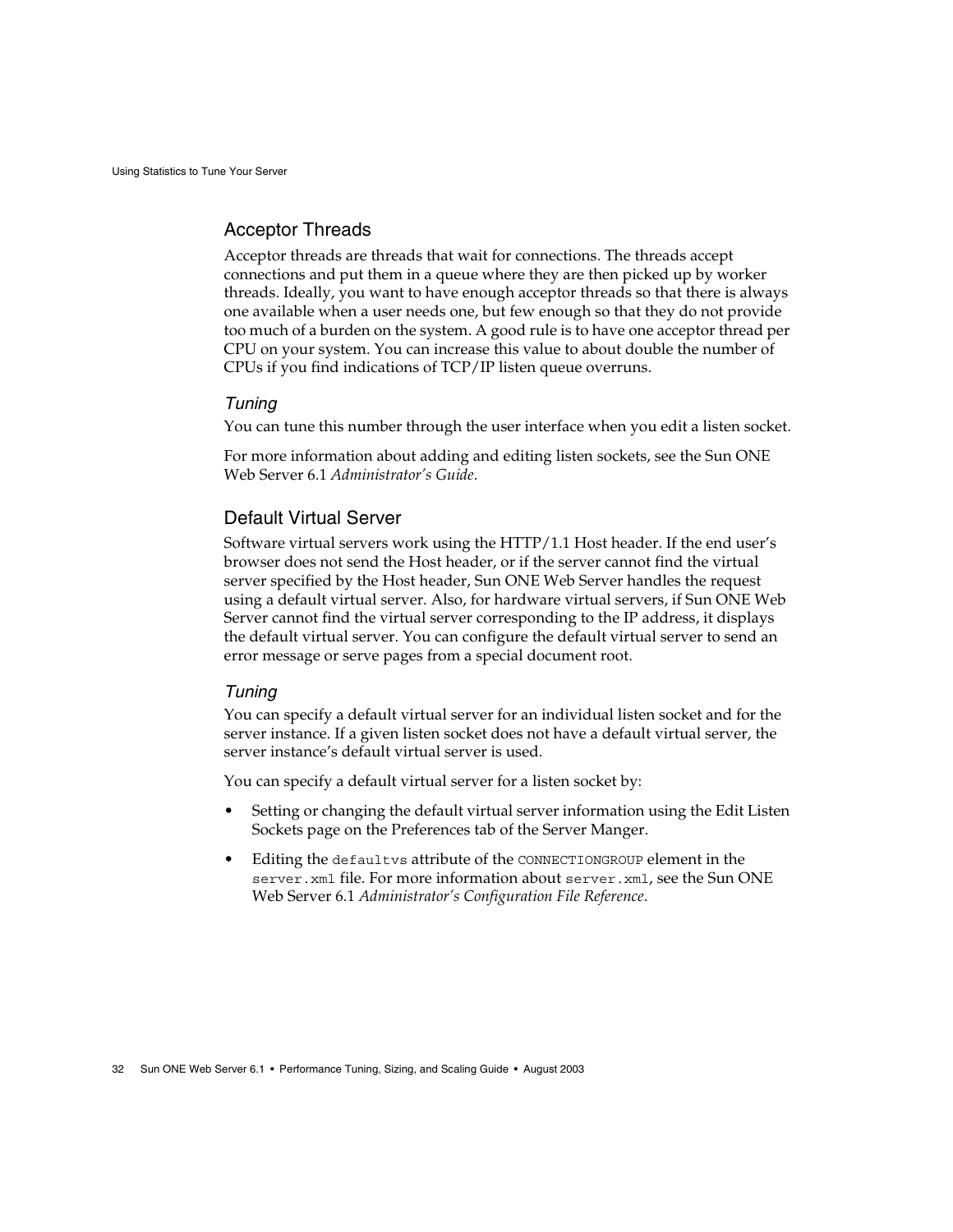## Acceptor Threads

Acceptor threads are threads that wait for connections. The threads accept connections and put them in a queue where they are then picked up by worker threads. Ideally, you want to have enough acceptor threads so that there is always one available when a user needs one, but few enough so that they do not provide too much of a burden on the system. A good rule is to have one acceptor thread per CPU on your system. You can increase this value to about double the number of CPUs if you find indications of TCP/IP listen queue overruns.

### *Tuning*

You can tune this number through the user interface when you edit a listen socket.

For more information about adding and editing listen sockets, see the Sun ONE Web Server 6.1 *Administrator's Guide*.

## Default Virtual Server

Software virtual servers work using the HTTP/1.1 Host header. If the end user's browser does not send the Host header, or if the server cannot find the virtual server specified by the Host header, Sun ONE Web Server handles the request using a default virtual server. Also, for hardware virtual servers, if Sun ONE Web Server cannot find the virtual server corresponding to the IP address, it displays the default virtual server. You can configure the default virtual server to send an error message or serve pages from a special document root.

### *Tuning*

You can specify a default virtual server for an individual listen socket and for the server instance. If a given listen socket does not have a default virtual server, the server instance's default virtual server is used.

You can specify a default virtual server for a listen socket by:

- Setting or changing the default virtual server information using the Edit Listen Sockets page on the Preferences tab of the Server Manger.
- Editing the `defaultvs` attribute of the `CONNECTIONGROUP` element in the `server.xml` file. For more information about `server.xml`, see the Sun ONE Web Server 6.1 *Administrator's Configuration File Reference*.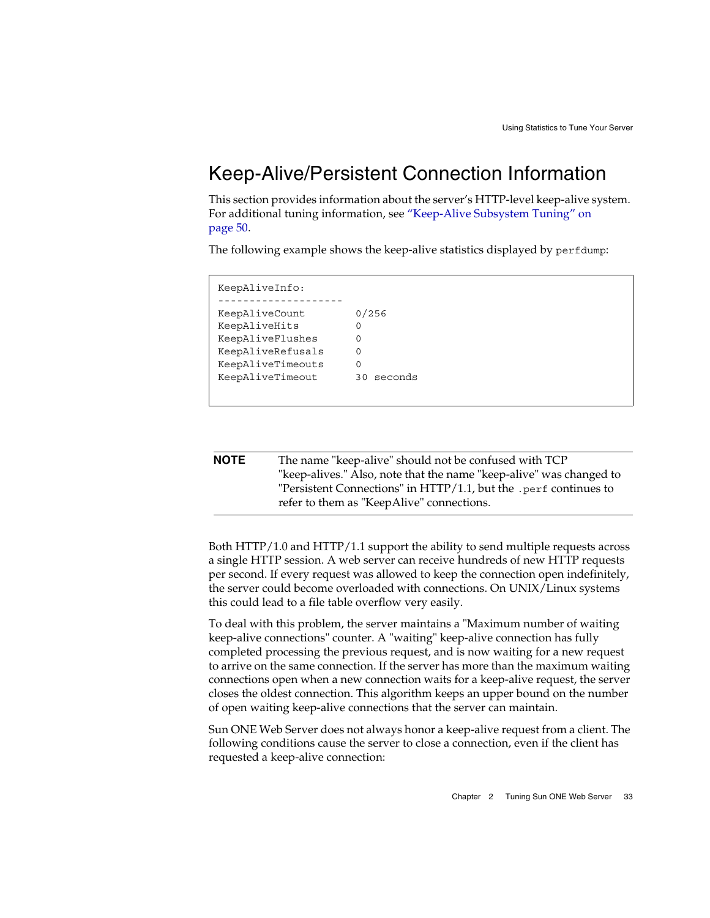## Keep-Alive/Persistent Connection Information

This section provides information about the server's HTTP-level keep-alive system. For additional tuning information, see "Keep-Alive Subsystem Tuning" on page 50.

The following example shows the keep-alive statistics displayed by `perfdump`:

```
KeepAliveInfo:
--------------------
KeepAliveCount        0/256
KeepAliveHits         0
KeepAliveFlushes      0
KeepAliveRefusals     0
KeepAliveTimeouts     0
KeepAliveTimeout      30 seconds
```

**NOTE** The name "keep-alive" should not be confused with TCP "keep-alives." Also, note that the name "keep-alive" was changed to "Persistent Connections" in HTTP/1.1, but the `.perf` continues to refer to them as "KeepAlive" connections.

Both HTTP/1.0 and HTTP/1.1 support the ability to send multiple requests across a single HTTP session. A web server can receive hundreds of new HTTP requests per second. If every request was allowed to keep the connection open indefinitely, the server could become overloaded with connections. On UNIX/Linux systems this could lead to a file table overflow very easily.

To deal with this problem, the server maintains a "Maximum number of waiting keep-alive connections" counter. A "waiting" keep-alive connection has fully completed processing the previous request, and is now waiting for a new request to arrive on the same connection. If the server has more than the maximum waiting connections open when a new connection waits for a keep-alive request, the server closes the oldest connection. This algorithm keeps an upper bound on the number of open waiting keep-alive connections that the server can maintain.

Sun ONE Web Server does not always honor a keep-alive request from a client. The following conditions cause the server to close a connection, even if the client has requested a keep-alive connection: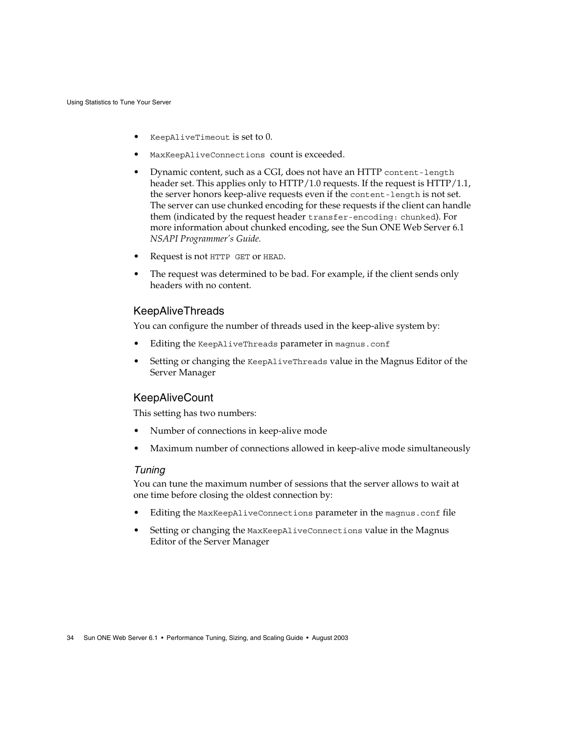- `KeepAliveTimeout` is set to 0.
- `MaxKeepAliveConnections` count is exceeded.
- Dynamic content, such as a CGI, does not have an HTTP `content-length` header set. This applies only to HTTP/1.0 requests. If the request is HTTP/1.1, the server honors keep-alive requests even if the `content-length` is not set. The server can use chunked encoding for these requests if the client can handle them (indicated by the request header `transfer-encoding: chunked`). For more information about chunked encoding, see the Sun ONE Web Server 6.1 *NSAPI Programmer's Guide.*
- Request is not `HTTP GET` or `HEAD`.
- The request was determined to be bad. For example, if the client sends only headers with no content.

### KeepAliveThreads

You can configure the number of threads used in the keep-alive system by:

- Editing the `KeepAliveThreads` parameter in `magnus.conf`
- Setting or changing the `KeepAliveThreads` value in the Magnus Editor of the Server Manager

### KeepAliveCount

This setting has two numbers:

- Number of connections in keep-alive mode
- Maximum number of connections allowed in keep-alive mode simultaneously

#### *Tuning*

You can tune the maximum number of sessions that the server allows to wait at one time before closing the oldest connection by:

- Editing the `MaxKeepAliveConnections` parameter in the `magnus.conf` file
- Setting or changing the `MaxKeepAliveConnections` value in the Magnus Editor of the Server Manager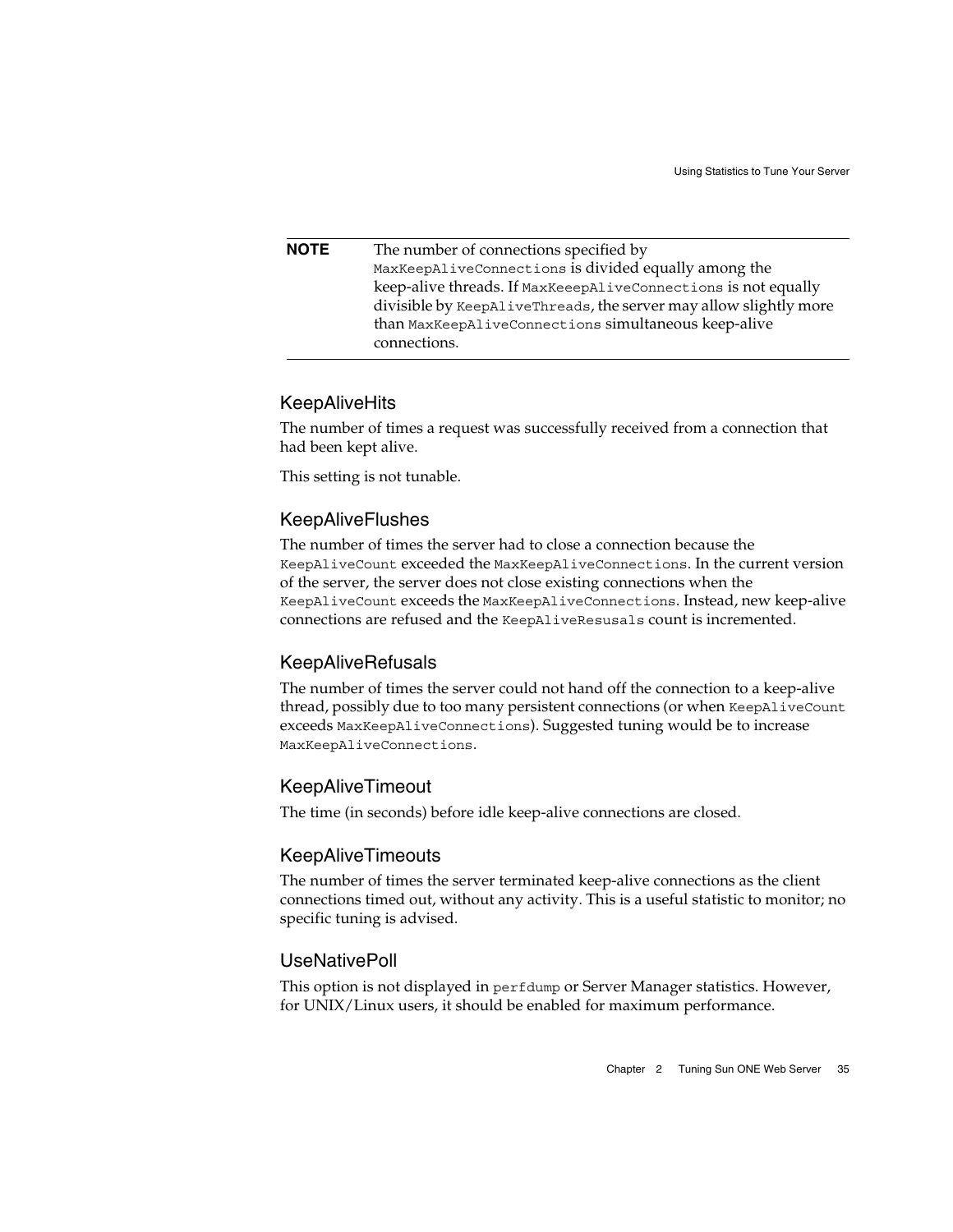| **NOTE** | The number of connections specified by `MaxKeepAliveConnections` is divided equally among the keep-alive threads. If `MaxKeeepAliveConnections` is not equally divisible by `KeepAliveThreads`, the server may allow slightly more than `MaxKeepAliveConnections` simultaneous keep-alive connections. |
|---|---|

### KeepAliveHits

The number of times a request was successfully received from a connection that had been kept alive.

This setting is not tunable.

### KeepAliveFlushes

The number of times the server had to close a connection because the `KeepAliveCount` exceeded the `MaxKeepAliveConnections`. In the current version of the server, the server does not close existing connections when the `KeepAliveCount` exceeds the `MaxKeepAliveConnections`. Instead, new keep-alive connections are refused and the `KeepAliveResusals` count is incremented.

### KeepAliveRefusals

The number of times the server could not hand off the connection to a keep-alive thread, possibly due to too many persistent connections (or when `KeepAliveCount` exceeds `MaxKeepAliveConnections`). Suggested tuning would be to increase `MaxKeepAliveConnections`.

### KeepAliveTimeout

The time (in seconds) before idle keep-alive connections are closed.

### KeepAliveTimeouts

The number of times the server terminated keep-alive connections as the client connections timed out, without any activity. This is a useful statistic to monitor; no specific tuning is advised.

### UseNativePoll

This option is not displayed in `perfdump` or Server Manager statistics. However, for UNIX/Linux users, it should be enabled for maximum performance.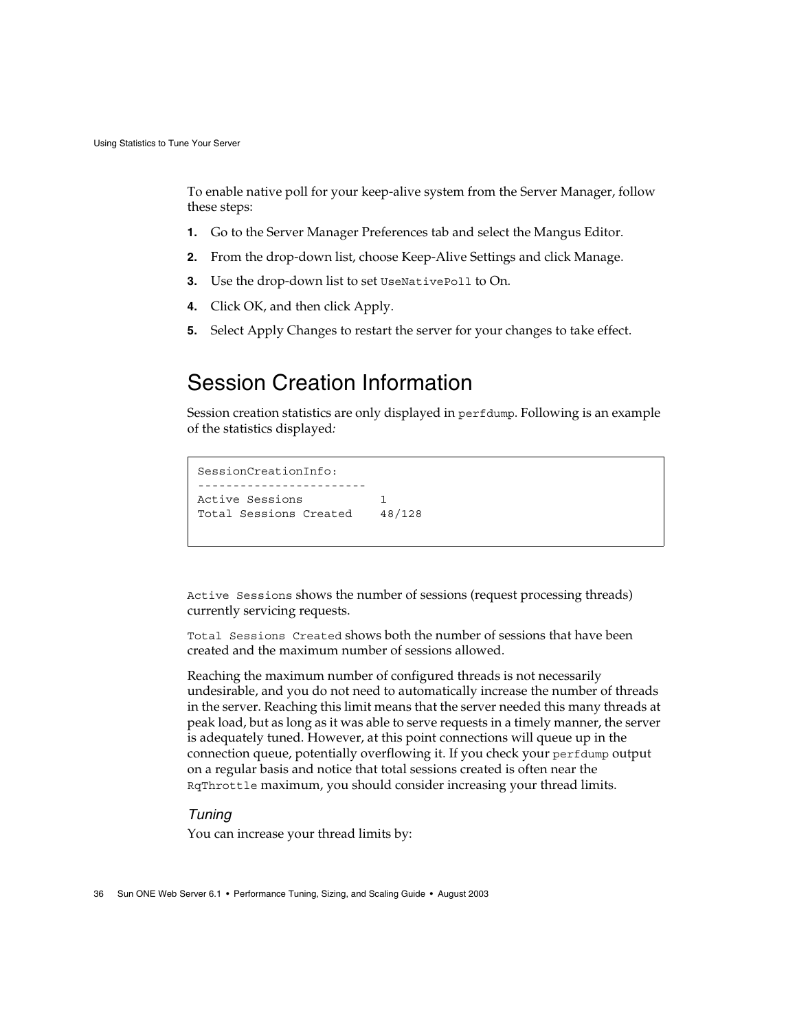To enable native poll for your keep-alive system from the Server Manager, follow these steps:

1. Go to the Server Manager Preferences tab and select the Mangus Editor.
2. From the drop-down list, choose Keep-Alive Settings and click Manage.
3. Use the drop-down list to set `UseNativePoll` to On.
4. Click OK, and then click Apply.
5. Select Apply Changes to restart the server for your changes to take effect.

## Session Creation Information

Session creation statistics are only displayed in `perfdump`. Following is an example of the statistics displayed:

```
SessionCreationInfo:
------------------------
Active Sessions           1
Total Sessions Created    48/128
```

`Active Sessions` shows the number of sessions (request processing threads) currently servicing requests.

`Total Sessions Created` shows both the number of sessions that have been created and the maximum number of sessions allowed.

Reaching the maximum number of configured threads is not necessarily undesirable, and you do not need to automatically increase the number of threads in the server. Reaching this limit means that the server needed this many threads at peak load, but as long as it was able to serve requests in a timely manner, the server is adequately tuned. However, at this point connections will queue up in the connection queue, potentially overflowing it. If you check your `perfdump` output on a regular basis and notice that total sessions created is often near the `RqThrottle` maximum, you should consider increasing your thread limits.

### *Tuning*

You can increase your thread limits by: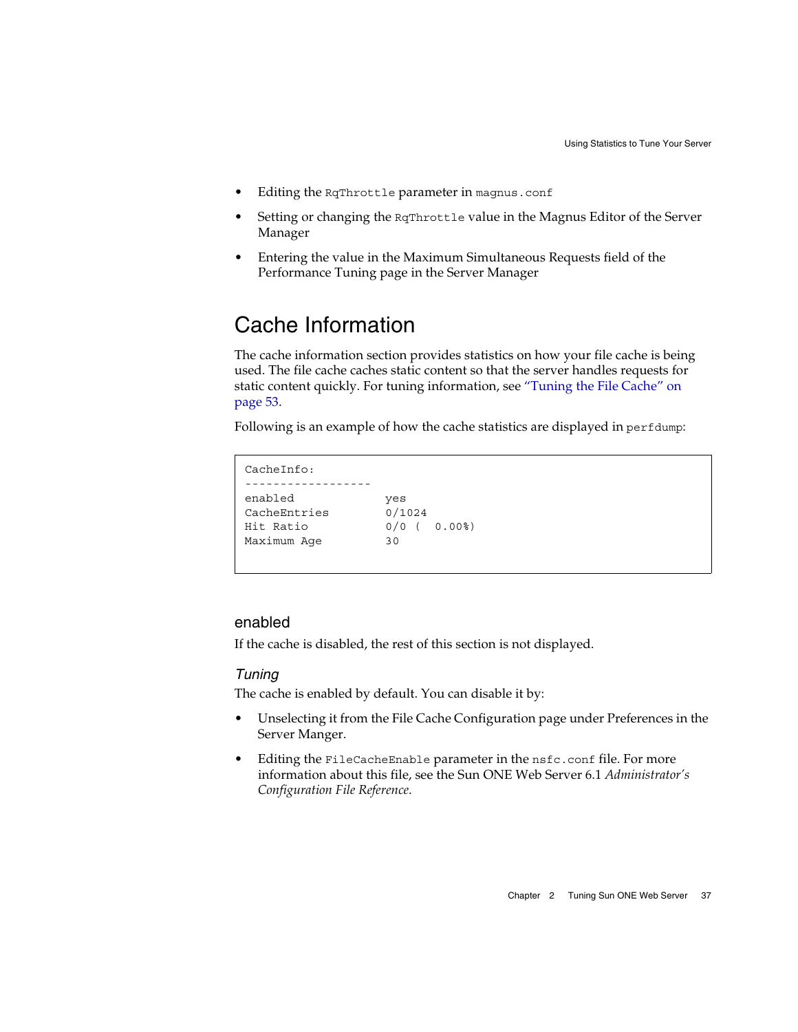- Editing the `RqThrottle` parameter in `magnus.conf`
- Setting or changing the `RqThrottle` value in the Magnus Editor of the Server Manager
- Entering the value in the Maximum Simultaneous Requests field of the Performance Tuning page in the Server Manager

## Cache Information

The cache information section provides statistics on how your file cache is being used. The file cache caches static content so that the server handles requests for static content quickly. For tuning information, see "Tuning the File Cache" on page 53.

Following is an example of how the cache statistics are displayed in `perfdump`:

```
CacheInfo:
------------------
enabled              yes
CacheEntries         0/1024
Hit Ratio            0/0 (   0.00%)
Maximum Age          30
```

### enabled

If the cache is disabled, the rest of this section is not displayed.

#### *Tuning*

The cache is enabled by default. You can disable it by:

- Unselecting it from the File Cache Configuration page under Preferences in the Server Manger.
- Editing the `FileCacheEnable` parameter in the `nsfc.conf` file. For more information about this file, see the Sun ONE Web Server 6.1 *Administrator's Configuration File Reference*.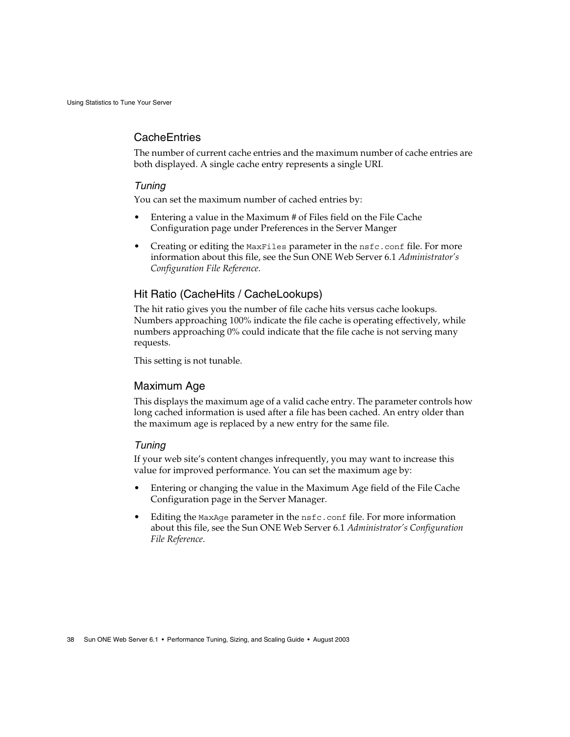### CacheEntries

The number of current cache entries and the maximum number of cache entries are both displayed. A single cache entry represents a single URI.

#### Tuning

You can set the maximum number of cached entries by:

- Entering a value in the Maximum # of Files field on the File Cache Configuration page under Preferences in the Server Manger
- Creating or editing the `MaxFiles` parameter in the `nsfc.conf` file. For more information about this file, see the Sun ONE Web Server 6.1 *Administrator's Configuration File Reference*.

### Hit Ratio (CacheHits / CacheLookups)

The hit ratio gives you the number of file cache hits versus cache lookups. Numbers approaching 100% indicate the file cache is operating effectively, while numbers approaching 0% could indicate that the file cache is not serving many requests.

This setting is not tunable.

### Maximum Age

This displays the maximum age of a valid cache entry. The parameter controls how long cached information is used after a file has been cached. An entry older than the maximum age is replaced by a new entry for the same file.

#### Tuning

If your web site's content changes infrequently, you may want to increase this value for improved performance. You can set the maximum age by:

- Entering or changing the value in the Maximum Age field of the File Cache Configuration page in the Server Manager.
- Editing the `MaxAge` parameter in the `nsfc.conf` file. For more information about this file, see the Sun ONE Web Server 6.1 *Administrator's Configuration File Reference*.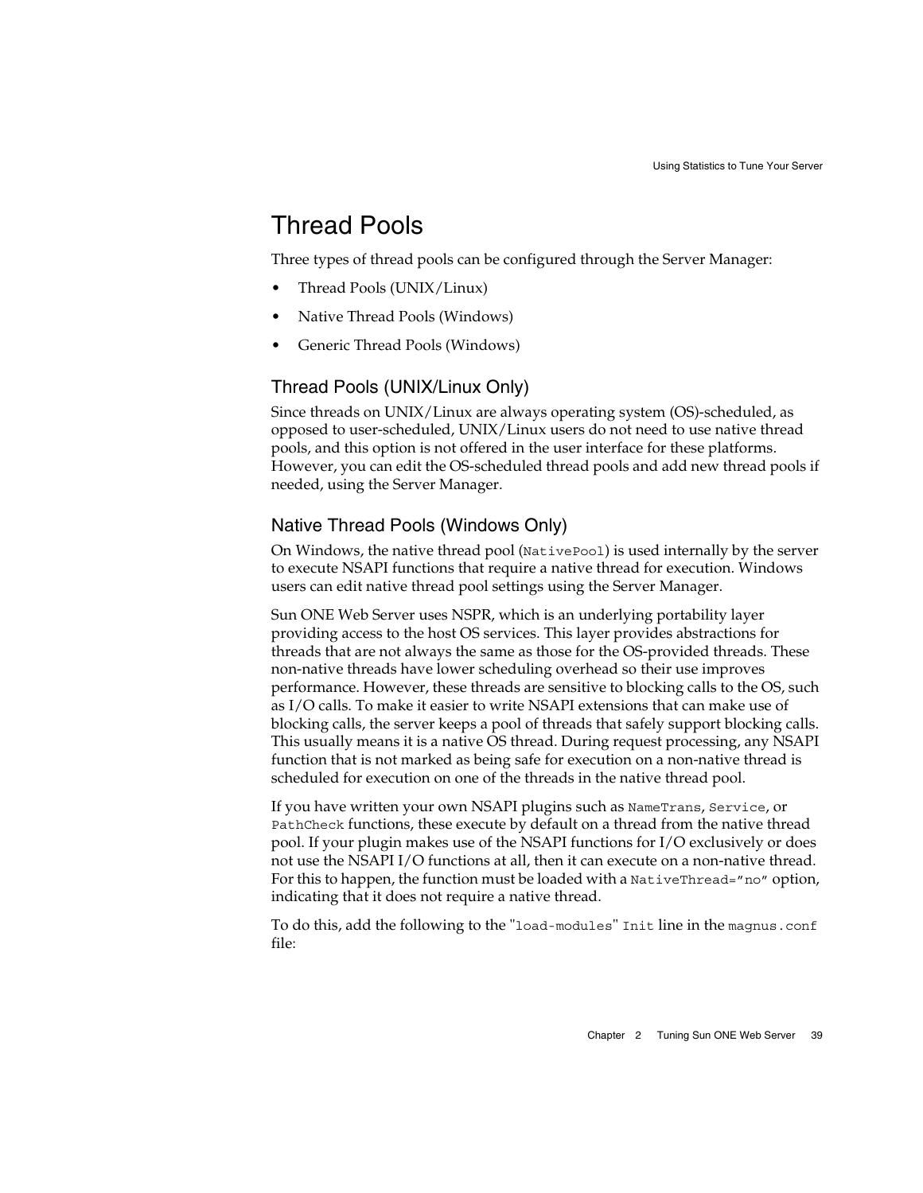# Thread Pools

Three types of thread pools can be configured through the Server Manager:

- Thread Pools (UNIX/Linux)
- Native Thread Pools (Windows)
- Generic Thread Pools (Windows)

## Thread Pools (UNIX/Linux Only)

Since threads on UNIX/Linux are always operating system (OS)-scheduled, as opposed to user-scheduled, UNIX/Linux users do not need to use native thread pools, and this option is not offered in the user interface for these platforms. However, you can edit the OS-scheduled thread pools and add new thread pools if needed, using the Server Manager.

## Native Thread Pools (Windows Only)

On Windows, the native thread pool (`NativePool`) is used internally by the server to execute NSAPI functions that require a native thread for execution. Windows users can edit native thread pool settings using the Server Manager.

Sun ONE Web Server uses NSPR, which is an underlying portability layer providing access to the host OS services. This layer provides abstractions for threads that are not always the same as those for the OS-provided threads. These non-native threads have lower scheduling overhead so their use improves performance. However, these threads are sensitive to blocking calls to the OS, such as I/O calls. To make it easier to write NSAPI extensions that can make use of blocking calls, the server keeps a pool of threads that safely support blocking calls. This usually means it is a native OS thread. During request processing, any NSAPI function that is not marked as being safe for execution on a non-native thread is scheduled for execution on one of the threads in the native thread pool.

If you have written your own NSAPI plugins such as `NameTrans`, `Service`, or `PathCheck` functions, these execute by default on a thread from the native thread pool. If your plugin makes use of the NSAPI functions for I/O exclusively or does not use the NSAPI I/O functions at all, then it can execute on a non-native thread. For this to happen, the function must be loaded with a `NativeThread="no"` option, indicating that it does not require a native thread.

To do this, add the following to the "`load-modules`" `Init` line in the `magnus.conf` file: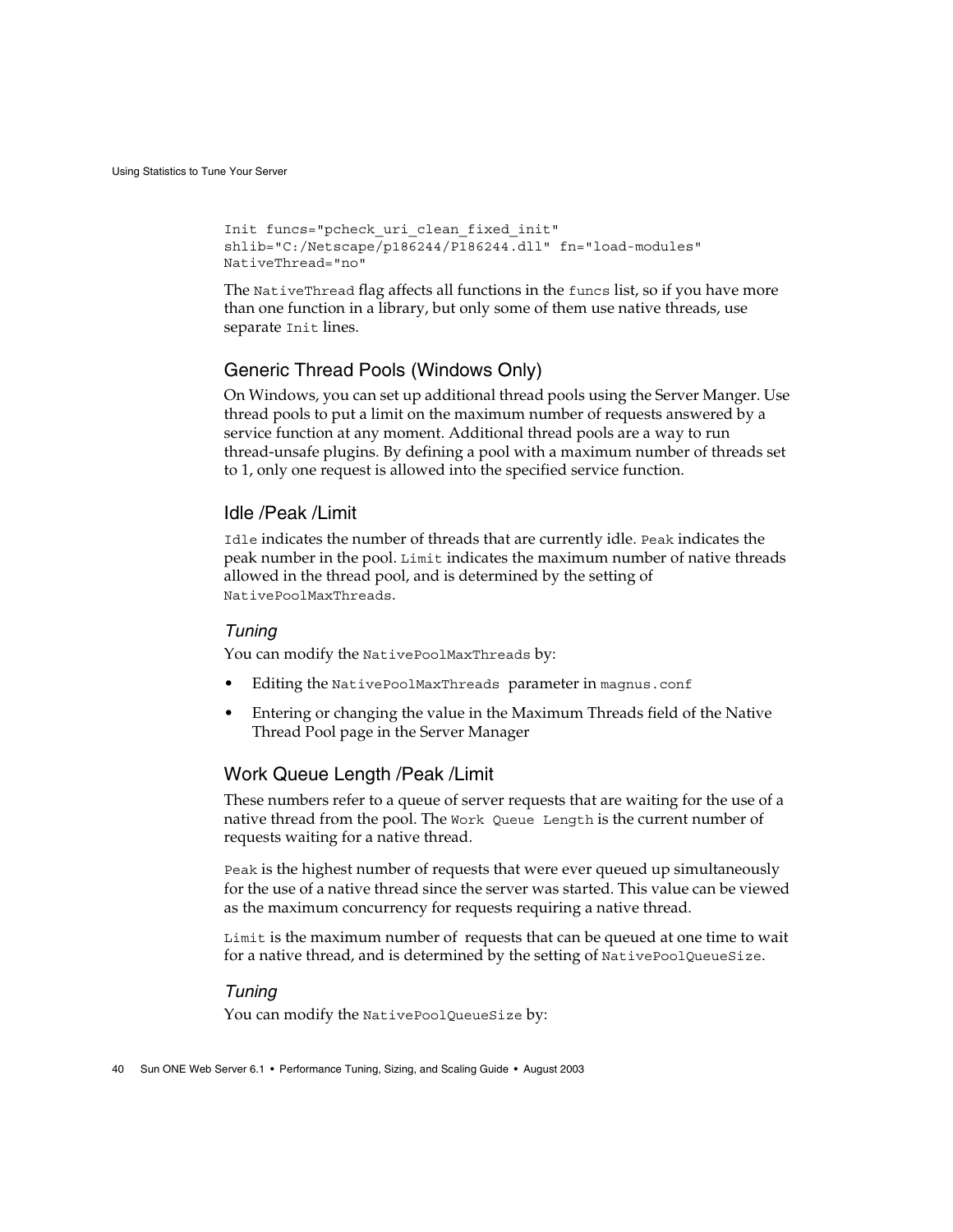```
Init funcs="pcheck_uri_clean_fixed_init"
shlib="C:/Netscape/p186244/P186244.dll" fn="load-modules"
NativeThread="no"
```

The `NativeThread` flag affects all functions in the `funcs` list, so if you have more than one function in a library, but only some of them use native threads, use separate `Init` lines.

## Generic Thread Pools (Windows Only)

On Windows, you can set up additional thread pools using the Server Manger. Use thread pools to put a limit on the maximum number of requests answered by a service function at any moment. Additional thread pools are a way to run thread-unsafe plugins. By defining a pool with a maximum number of threads set to 1, only one request is allowed into the specified service function.

## Idle /Peak /Limit

`Idle` indicates the number of threads that are currently idle. `Peak` indicates the peak number in the pool. `Limit` indicates the maximum number of native threads allowed in the thread pool, and is determined by the setting of `NativePoolMaxThreads`.

### *Tuning*

You can modify the `NativePoolMaxThreads` by:

- Editing the `NativePoolMaxThreads` parameter in `magnus.conf`
- Entering or changing the value in the Maximum Threads field of the Native Thread Pool page in the Server Manager

## Work Queue Length /Peak /Limit

These numbers refer to a queue of server requests that are waiting for the use of a native thread from the pool. The `Work Queue Length` is the current number of requests waiting for a native thread.

`Peak` is the highest number of requests that were ever queued up simultaneously for the use of a native thread since the server was started. This value can be viewed as the maximum concurrency for requests requiring a native thread.

`Limit` is the maximum number of requests that can be queued at one time to wait for a native thread, and is determined by the setting of `NativePoolQueueSize`.

### *Tuning*

You can modify the `NativePoolQueueSize` by: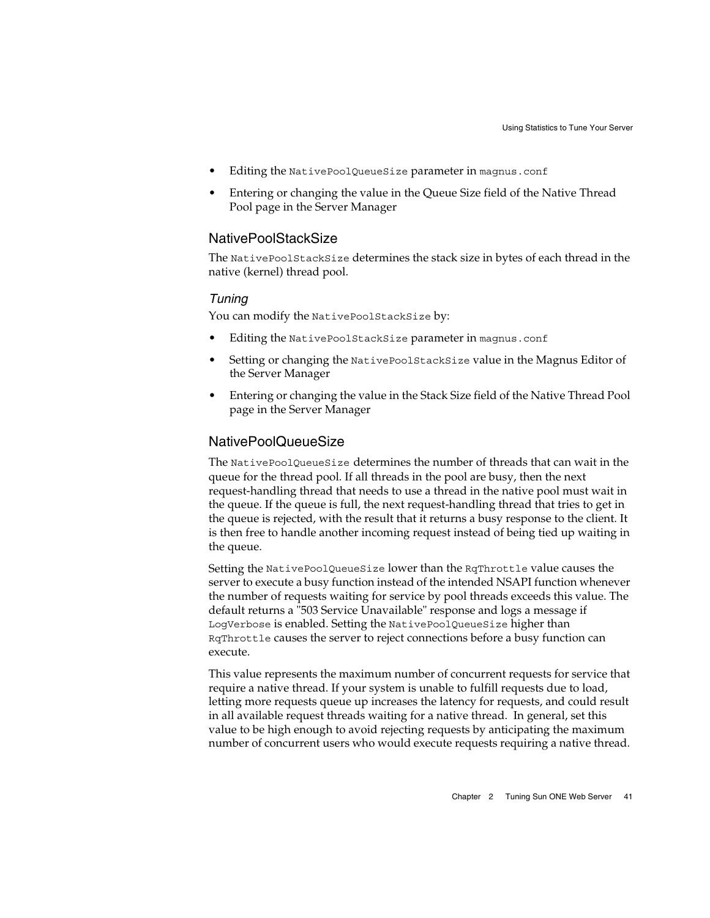- Editing the `NativePoolQueueSize` parameter in `magnus.conf`
- Entering or changing the value in the Queue Size field of the Native Thread Pool page in the Server Manager

## NativePoolStackSize

The `NativePoolStackSize` determines the stack size in bytes of each thread in the native (kernel) thread pool.

### *Tuning*

You can modify the `NativePoolStackSize` by:

- Editing the `NativePoolStackSize` parameter in `magnus.conf`
- Setting or changing the `NativePoolStackSize` value in the Magnus Editor of the Server Manager
- Entering or changing the value in the Stack Size field of the Native Thread Pool page in the Server Manager

## NativePoolQueueSize

The `NativePoolQueueSize` determines the number of threads that can wait in the queue for the thread pool. If all threads in the pool are busy, then the next request-handling thread that needs to use a thread in the native pool must wait in the queue. If the queue is full, the next request-handling thread that tries to get in the queue is rejected, with the result that it returns a busy response to the client. It is then free to handle another incoming request instead of being tied up waiting in the queue.

Setting the `NativePoolQueueSize` lower than the `RqThrottle` value causes the server to execute a busy function instead of the intended NSAPI function whenever the number of requests waiting for service by pool threads exceeds this value. The default returns a "503 Service Unavailable" response and logs a message if `LogVerbose` is enabled. Setting the `NativePoolQueueSize` higher than `RqThrottle` causes the server to reject connections before a busy function can execute.

This value represents the maximum number of concurrent requests for service that require a native thread. If your system is unable to fulfill requests due to load, letting more requests queue up increases the latency for requests, and could result in all available request threads waiting for a native thread. In general, set this value to be high enough to avoid rejecting requests by anticipating the maximum number of concurrent users who would execute requests requiring a native thread.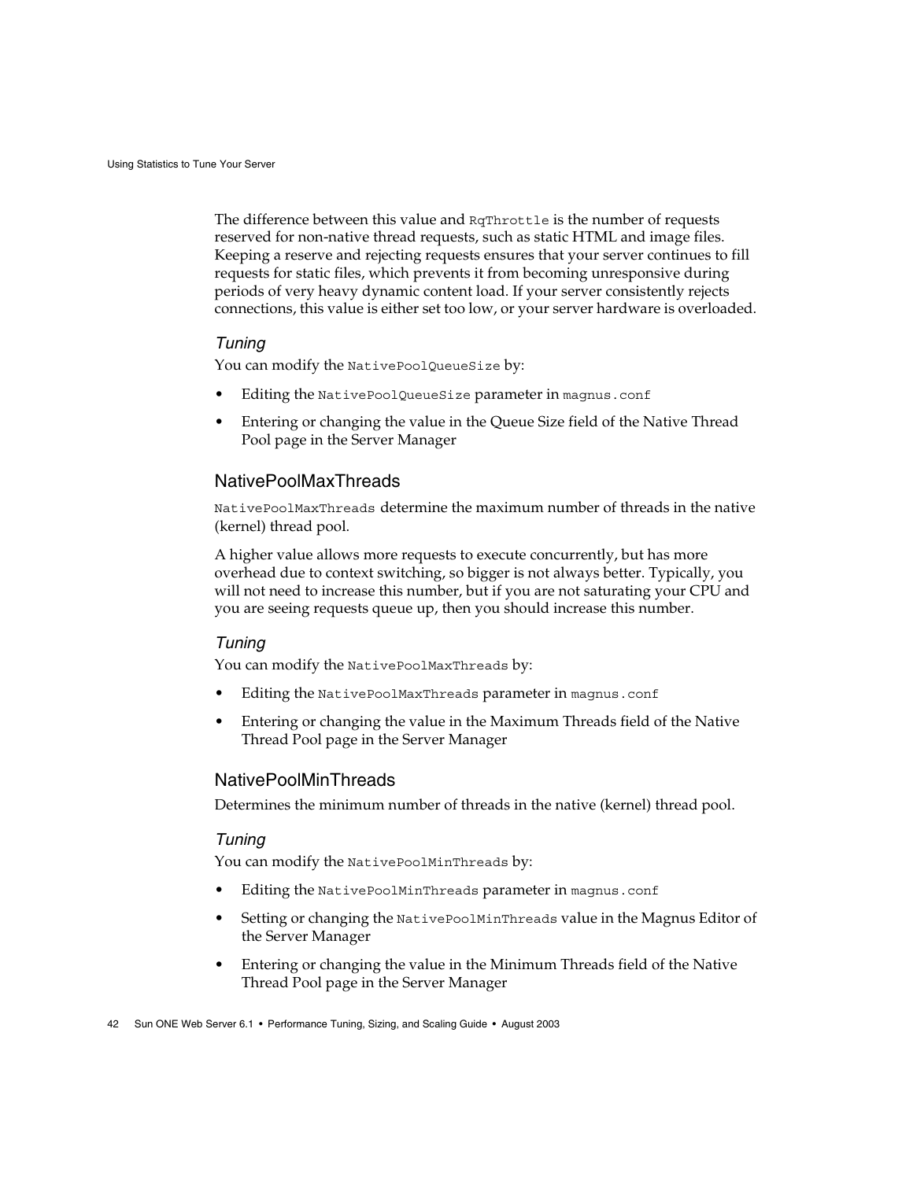The difference between this value and `RqThrottle` is the number of requests reserved for non-native thread requests, such as static HTML and image files. Keeping a reserve and rejecting requests ensures that your server continues to fill requests for static files, which prevents it from becoming unresponsive during periods of very heavy dynamic content load. If your server consistently rejects connections, this value is either set too low, or your server hardware is overloaded.

#### *Tuning*

You can modify the `NativePoolQueueSize` by:

- Editing the `NativePoolQueueSize` parameter in `magnus.conf`
- Entering or changing the value in the Queue Size field of the Native Thread Pool page in the Server Manager

### NativePoolMaxThreads

`NativePoolMaxThreads` determine the maximum number of threads in the native (kernel) thread pool.

A higher value allows more requests to execute concurrently, but has more overhead due to context switching, so bigger is not always better. Typically, you will not need to increase this number, but if you are not saturating your CPU and you are seeing requests queue up, then you should increase this number.

#### *Tuning*

You can modify the `NativePoolMaxThreads` by:

- Editing the `NativePoolMaxThreads` parameter in `magnus.conf`
- Entering or changing the value in the Maximum Threads field of the Native Thread Pool page in the Server Manager

### NativePoolMinThreads

Determines the minimum number of threads in the native (kernel) thread pool.

#### *Tuning*

You can modify the `NativePoolMinThreads` by:

- Editing the `NativePoolMinThreads` parameter in `magnus.conf`
- Setting or changing the `NativePoolMinThreads` value in the Magnus Editor of the Server Manager
- Entering or changing the value in the Minimum Threads field of the Native Thread Pool page in the Server Manager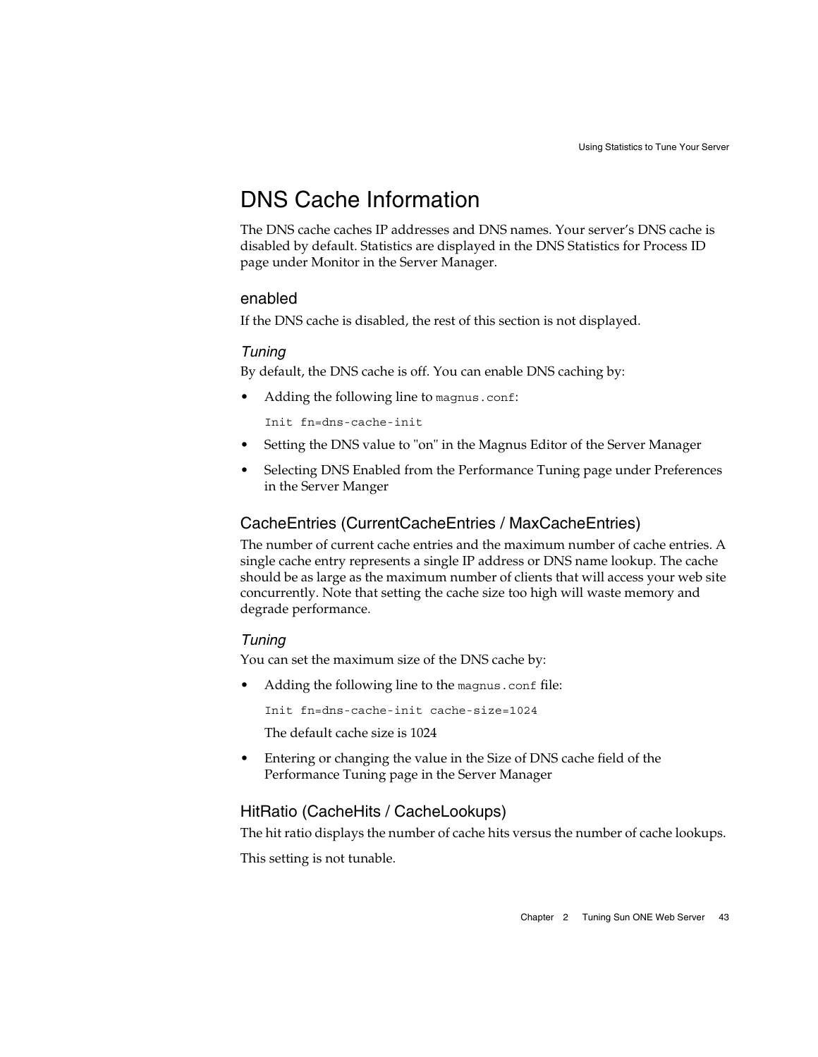# DNS Cache Information

The DNS cache caches IP addresses and DNS names. Your server's DNS cache is disabled by default. Statistics are displayed in the DNS Statistics for Process ID page under Monitor in the Server Manager.

## enabled

If the DNS cache is disabled, the rest of this section is not displayed.

### *Tuning*

By default, the DNS cache is off. You can enable DNS caching by:

- Adding the following line to `magnus.conf`:

  ```
  Init fn=dns-cache-init
  ```

- Setting the DNS value to "on" in the Magnus Editor of the Server Manager
- Selecting DNS Enabled from the Performance Tuning page under Preferences in the Server Manger

## CacheEntries (CurrentCacheEntries / MaxCacheEntries)

The number of current cache entries and the maximum number of cache entries. A single cache entry represents a single IP address or DNS name lookup. The cache should be as large as the maximum number of clients that will access your web site concurrently. Note that setting the cache size too high will waste memory and degrade performance.

### *Tuning*

You can set the maximum size of the DNS cache by:

- Adding the following line to the `magnus.conf` file:

  ```
  Init fn=dns-cache-init cache-size=1024
  ```

  The default cache size is 1024

- Entering or changing the value in the Size of DNS cache field of the Performance Tuning page in the Server Manager

## HitRatio (CacheHits / CacheLookups)

The hit ratio displays the number of cache hits versus the number of cache lookups.

This setting is not tunable.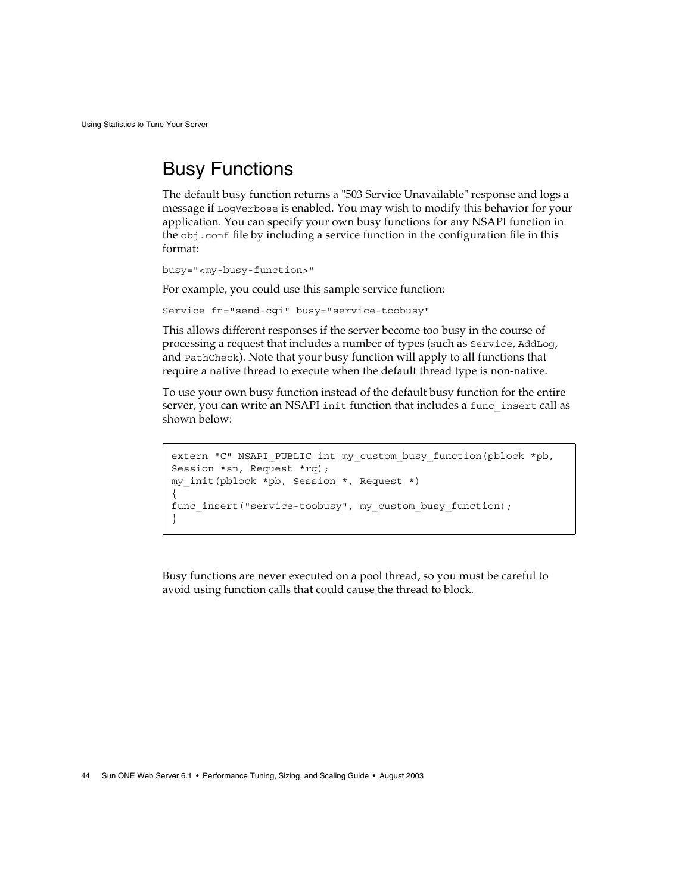## Busy Functions

The default busy function returns a "503 Service Unavailable" response and logs a message if `LogVerbose` is enabled. You may wish to modify this behavior for your application. You can specify your own busy functions for any NSAPI function in the `obj.conf` file by including a service function in the configuration file in this format:

```
busy="<my-busy-function>"
```

For example, you could use this sample service function:

```
Service fn="send-cgi" busy="service-toobusy"
```

This allows different responses if the server become too busy in the course of processing a request that includes a number of types (such as `Service`, `AddLog`, and `PathCheck`). Note that your busy function will apply to all functions that require a native thread to execute when the default thread type is non-native.

To use your own busy function instead of the default busy function for the entire server, you can write an NSAPI `init` function that includes a `func_insert` call as shown below:

```
extern "C" NSAPI_PUBLIC int my_custom_busy_function(pblock *pb,
Session *sn, Request *rq);
my_init(pblock *pb, Session *, Request *)
{
func_insert("service-toobusy", my_custom_busy_function);
}
```

Busy functions are never executed on a pool thread, so you must be careful to avoid using function calls that could cause the thread to block.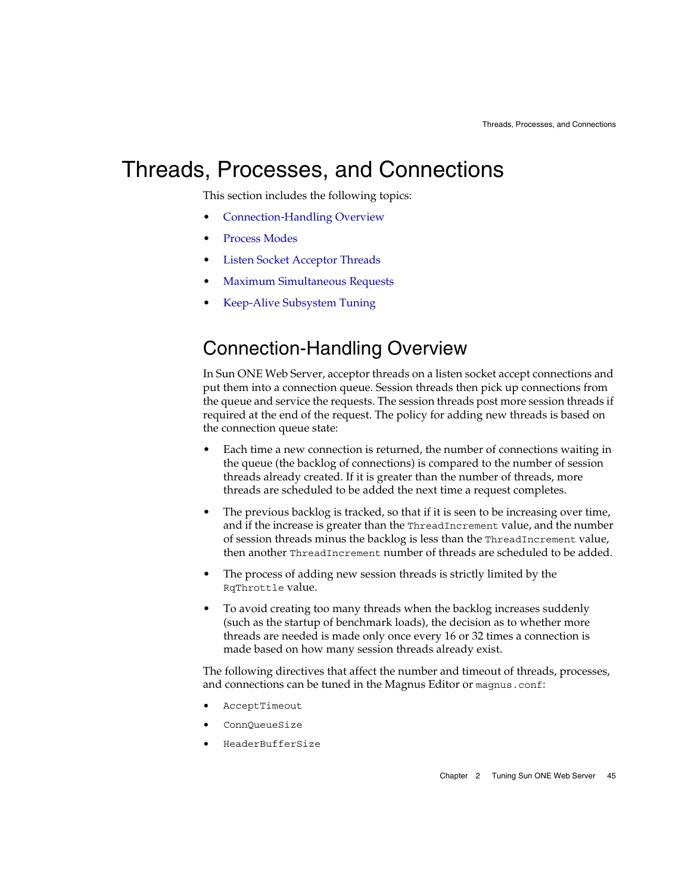# Threads, Processes, and Connections

This section includes the following topics:

- Connection-Handling Overview
- Process Modes
- Listen Socket Acceptor Threads
- Maximum Simultaneous Requests
- Keep-Alive Subsystem Tuning

## Connection-Handling Overview

In Sun ONE Web Server, acceptor threads on a listen socket accept connections and put them into a connection queue. Session threads then pick up connections from the queue and service the requests. The session threads post more session threads if required at the end of the request. The policy for adding new threads is based on the connection queue state:

- Each time a new connection is returned, the number of connections waiting in the queue (the backlog of connections) is compared to the number of session threads already created. If it is greater than the number of threads, more threads are scheduled to be added the next time a request completes.
- The previous backlog is tracked, so that if it is seen to be increasing over time, and if the increase is greater than the `ThreadIncrement` value, and the number of session threads minus the backlog is less than the `ThreadIncrement` value, then another `ThreadIncrement` number of threads are scheduled to be added.
- The process of adding new session threads is strictly limited by the `RqThrottle` value.
- To avoid creating too many threads when the backlog increases suddenly (such as the startup of benchmark loads), the decision as to whether more threads are needed is made only once every 16 or 32 times a connection is made based on how many session threads already exist.

The following directives that affect the number and timeout of threads, processes, and connections can be tuned in the Magnus Editor or `magnus.conf`:

- `AcceptTimeout`
- `ConnQueueSize`
- `HeaderBufferSize`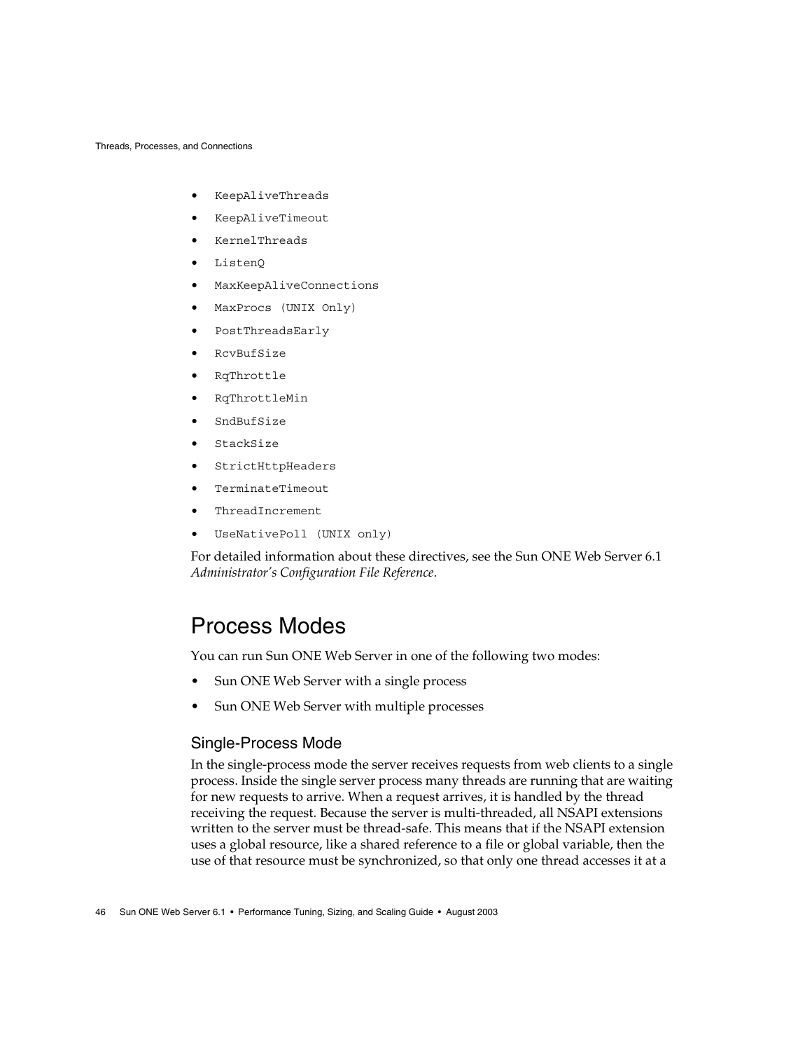- `KeepAliveThreads`
- `KeepAliveTimeout`
- `KernelThreads`
- `ListenQ`
- `MaxKeepAliveConnections`
- `MaxProcs (UNIX Only)`
- `PostThreadsEarly`
- `RcvBufSize`
- `RqThrottle`
- `RqThrottleMin`
- `SndBufSize`
- `StackSize`
- `StrictHttpHeaders`
- `TerminateTimeout`
- `ThreadIncrement`
- `UseNativePoll (UNIX only)`

For detailed information about these directives, see the Sun ONE Web Server 6.1 *Administrator's Configuration File Reference*.

## Process Modes

You can run Sun ONE Web Server in one of the following two modes:

- Sun ONE Web Server with a single process
- Sun ONE Web Server with multiple processes

### Single-Process Mode

In the single-process mode the server receives requests from web clients to a single process. Inside the single server process many threads are running that are waiting for new requests to arrive. When a request arrives, it is handled by the thread receiving the request. Because the server is multi-threaded, all NSAPI extensions written to the server must be thread-safe. This means that if the NSAPI extension uses a global resource, like a shared reference to a file or global variable, then the use of that resource must be synchronized, so that only one thread accesses it at a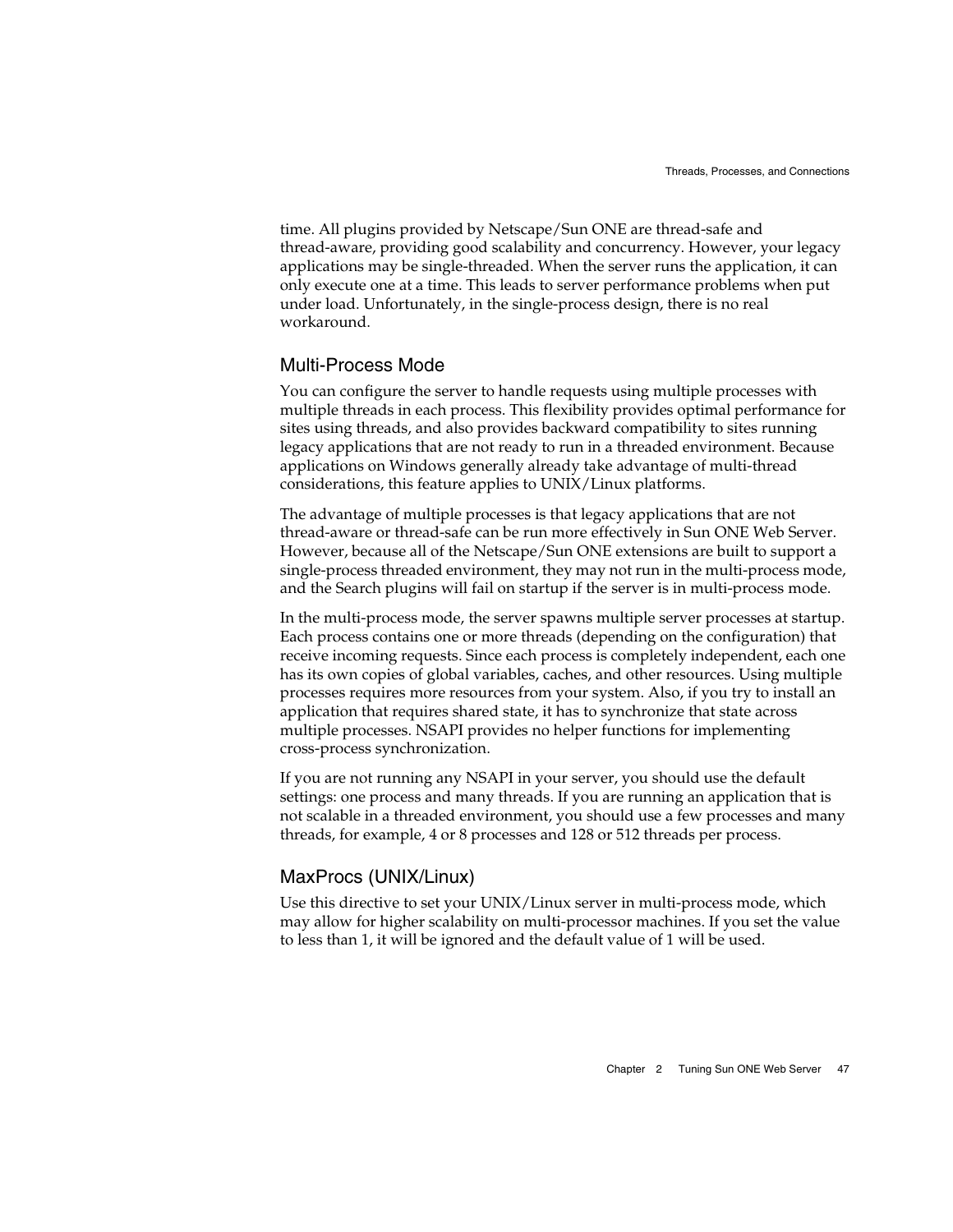time. All plugins provided by Netscape/Sun ONE are thread-safe and thread-aware, providing good scalability and concurrency. However, your legacy applications may be single-threaded. When the server runs the application, it can only execute one at a time. This leads to server performance problems when put under load. Unfortunately, in the single-process design, there is no real workaround.

### Multi-Process Mode

You can configure the server to handle requests using multiple processes with multiple threads in each process. This flexibility provides optimal performance for sites using threads, and also provides backward compatibility to sites running legacy applications that are not ready to run in a threaded environment. Because applications on Windows generally already take advantage of multi-thread considerations, this feature applies to UNIX/Linux platforms.

The advantage of multiple processes is that legacy applications that are not thread-aware or thread-safe can be run more effectively in Sun ONE Web Server. However, because all of the Netscape/Sun ONE extensions are built to support a single-process threaded environment, they may not run in the multi-process mode, and the Search plugins will fail on startup if the server is in multi-process mode.

In the multi-process mode, the server spawns multiple server processes at startup. Each process contains one or more threads (depending on the configuration) that receive incoming requests. Since each process is completely independent, each one has its own copies of global variables, caches, and other resources. Using multiple processes requires more resources from your system. Also, if you try to install an application that requires shared state, it has to synchronize that state across multiple processes. NSAPI provides no helper functions for implementing cross-process synchronization.

If you are not running any NSAPI in your server, you should use the default settings: one process and many threads. If you are running an application that is not scalable in a threaded environment, you should use a few processes and many threads, for example, 4 or 8 processes and 128 or 512 threads per process.

### MaxProcs (UNIX/Linux)

Use this directive to set your UNIX/Linux server in multi-process mode, which may allow for higher scalability on multi-processor machines. If you set the value to less than 1, it will be ignored and the default value of 1 will be used.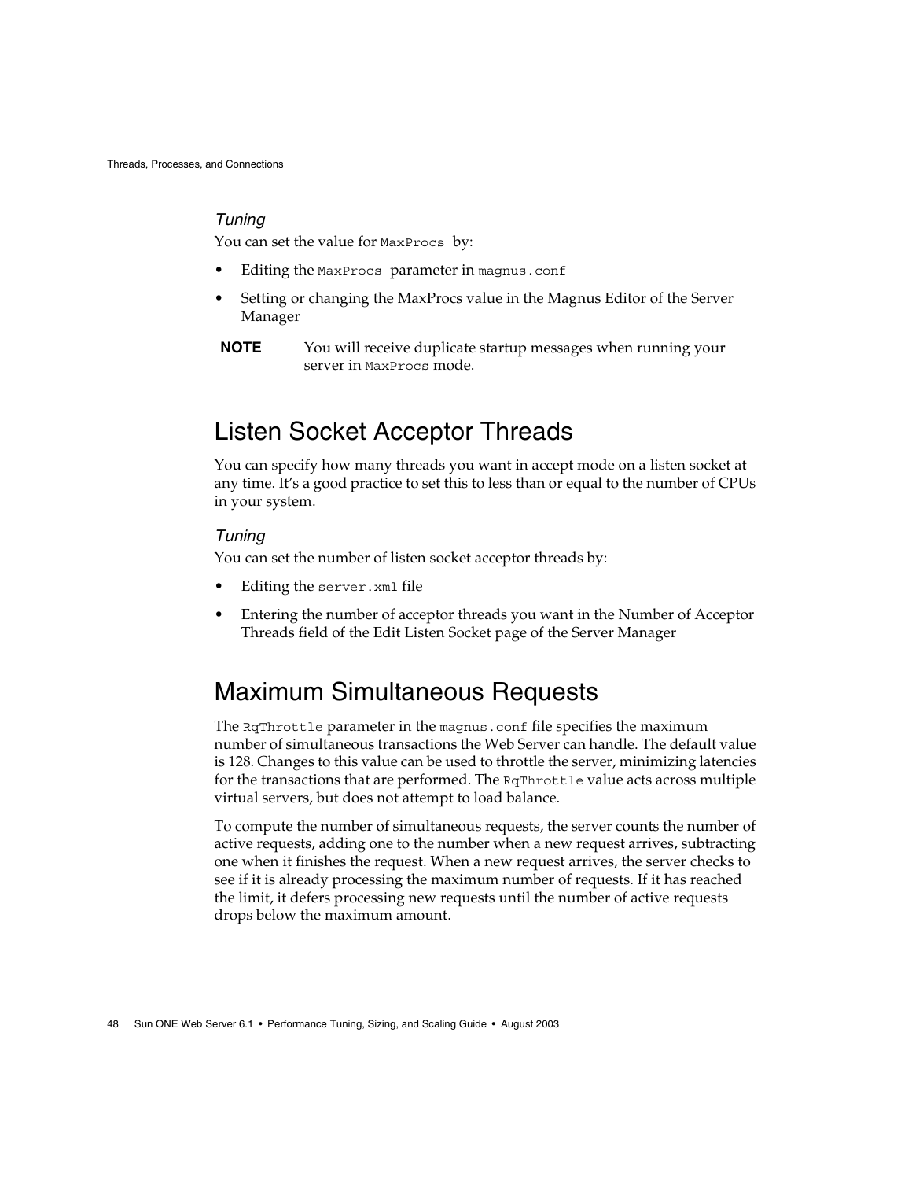*Tuning*

You can set the value for `MaxProcs` by:

- Editing the `MaxProcs` parameter in `magnus.conf`
- Setting or changing the MaxProcs value in the Magnus Editor of the Server Manager

**NOTE** You will receive duplicate startup messages when running your server in `MaxProcs` mode.

## Listen Socket Acceptor Threads

You can specify how many threads you want in accept mode on a listen socket at any time. It's a good practice to set this to less than or equal to the number of CPUs in your system.

*Tuning*

You can set the number of listen socket acceptor threads by:

- Editing the `server.xml` file
- Entering the number of acceptor threads you want in the Number of Acceptor Threads field of the Edit Listen Socket page of the Server Manager

## Maximum Simultaneous Requests

The `RqThrottle` parameter in the `magnus.conf` file specifies the maximum number of simultaneous transactions the Web Server can handle. The default value is 128. Changes to this value can be used to throttle the server, minimizing latencies for the transactions that are performed. The `RqThrottle` value acts across multiple virtual servers, but does not attempt to load balance.

To compute the number of simultaneous requests, the server counts the number of active requests, adding one to the number when a new request arrives, subtracting one when it finishes the request. When a new request arrives, the server checks to see if it is already processing the maximum number of requests. If it has reached the limit, it defers processing new requests until the number of active requests drops below the maximum amount.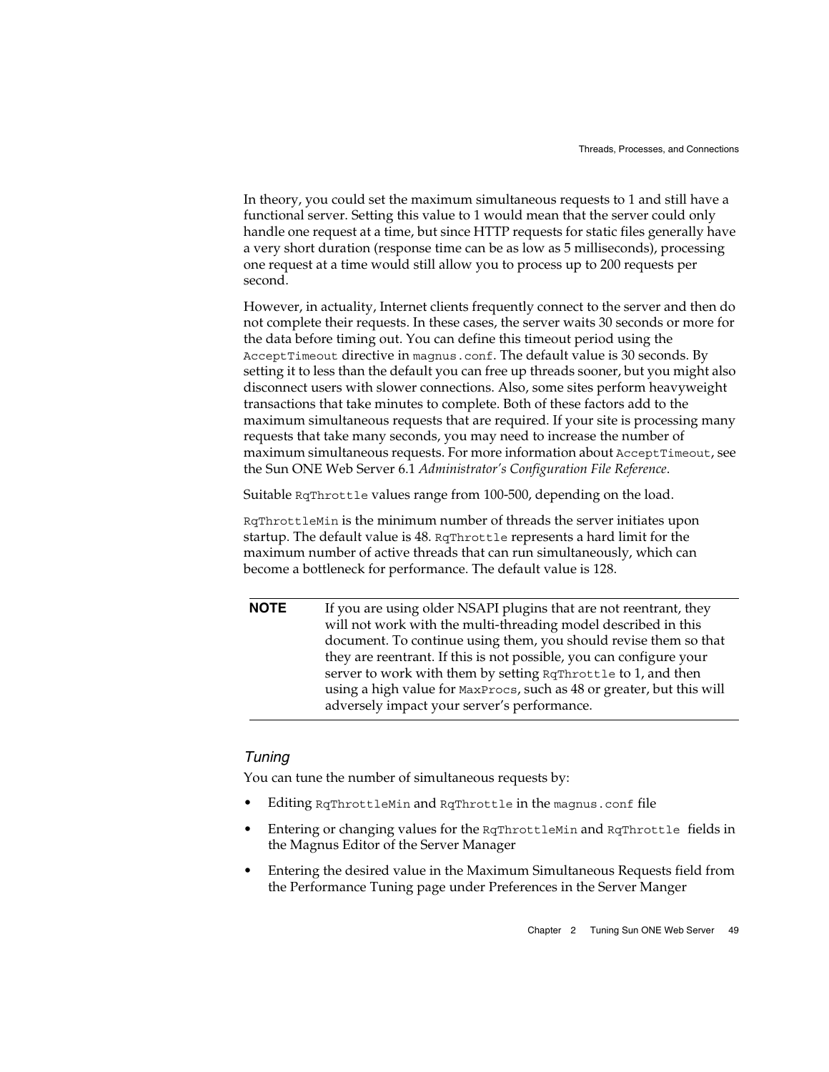In theory, you could set the maximum simultaneous requests to 1 and still have a functional server. Setting this value to 1 would mean that the server could only handle one request at a time, but since HTTP requests for static files generally have a very short duration (response time can be as low as 5 milliseconds), processing one request at a time would still allow you to process up to 200 requests per second.

However, in actuality, Internet clients frequently connect to the server and then do not complete their requests. In these cases, the server waits 30 seconds or more for the data before timing out. You can define this timeout period using the `AcceptTimeout` directive in `magnus.conf`. The default value is 30 seconds. By setting it to less than the default you can free up threads sooner, but you might also disconnect users with slower connections. Also, some sites perform heavyweight transactions that take minutes to complete. Both of these factors add to the maximum simultaneous requests that are required. If your site is processing many requests that take many seconds, you may need to increase the number of maximum simultaneous requests. For more information about `AcceptTimeout`, see the Sun ONE Web Server 6.1 *Administrator's Configuration File Reference*.

Suitable `RqThrottle` values range from 100-500, depending on the load.

`RqThrottleMin` is the minimum number of threads the server initiates upon startup. The default value is 48. `RqThrottle` represents a hard limit for the maximum number of active threads that can run simultaneously, which can become a bottleneck for performance. The default value is 128.

| **NOTE** | If you are using older NSAPI plugins that are not reentrant, they will not work with the multi-threading model described in this document. To continue using them, you should revise them so that they are reentrant. If this is not possible, you can configure your server to work with them by setting `RqThrottle` to 1, and then using a high value for `MaxProcs`, such as 48 or greater, but this will adversely impact your server's performance. |
|---|---|

### *Tuning*

You can tune the number of simultaneous requests by:

- Editing `RqThrottleMin` and `RqThrottle` in the `magnus.conf` file
- Entering or changing values for the `RqThrottleMin` and `RqThrottle` fields in the Magnus Editor of the Server Manager
- Entering the desired value in the Maximum Simultaneous Requests field from the Performance Tuning page under Preferences in the Server Manger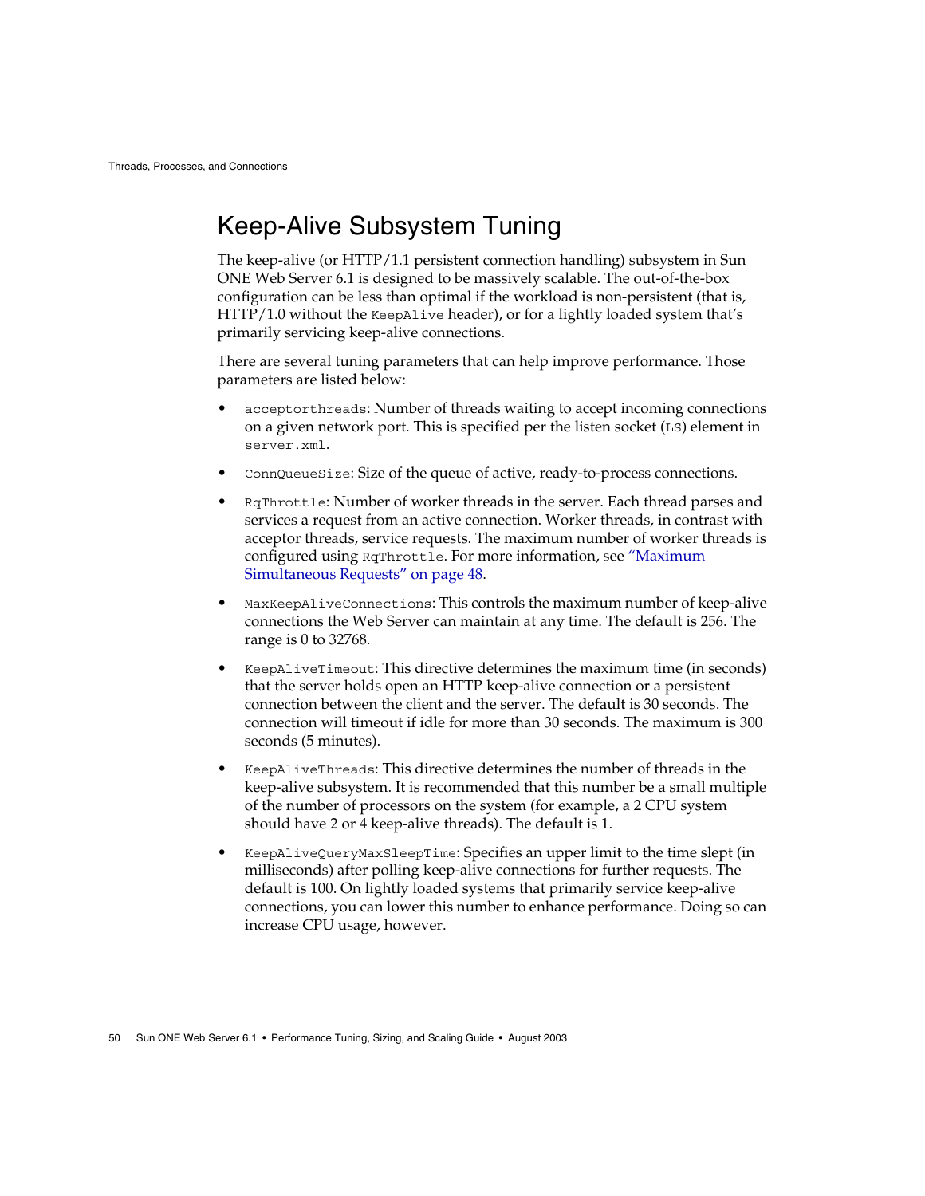## Keep-Alive Subsystem Tuning

The keep-alive (or HTTP/1.1 persistent connection handling) subsystem in Sun ONE Web Server 6.1 is designed to be massively scalable. The out-of-the-box configuration can be less than optimal if the workload is non-persistent (that is, HTTP/1.0 without the `KeepAlive` header), or for a lightly loaded system that's primarily servicing keep-alive connections.

There are several tuning parameters that can help improve performance. Those parameters are listed below:

- `acceptorthreads`: Number of threads waiting to accept incoming connections on a given network port. This is specified per the listen socket (`LS`) element in `server.xml`.
- `ConnQueueSize`: Size of the queue of active, ready-to-process connections.
- `RqThrottle`: Number of worker threads in the server. Each thread parses and services a request from an active connection. Worker threads, in contrast with acceptor threads, service requests. The maximum number of worker threads is configured using `RqThrottle`. For more information, see "Maximum Simultaneous Requests" on page 48.
- `MaxKeepAliveConnections`: This controls the maximum number of keep-alive connections the Web Server can maintain at any time. The default is 256. The range is 0 to 32768.
- `KeepAliveTimeout`: This directive determines the maximum time (in seconds) that the server holds open an HTTP keep-alive connection or a persistent connection between the client and the server. The default is 30 seconds. The connection will timeout if idle for more than 30 seconds. The maximum is 300 seconds (5 minutes).
- `KeepAliveThreads`: This directive determines the number of threads in the keep-alive subsystem. It is recommended that this number be a small multiple of the number of processors on the system (for example, a 2 CPU system should have 2 or 4 keep-alive threads). The default is 1.
- `KeepAliveQueryMaxSleepTime`: Specifies an upper limit to the time slept (in milliseconds) after polling keep-alive connections for further requests. The default is 100. On lightly loaded systems that primarily service keep-alive connections, you can lower this number to enhance performance. Doing so can increase CPU usage, however.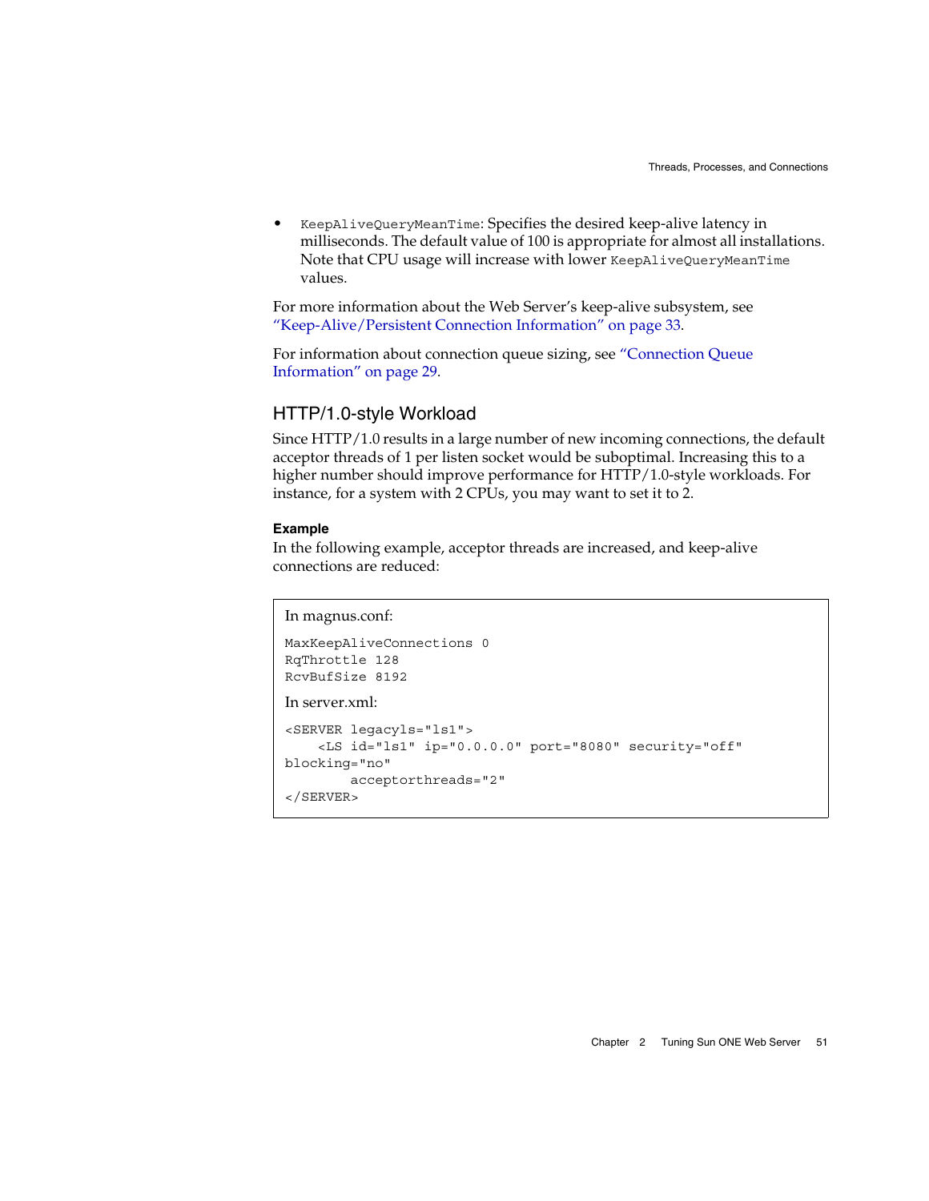- `KeepAliveQueryMeanTime`: Specifies the desired keep-alive latency in milliseconds. The default value of 100 is appropriate for almost all installations. Note that CPU usage will increase with lower `KeepAliveQueryMeanTime` values.

For more information about the Web Server's keep-alive subsystem, see "Keep-Alive/Persistent Connection Information" on page 33.

For information about connection queue sizing, see "Connection Queue Information" on page 29.

### HTTP/1.0-style Workload

Since HTTP/1.0 results in a large number of new incoming connections, the default acceptor threads of 1 per listen socket would be suboptimal. Increasing this to a higher number should improve performance for HTTP/1.0-style workloads. For instance, for a system with 2 CPUs, you may want to set it to 2.

#### Example

In the following example, acceptor threads are increased, and keep-alive connections are reduced:

In magnus.conf:

```
MaxKeepAliveConnections 0
RqThrottle 128
RcvBufSize 8192
```

In server.xml:

```
<SERVER legacyls="ls1">
    <LS id="ls1" ip="0.0.0.0" port="8080" security="off"
blocking="no"
        acceptorthreads="2"
</SERVER>
```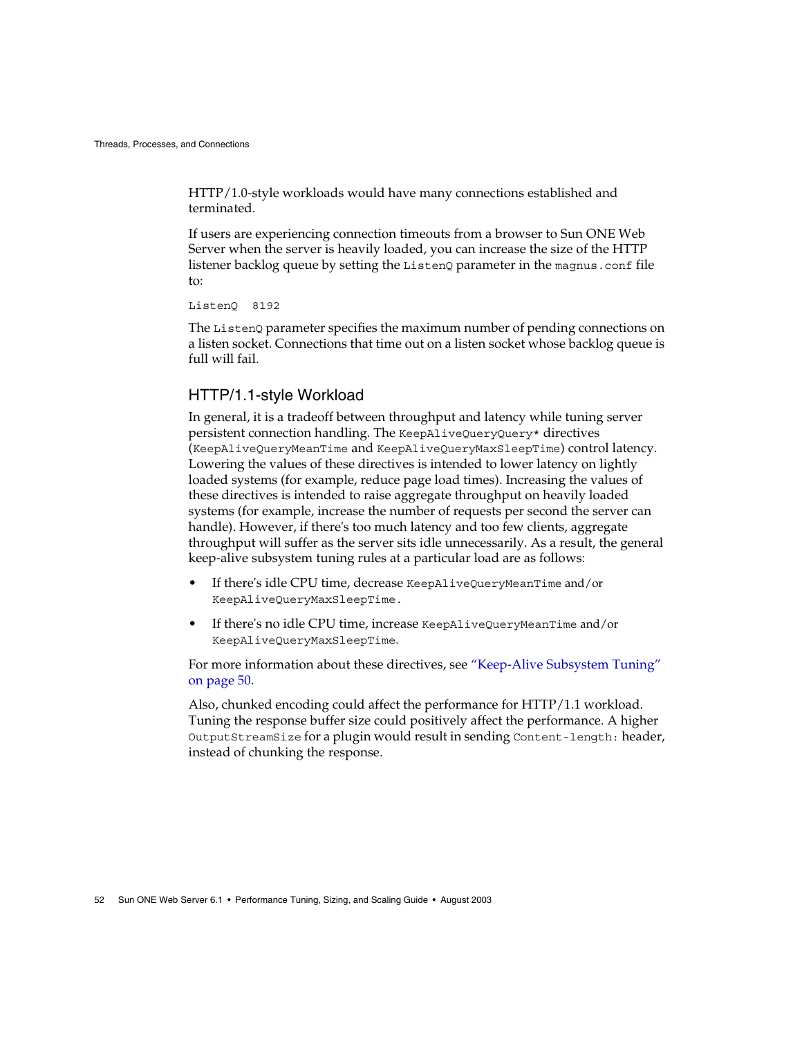HTTP/1.0-style workloads would have many connections established and terminated.

If users are experiencing connection timeouts from a browser to Sun ONE Web Server when the server is heavily loaded, you can increase the size of the HTTP listener backlog queue by setting the `ListenQ` parameter in the `magnus.conf` file to:

```
ListenQ  8192
```

The `ListenQ` parameter specifies the maximum number of pending connections on a listen socket. Connections that time out on a listen socket whose backlog queue is full will fail.

### HTTP/1.1-style Workload

In general, it is a tradeoff between throughput and latency while tuning server persistent connection handling. The `KeepAliveQueryQuery*` directives (`KeepAliveQueryMeanTime` and `KeepAliveQueryMaxSleepTime`) control latency. Lowering the values of these directives is intended to lower latency on lightly loaded systems (for example, reduce page load times). Increasing the values of these directives is intended to raise aggregate throughput on heavily loaded systems (for example, increase the number of requests per second the server can handle). However, if there's too much latency and too few clients, aggregate throughput will suffer as the server sits idle unnecessarily. As a result, the general keep-alive subsystem tuning rules at a particular load are as follows:

- If there's idle CPU time, decrease `KeepAliveQueryMeanTime` and/or `KeepAliveQueryMaxSleepTime`.
- If there's no idle CPU time, increase `KeepAliveQueryMeanTime` and/or `KeepAliveQueryMaxSleepTime`.

For more information about these directives, see "Keep-Alive Subsystem Tuning" on page 50.

Also, chunked encoding could affect the performance for HTTP/1.1 workload. Tuning the response buffer size could positively affect the performance. A higher `OutputStreamSize` for a plugin would result in sending `Content-length:` header, instead of chunking the response.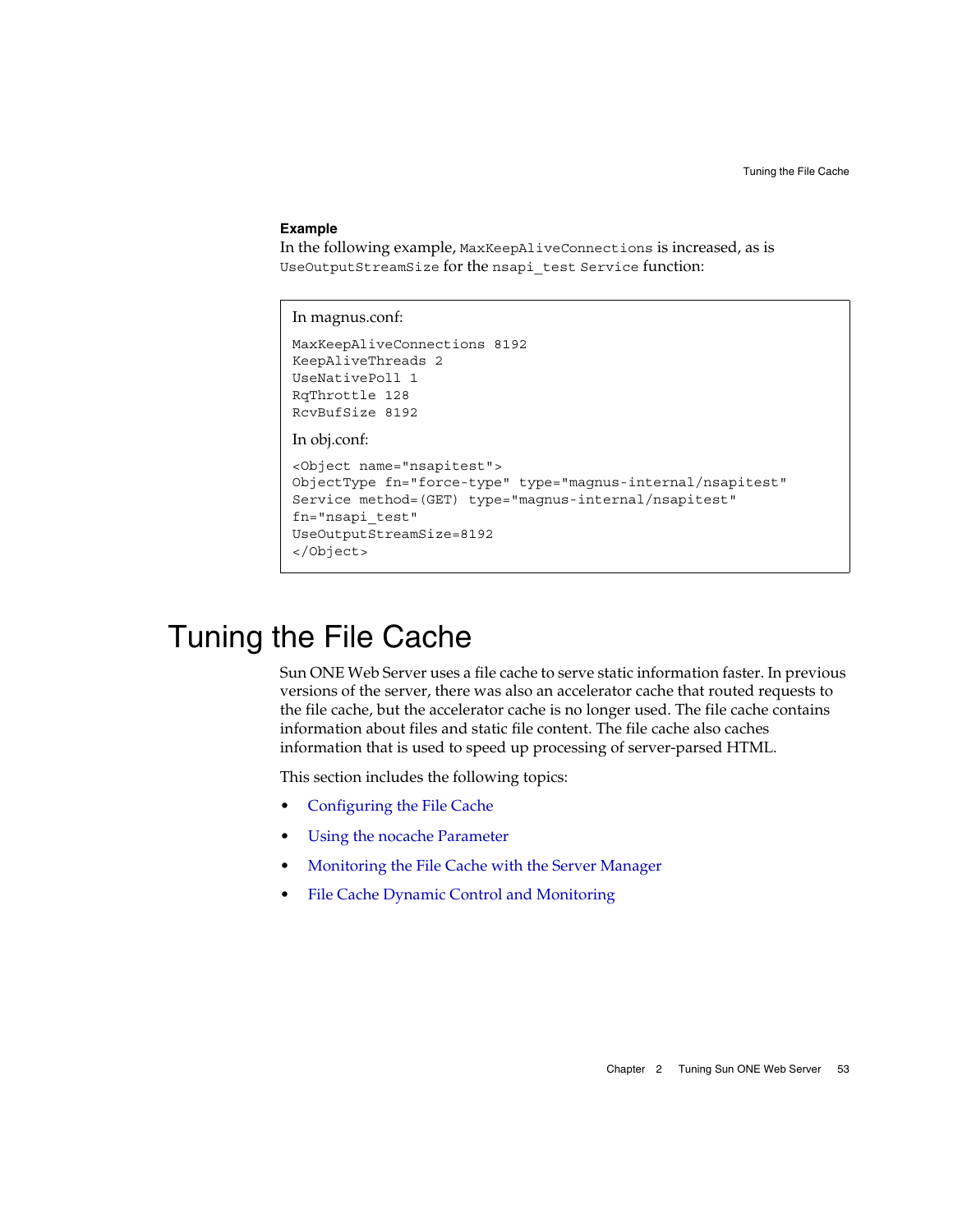**Example**

In the following example, `MaxKeepAliveConnections` is increased, as is `UseOutputStreamSize` for the `nsapi_test Service` function:

In magnus.conf:

```
MaxKeepAliveConnections 8192
KeepAliveThreads 2
UseNativePoll 1
RqThrottle 128
RcvBufSize 8192
```

In obj.conf:

```
<Object name="nsapitest">
ObjectType fn="force-type" type="magnus-internal/nsapitest"
Service method=(GET) type="magnus-internal/nsapitest"
fn="nsapi_test"
UseOutputStreamSize=8192
</Object>
```

# Tuning the File Cache

Sun ONE Web Server uses a file cache to serve static information faster. In previous versions of the server, there was also an accelerator cache that routed requests to the file cache, but the accelerator cache is no longer used. The file cache contains information about files and static file content. The file cache also caches information that is used to speed up processing of server-parsed HTML.

This section includes the following topics:

- Configuring the File Cache
- Using the nocache Parameter
- Monitoring the File Cache with the Server Manager
- File Cache Dynamic Control and Monitoring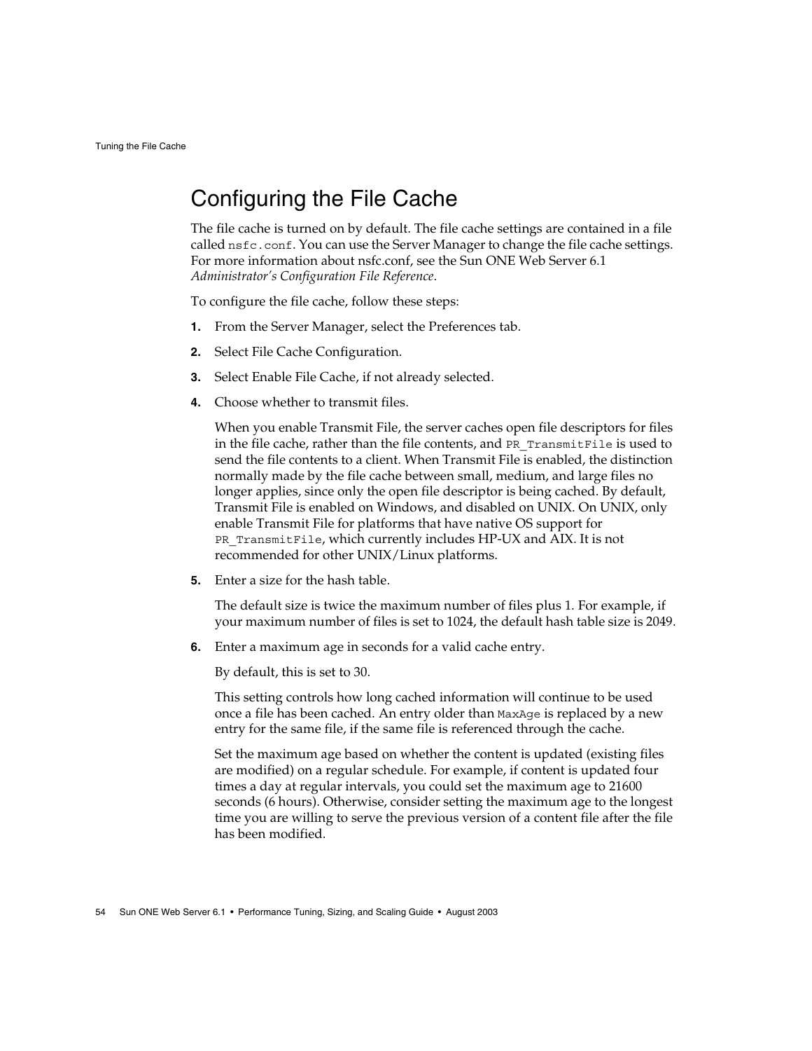## Configuring the File Cache

The file cache is turned on by default. The file cache settings are contained in a file called `nsfc.conf`. You can use the Server Manager to change the file cache settings. For more information about nsfc.conf, see the Sun ONE Web Server 6.1 *Administrator's Configuration File Reference*.

To configure the file cache, follow these steps:

1. From the Server Manager, select the Preferences tab.
2. Select File Cache Configuration.
3. Select Enable File Cache, if not already selected.
4. Choose whether to transmit files.

   When you enable Transmit File, the server caches open file descriptors for files in the file cache, rather than the file contents, and `PR_TransmitFile` is used to send the file contents to a client. When Transmit File is enabled, the distinction normally made by the file cache between small, medium, and large files no longer applies, since only the open file descriptor is being cached. By default, Transmit File is enabled on Windows, and disabled on UNIX. On UNIX, only enable Transmit File for platforms that have native OS support for `PR_TransmitFile`, which currently includes HP-UX and AIX. It is not recommended for other UNIX/Linux platforms.

5. Enter a size for the hash table.

   The default size is twice the maximum number of files plus 1. For example, if your maximum number of files is set to 1024, the default hash table size is 2049.

6. Enter a maximum age in seconds for a valid cache entry.

   By default, this is set to 30.

   This setting controls how long cached information will continue to be used once a file has been cached. An entry older than `MaxAge` is replaced by a new entry for the same file, if the same file is referenced through the cache.

   Set the maximum age based on whether the content is updated (existing files are modified) on a regular schedule. For example, if content is updated four times a day at regular intervals, you could set the maximum age to 21600 seconds (6 hours). Otherwise, consider setting the maximum age to the longest time you are willing to serve the previous version of a content file after the file has been modified.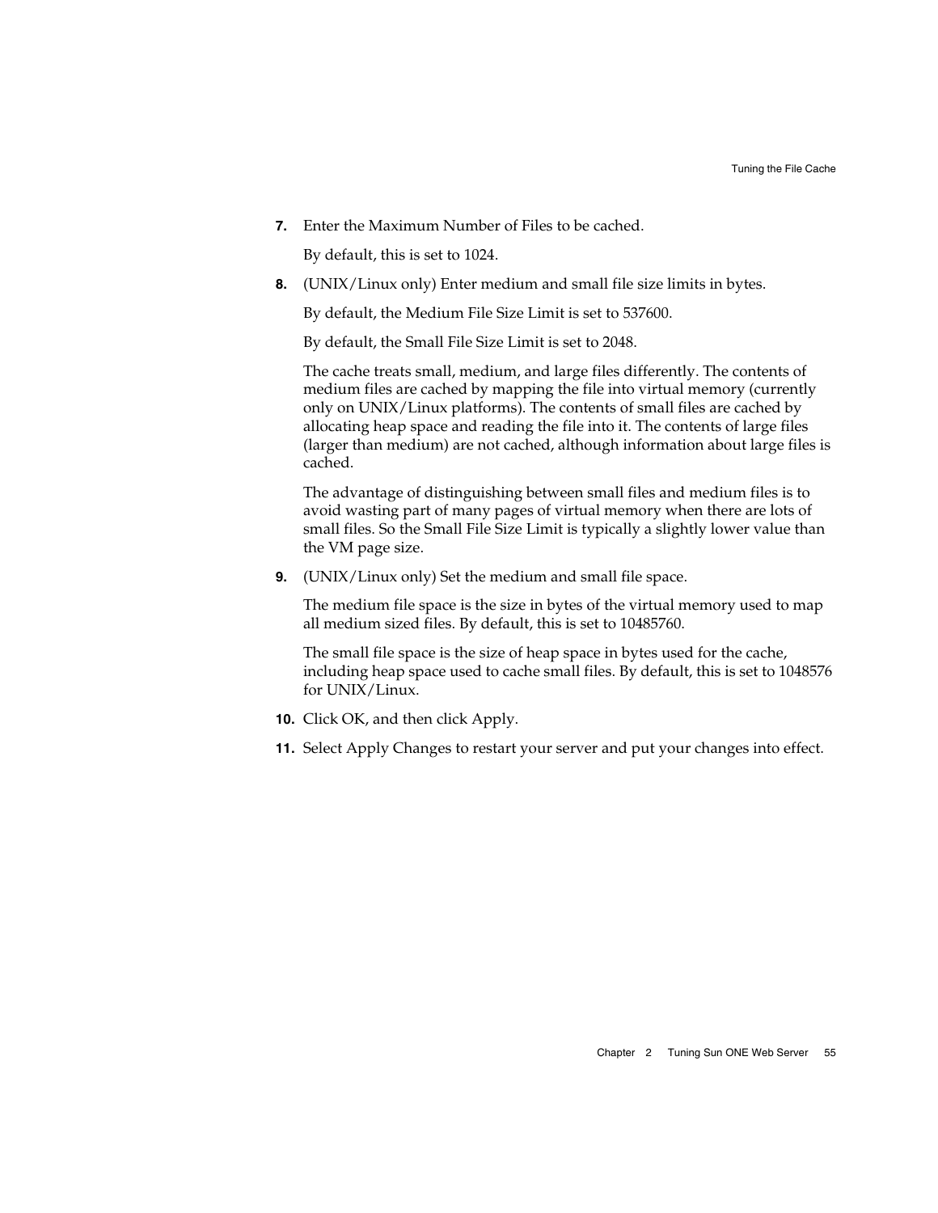7. Enter the Maximum Number of Files to be cached.

   By default, this is set to 1024.

8. (UNIX/Linux only) Enter medium and small file size limits in bytes.

   By default, the Medium File Size Limit is set to 537600.

   By default, the Small File Size Limit is set to 2048.

   The cache treats small, medium, and large files differently. The contents of medium files are cached by mapping the file into virtual memory (currently only on UNIX/Linux platforms). The contents of small files are cached by allocating heap space and reading the file into it. The contents of large files (larger than medium) are not cached, although information about large files is cached.

   The advantage of distinguishing between small files and medium files is to avoid wasting part of many pages of virtual memory when there are lots of small files. So the Small File Size Limit is typically a slightly lower value than the VM page size.

9. (UNIX/Linux only) Set the medium and small file space.

   The medium file space is the size in bytes of the virtual memory used to map all medium sized files. By default, this is set to 10485760.

   The small file space is the size of heap space in bytes used for the cache, including heap space used to cache small files. By default, this is set to 1048576 for UNIX/Linux.

10. Click OK, and then click Apply.

11. Select Apply Changes to restart your server and put your changes into effect.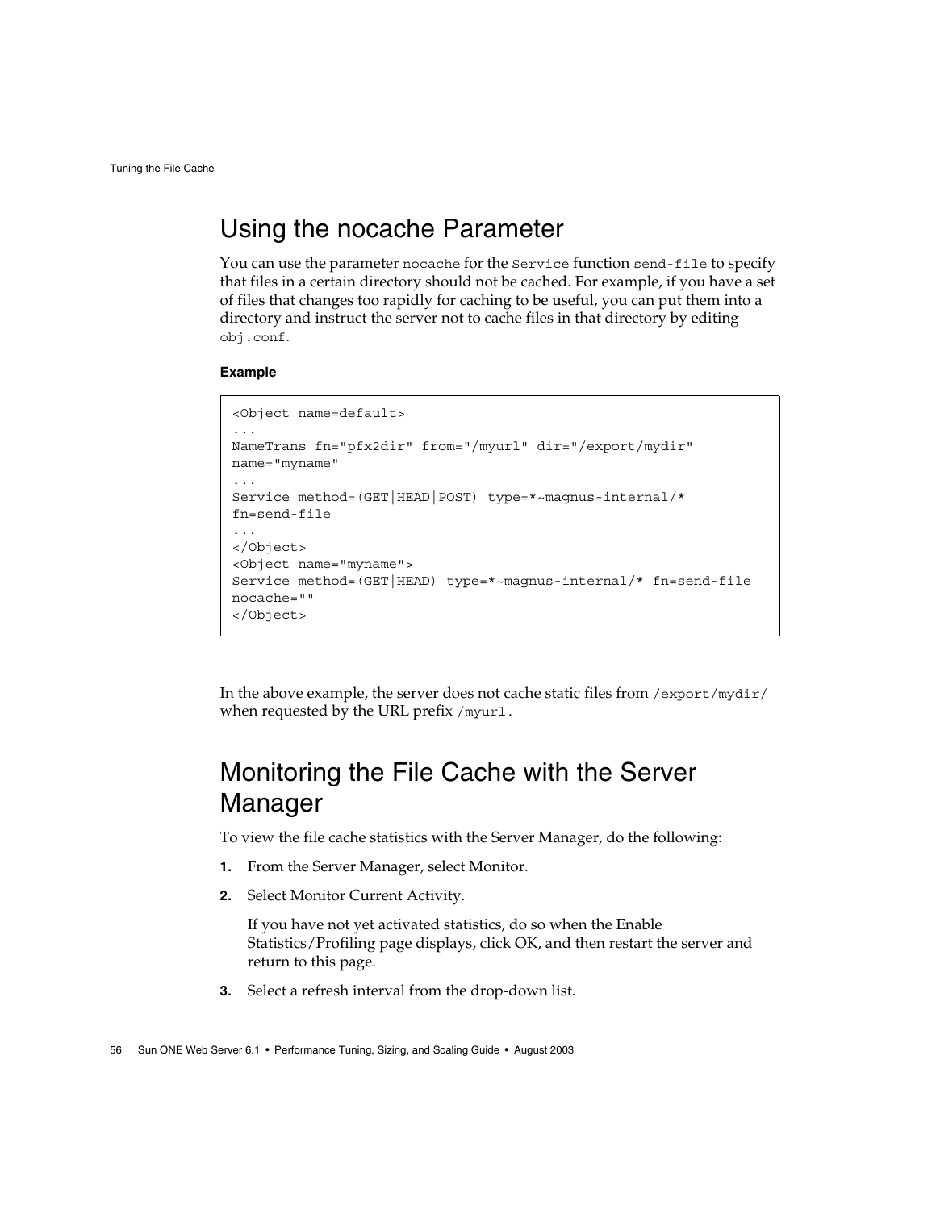## Using the nocache Parameter

You can use the parameter `nocache` for the `Service` function `send-file` to specify that files in a certain directory should not be cached. For example, if you have a set of files that changes too rapidly for caching to be useful, you can put them into a directory and instruct the server not to cache files in that directory by editing `obj.conf`.

**Example**

```
<Object name=default>
...
NameTrans fn="pfx2dir" from="/myurl" dir="/export/mydir"
name="myname"
...
Service method=(GET|HEAD|POST) type=*~magnus-internal/*
fn=send-file
...
</Object>
<Object name="myname">
Service method=(GET|HEAD) type=*~magnus-internal/* fn=send-file
nocache=""
</Object>
```

In the above example, the server does not cache static files from `/export/mydir/` when requested by the URL prefix `/myurl`.

## Monitoring the File Cache with the Server Manager

To view the file cache statistics with the Server Manager, do the following:

1. From the Server Manager, select Monitor.
2. Select Monitor Current Activity.

   If you have not yet activated statistics, do so when the Enable Statistics/Profiling page displays, click OK, and then restart the server and return to this page.
3. Select a refresh interval from the drop-down list.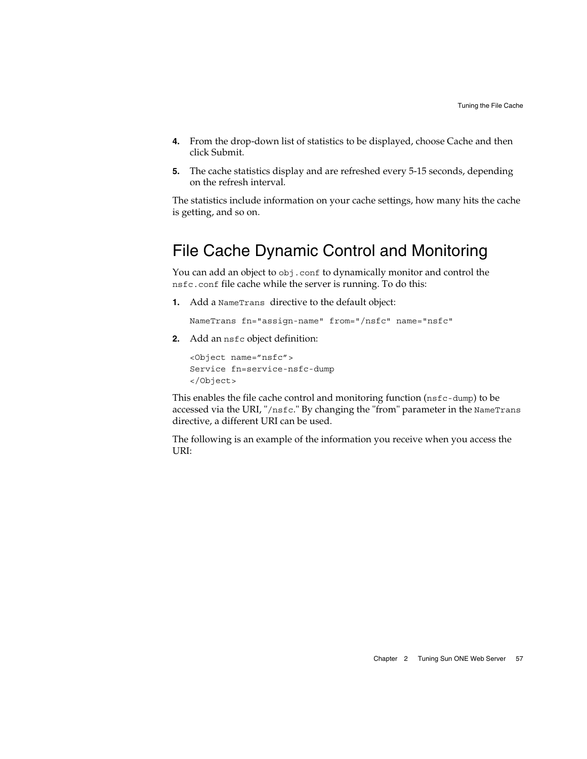4. From the drop-down list of statistics to be displayed, choose Cache and then click Submit.

5. The cache statistics display and are refreshed every 5-15 seconds, depending on the refresh interval.

The statistics include information on your cache settings, how many hits the cache is getting, and so on.

## File Cache Dynamic Control and Monitoring

You can add an object to `obj.conf` to dynamically monitor and control the `nsfc.conf` file cache while the server is running. To do this:

1. Add a `NameTrans` directive to the default object:

```
NameTrans fn="assign-name" from="/nsfc" name="nsfc"
```

2. Add an `nsfc` object definition:

```
<Object name="nsfc">
Service fn=service-nsfc-dump
</Object>
```

This enables the file cache control and monitoring function (`nsfc-dump`) to be accessed via the URI, "`/nsfc`." By changing the "from" parameter in the `NameTrans` directive, a different URI can be used.

The following is an example of the information you receive when you access the URI: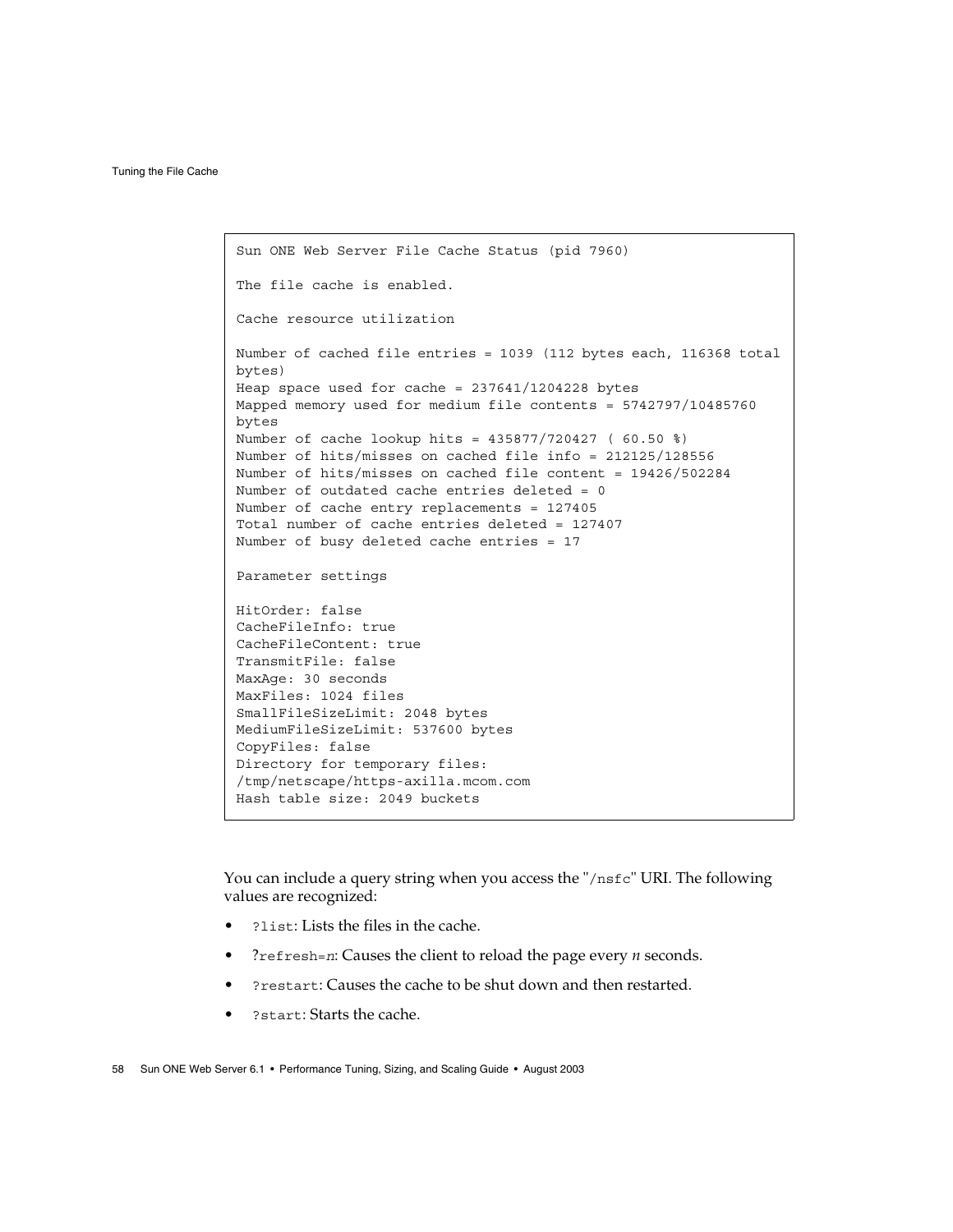```
Sun ONE Web Server File Cache Status (pid 7960)

The file cache is enabled.

Cache resource utilization

Number of cached file entries = 1039 (112 bytes each, 116368 total
bytes)
Heap space used for cache = 237641/1204228 bytes
Mapped memory used for medium file contents = 5742797/10485760
bytes
Number of cache lookup hits = 435877/720427 ( 60.50 %)
Number of hits/misses on cached file info = 212125/128556
Number of hits/misses on cached file content = 19426/502284
Number of outdated cache entries deleted = 0
Number of cache entry replacements = 127405
Total number of cache entries deleted = 127407
Number of busy deleted cache entries = 17

Parameter settings

HitOrder: false
CacheFileInfo: true
CacheFileContent: true
TransmitFile: false
MaxAge: 30 seconds
MaxFiles: 1024 files
SmallFileSizeLimit: 2048 bytes
MediumFileSizeLimit: 537600 bytes
CopyFiles: false
Directory for temporary files:
/tmp/netscape/https-axilla.mcom.com
Hash table size: 2049 buckets
```

You can include a query string when you access the "`/nsfc`" URI. The following values are recognized:

- `?list`: Lists the files in the cache.
- `?refresh=`*n*: Causes the client to reload the page every *n* seconds.
- `?restart`: Causes the cache to be shut down and then restarted.
- `?start`: Starts the cache.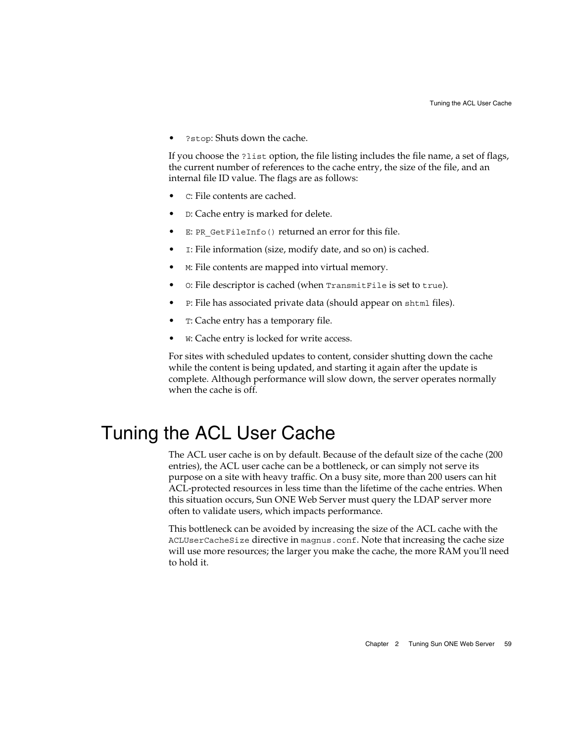- `?stop`: Shuts down the cache.

If you choose the `?list` option, the file listing includes the file name, a set of flags, the current number of references to the cache entry, the size of the file, and an internal file ID value. The flags are as follows:

- `C`: File contents are cached.
- `D`: Cache entry is marked for delete.
- `E`: `PR_GetFileInfo()` returned an error for this file.
- `I`: File information (size, modify date, and so on) is cached.
- `M`: File contents are mapped into virtual memory.
- `O`: File descriptor is cached (when `TransmitFile` is set to `true`).
- `P`: File has associated private data (should appear on `shtml` files).
- `T`: Cache entry has a temporary file.
- `W`: Cache entry is locked for write access.

For sites with scheduled updates to content, consider shutting down the cache while the content is being updated, and starting it again after the update is complete. Although performance will slow down, the server operates normally when the cache is off.

# Tuning the ACL User Cache

The ACL user cache is on by default. Because of the default size of the cache (200 entries), the ACL user cache can be a bottleneck, or can simply not serve its purpose on a site with heavy traffic. On a busy site, more than 200 users can hit ACL-protected resources in less time than the lifetime of the cache entries. When this situation occurs, Sun ONE Web Server must query the LDAP server more often to validate users, which impacts performance.

This bottleneck can be avoided by increasing the size of the ACL cache with the `ACLUserCacheSize` directive in `magnus.conf`. Note that increasing the cache size will use more resources; the larger you make the cache, the more RAM you'll need to hold it.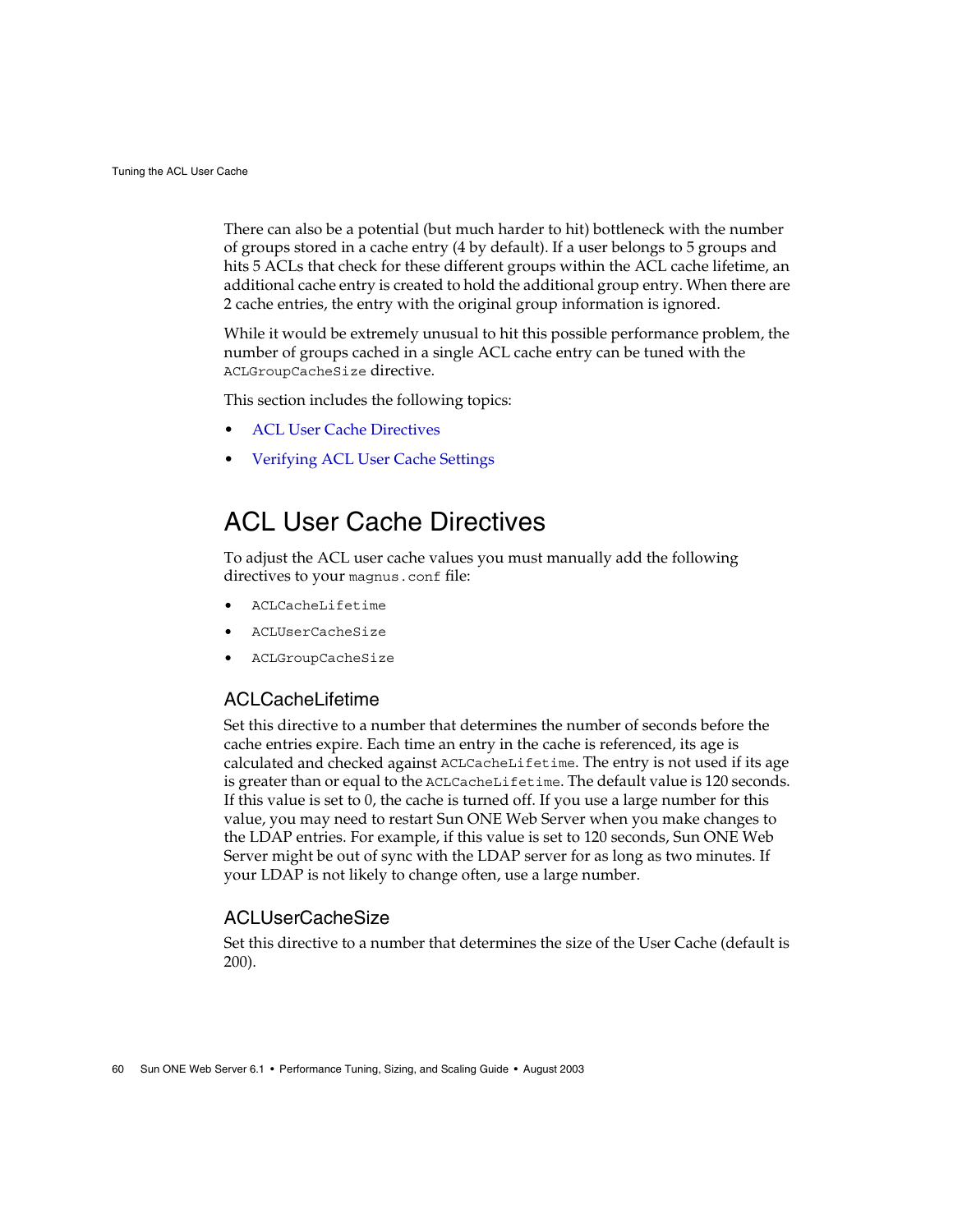There can also be a potential (but much harder to hit) bottleneck with the number of groups stored in a cache entry (4 by default). If a user belongs to 5 groups and hits 5 ACLs that check for these different groups within the ACL cache lifetime, an additional cache entry is created to hold the additional group entry. When there are 2 cache entries, the entry with the original group information is ignored.

While it would be extremely unusual to hit this possible performance problem, the number of groups cached in a single ACL cache entry can be tuned with the `ACLGroupCacheSize` directive.

This section includes the following topics:

- ACL User Cache Directives
- Verifying ACL User Cache Settings

## ACL User Cache Directives

To adjust the ACL user cache values you must manually add the following directives to your `magnus.conf` file:

- `ACLCacheLifetime`
- `ACLUserCacheSize`
- `ACLGroupCacheSize`

### ACLCacheLifetime

Set this directive to a number that determines the number of seconds before the cache entries expire. Each time an entry in the cache is referenced, its age is calculated and checked against `ACLCacheLifetime`. The entry is not used if its age is greater than or equal to the `ACLCacheLifetime`. The default value is 120 seconds. If this value is set to 0, the cache is turned off. If you use a large number for this value, you may need to restart Sun ONE Web Server when you make changes to the LDAP entries. For example, if this value is set to 120 seconds, Sun ONE Web Server might be out of sync with the LDAP server for as long as two minutes. If your LDAP is not likely to change often, use a large number.

### ACLUserCacheSize

Set this directive to a number that determines the size of the User Cache (default is 200).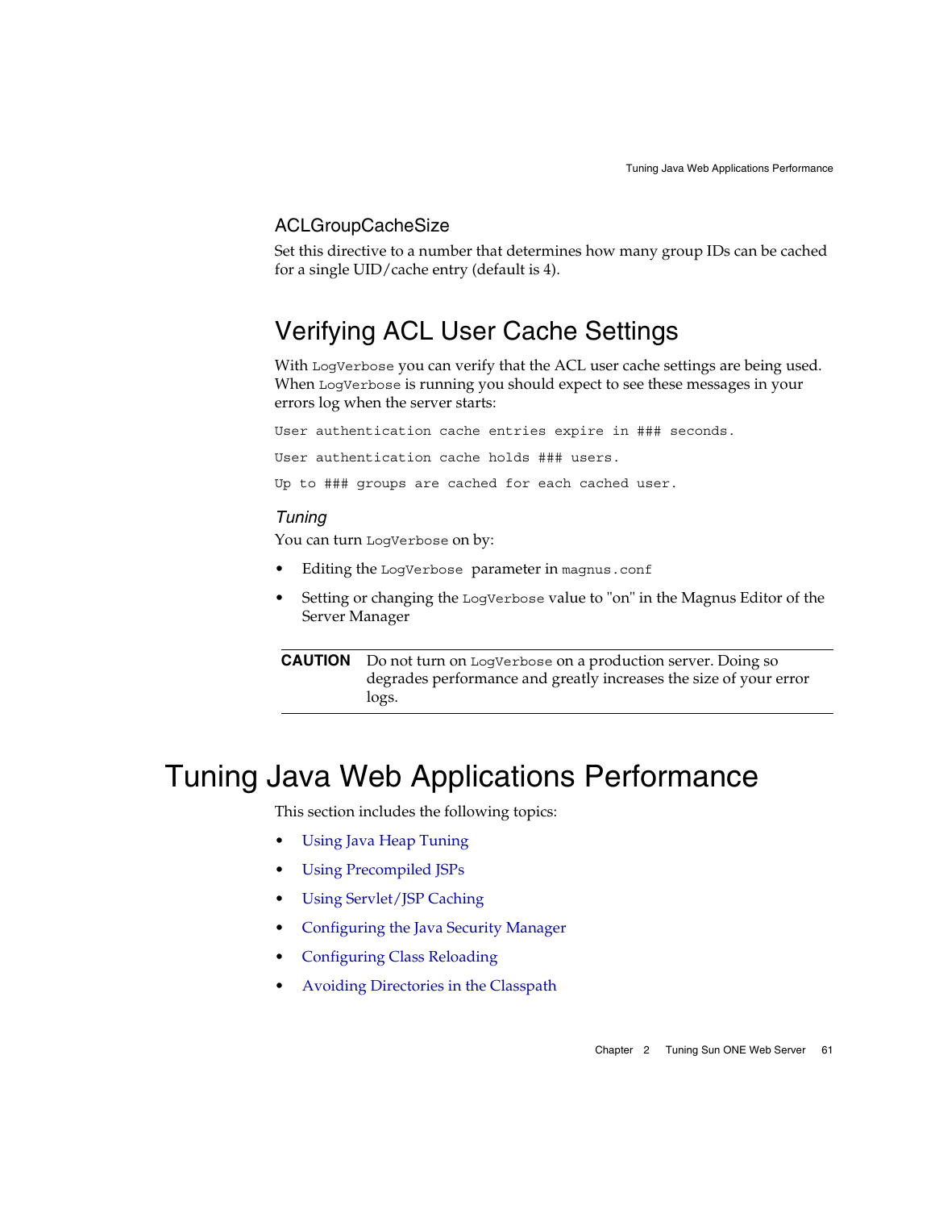### ACLGroupCacheSize

Set this directive to a number that determines how many group IDs can be cached for a single UID/cache entry (default is 4).

## Verifying ACL User Cache Settings

With `LogVerbose` you can verify that the ACL user cache settings are being used. When `LogVerbose` is running you should expect to see these messages in your errors log when the server starts:

```
User authentication cache entries expire in ### seconds.

User authentication cache holds ### users.

Up to ### groups are cached for each cached user.
```

#### *Tuning*

You can turn `LogVerbose` on by:

- Editing the `LogVerbose` parameter in `magnus.conf`
- Setting or changing the `LogVerbose` value to "on" in the Magnus Editor of the Server Manager

**CAUTION** Do not turn on `LogVerbose` on a production server. Doing so degrades performance and greatly increases the size of your error logs.

# Tuning Java Web Applications Performance

This section includes the following topics:

- Using Java Heap Tuning
- Using Precompiled JSPs
- Using Servlet/JSP Caching
- Configuring the Java Security Manager
- Configuring Class Reloading
- Avoiding Directories in the Classpath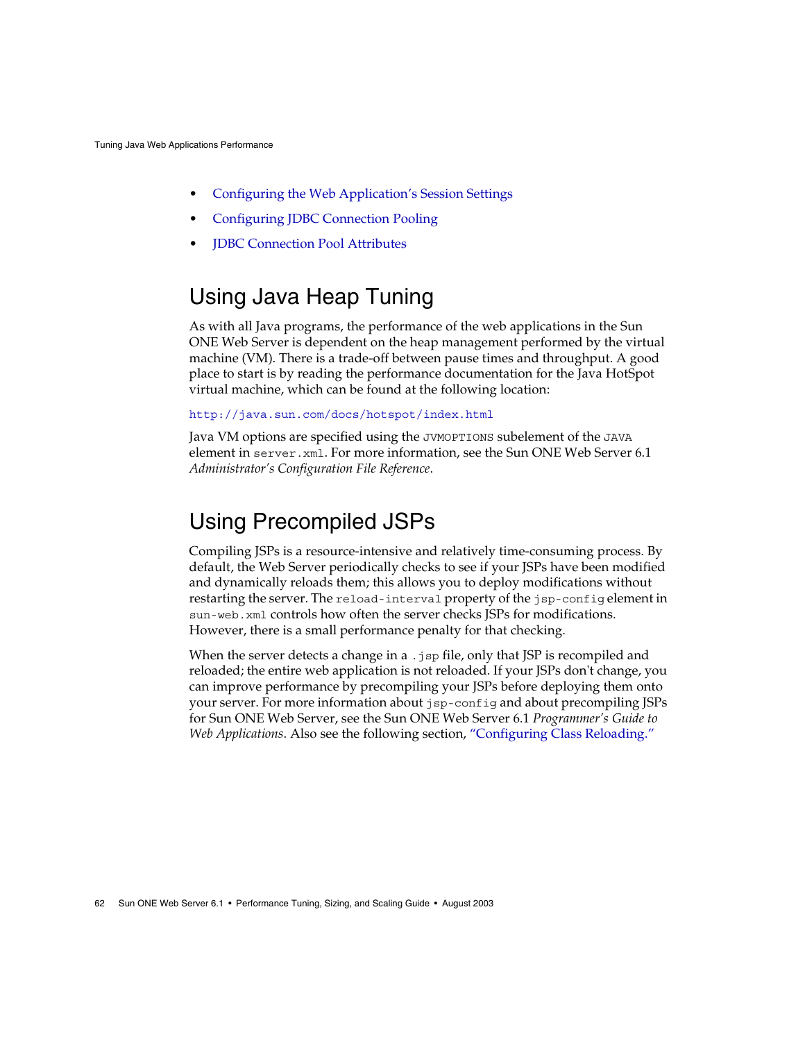- Configuring the Web Application's Session Settings
- Configuring JDBC Connection Pooling
- JDBC Connection Pool Attributes

## Using Java Heap Tuning

As with all Java programs, the performance of the web applications in the Sun ONE Web Server is dependent on the heap management performed by the virtual machine (VM). There is a trade-off between pause times and throughput. A good place to start is by reading the performance documentation for the Java HotSpot virtual machine, which can be found at the following location:

`http://java.sun.com/docs/hotspot/index.html`

Java VM options are specified using the `JVMOPTIONS` subelement of the `JAVA` element in `server.xml`. For more information, see the Sun ONE Web Server 6.1 *Administrator's Configuration File Reference*.

## Using Precompiled JSPs

Compiling JSPs is a resource-intensive and relatively time-consuming process. By default, the Web Server periodically checks to see if your JSPs have been modified and dynamically reloads them; this allows you to deploy modifications without restarting the server. The `reload-interval` property of the `jsp-config` element in `sun-web.xml` controls how often the server checks JSPs for modifications. However, there is a small performance penalty for that checking.

When the server detects a change in a `.jsp` file, only that JSP is recompiled and reloaded; the entire web application is not reloaded. If your JSPs don't change, you can improve performance by precompiling your JSPs before deploying them onto your server. For more information about `jsp-config` and about precompiling JSPs for Sun ONE Web Server, see the Sun ONE Web Server 6.1 *Programmer's Guide to Web Applications*. Also see the following section, "Configuring Class Reloading."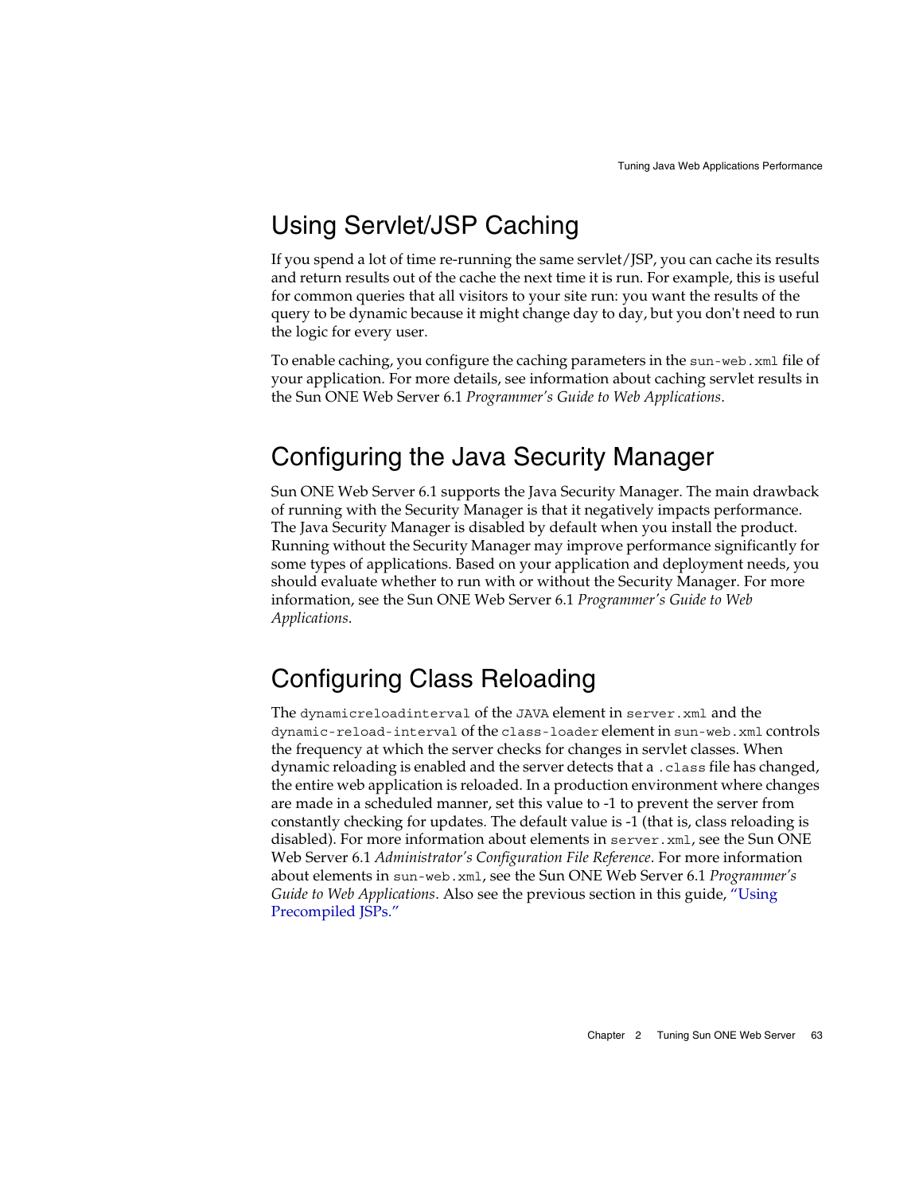## Using Servlet/JSP Caching

If you spend a lot of time re-running the same servlet/JSP, you can cache its results and return results out of the cache the next time it is run. For example, this is useful for common queries that all visitors to your site run: you want the results of the query to be dynamic because it might change day to day, but you don't need to run the logic for every user.

To enable caching, you configure the caching parameters in the `sun-web.xml` file of your application. For more details, see information about caching servlet results in the Sun ONE Web Server 6.1 *Programmer's Guide to Web Applications*.

## Configuring the Java Security Manager

Sun ONE Web Server 6.1 supports the Java Security Manager. The main drawback of running with the Security Manager is that it negatively impacts performance. The Java Security Manager is disabled by default when you install the product. Running without the Security Manager may improve performance significantly for some types of applications. Based on your application and deployment needs, you should evaluate whether to run with or without the Security Manager. For more information, see the Sun ONE Web Server 6.1 *Programmer's Guide to Web Applications*.

## Configuring Class Reloading

The `dynamicreloadinterval` of the `JAVA` element in `server.xml` and the `dynamic-reload-interval` of the `class-loader` element in `sun-web.xml` controls the frequency at which the server checks for changes in servlet classes. When dynamic reloading is enabled and the server detects that a `.class` file has changed, the entire web application is reloaded. In a production environment where changes are made in a scheduled manner, set this value to -1 to prevent the server from constantly checking for updates. The default value is -1 (that is, class reloading is disabled). For more information about elements in `server.xml`, see the Sun ONE Web Server 6.1 *Administrator's Configuration File Reference*. For more information about elements in `sun-web.xml`, see the Sun ONE Web Server 6.1 *Programmer's Guide to Web Applications*. Also see the previous section in this guide, "Using Precompiled JSPs."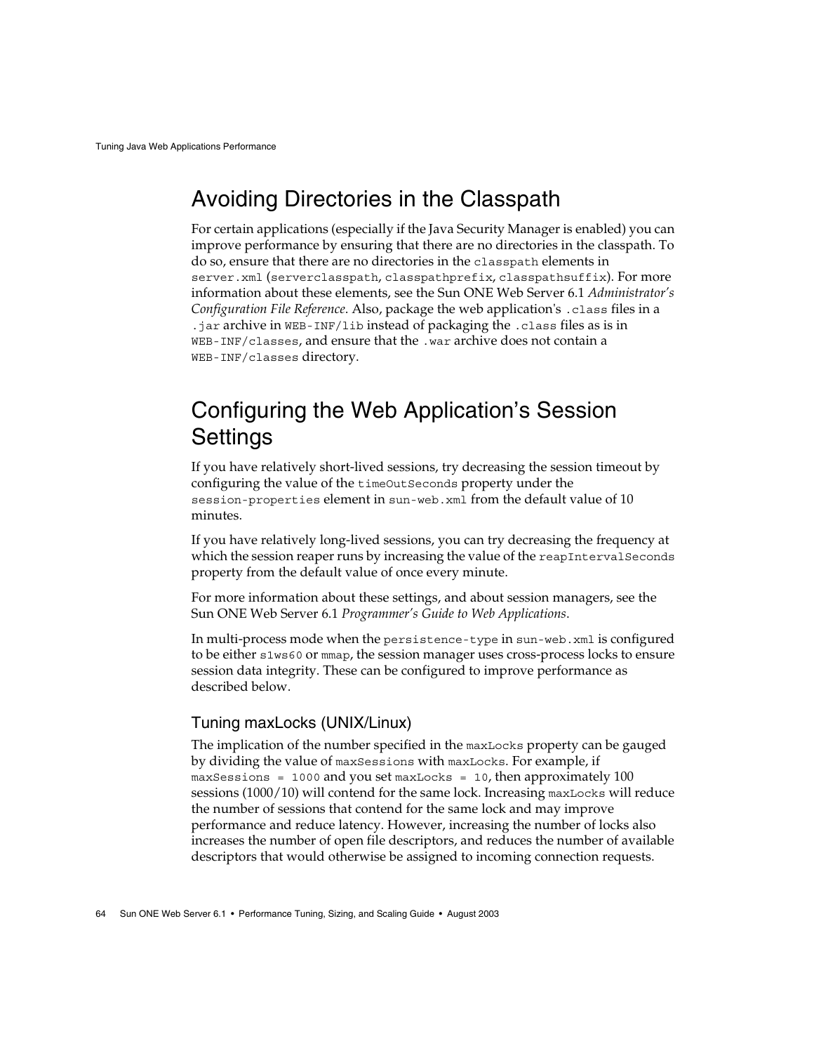## Avoiding Directories in the Classpath

For certain applications (especially if the Java Security Manager is enabled) you can improve performance by ensuring that there are no directories in the classpath. To do so, ensure that there are no directories in the `classpath` elements in `server.xml` (`serverclasspath`, `classpathprefix`, `classpathsuffix`). For more information about these elements, see the Sun ONE Web Server 6.1 *Administrator's Configuration File Reference*. Also, package the web application's `.class` files in a `.jar` archive in `WEB-INF/lib` instead of packaging the `.class` files as is in `WEB-INF/classes`, and ensure that the `.war` archive does not contain a `WEB-INF/classes` directory.

## Configuring the Web Application's Session Settings

If you have relatively short-lived sessions, try decreasing the session timeout by configuring the value of the `timeOutSeconds` property under the `session-properties` element in `sun-web.xml` from the default value of 10 minutes.

If you have relatively long-lived sessions, you can try decreasing the frequency at which the session reaper runs by increasing the value of the `reapIntervalSeconds` property from the default value of once every minute.

For more information about these settings, and about session managers, see the Sun ONE Web Server 6.1 *Programmer's Guide to Web Applications*.

In multi-process mode when the `persistence-type` in `sun-web.xml` is configured to be either `s1ws60` or `mmap`, the session manager uses cross-process locks to ensure session data integrity. These can be configured to improve performance as described below.

### Tuning maxLocks (UNIX/Linux)

The implication of the number specified in the `maxLocks` property can be gauged by dividing the value of `maxSessions` with `maxLocks`. For example, if `maxSessions = 1000` and you set `maxLocks = 10`, then approximately 100 sessions (1000/10) will contend for the same lock. Increasing `maxLocks` will reduce the number of sessions that contend for the same lock and may improve performance and reduce latency. However, increasing the number of locks also increases the number of open file descriptors, and reduces the number of available descriptors that would otherwise be assigned to incoming connection requests.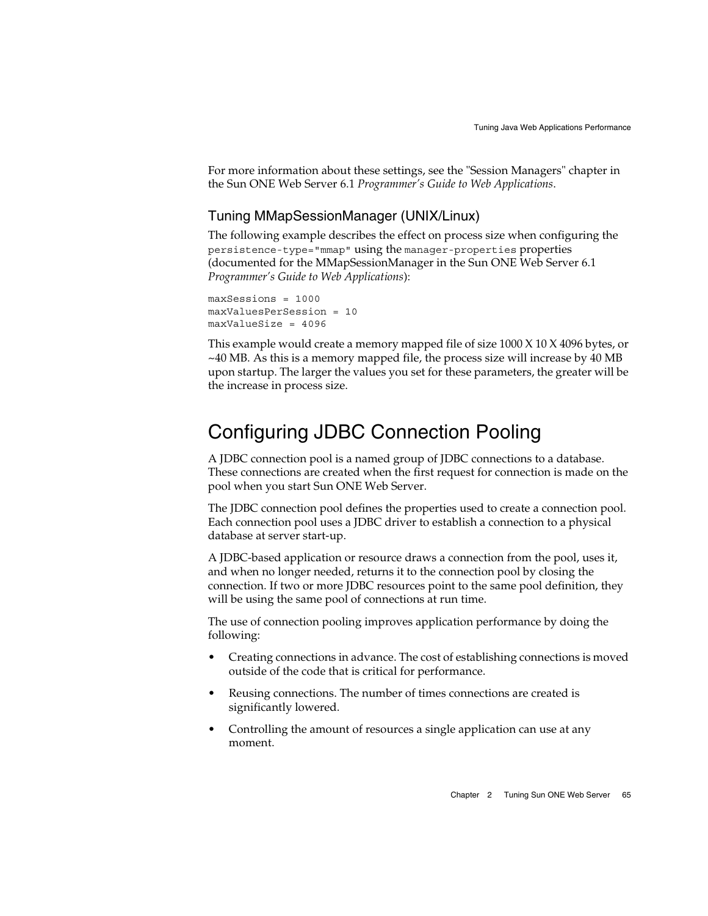For more information about these settings, see the "Session Managers" chapter in the Sun ONE Web Server 6.1 *Programmer's Guide to Web Applications*.

### Tuning MMapSessionManager (UNIX/Linux)

The following example describes the effect on process size when configuring the `persistence-type="mmap"` using the `manager-properties` properties (documented for the MMapSessionManager in the Sun ONE Web Server 6.1 *Programmer's Guide to Web Applications*):

```
maxSessions = 1000
maxValuesPerSession = 10
maxValueSize = 4096
```

This example would create a memory mapped file of size 1000 X 10 X 4096 bytes, or ~40 MB. As this is a memory mapped file, the process size will increase by 40 MB upon startup. The larger the values you set for these parameters, the greater will be the increase in process size.

## Configuring JDBC Connection Pooling

A JDBC connection pool is a named group of JDBC connections to a database. These connections are created when the first request for connection is made on the pool when you start Sun ONE Web Server.

The JDBC connection pool defines the properties used to create a connection pool. Each connection pool uses a JDBC driver to establish a connection to a physical database at server start-up.

A JDBC-based application or resource draws a connection from the pool, uses it, and when no longer needed, returns it to the connection pool by closing the connection. If two or more JDBC resources point to the same pool definition, they will be using the same pool of connections at run time.

The use of connection pooling improves application performance by doing the following:

- Creating connections in advance. The cost of establishing connections is moved outside of the code that is critical for performance.
- Reusing connections. The number of times connections are created is significantly lowered.
- Controlling the amount of resources a single application can use at any moment.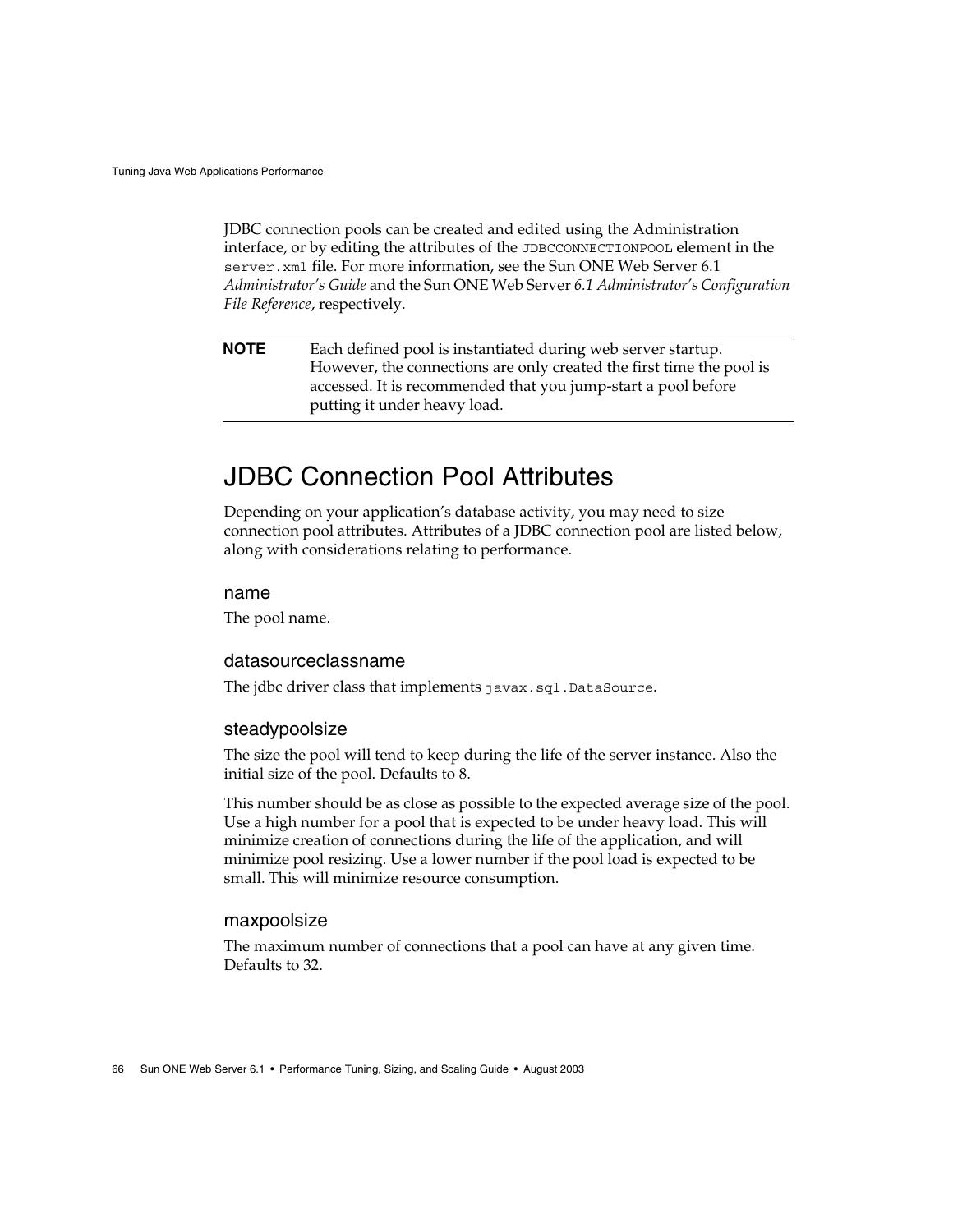JDBC connection pools can be created and edited using the Administration interface, or by editing the attributes of the `JDBCCONNECTIONPOOL` element in the `server.xml` file. For more information, see the Sun ONE Web Server 6.1 *Administrator's Guide* and the Sun ONE Web Server *6.1 Administrator's Configuration File Reference*, respectively.

---

**NOTE** Each defined pool is instantiated during web server startup. However, the connections are only created the first time the pool is accessed. It is recommended that you jump-start a pool before putting it under heavy load.

---

## JDBC Connection Pool Attributes

Depending on your application's database activity, you may need to size connection pool attributes. Attributes of a JDBC connection pool are listed below, along with considerations relating to performance.

### name

The pool name.

### datasourceclassname

The jdbc driver class that implements `javax.sql.DataSource`.

### steadypoolsize

The size the pool will tend to keep during the life of the server instance. Also the initial size of the pool. Defaults to 8.

This number should be as close as possible to the expected average size of the pool. Use a high number for a pool that is expected to be under heavy load. This will minimize creation of connections during the life of the application, and will minimize pool resizing. Use a lower number if the pool load is expected to be small. This will minimize resource consumption.

### maxpoolsize

The maximum number of connections that a pool can have at any given time. Defaults to 32.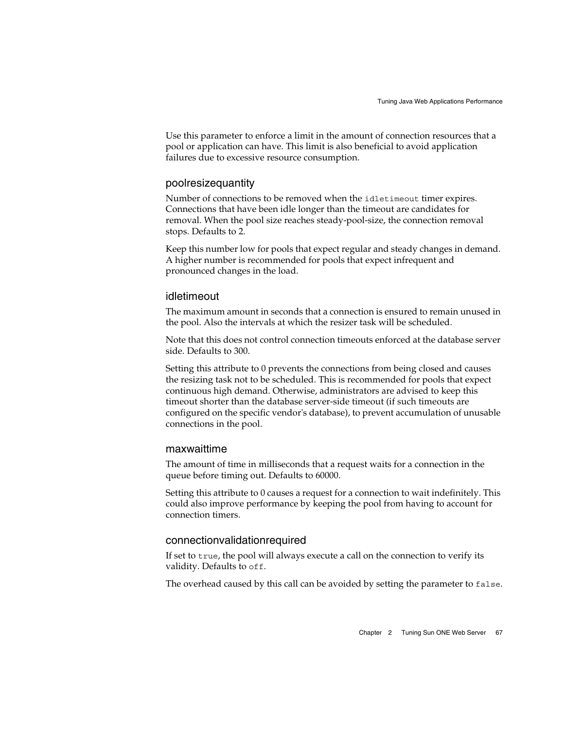Use this parameter to enforce a limit in the amount of connection resources that a pool or application can have. This limit is also beneficial to avoid application failures due to excessive resource consumption.

### poolresizequantity

Number of connections to be removed when the `idletimeout` timer expires. Connections that have been idle longer than the timeout are candidates for removal. When the pool size reaches steady-pool-size, the connection removal stops. Defaults to 2.

Keep this number low for pools that expect regular and steady changes in demand. A higher number is recommended for pools that expect infrequent and pronounced changes in the load.

### idletimeout

The maximum amount in seconds that a connection is ensured to remain unused in the pool. Also the intervals at which the resizer task will be scheduled.

Note that this does not control connection timeouts enforced at the database server side. Defaults to 300.

Setting this attribute to 0 prevents the connections from being closed and causes the resizing task not to be scheduled. This is recommended for pools that expect continuous high demand. Otherwise, administrators are advised to keep this timeout shorter than the database server-side timeout (if such timeouts are configured on the specific vendor's database), to prevent accumulation of unusable connections in the pool.

### maxwaittime

The amount of time in milliseconds that a request waits for a connection in the queue before timing out. Defaults to 60000.

Setting this attribute to 0 causes a request for a connection to wait indefinitely. This could also improve performance by keeping the pool from having to account for connection timers.

### connectionvalidationrequired

If set to `true`, the pool will always execute a call on the connection to verify its validity. Defaults to `off`.

The overhead caused by this call can be avoided by setting the parameter to `false`.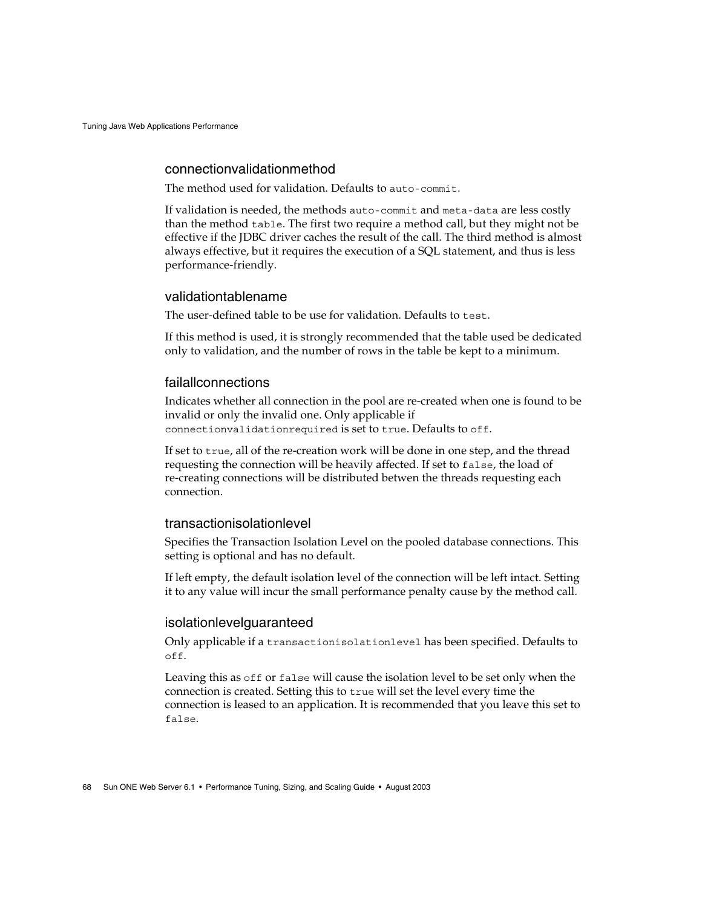### connectionvalidationmethod

The method used for validation. Defaults to `auto-commit`.

If validation is needed, the methods `auto-commit` and `meta-data` are less costly than the method `table`. The first two require a method call, but they might not be effective if the JDBC driver caches the result of the call. The third method is almost always effective, but it requires the execution of a SQL statement, and thus is less performance-friendly.

### validationtablename

The user-defined table to be use for validation. Defaults to `test`.

If this method is used, it is strongly recommended that the table used be dedicated only to validation, and the number of rows in the table be kept to a minimum.

### failallconnections

Indicates whether all connection in the pool are re-created when one is found to be invalid or only the invalid one. Only applicable if `connectionvalidationrequired` is set to `true`. Defaults to `off`.

If set to `true`, all of the re-creation work will be done in one step, and the thread requesting the connection will be heavily affected. If set to `false`, the load of re-creating connections will be distributed betwen the threads requesting each connection.

### transactionisolationlevel

Specifies the Transaction Isolation Level on the pooled database connections. This setting is optional and has no default.

If left empty, the default isolation level of the connection will be left intact. Setting it to any value will incur the small performance penalty cause by the method call.

### isolationlevelguaranteed

Only applicable if a `transactionisolationlevel` has been specified. Defaults to `off`.

Leaving this as `off` or `false` will cause the isolation level to be set only when the connection is created. Setting this to `true` will set the level every time the connection is leased to an application. It is recommended that you leave this set to `false`.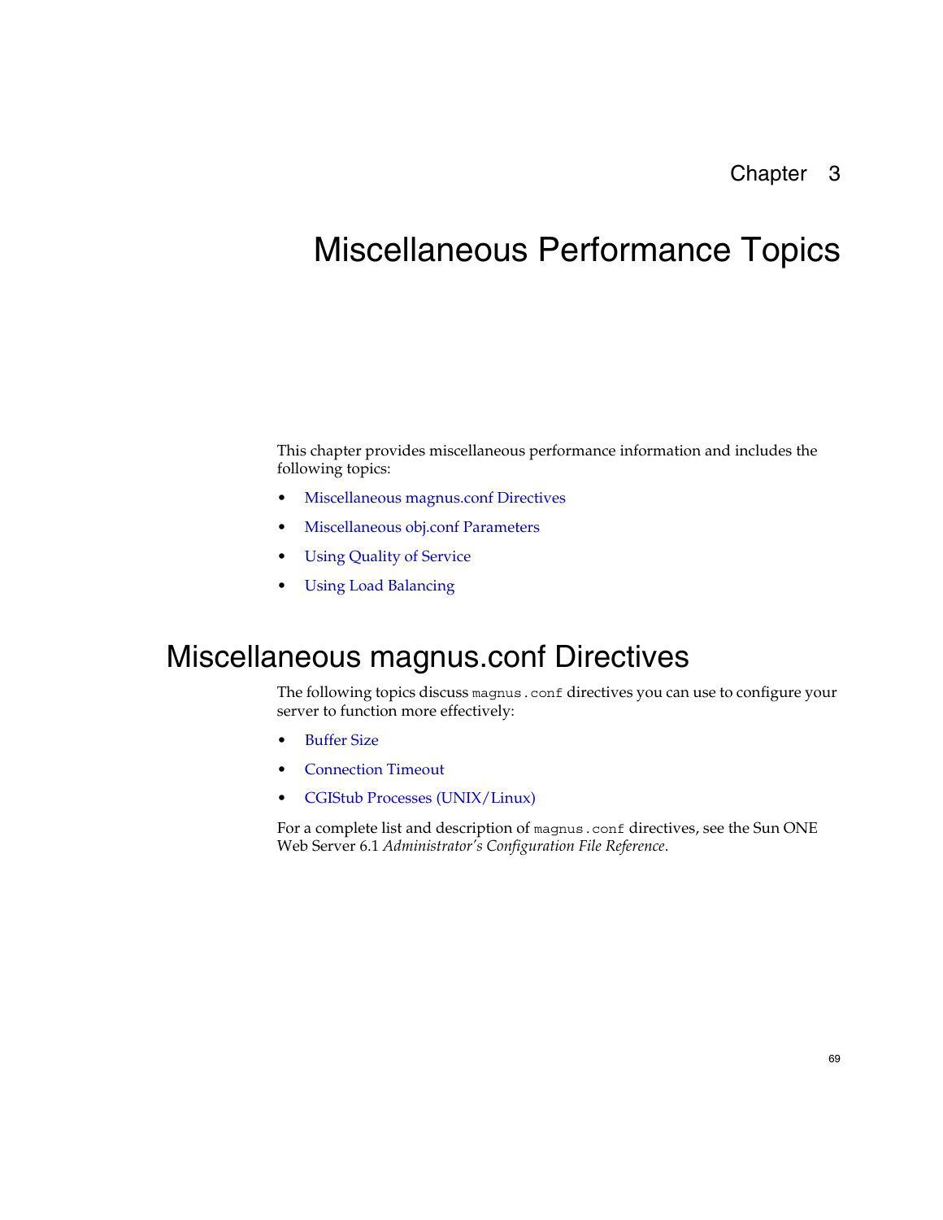# Chapter 3

# Miscellaneous Performance Topics

This chapter provides miscellaneous performance information and includes the following topics:

- Miscellaneous magnus.conf Directives
- Miscellaneous obj.conf Parameters
- Using Quality of Service
- Using Load Balancing

## Miscellaneous magnus.conf Directives

The following topics discuss `magnus.conf` directives you can use to configure your server to function more effectively:

- Buffer Size
- Connection Timeout
- CGIStub Processes (UNIX/Linux)

For a complete list and description of `magnus.conf` directives, see the Sun ONE Web Server 6.1 *Administrator's Configuration File Reference*.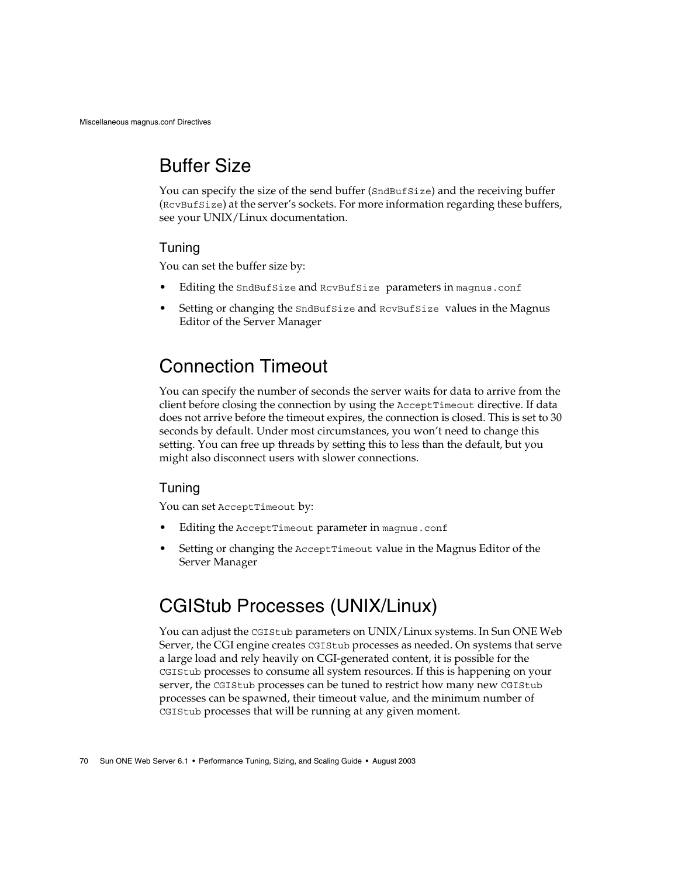## Buffer Size

You can specify the size of the send buffer (`SndBufSize`) and the receiving buffer (`RcvBufSize`) at the server's sockets. For more information regarding these buffers, see your UNIX/Linux documentation.

### Tuning

You can set the buffer size by:

- Editing the `SndBufSize` and `RcvBufSize` parameters in `magnus.conf`
- Setting or changing the `SndBufSize` and `RcvBufSize` values in the Magnus Editor of the Server Manager

## Connection Timeout

You can specify the number of seconds the server waits for data to arrive from the client before closing the connection by using the `AcceptTimeout` directive. If data does not arrive before the timeout expires, the connection is closed. This is set to 30 seconds by default. Under most circumstances, you won't need to change this setting. You can free up threads by setting this to less than the default, but you might also disconnect users with slower connections.

### Tuning

You can set `AcceptTimeout` by:

- Editing the `AcceptTimeout` parameter in `magnus.conf`
- Setting or changing the `AcceptTimeout` value in the Magnus Editor of the Server Manager

## CGIStub Processes (UNIX/Linux)

You can adjust the `CGIStub` parameters on UNIX/Linux systems. In Sun ONE Web Server, the CGI engine creates `CGIStub` processes as needed. On systems that serve a large load and rely heavily on CGI-generated content, it is possible for the `CGIStub` processes to consume all system resources. If this is happening on your server, the `CGIStub` processes can be tuned to restrict how many new `CGIStub` processes can be spawned, their timeout value, and the minimum number of `CGIStub` processes that will be running at any given moment.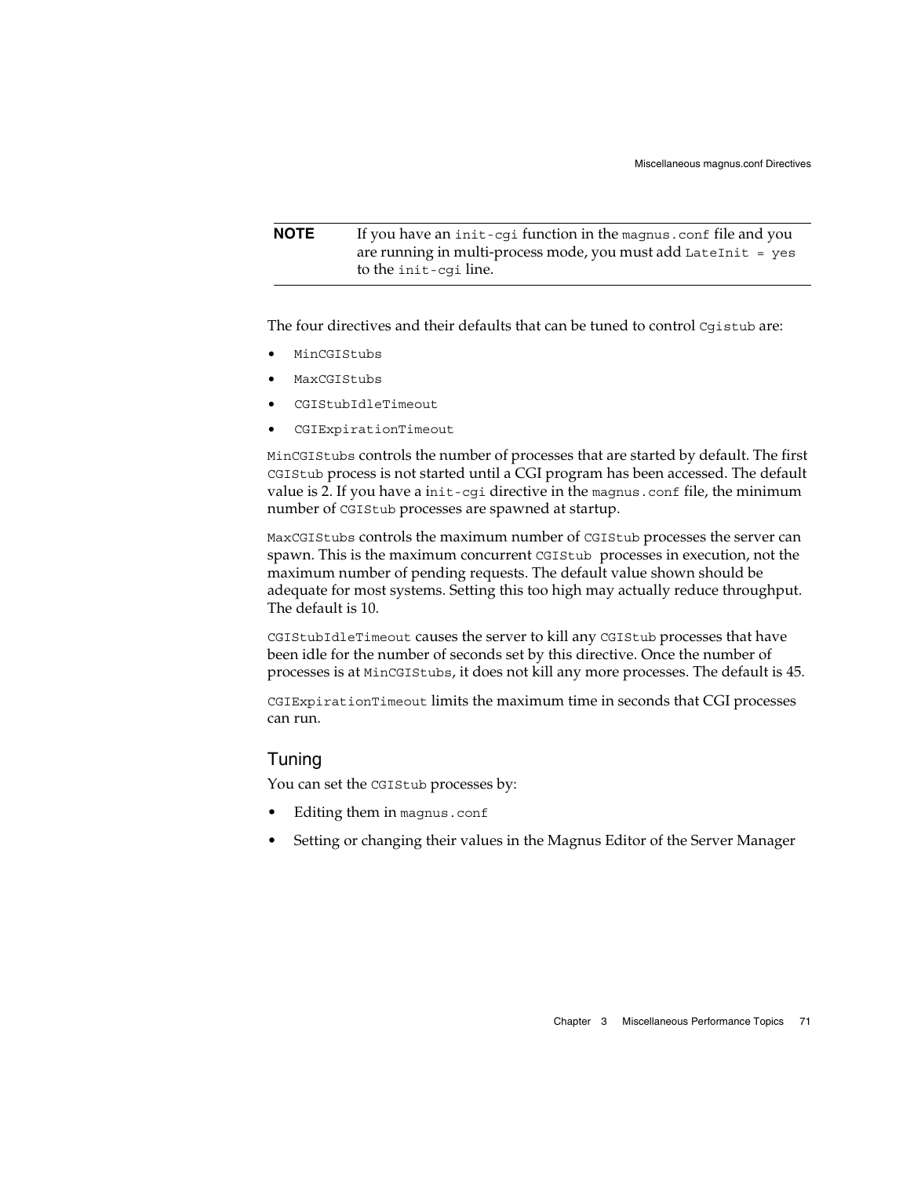| **NOTE** | If you have an `init-cgi` function in the `magnus.conf` file and you are running in multi-process mode, you must add `LateInit = yes` to the `init-cgi` line. |
| --- | --- |

The four directives and their defaults that can be tuned to control `Cgistub` are:

- `MinCGIStubs`
- `MaxCGIStubs`
- `CGIStubIdleTimeout`
- `CGIExpirationTimeout`

`MinCGIStubs` controls the number of processes that are started by default. The first `CGIStub` process is not started until a CGI program has been accessed. The default value is 2. If you have a `init-cgi` directive in the `magnus.conf` file, the minimum number of `CGIStub` processes are spawned at startup.

`MaxCGIStubs` controls the maximum number of `CGIStub` processes the server can spawn. This is the maximum concurrent `CGIStub` processes in execution, not the maximum number of pending requests. The default value shown should be adequate for most systems. Setting this too high may actually reduce throughput. The default is 10.

`CGIStubIdleTimeout` causes the server to kill any `CGIStub` processes that have been idle for the number of seconds set by this directive. Once the number of processes is at `MinCGIStubs`, it does not kill any more processes. The default is 45.

`CGIExpirationTimeout` limits the maximum time in seconds that CGI processes can run.

### Tuning

You can set the `CGIStub` processes by:

- Editing them in `magnus.conf`
- Setting or changing their values in the Magnus Editor of the Server Manager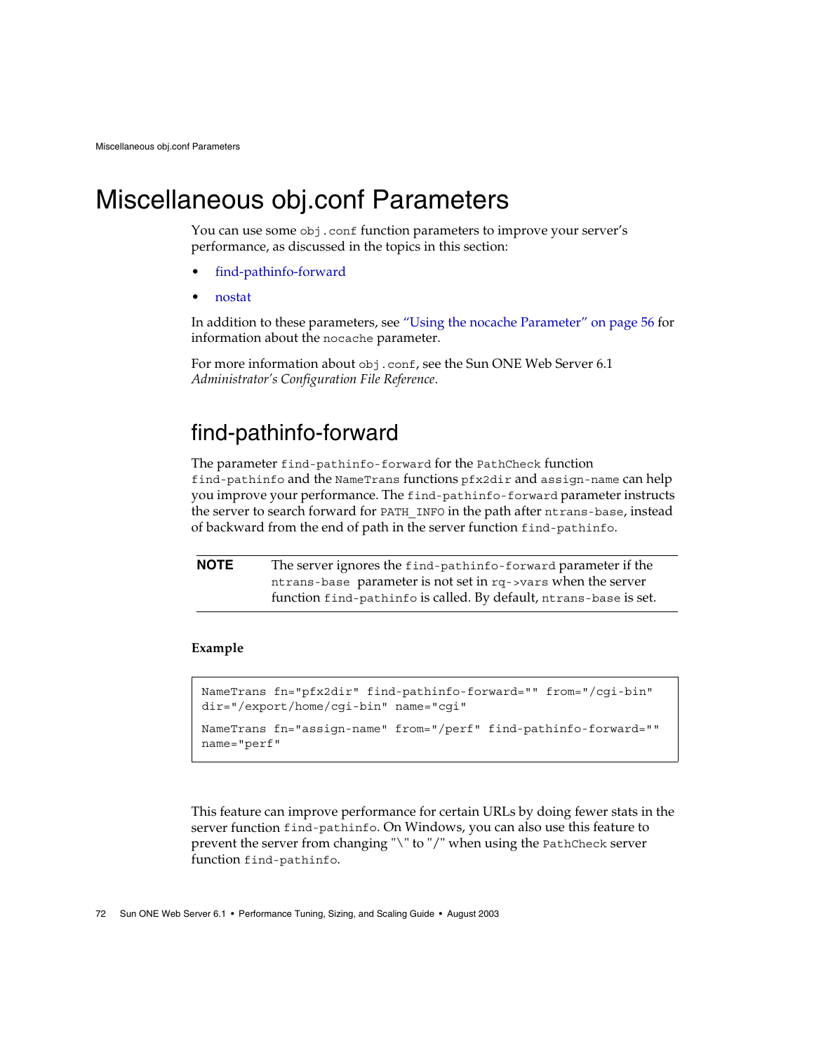# Miscellaneous obj.conf Parameters

You can use some `obj.conf` function parameters to improve your server's performance, as discussed in the topics in this section:

- find-pathinfo-forward
- nostat

In addition to these parameters, see "Using the nocache Parameter" on page 56 for information about the `nocache` parameter.

For more information about `obj.conf`, see the Sun ONE Web Server 6.1 *Administrator's Configuration File Reference*.

## find-pathinfo-forward

The parameter `find-pathinfo-forward` for the `PathCheck` function `find-pathinfo` and the `NameTrans` functions `pfx2dir` and `assign-name` can help you improve your performance. The `find-pathinfo-forward` parameter instructs the server to search forward for `PATH_INFO` in the path after `ntrans-base`, instead of backward from the end of path in the server function `find-pathinfo`.

| NOTE | The server ignores the `find-pathinfo-forward` parameter if the `ntrans-base` parameter is not set in `rq->vars` when the server function `find-pathinfo` is called. By default, `ntrans-base` is set. |
|---|---|

**Example**

```
NameTrans fn="pfx2dir" find-pathinfo-forward="" from="/cgi-bin"
dir="/export/home/cgi-bin" name="cgi"

NameTrans fn="assign-name" from="/perf" find-pathinfo-forward=""
name="perf"
```

This feature can improve performance for certain URLs by doing fewer stats in the server function `find-pathinfo`. On Windows, you can also use this feature to prevent the server from changing "\" to "/" when using the `PathCheck` server function `find-pathinfo`.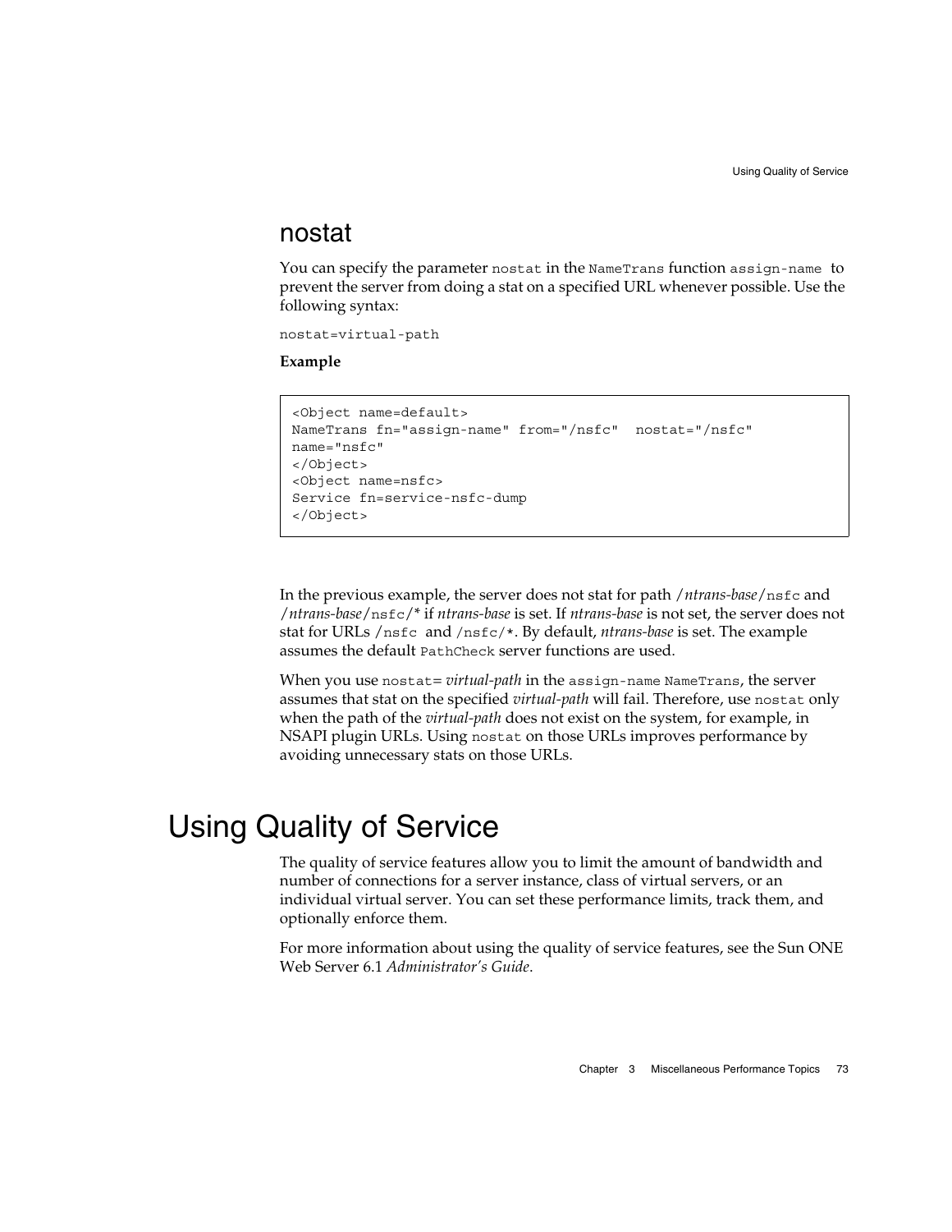## nostat

You can specify the parameter `nostat` in the `NameTrans` function `assign-name` to prevent the server from doing a stat on a specified URL whenever possible. Use the following syntax:

```
nostat=virtual-path
```

**Example**

```
<Object name=default>
NameTrans fn="assign-name" from="/nsfc"  nostat="/nsfc"
name="nsfc"
</Object>
<Object name=nsfc>
Service fn=service-nsfc-dump
</Object>
```

In the previous example, the server does not stat for path /*ntrans-base*/`nsfc` and /*ntrans-base*/`nsfc`/* if *ntrans-base* is set. If *ntrans-base* is not set, the server does not stat for URLs `/nsfc` and `/nsfc/*`. By default, *ntrans-base* is set. The example assumes the default `PathCheck` server functions are used.

When you use `nostat=` *virtual-path* in the `assign-name` `NameTrans`, the server assumes that stat on the specified *virtual-path* will fail. Therefore, use `nostat` only when the path of the *virtual-path* does not exist on the system, for example, in NSAPI plugin URLs. Using `nostat` on those URLs improves performance by avoiding unnecessary stats on those URLs.

# Using Quality of Service

The quality of service features allow you to limit the amount of bandwidth and number of connections for a server instance, class of virtual servers, or an individual virtual server. You can set these performance limits, track them, and optionally enforce them.

For more information about using the quality of service features, see the Sun ONE Web Server 6.1 *Administrator's Guide*.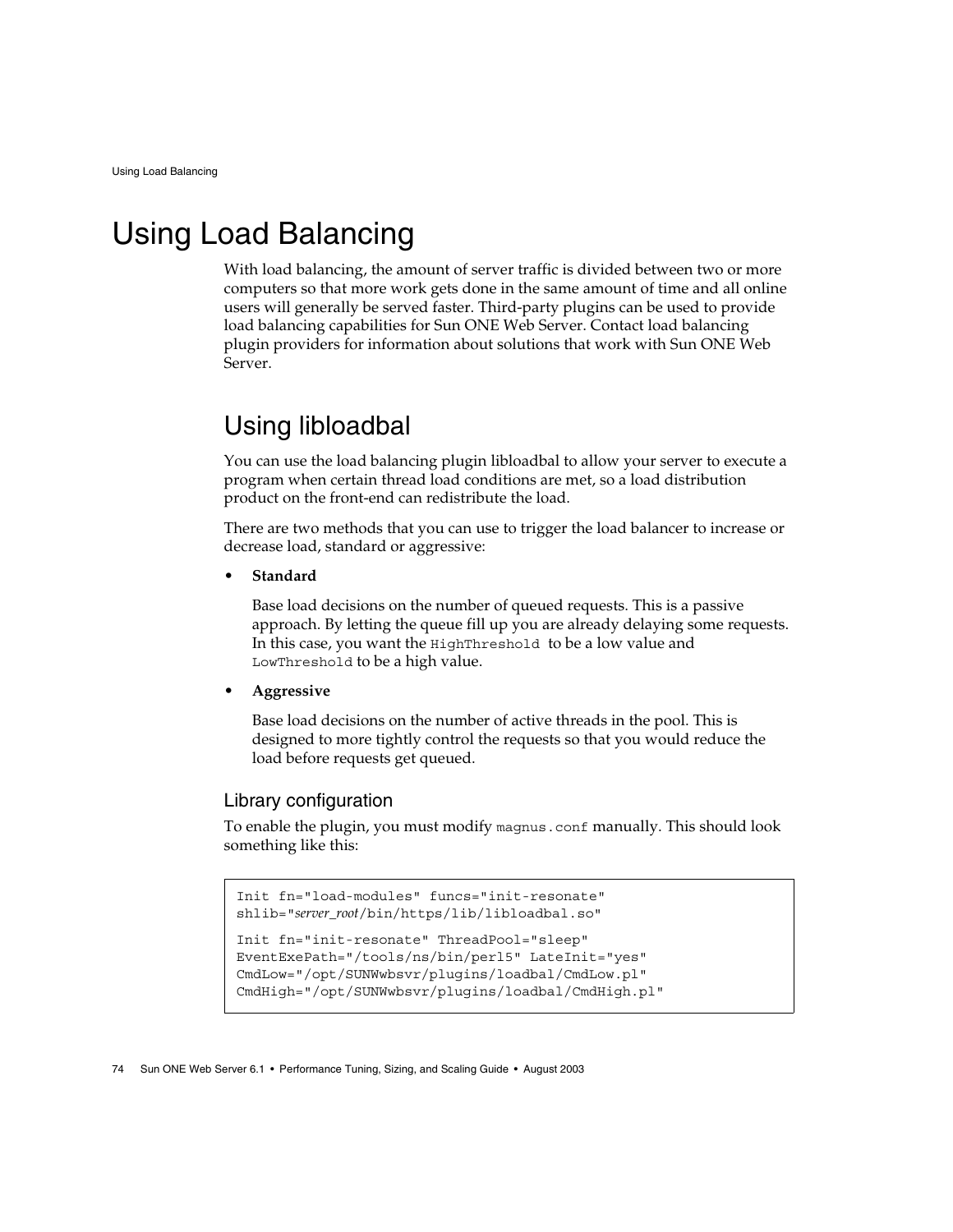# Using Load Balancing

With load balancing, the amount of server traffic is divided between two or more computers so that more work gets done in the same amount of time and all online users will generally be served faster. Third-party plugins can be used to provide load balancing capabilities for Sun ONE Web Server. Contact load balancing plugin providers for information about solutions that work with Sun ONE Web Server.

## Using libloadbal

You can use the load balancing plugin libloadbal to allow your server to execute a program when certain thread load conditions are met, so a load distribution product on the front-end can redistribute the load.

There are two methods that you can use to trigger the load balancer to increase or decrease load, standard or aggressive:

- **Standard**

  Base load decisions on the number of queued requests. This is a passive approach. By letting the queue fill up you are already delaying some requests. In this case, you want the `HighThreshold` to be a low value and `LowThreshold` to be a high value.

- **Aggressive**

  Base load decisions on the number of active threads in the pool. This is designed to more tightly control the requests so that you would reduce the load before requests get queued.

### Library configuration

To enable the plugin, you must modify `magnus.conf` manually. This should look something like this:

```
Init fn="load-modules" funcs="init-resonate"
shlib="server_root/bin/https/lib/libloadbal.so"

Init fn="init-resonate" ThreadPool="sleep"
EventExePath="/tools/ns/bin/perl5" LateInit="yes"
CmdLow="/opt/SUNWwbsvr/plugins/loadbal/CmdLow.pl"
CmdHigh="/opt/SUNWwbsvr/plugins/loadbal/CmdHigh.pl"
```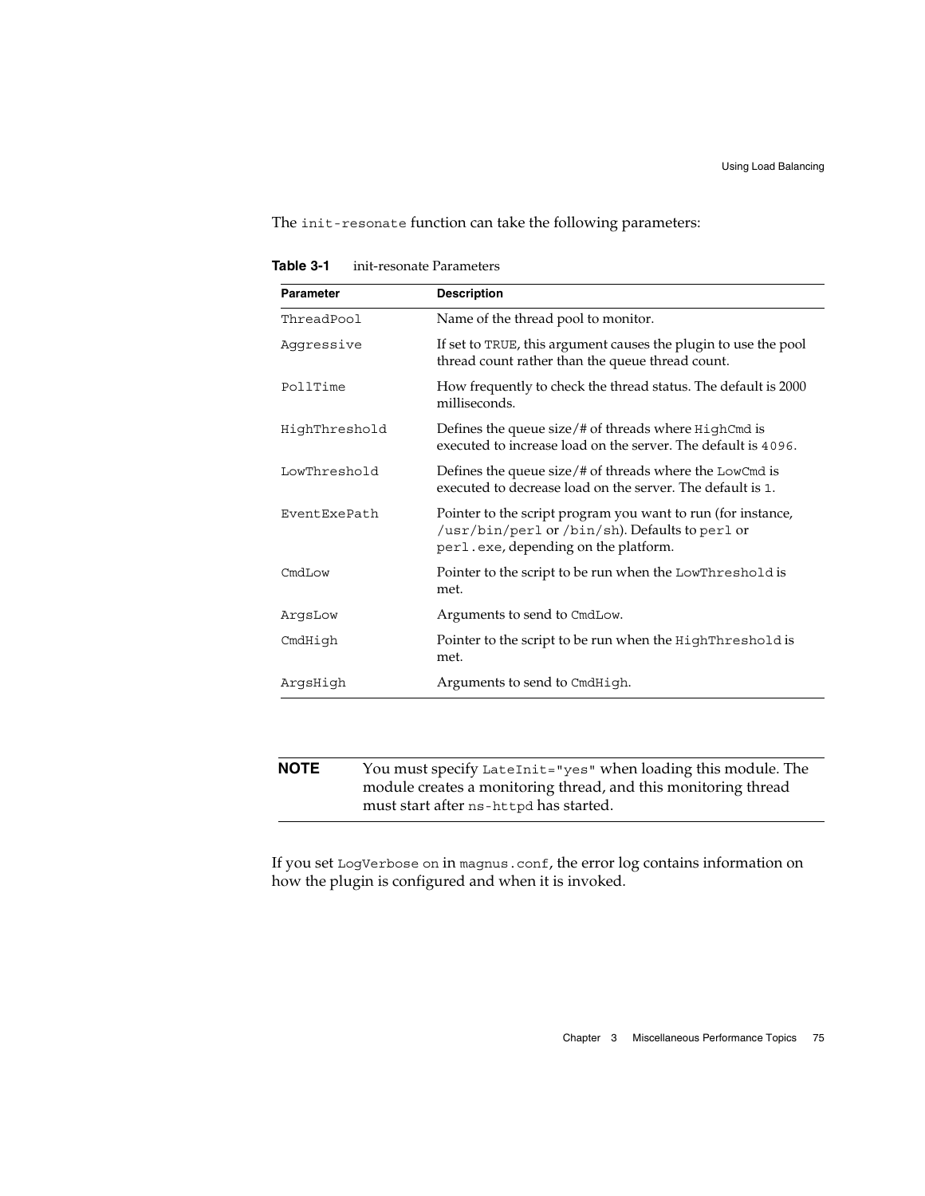The `init-resonate` function can take the following parameters:

**Table 3-1** init-resonate Parameters

| Parameter | Description |
|---|---|
| `ThreadPool` | Name of the thread pool to monitor. |
| `Aggressive` | If set to `TRUE`, this argument causes the plugin to use the pool thread count rather than the queue thread count. |
| `PollTime` | How frequently to check the thread status. The default is 2000 milliseconds. |
| `HighThreshold` | Defines the queue size/# of threads where `HighCmd` is executed to increase load on the server. The default is `4096`. |
| `LowThreshold` | Defines the queue size/# of threads where the `LowCmd` is executed to decrease load on the server. The default is `1`. |
| `EventExePath` | Pointer to the script program you want to run (for instance, `/usr/bin/perl` or `/bin/sh`). Defaults to `perl` or `perl.exe`, depending on the platform. |
| `CmdLow` | Pointer to the script to be run when the `LowThreshold` is met. |
| `ArgsLow` | Arguments to send to `CmdLow`. |
| `CmdHigh` | Pointer to the script to be run when the `HighThreshold` is met. |
| `ArgsHigh` | Arguments to send to `CmdHigh`. |

| **NOTE** | You must specify `LateInit="yes"` when loading this module. The module creates a monitoring thread, and this monitoring thread must start after `ns-httpd` has started. |
|---|---|

If you set `LogVerbose on` in `magnus.conf`, the error log contains information on how the plugin is configured and when it is invoked.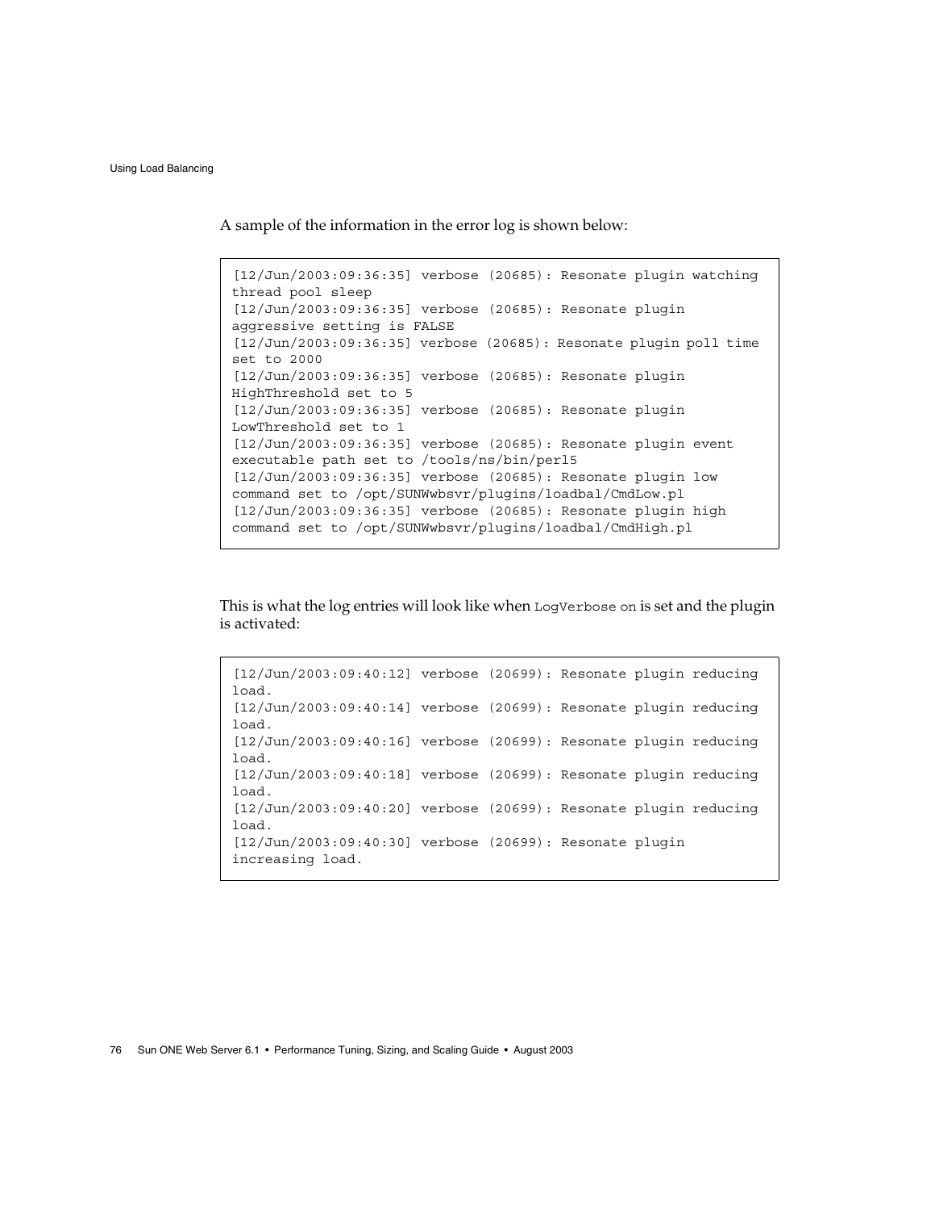A sample of the information in the error log is shown below:

```
[12/Jun/2003:09:36:35] verbose (20685): Resonate plugin watching
thread pool sleep
[12/Jun/2003:09:36:35] verbose (20685): Resonate plugin
aggressive setting is FALSE
[12/Jun/2003:09:36:35] verbose (20685): Resonate plugin poll time
set to 2000
[12/Jun/2003:09:36:35] verbose (20685): Resonate plugin
HighThreshold set to 5
[12/Jun/2003:09:36:35] verbose (20685): Resonate plugin
LowThreshold set to 1
[12/Jun/2003:09:36:35] verbose (20685): Resonate plugin event
executable path set to /tools/ns/bin/perl5
[12/Jun/2003:09:36:35] verbose (20685): Resonate plugin low
command set to /opt/SUNWwbsvr/plugins/loadbal/CmdLow.pl
[12/Jun/2003:09:36:35] verbose (20685): Resonate plugin high
command set to /opt/SUNWwbsvr/plugins/loadbal/CmdHigh.pl
```

This is what the log entries will look like when `LogVerbose on` is set and the plugin is activated:

```
[12/Jun/2003:09:40:12] verbose (20699): Resonate plugin reducing
load.
[12/Jun/2003:09:40:14] verbose (20699): Resonate plugin reducing
load.
[12/Jun/2003:09:40:16] verbose (20699): Resonate plugin reducing
load.
[12/Jun/2003:09:40:18] verbose (20699): Resonate plugin reducing
load.
[12/Jun/2003:09:40:20] verbose (20699): Resonate plugin reducing
load.
[12/Jun/2003:09:40:30] verbose (20699): Resonate plugin
increasing load.
```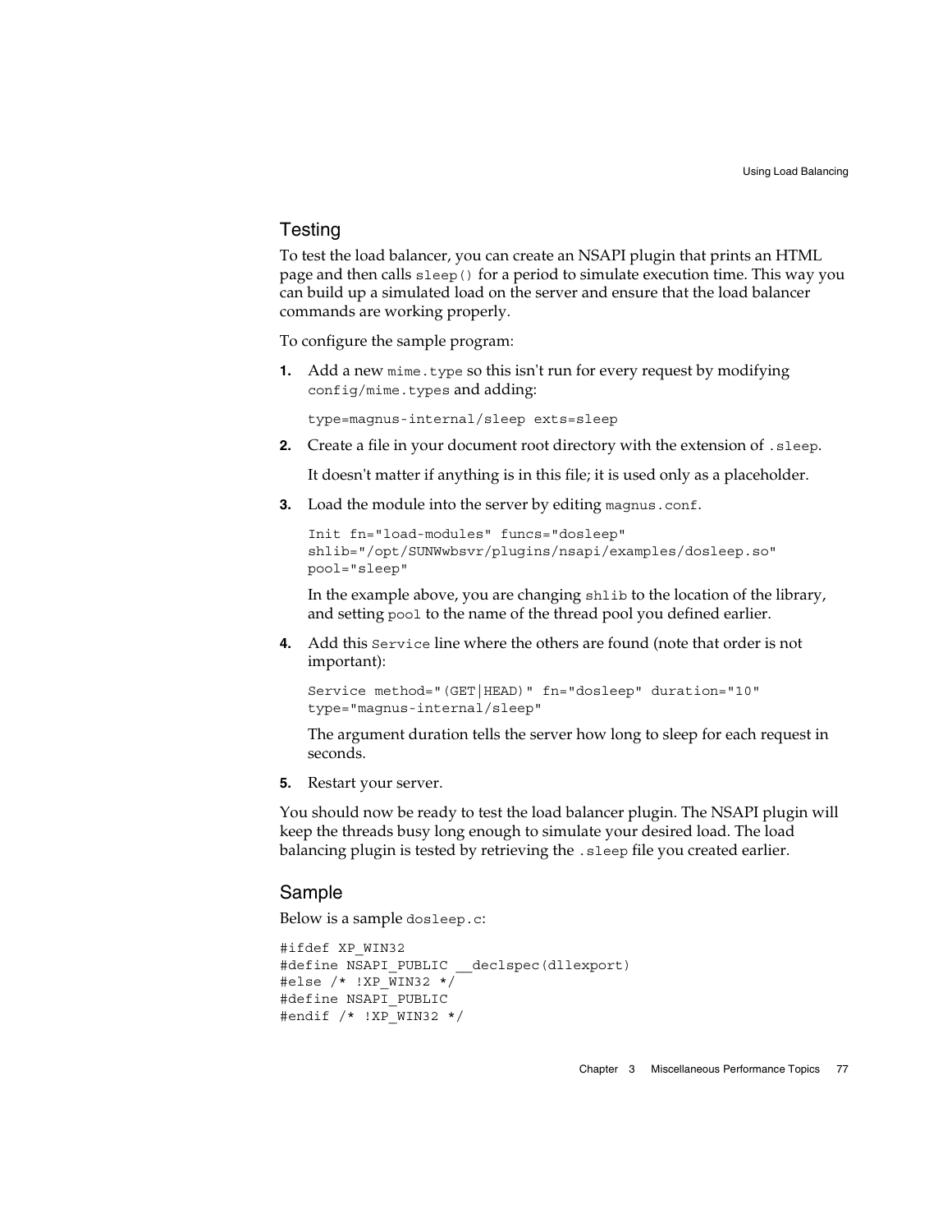## Testing

To test the load balancer, you can create an NSAPI plugin that prints an HTML page and then calls `sleep()` for a period to simulate execution time. This way you can build up a simulated load on the server and ensure that the load balancer commands are working properly.

To configure the sample program:

1. Add a new `mime.type` so this isn't run for every request by modifying `config/mime.types` and adding:

   ```
   type=magnus-internal/sleep exts=sleep
   ```

2. Create a file in your document root directory with the extension of `.sleep`.

   It doesn't matter if anything is in this file; it is used only as a placeholder.

3. Load the module into the server by editing `magnus.conf`.

   ```
   Init fn="load-modules" funcs="dosleep"
   shlib="/opt/SUNWwbsvr/plugins/nsapi/examples/dosleep.so"
   pool="sleep"
   ```

   In the example above, you are changing `shlib` to the location of the library, and setting `pool` to the name of the thread pool you defined earlier.

4. Add this `Service` line where the others are found (note that order is not important):

   ```
   Service method="(GET|HEAD)" fn="dosleep" duration="10"
   type="magnus-internal/sleep"
   ```

   The argument duration tells the server how long to sleep for each request in seconds.

5. Restart your server.

You should now be ready to test the load balancer plugin. The NSAPI plugin will keep the threads busy long enough to simulate your desired load. The load balancing plugin is tested by retrieving the `.sleep` file you created earlier.

## Sample

Below is a sample `dosleep.c`:

```
#ifdef XP_WIN32
#define NSAPI_PUBLIC __declspec(dllexport)
#else /* !XP_WIN32 */
#define NSAPI_PUBLIC
#endif /* !XP_WIN32 */
```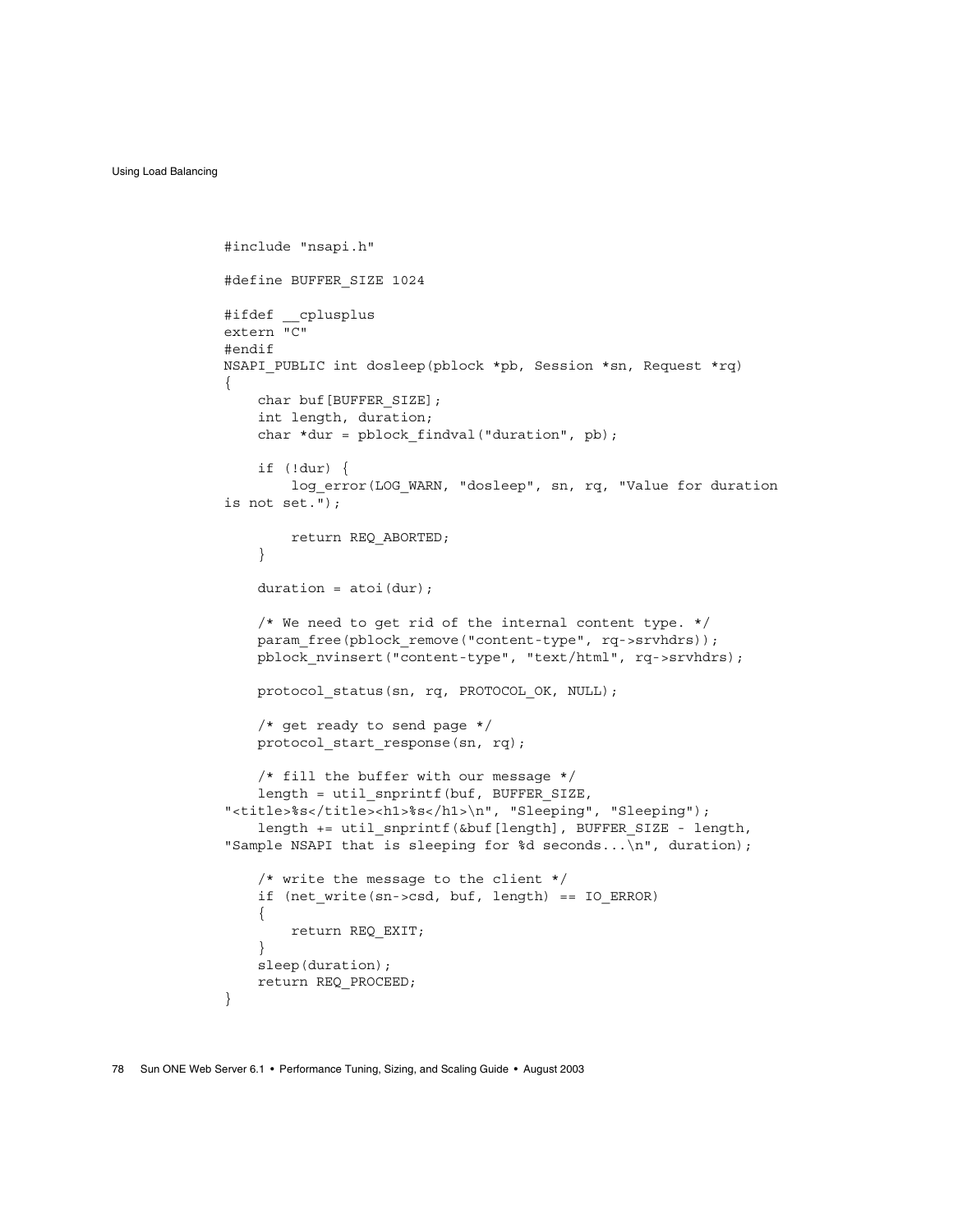```
#include "nsapi.h"

#define BUFFER_SIZE 1024

#ifdef __cplusplus
extern "C"
#endif
NSAPI_PUBLIC int dosleep(pblock *pb, Session *sn, Request *rq)
{
    char buf[BUFFER_SIZE];
    int length, duration;
    char *dur = pblock_findval("duration", pb);

    if (!dur) {
        log_error(LOG_WARN, "dosleep", sn, rq, "Value for duration
is not set.");

        return REQ_ABORTED;
    }

    duration = atoi(dur);

    /* We need to get rid of the internal content type. */
    param_free(pblock_remove("content-type", rq->srvhdrs));
    pblock_nvinsert("content-type", "text/html", rq->srvhdrs);

    protocol_status(sn, rq, PROTOCOL_OK, NULL);

    /* get ready to send page */
    protocol_start_response(sn, rq);

    /* fill the buffer with our message */
    length = util_snprintf(buf, BUFFER_SIZE,
"<title>%s</title><h1>%s</h1>\n", "Sleeping", "Sleeping");
    length += util_snprintf(&buf[length], BUFFER_SIZE - length,
"Sample NSAPI that is sleeping for %d seconds...\n", duration);

    /* write the message to the client */
    if (net_write(sn->csd, buf, length) == IO_ERROR)
    {
        return REQ_EXIT;
    }
    sleep(duration);
    return REQ_PROCEED;
}
```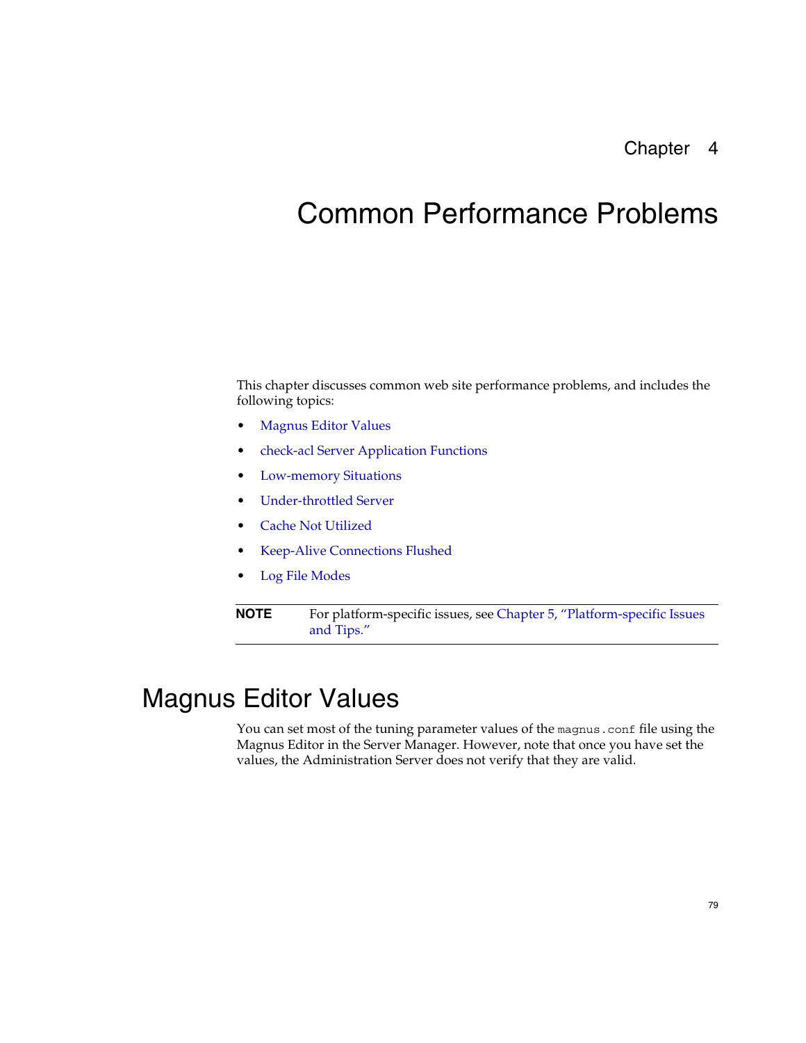Chapter 4

# Common Performance Problems

This chapter discusses common web site performance problems, and includes the following topics:

- Magnus Editor Values
- check-acl Server Application Functions
- Low-memory Situations
- Under-throttled Server
- Cache Not Utilized
- Keep-Alive Connections Flushed
- Log File Modes

**NOTE** For platform-specific issues, see Chapter 5, "Platform-specific Issues and Tips."

## Magnus Editor Values

You can set most of the tuning parameter values of the `magnus.conf` file using the Magnus Editor in the Server Manager. However, note that once you have set the values, the Administration Server does not verify that they are valid.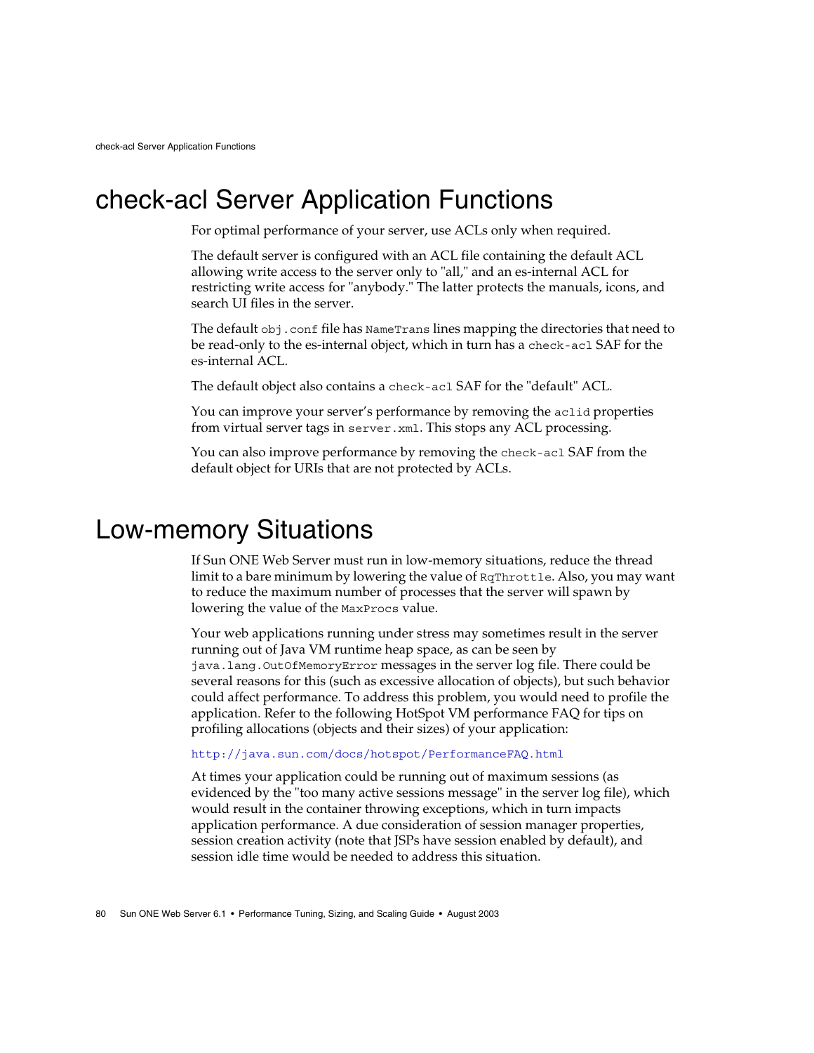# check-acl Server Application Functions

For optimal performance of your server, use ACLs only when required.

The default server is configured with an ACL file containing the default ACL allowing write access to the server only to "all," and an es-internal ACL for restricting write access for "anybody." The latter protects the manuals, icons, and search UI files in the server.

The default `obj.conf` file has `NameTrans` lines mapping the directories that need to be read-only to the es-internal object, which in turn has a `check-acl` SAF for the es-internal ACL.

The default object also contains a `check-acl` SAF for the "default" ACL.

You can improve your server's performance by removing the `aclid` properties from virtual server tags in `server.xml`. This stops any ACL processing.

You can also improve performance by removing the `check-acl` SAF from the default object for URIs that are not protected by ACLs.

# Low-memory Situations

If Sun ONE Web Server must run in low-memory situations, reduce the thread limit to a bare minimum by lowering the value of `RqThrottle`. Also, you may want to reduce the maximum number of processes that the server will spawn by lowering the value of the `MaxProcs` value.

Your web applications running under stress may sometimes result in the server running out of Java VM runtime heap space, as can be seen by `java.lang.OutOfMemoryError` messages in the server log file. There could be several reasons for this (such as excessive allocation of objects), but such behavior could affect performance. To address this problem, you would need to profile the application. Refer to the following HotSpot VM performance FAQ for tips on profiling allocations (objects and their sizes) of your application:

http://java.sun.com/docs/hotspot/PerformanceFAQ.html

At times your application could be running out of maximum sessions (as evidenced by the "too many active sessions message" in the server log file), which would result in the container throwing exceptions, which in turn impacts application performance. A due consideration of session manager properties, session creation activity (note that JSPs have session enabled by default), and session idle time would be needed to address this situation.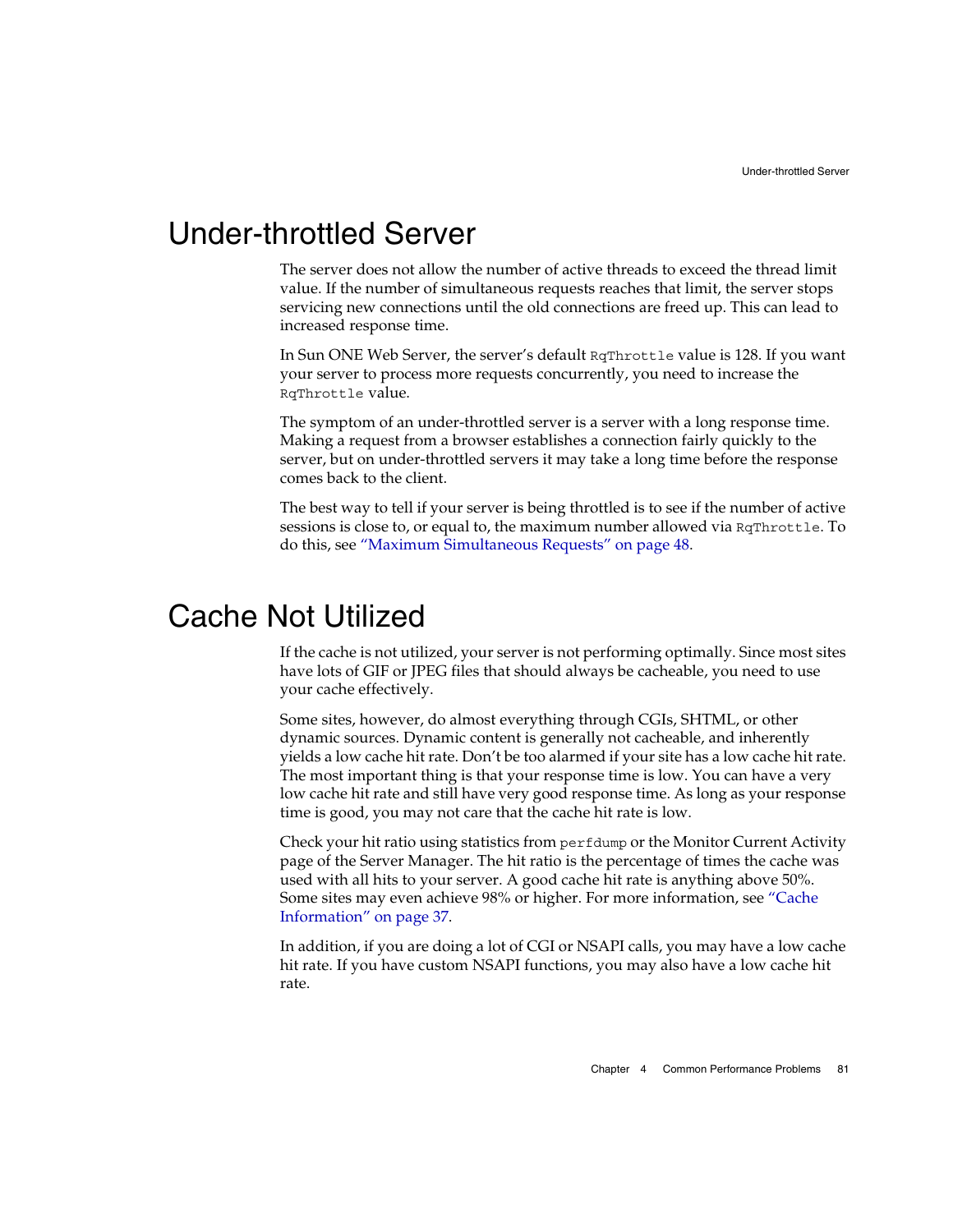# Under-throttled Server

The server does not allow the number of active threads to exceed the thread limit value. If the number of simultaneous requests reaches that limit, the server stops servicing new connections until the old connections are freed up. This can lead to increased response time.

In Sun ONE Web Server, the server's default `RqThrottle` value is 128. If you want your server to process more requests concurrently, you need to increase the `RqThrottle` value.

The symptom of an under-throttled server is a server with a long response time. Making a request from a browser establishes a connection fairly quickly to the server, but on under-throttled servers it may take a long time before the response comes back to the client.

The best way to tell if your server is being throttled is to see if the number of active sessions is close to, or equal to, the maximum number allowed via `RqThrottle`. To do this, see "Maximum Simultaneous Requests" on page 48.

# Cache Not Utilized

If the cache is not utilized, your server is not performing optimally. Since most sites have lots of GIF or JPEG files that should always be cacheable, you need to use your cache effectively.

Some sites, however, do almost everything through CGIs, SHTML, or other dynamic sources. Dynamic content is generally not cacheable, and inherently yields a low cache hit rate. Don't be too alarmed if your site has a low cache hit rate. The most important thing is that your response time is low. You can have a very low cache hit rate and still have very good response time. As long as your response time is good, you may not care that the cache hit rate is low.

Check your hit ratio using statistics from `perfdump` or the Monitor Current Activity page of the Server Manager. The hit ratio is the percentage of times the cache was used with all hits to your server. A good cache hit rate is anything above 50%. Some sites may even achieve 98% or higher. For more information, see "Cache Information" on page 37.

In addition, if you are doing a lot of CGI or NSAPI calls, you may have a low cache hit rate. If you have custom NSAPI functions, you may also have a low cache hit rate.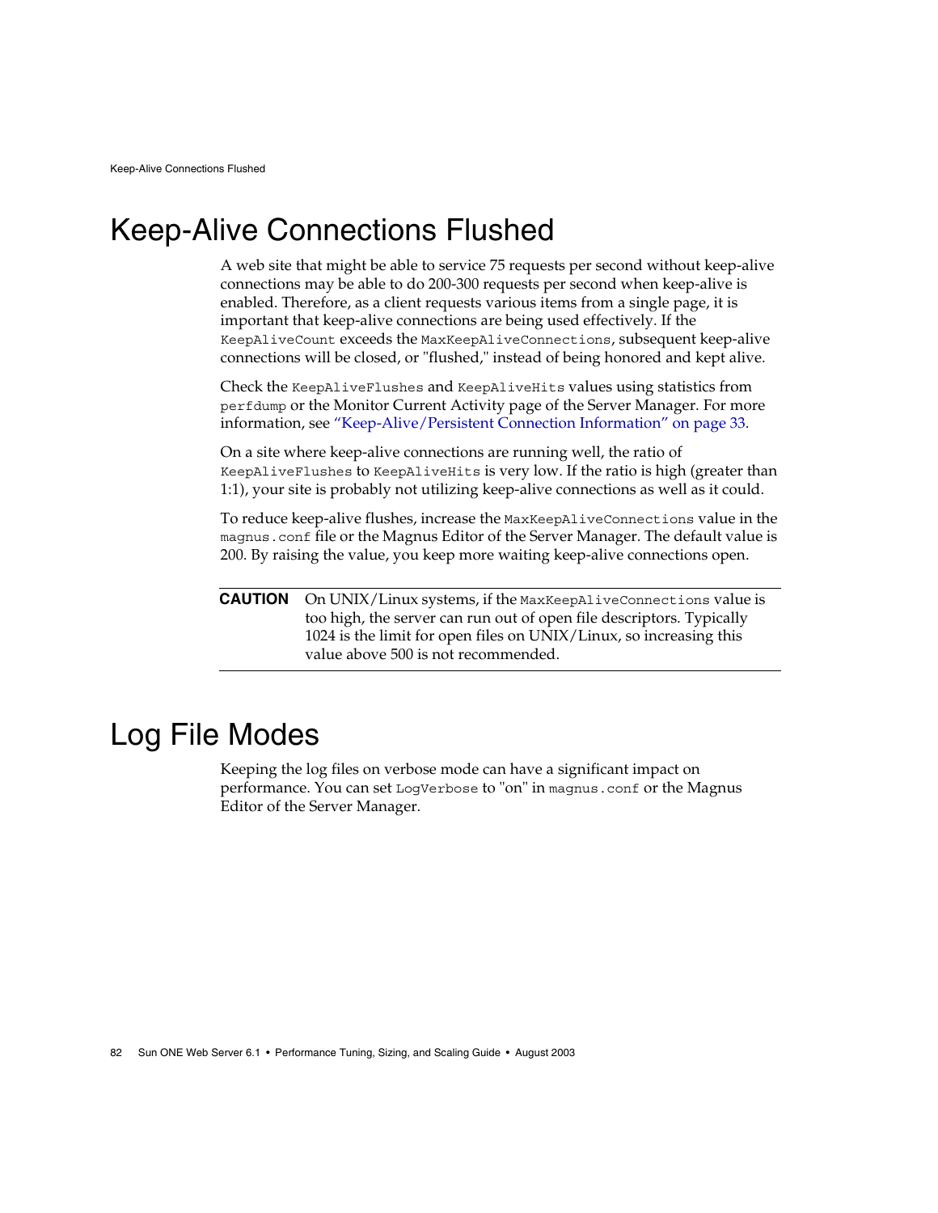# Keep-Alive Connections Flushed

A web site that might be able to service 75 requests per second without keep-alive connections may be able to do 200-300 requests per second when keep-alive is enabled. Therefore, as a client requests various items from a single page, it is important that keep-alive connections are being used effectively. If the `KeepAliveCount` exceeds the `MaxKeepAliveConnections`, subsequent keep-alive connections will be closed, or "flushed," instead of being honored and kept alive.

Check the `KeepAliveFlushes` and `KeepAliveHits` values using statistics from `perfdump` or the Monitor Current Activity page of the Server Manager. For more information, see "Keep-Alive/Persistent Connection Information" on page 33.

On a site where keep-alive connections are running well, the ratio of `KeepAliveFlushes` to `KeepAliveHits` is very low. If the ratio is high (greater than 1:1), your site is probably not utilizing keep-alive connections as well as it could.

To reduce keep-alive flushes, increase the `MaxKeepAliveConnections` value in the `magnus.conf` file or the Magnus Editor of the Server Manager. The default value is 200. By raising the value, you keep more waiting keep-alive connections open.

**CAUTION** On UNIX/Linux systems, if the `MaxKeepAliveConnections` value is too high, the server can run out of open file descriptors. Typically 1024 is the limit for open files on UNIX/Linux, so increasing this value above 500 is not recommended.

# Log File Modes

Keeping the log files on verbose mode can have a significant impact on performance. You can set `LogVerbose` to "on" in `magnus.conf` or the Magnus Editor of the Server Manager.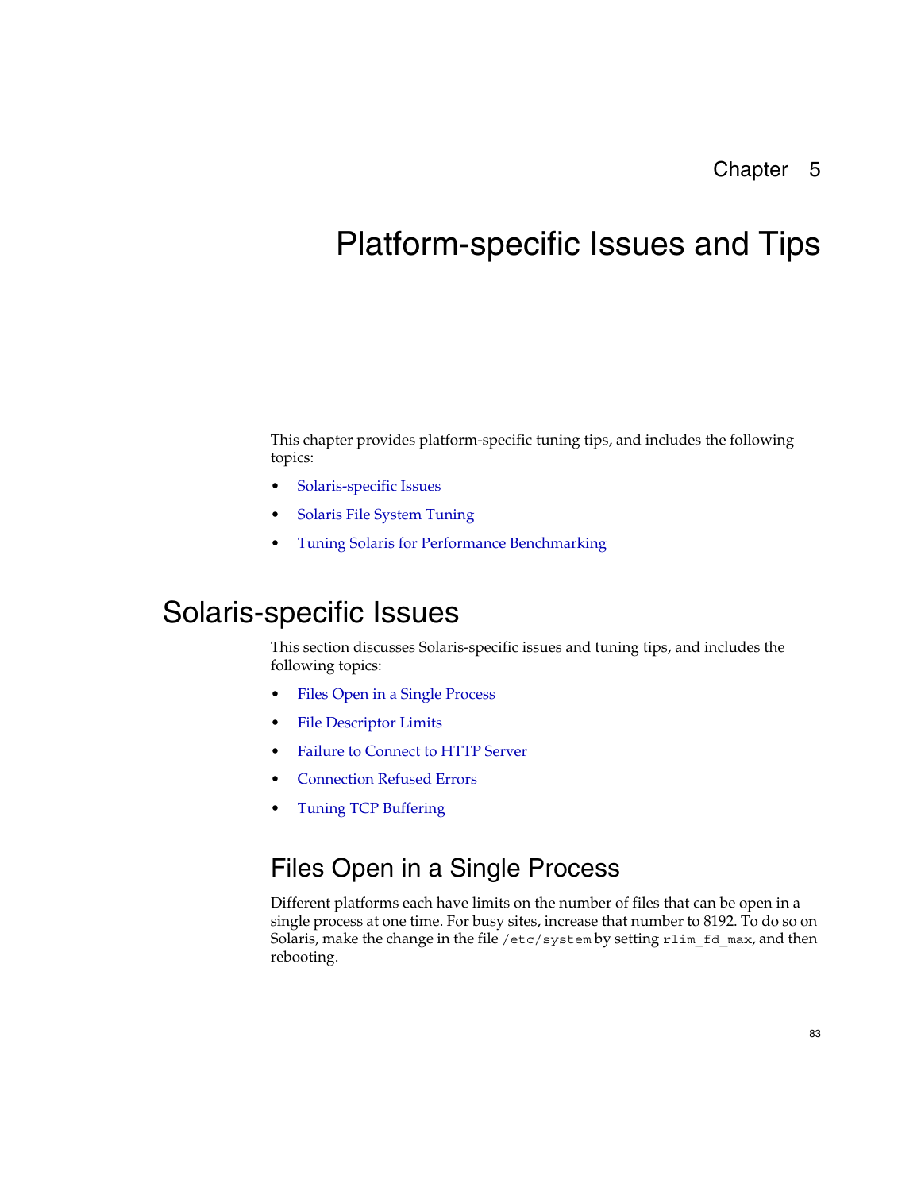# Chapter 5

# Platform-specific Issues and Tips

This chapter provides platform-specific tuning tips, and includes the following topics:

- Solaris-specific Issues
- Solaris File System Tuning
- Tuning Solaris for Performance Benchmarking

## Solaris-specific Issues

This section discusses Solaris-specific issues and tuning tips, and includes the following topics:

- Files Open in a Single Process
- File Descriptor Limits
- Failure to Connect to HTTP Server
- Connection Refused Errors
- Tuning TCP Buffering

### Files Open in a Single Process

Different platforms each have limits on the number of files that can be open in a single process at one time. For busy sites, increase that number to 8192. To do so on Solaris, make the change in the file `/etc/system` by setting `rlim_fd_max`, and then rebooting.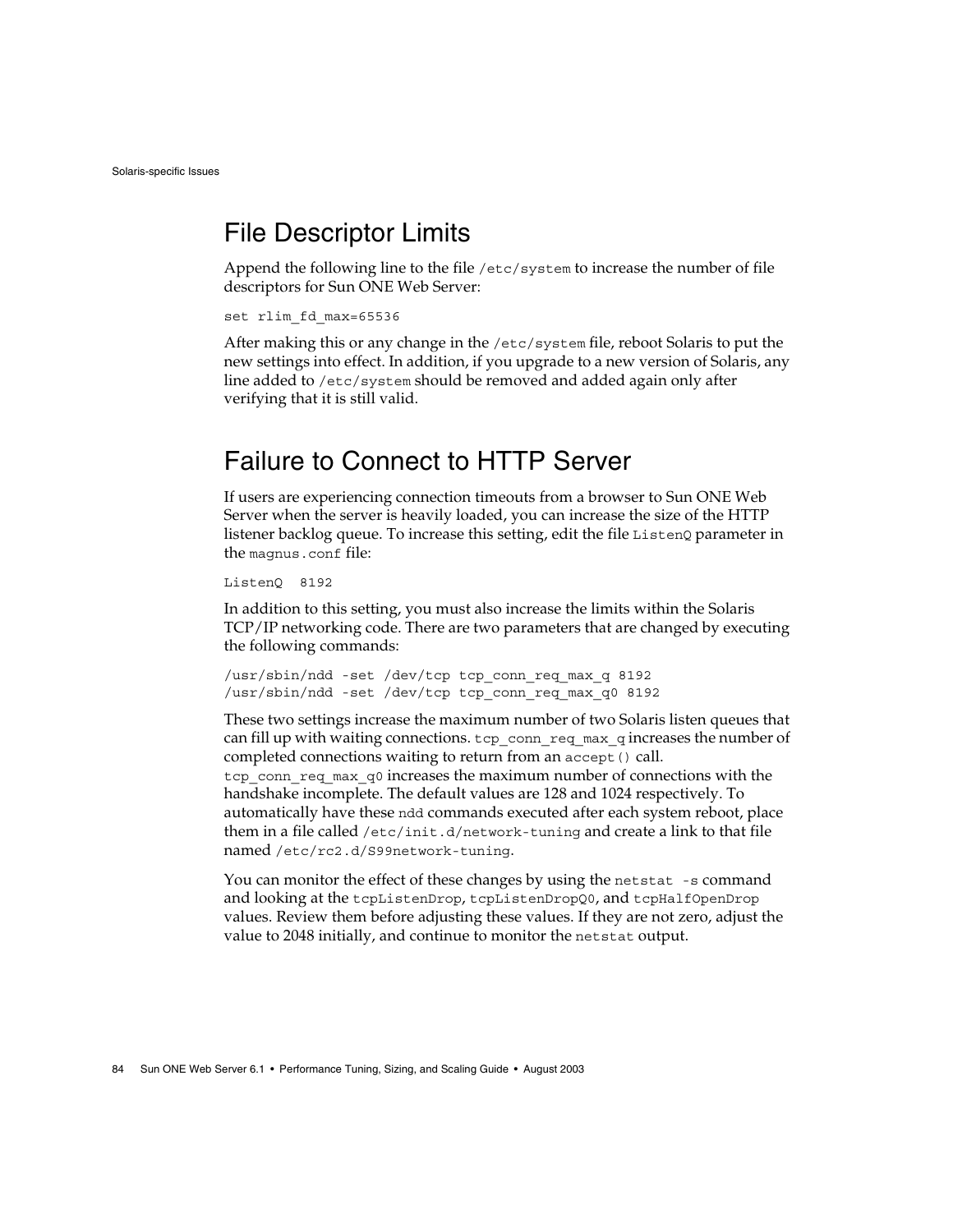## File Descriptor Limits

Append the following line to the file `/etc/system` to increase the number of file descriptors for Sun ONE Web Server:

```
set rlim_fd_max=65536
```

After making this or any change in the `/etc/system` file, reboot Solaris to put the new settings into effect. In addition, if you upgrade to a new version of Solaris, any line added to `/etc/system` should be removed and added again only after verifying that it is still valid.

## Failure to Connect to HTTP Server

If users are experiencing connection timeouts from a browser to Sun ONE Web Server when the server is heavily loaded, you can increase the size of the HTTP listener backlog queue. To increase this setting, edit the file `ListenQ` parameter in the `magnus.conf` file:

```
ListenQ  8192
```

In addition to this setting, you must also increase the limits within the Solaris TCP/IP networking code. There are two parameters that are changed by executing the following commands:

```
/usr/sbin/ndd -set /dev/tcp tcp_conn_req_max_q 8192
/usr/sbin/ndd -set /dev/tcp tcp_conn_req_max_q0 8192
```

These two settings increase the maximum number of two Solaris listen queues that can fill up with waiting connections. `tcp_conn_req_max_q` increases the number of completed connections waiting to return from an `accept()` call. `tcp_conn_req_max_q0` increases the maximum number of connections with the handshake incomplete. The default values are 128 and 1024 respectively. To automatically have these `ndd` commands executed after each system reboot, place them in a file called `/etc/init.d/network-tuning` and create a link to that file named `/etc/rc2.d/S99network-tuning`.

You can monitor the effect of these changes by using the `netstat -s` command and looking at the `tcpListenDrop`, `tcpListenDropQ0`, and `tcpHalfOpenDrop` values. Review them before adjusting these values. If they are not zero, adjust the value to 2048 initially, and continue to monitor the `netstat` output.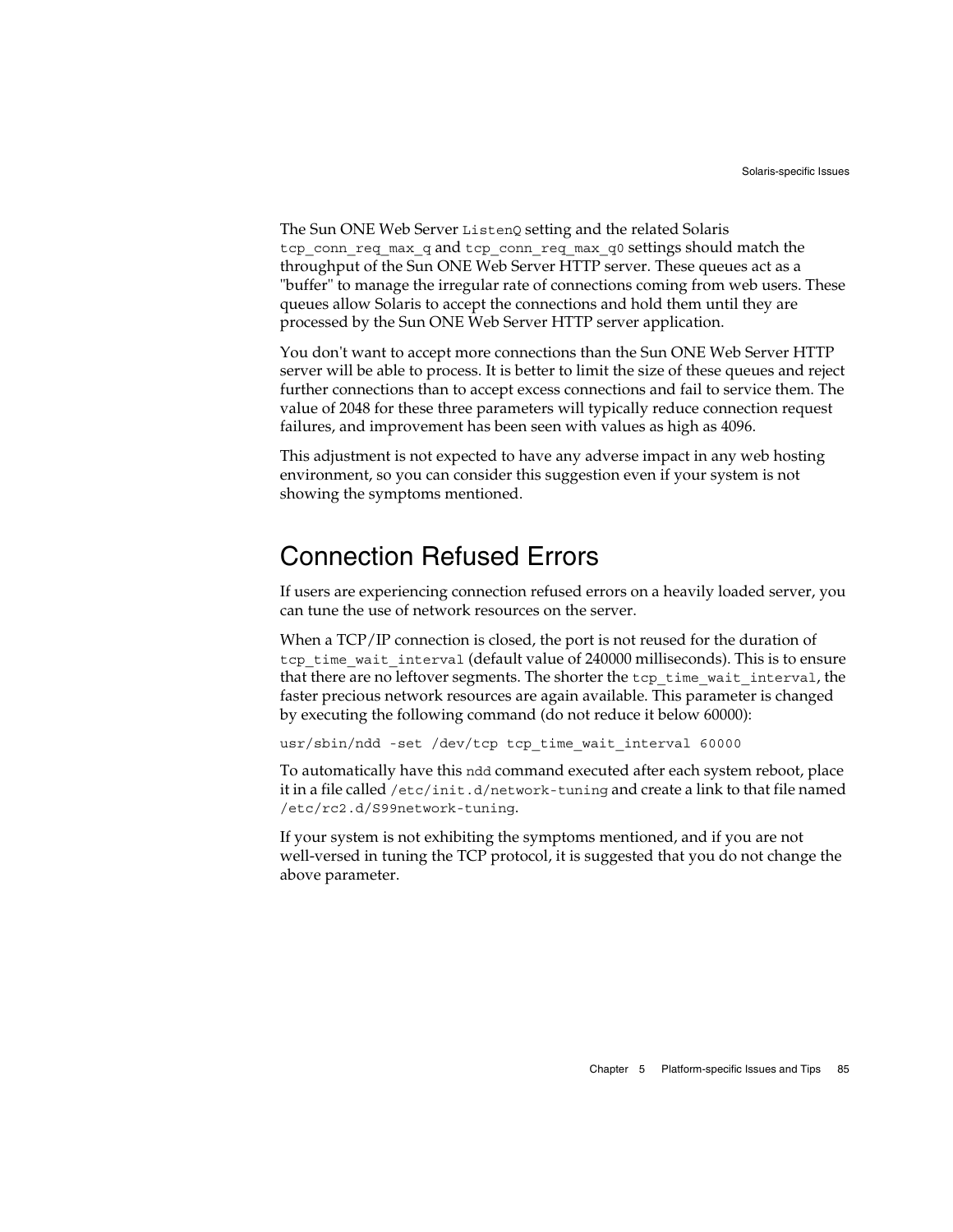The Sun ONE Web Server `ListenQ` setting and the related Solaris `tcp_conn_req_max_q` and `tcp_conn_req_max_q0` settings should match the throughput of the Sun ONE Web Server HTTP server. These queues act as a "buffer" to manage the irregular rate of connections coming from web users. These queues allow Solaris to accept the connections and hold them until they are processed by the Sun ONE Web Server HTTP server application.

You don't want to accept more connections than the Sun ONE Web Server HTTP server will be able to process. It is better to limit the size of these queues and reject further connections than to accept excess connections and fail to service them. The value of 2048 for these three parameters will typically reduce connection request failures, and improvement has been seen with values as high as 4096.

This adjustment is not expected to have any adverse impact in any web hosting environment, so you can consider this suggestion even if your system is not showing the symptoms mentioned.

## Connection Refused Errors

If users are experiencing connection refused errors on a heavily loaded server, you can tune the use of network resources on the server.

When a TCP/IP connection is closed, the port is not reused for the duration of `tcp_time_wait_interval` (default value of 240000 milliseconds). This is to ensure that there are no leftover segments. The shorter the `tcp_time_wait_interval`, the faster precious network resources are again available. This parameter is changed by executing the following command (do not reduce it below 60000):

```
usr/sbin/ndd -set /dev/tcp tcp_time_wait_interval 60000
```

To automatically have this `ndd` command executed after each system reboot, place it in a file called `/etc/init.d/network-tuning` and create a link to that file named `/etc/rc2.d/S99network-tuning`.

If your system is not exhibiting the symptoms mentioned, and if you are not well-versed in tuning the TCP protocol, it is suggested that you do not change the above parameter.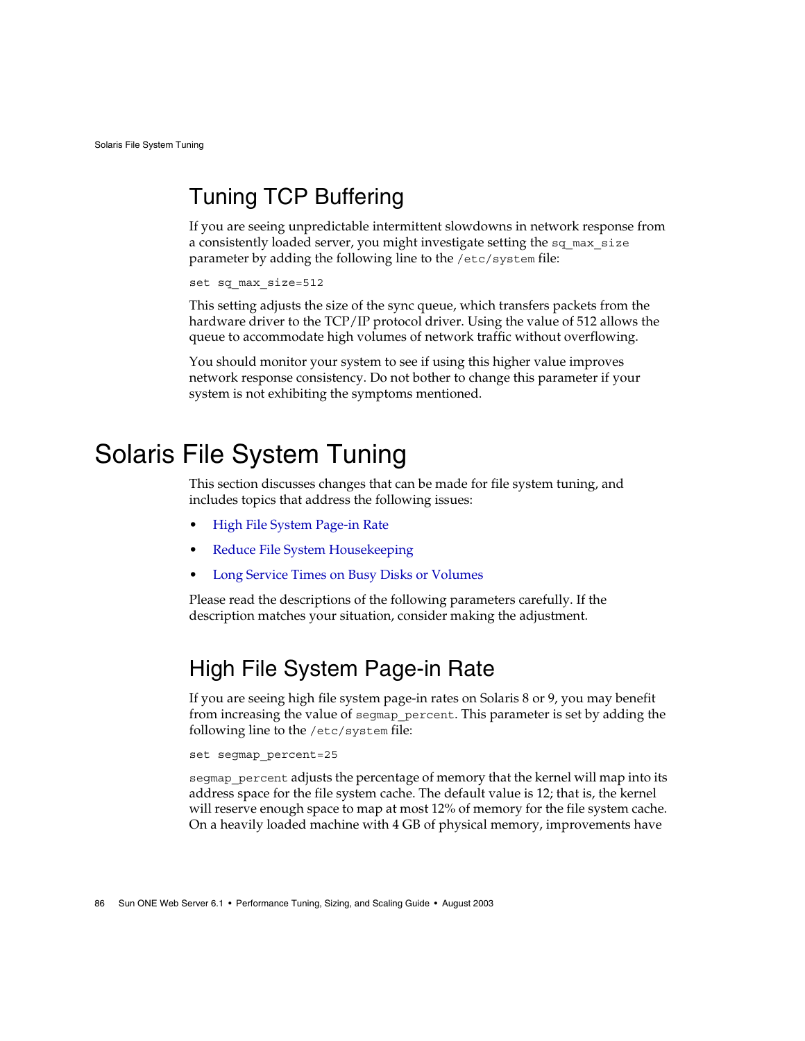### Tuning TCP Buffering

If you are seeing unpredictable intermittent slowdowns in network response from a consistently loaded server, you might investigate setting the `sq_max_size` parameter by adding the following line to the `/etc/system` file:

```
set sq_max_size=512
```

This setting adjusts the size of the sync queue, which transfers packets from the hardware driver to the TCP/IP protocol driver. Using the value of 512 allows the queue to accommodate high volumes of network traffic without overflowing.

You should monitor your system to see if using this higher value improves network response consistency. Do not bother to change this parameter if your system is not exhibiting the symptoms mentioned.

## Solaris File System Tuning

This section discusses changes that can be made for file system tuning, and includes topics that address the following issues:

- High File System Page-in Rate
- Reduce File System Housekeeping
- Long Service Times on Busy Disks or Volumes

Please read the descriptions of the following parameters carefully. If the description matches your situation, consider making the adjustment.

### High File System Page-in Rate

If you are seeing high file system page-in rates on Solaris 8 or 9, you may benefit from increasing the value of `segmap_percent`. This parameter is set by adding the following line to the `/etc/system` file:

```
set segmap_percent=25
```

`segmap_percent` adjusts the percentage of memory that the kernel will map into its address space for the file system cache. The default value is 12; that is, the kernel will reserve enough space to map at most 12% of memory for the file system cache. On a heavily loaded machine with 4 GB of physical memory, improvements have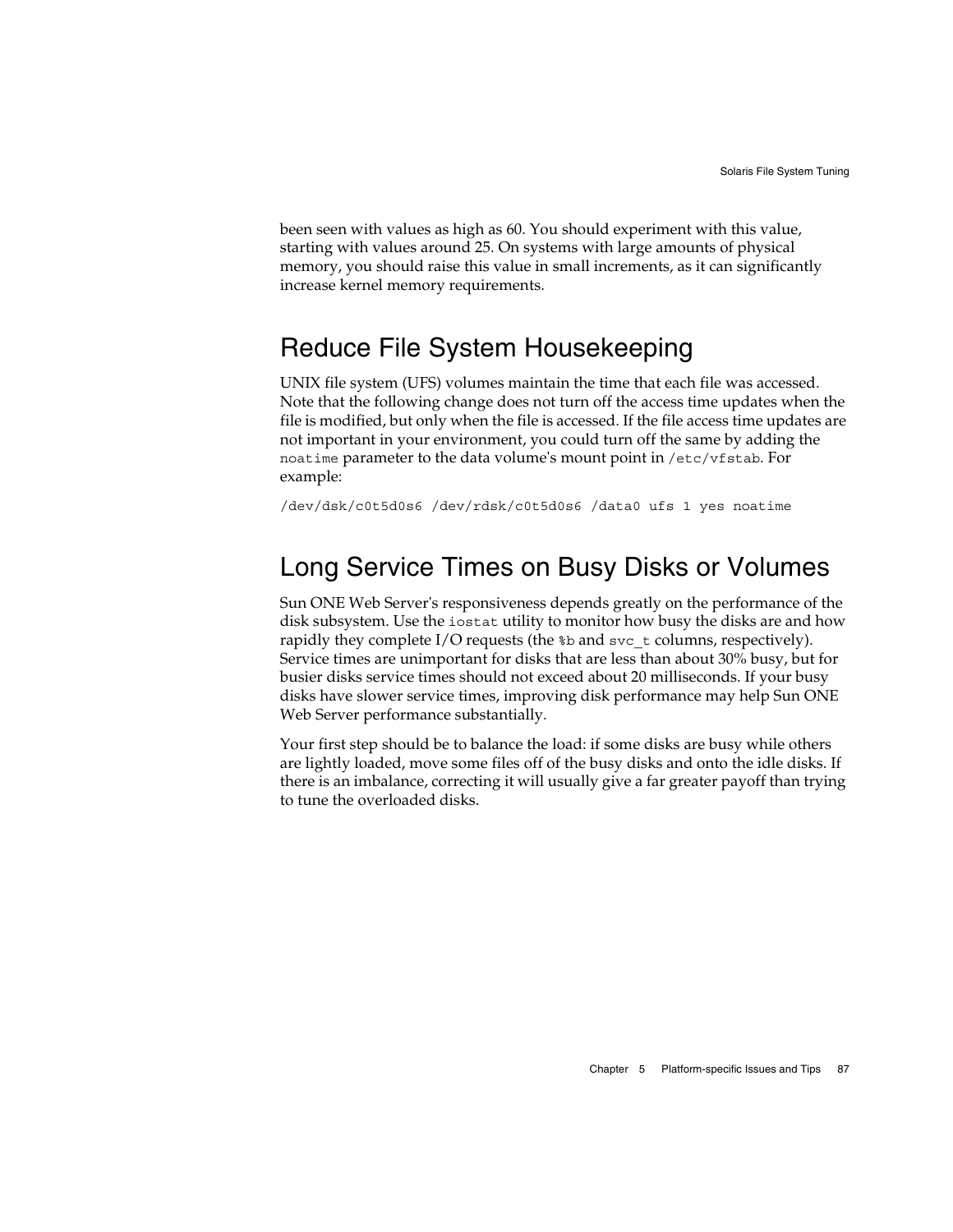been seen with values as high as 60. You should experiment with this value, starting with values around 25. On systems with large amounts of physical memory, you should raise this value in small increments, as it can significantly increase kernel memory requirements.

## Reduce File System Housekeeping

UNIX file system (UFS) volumes maintain the time that each file was accessed. Note that the following change does not turn off the access time updates when the file is modified, but only when the file is accessed. If the file access time updates are not important in your environment, you could turn off the same by adding the `noatime` parameter to the data volume's mount point in `/etc/vfstab`. For example:

```
/dev/dsk/c0t5d0s6 /dev/rdsk/c0t5d0s6 /data0 ufs 1 yes noatime
```

## Long Service Times on Busy Disks or Volumes

Sun ONE Web Server's responsiveness depends greatly on the performance of the disk subsystem. Use the `iostat` utility to monitor how busy the disks are and how rapidly they complete I/O requests (the `%b` and `svc_t` columns, respectively). Service times are unimportant for disks that are less than about 30% busy, but for busier disks service times should not exceed about 20 milliseconds. If your busy disks have slower service times, improving disk performance may help Sun ONE Web Server performance substantially.

Your first step should be to balance the load: if some disks are busy while others are lightly loaded, move some files off of the busy disks and onto the idle disks. If there is an imbalance, correcting it will usually give a far greater payoff than trying to tune the overloaded disks.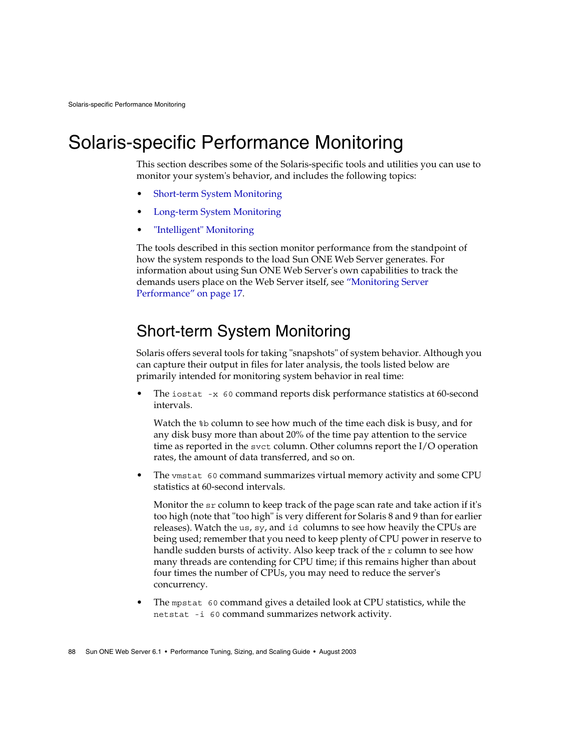# Solaris-specific Performance Monitoring

This section describes some of the Solaris-specific tools and utilities you can use to monitor your system's behavior, and includes the following topics:

- Short-term System Monitoring
- Long-term System Monitoring
- "Intelligent" Monitoring

The tools described in this section monitor performance from the standpoint of how the system responds to the load Sun ONE Web Server generates. For information about using Sun ONE Web Server's own capabilities to track the demands users place on the Web Server itself, see "Monitoring Server Performance" on page 17.

## Short-term System Monitoring

Solaris offers several tools for taking "snapshots" of system behavior. Although you can capture their output in files for later analysis, the tools listed below are primarily intended for monitoring system behavior in real time:

- The `iostat -x 60` command reports disk performance statistics at 60-second intervals.

  Watch the `%b` column to see how much of the time each disk is busy, and for any disk busy more than about 20% of the time pay attention to the service time as reported in the `svct` column. Other columns report the I/O operation rates, the amount of data transferred, and so on.

- The `vmstat 60` command summarizes virtual memory activity and some CPU statistics at 60-second intervals.

  Monitor the `sr` column to keep track of the page scan rate and take action if it's too high (note that "too high" is very different for Solaris 8 and 9 than for earlier releases). Watch the `us`, `sy`, and `id` columns to see how heavily the CPUs are being used; remember that you need to keep plenty of CPU power in reserve to handle sudden bursts of activity. Also keep track of the `r` column to see how many threads are contending for CPU time; if this remains higher than about four times the number of CPUs, you may need to reduce the server's concurrency.

- The `mpstat 60` command gives a detailed look at CPU statistics, while the `netstat -i 60` command summarizes network activity.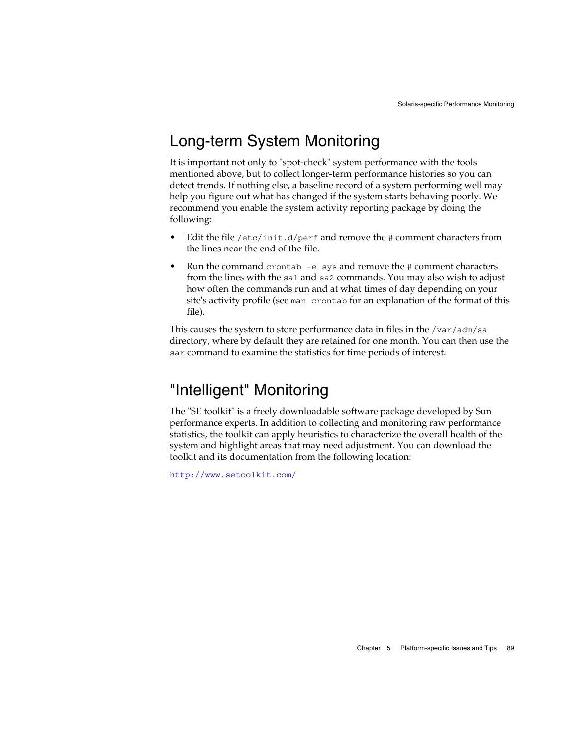## Long-term System Monitoring

It is important not only to "spot-check" system performance with the tools mentioned above, but to collect longer-term performance histories so you can detect trends. If nothing else, a baseline record of a system performing well may help you figure out what has changed if the system starts behaving poorly. We recommend you enable the system activity reporting package by doing the following:

- Edit the file `/etc/init.d/perf` and remove the `#` comment characters from the lines near the end of the file.
- Run the command `crontab -e sys` and remove the `#` comment characters from the lines with the `sa1` and `sa2` commands. You may also wish to adjust how often the commands run and at what times of day depending on your site's activity profile (see `man crontab` for an explanation of the format of this file).

This causes the system to store performance data in files in the `/var/adm/sa` directory, where by default they are retained for one month. You can then use the `sar` command to examine the statistics for time periods of interest.

## "Intelligent" Monitoring

The "SE toolkit" is a freely downloadable software package developed by Sun performance experts. In addition to collecting and monitoring raw performance statistics, the toolkit can apply heuristics to characterize the overall health of the system and highlight areas that may need adjustment. You can download the toolkit and its documentation from the following location:

http://www.setoolkit.com/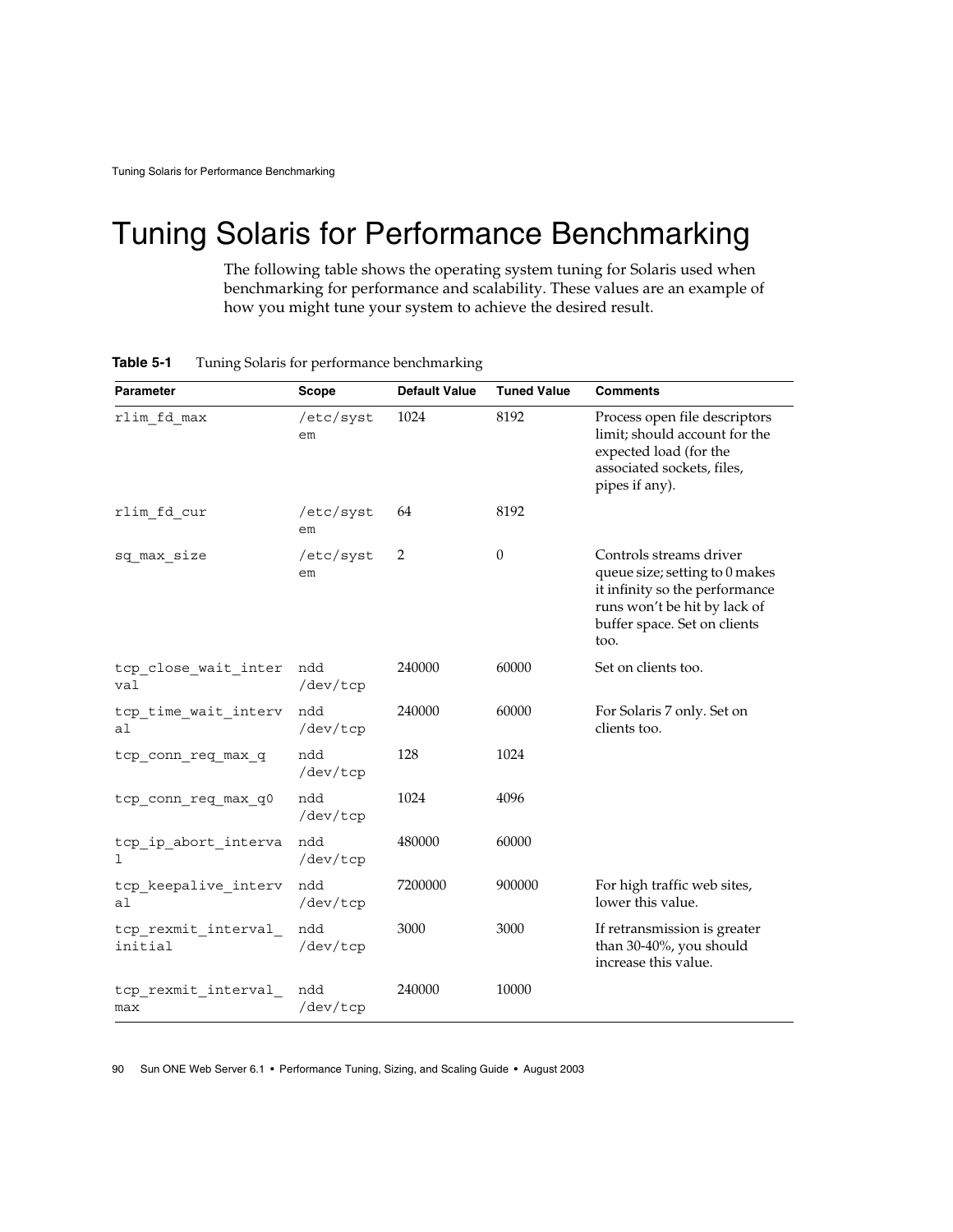# Tuning Solaris for Performance Benchmarking

The following table shows the operating system tuning for Solaris used when benchmarking for performance and scalability. These values are an example of how you might tune your system to achieve the desired result.

**Table 5-1** Tuning Solaris for performance benchmarking

| Parameter | Scope | Default Value | Tuned Value | Comments |
|---|---|---|---|---|
| `rlim_fd_max` | `/etc/system` | 1024 | 8192 | Process open file descriptors limit; should account for the expected load (for the associated sockets, files, pipes if any). |
| `rlim_fd_cur` | `/etc/system` | 64 | 8192 | |
| `sq_max_size` | `/etc/system` | 2 | 0 | Controls streams driver queue size; setting to 0 makes it infinity so the performance runs won't be hit by lack of buffer space. Set on clients too. |
| `tcp_close_wait_interval` | `ndd /dev/tcp` | 240000 | 60000 | Set on clients too. |
| `tcp_time_wait_interval` | `ndd /dev/tcp` | 240000 | 60000 | For Solaris 7 only. Set on clients too. |
| `tcp_conn_req_max_q` | `ndd /dev/tcp` | 128 | 1024 | |
| `tcp_conn_req_max_q0` | `ndd /dev/tcp` | 1024 | 4096 | |
| `tcp_ip_abort_interval` | `ndd /dev/tcp` | 480000 | 60000 | |
| `tcp_keepalive_interval` | `ndd /dev/tcp` | 7200000 | 900000 | For high traffic web sites, lower this value. |
| `tcp_rexmit_interval_initial` | `ndd /dev/tcp` | 3000 | 3000 | If retransmission is greater than 30-40%, you should increase this value. |
| `tcp_rexmit_interval_max` | `ndd /dev/tcp` | 240000 | 10000 | |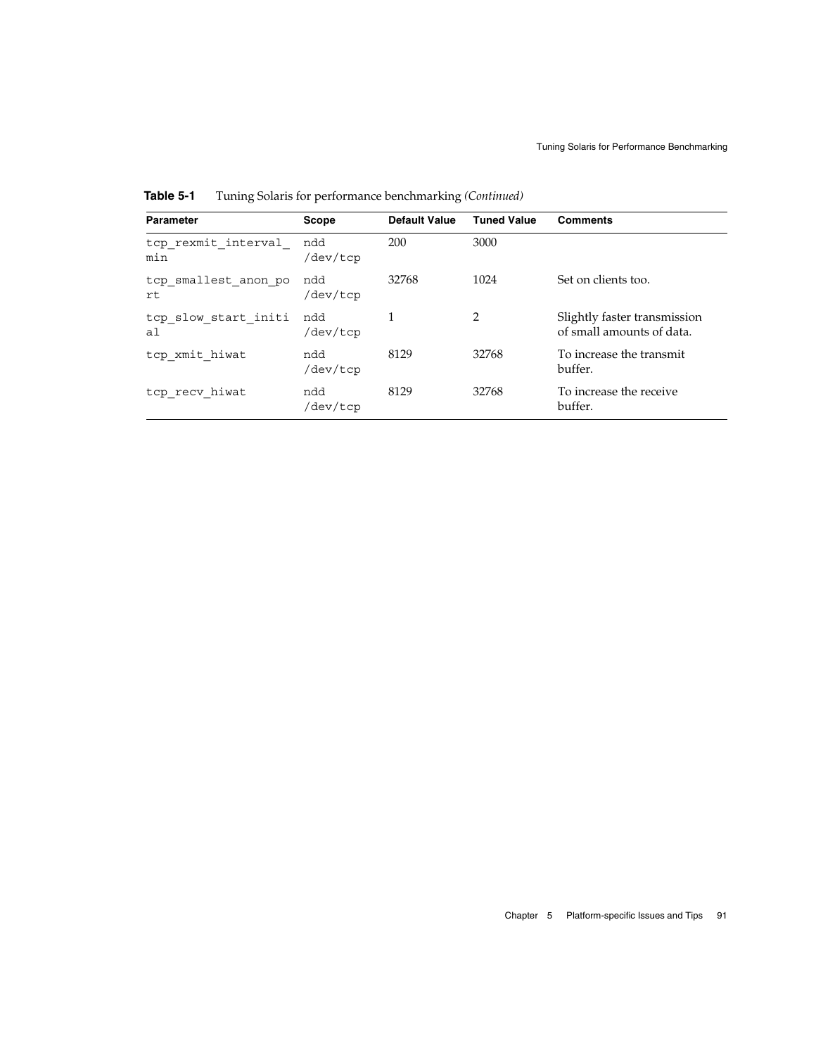**Table 5-1** Tuning Solaris for performance benchmarking *(Continued)*

| Parameter | Scope | Default Value | Tuned Value | Comments |
| --- | --- | --- | --- | --- |
| `tcp_rexmit_interval_min` | `ndd /dev/tcp` | 200 | 3000 | |
| `tcp_smallest_anon_port` | `ndd /dev/tcp` | 32768 | 1024 | Set on clients too. |
| `tcp_slow_start_initial` | `ndd /dev/tcp` | 1 | 2 | Slightly faster transmission of small amounts of data. |
| `tcp_xmit_hiwat` | `ndd /dev/tcp` | 8129 | 32768 | To increase the transmit buffer. |
| `tcp_recv_hiwat` | `ndd /dev/tcp` | 8129 | 32768 | To increase the receive buffer. |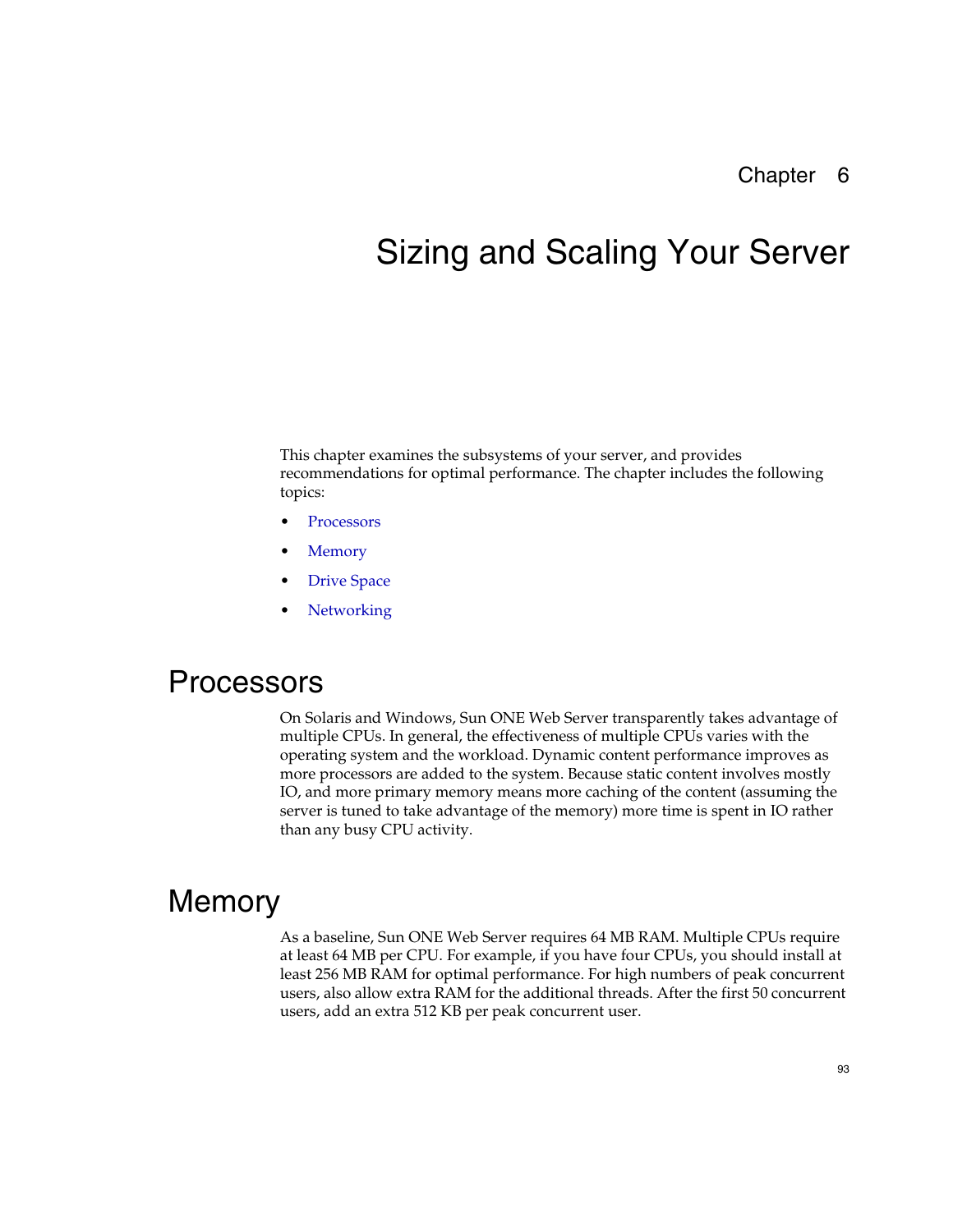Chapter 6

# Sizing and Scaling Your Server

This chapter examines the subsystems of your server, and provides recommendations for optimal performance. The chapter includes the following topics:

- Processors
- Memory
- Drive Space
- Networking

## Processors

On Solaris and Windows, Sun ONE Web Server transparently takes advantage of multiple CPUs. In general, the effectiveness of multiple CPUs varies with the operating system and the workload. Dynamic content performance improves as more processors are added to the system. Because static content involves mostly IO, and more primary memory means more caching of the content (assuming the server is tuned to take advantage of the memory) more time is spent in IO rather than any busy CPU activity.

## Memory

As a baseline, Sun ONE Web Server requires 64 MB RAM. Multiple CPUs require at least 64 MB per CPU. For example, if you have four CPUs, you should install at least 256 MB RAM for optimal performance. For high numbers of peak concurrent users, also allow extra RAM for the additional threads. After the first 50 concurrent users, add an extra 512 KB per peak concurrent user.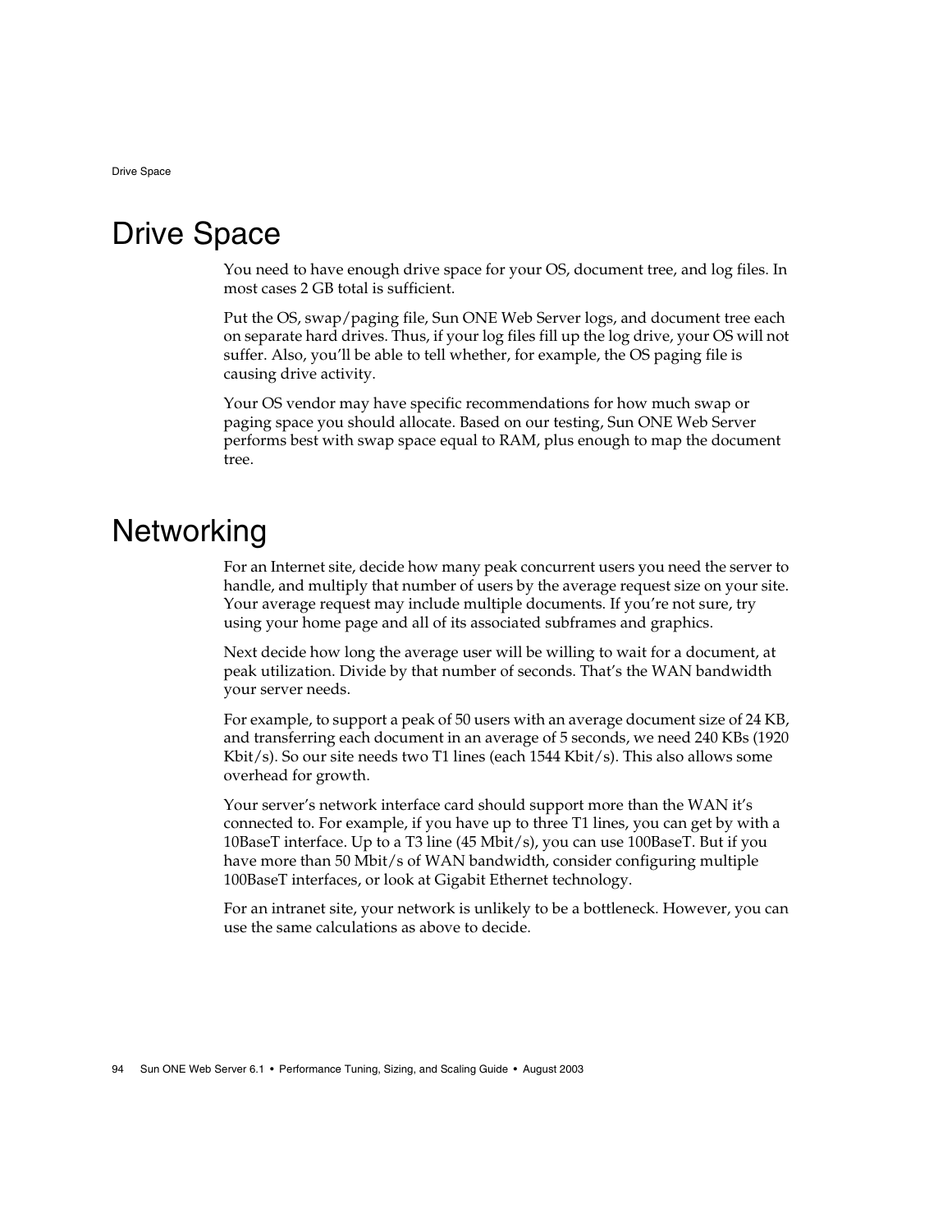# Drive Space

You need to have enough drive space for your OS, document tree, and log files. In most cases 2 GB total is sufficient.

Put the OS, swap/paging file, Sun ONE Web Server logs, and document tree each on separate hard drives. Thus, if your log files fill up the log drive, your OS will not suffer. Also, you'll be able to tell whether, for example, the OS paging file is causing drive activity.

Your OS vendor may have specific recommendations for how much swap or paging space you should allocate. Based on our testing, Sun ONE Web Server performs best with swap space equal to RAM, plus enough to map the document tree.

# Networking

For an Internet site, decide how many peak concurrent users you need the server to handle, and multiply that number of users by the average request size on your site. Your average request may include multiple documents. If you're not sure, try using your home page and all of its associated subframes and graphics.

Next decide how long the average user will be willing to wait for a document, at peak utilization. Divide by that number of seconds. That's the WAN bandwidth your server needs.

For example, to support a peak of 50 users with an average document size of 24 KB, and transferring each document in an average of 5 seconds, we need 240 KBs (1920 Kbit/s). So our site needs two T1 lines (each 1544 Kbit/s). This also allows some overhead for growth.

Your server's network interface card should support more than the WAN it's connected to. For example, if you have up to three T1 lines, you can get by with a 10BaseT interface. Up to a T3 line (45 Mbit/s), you can use 100BaseT. But if you have more than 50 Mbit/s of WAN bandwidth, consider configuring multiple 100BaseT interfaces, or look at Gigabit Ethernet technology.

For an intranet site, your network is unlikely to be a bottleneck. However, you can use the same calculations as above to decide.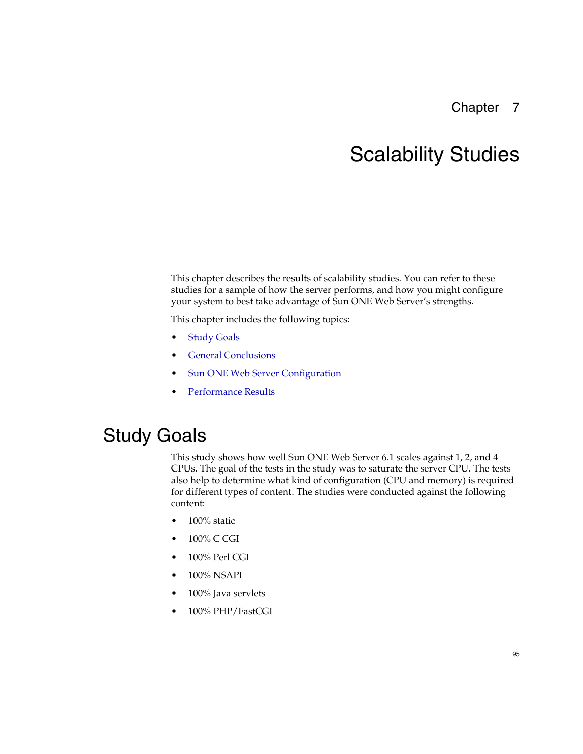# Chapter 7

# Scalability Studies

This chapter describes the results of scalability studies. You can refer to these studies for a sample of how the server performs, and how you might configure your system to best take advantage of Sun ONE Web Server's strengths.

This chapter includes the following topics:

- Study Goals
- General Conclusions
- Sun ONE Web Server Configuration
- Performance Results

## Study Goals

This study shows how well Sun ONE Web Server 6.1 scales against 1, 2, and 4 CPUs. The goal of the tests in the study was to saturate the server CPU. The tests also help to determine what kind of configuration (CPU and memory) is required for different types of content. The studies were conducted against the following content:

- 100% static
- 100% C CGI
- 100% Perl CGI
- 100% NSAPI
- 100% Java servlets
- 100% PHP/FastCGI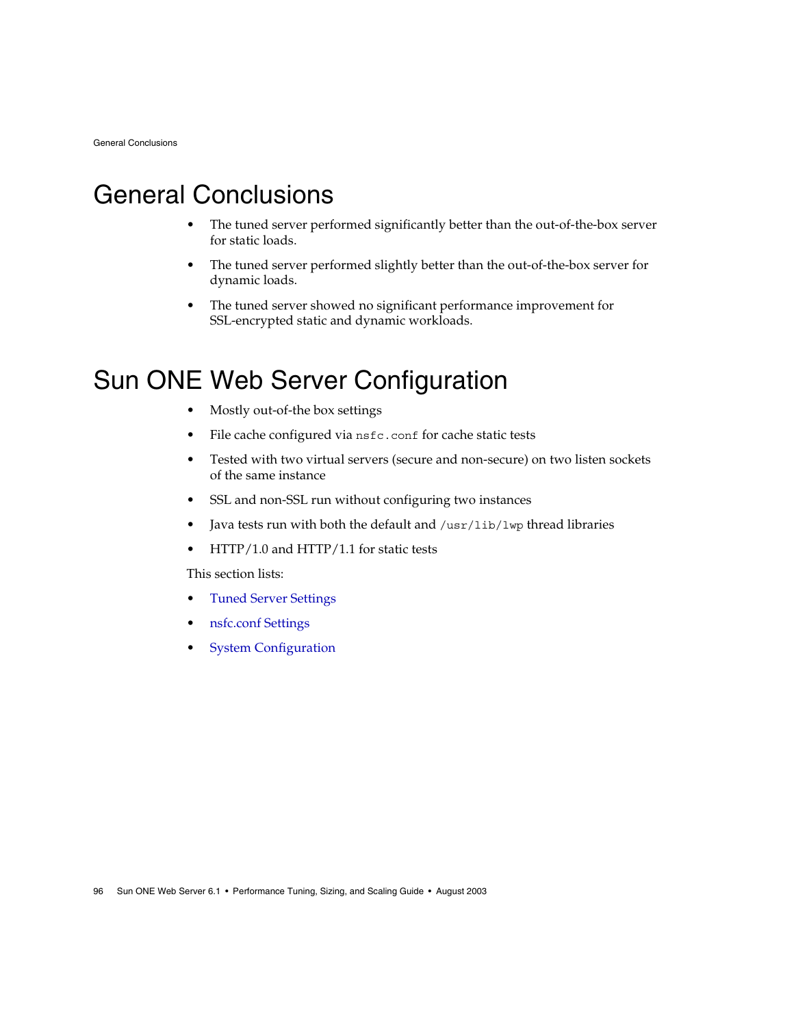# General Conclusions

- The tuned server performed significantly better than the out-of-the-box server for static loads.
- The tuned server performed slightly better than the out-of-the-box server for dynamic loads.
- The tuned server showed no significant performance improvement for SSL-encrypted static and dynamic workloads.

# Sun ONE Web Server Configuration

- Mostly out-of-the box settings
- File cache configured via `nsfc.conf` for cache static tests
- Tested with two virtual servers (secure and non-secure) on two listen sockets of the same instance
- SSL and non-SSL run without configuring two instances
- Java tests run with both the default and `/usr/lib/lwp` thread libraries
- HTTP/1.0 and HTTP/1.1 for static tests

This section lists:

- Tuned Server Settings
- nsfc.conf Settings
- System Configuration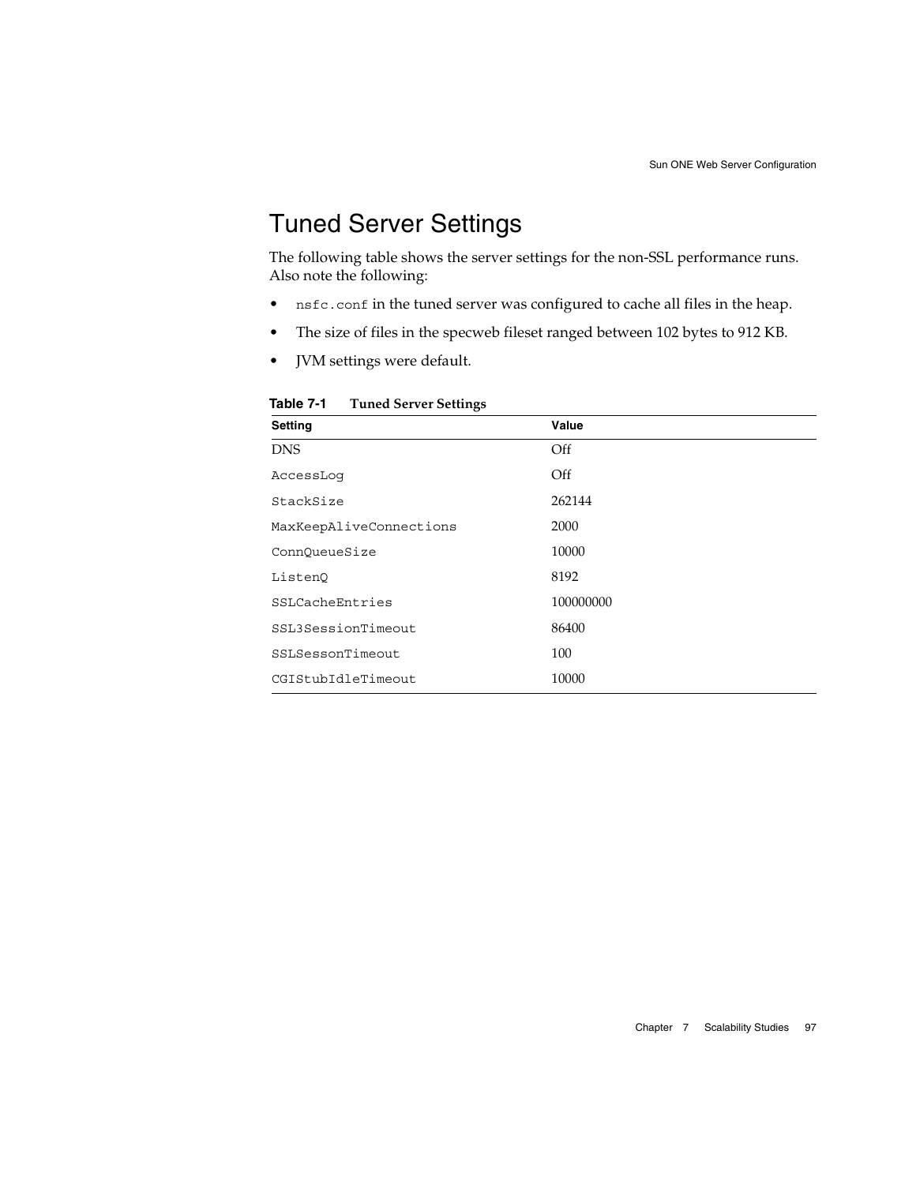# Tuned Server Settings

The following table shows the server settings for the non-SSL performance runs. Also note the following:

- `nsfc.conf` in the tuned server was configured to cache all files in the heap.
- The size of files in the specweb fileset ranged between 102 bytes to 912 KB.
- JVM settings were default.

**Table 7-1 Tuned Server Settings**

| Setting | Value |
| --- | --- |
| DNS | Off |
| `AccessLog` | Off |
| `StackSize` | 262144 |
| `MaxKeepAliveConnections` | 2000 |
| `ConnQueueSize` | 10000 |
| `ListenQ` | 8192 |
| `SSLCacheEntries` | 100000000 |
| `SSL3SessionTimeout` | 86400 |
| `SSLSessonTimeout` | 100 |
| `CGIStubIdleTimeout` | 10000 |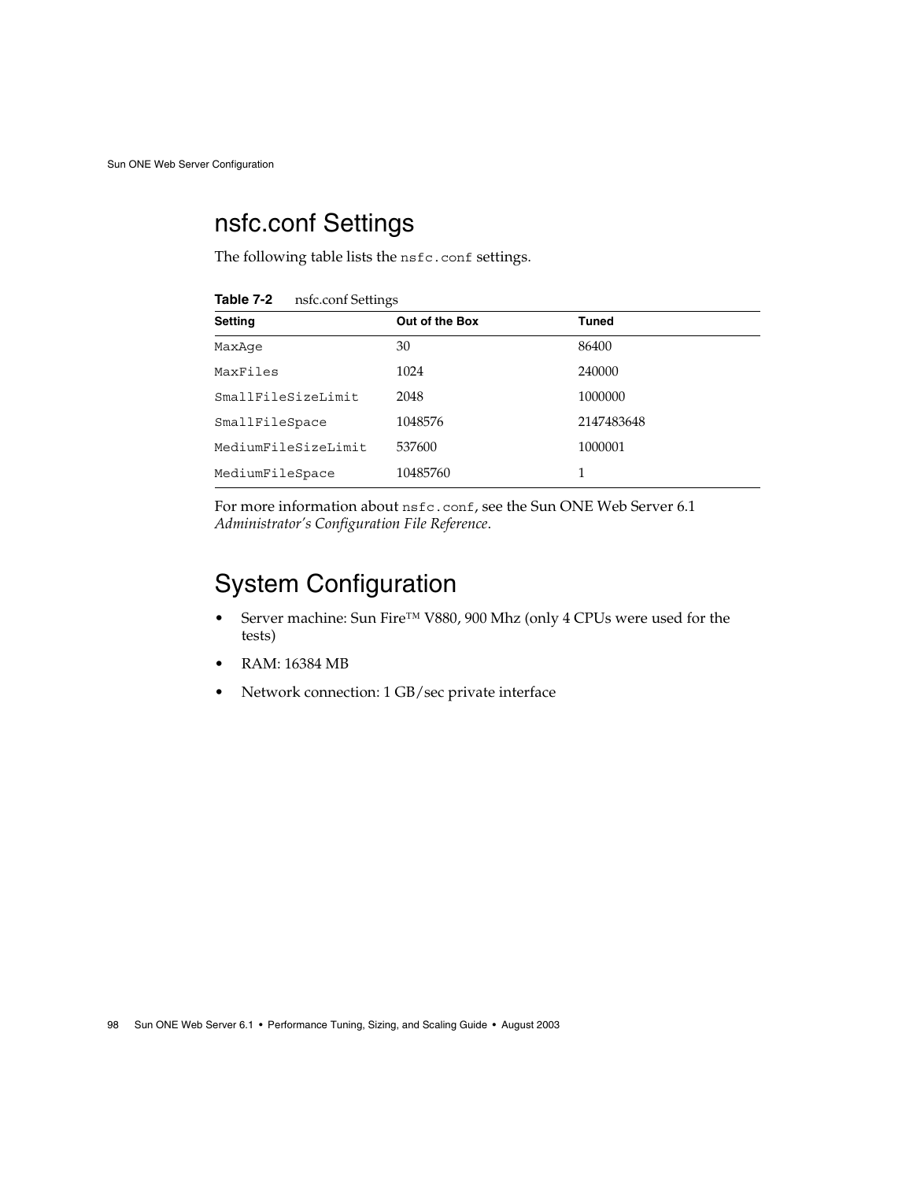## nsfc.conf Settings

The following table lists the `nsfc.conf` settings.

**Table 7-2** nsfc.conf Settings

| Setting | Out of the Box | Tuned |
|---|---|---|
| `MaxAge` | 30 | 86400 |
| `MaxFiles` | 1024 | 240000 |
| `SmallFileSizeLimit` | 2048 | 1000000 |
| `SmallFileSpace` | 1048576 | 2147483648 |
| `MediumFileSizeLimit` | 537600 | 1000001 |
| `MediumFileSpace` | 10485760 | 1 |

For more information about `nsfc.conf`, see the Sun ONE Web Server 6.1 *Administrator's Configuration File Reference*.

## System Configuration

- Server machine: Sun Fire™ V880, 900 Mhz (only 4 CPUs were used for the tests)
- RAM: 16384 MB
- Network connection: 1 GB/sec private interface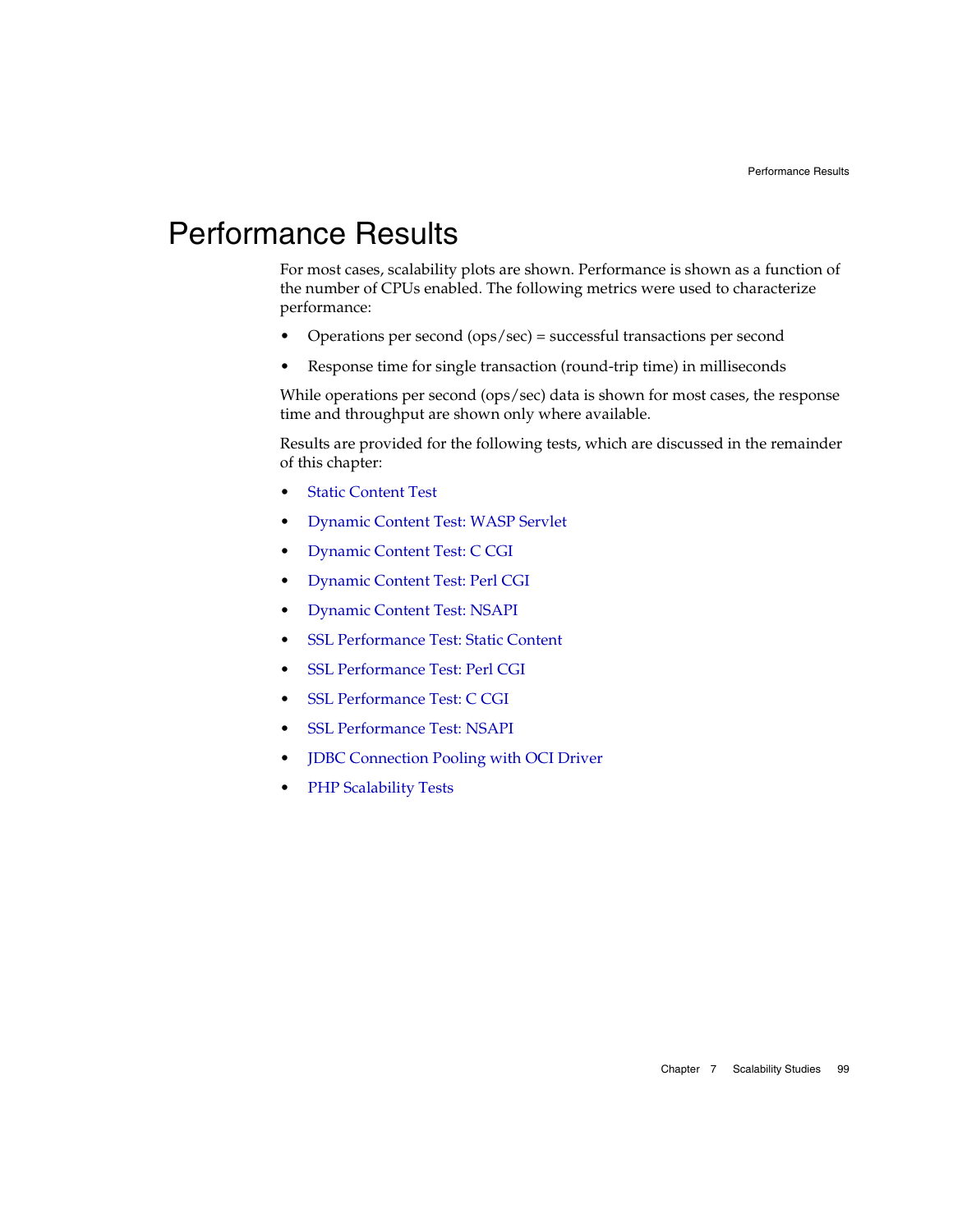# Performance Results

For most cases, scalability plots are shown. Performance is shown as a function of the number of CPUs enabled. The following metrics were used to characterize performance:

- Operations per second (ops/sec) = successful transactions per second
- Response time for single transaction (round-trip time) in milliseconds

While operations per second (ops/sec) data is shown for most cases, the response time and throughput are shown only where available.

Results are provided for the following tests, which are discussed in the remainder of this chapter:

- Static Content Test
- Dynamic Content Test: WASP Servlet
- Dynamic Content Test: C CGI
- Dynamic Content Test: Perl CGI
- Dynamic Content Test: NSAPI
- SSL Performance Test: Static Content
- SSL Performance Test: Perl CGI
- SSL Performance Test: C CGI
- SSL Performance Test: NSAPI
- JDBC Connection Pooling with OCI Driver
- PHP Scalability Tests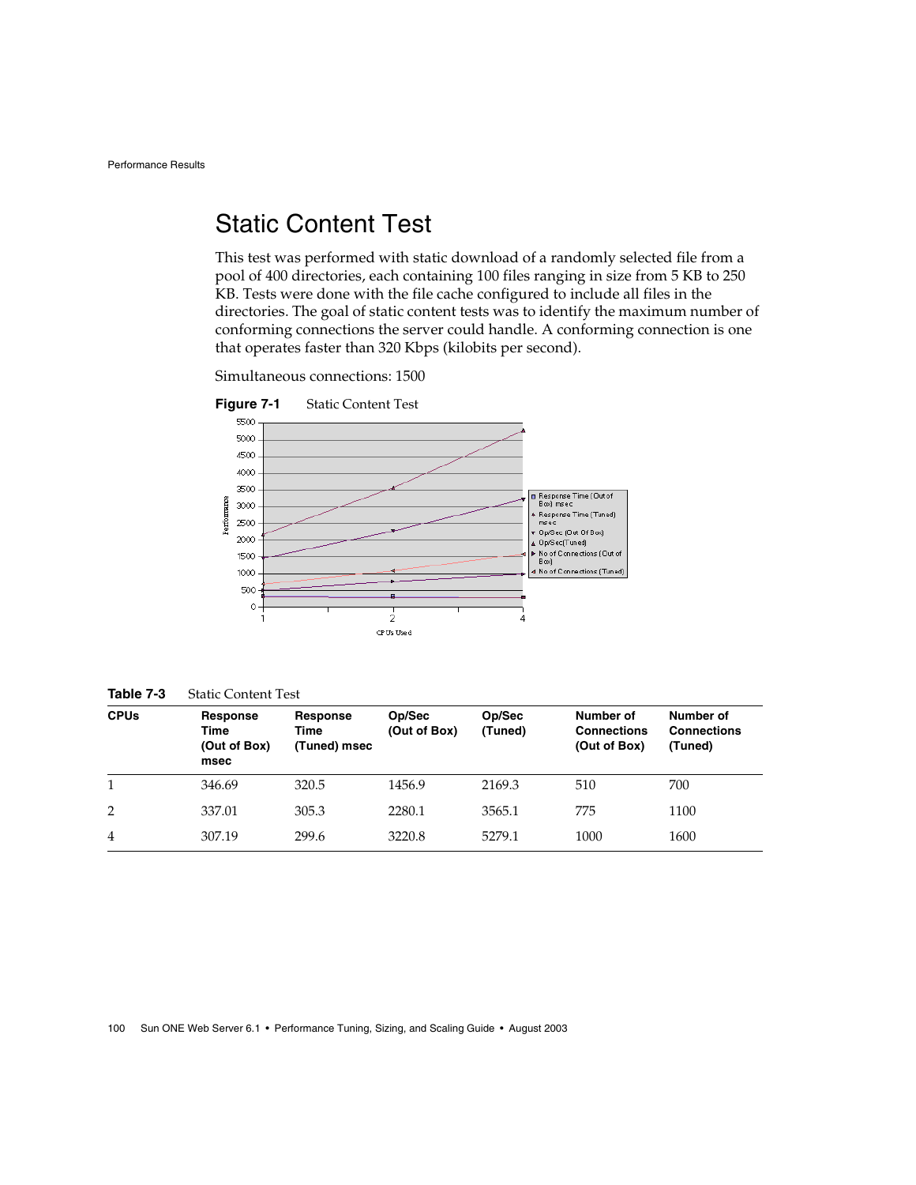## Static Content Test

This test was performed with static download of a randomly selected file from a pool of 400 directories, each containing 100 files ranging in size from 5 KB to 250 KB. Tests were done with the file cache configured to include all files in the directories. The goal of static content tests was to identify the maximum number of conforming connections the server could handle. A conforming connection is one that operates faster than 320 Kbps (kilobits per second).

Simultaneous connections: 1500

**Figure 7-1** Static Content Test

**Table 7-3** Static Content Test

| CPUs | Response Time (Out of Box) msec | Response Time (Tuned) msec | Op/Sec (Out of Box) | Op/Sec (Tuned) | Number of Connections (Out of Box) | Number of Connections (Tuned) |
|---|---|---|---|---|---|---|
| 1 | 346.69 | 320.5 | 1456.9 | 2169.3 | 510 | 700 |
| 2 | 337.01 | 305.3 | 2280.1 | 3565.1 | 775 | 1100 |
| 4 | 307.19 | 299.6 | 3220.8 | 5279.1 | 1000 | 1600 |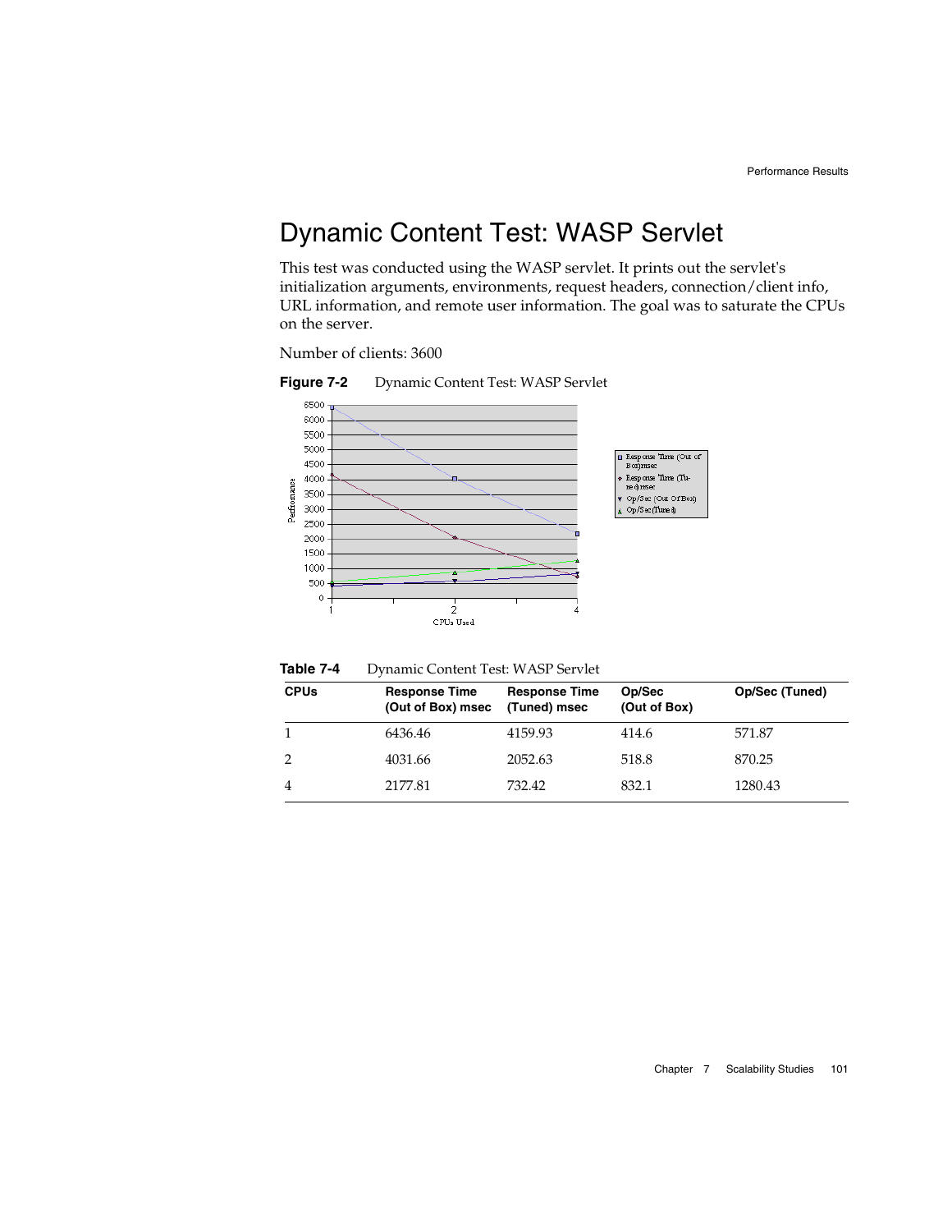# Dynamic Content Test: WASP Servlet

This test was conducted using the WASP servlet. It prints out the servlet's initialization arguments, environments, request headers, connection/client info, URL information, and remote user information. The goal was to saturate the CPUs on the server.

Number of clients: 3600

**Figure 7-2** Dynamic Content Test: WASP Servlet

**Table 7-4** Dynamic Content Test: WASP Servlet

| CPUs | Response Time (Out of Box) msec | Response Time (Tuned) msec | Op/Sec (Out of Box) | Op/Sec (Tuned) |
|---|---|---|---|---|
| 1 | 6436.46 | 4159.93 | 414.6 | 571.87 |
| 2 | 4031.66 | 2052.63 | 518.8 | 870.25 |
| 4 | 2177.81 | 732.42 | 832.1 | 1280.43 |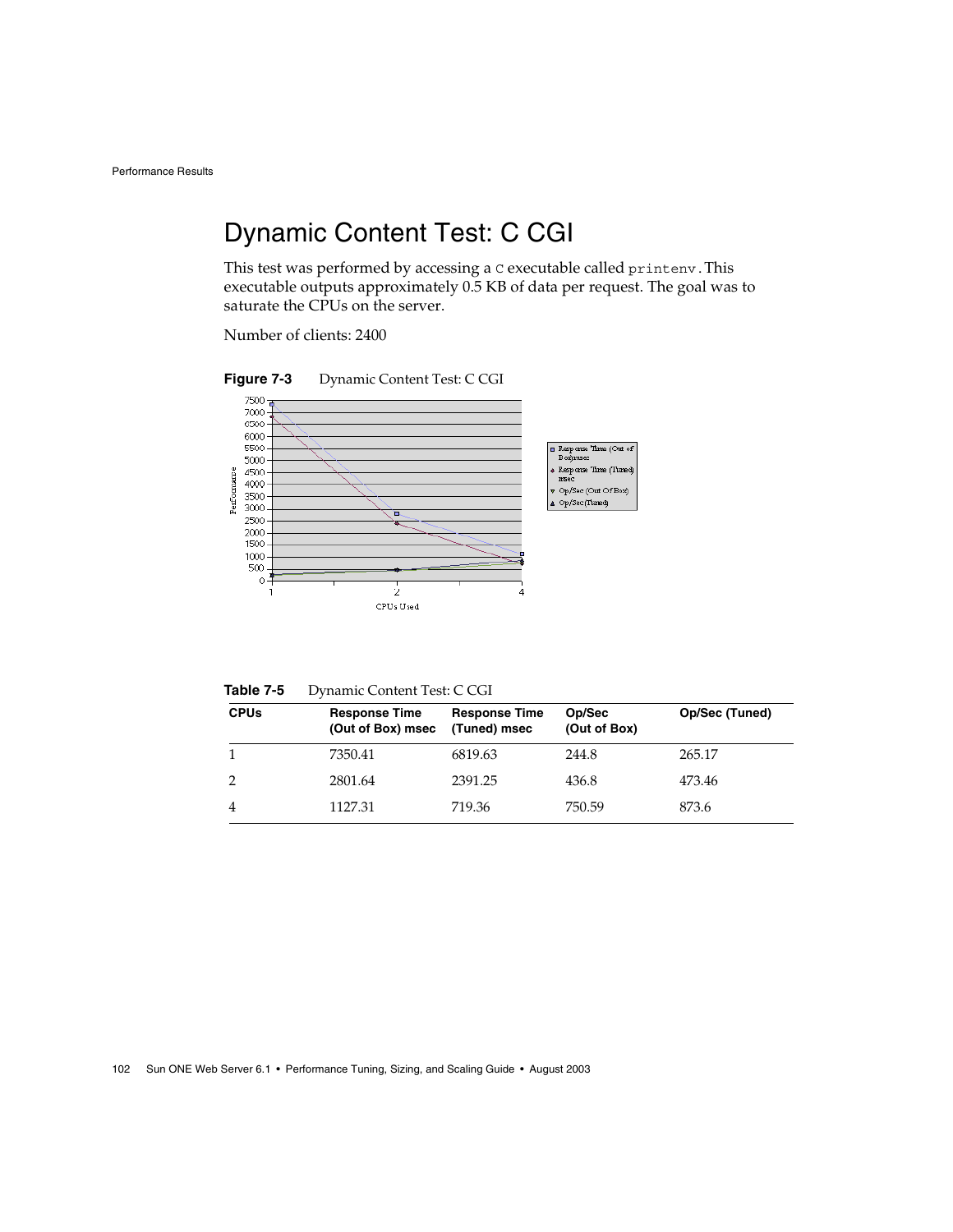# Dynamic Content Test: C CGI

This test was performed by accessing a `C` executable called `printenv`. This executable outputs approximately 0.5 KB of data per request. The goal was to saturate the CPUs on the server.

Number of clients: 2400

**Figure 7-3** Dynamic Content Test: C CGI

**Table 7-5** Dynamic Content Test: C CGI

| CPUs | Response Time (Out of Box) msec | Response Time (Tuned) msec | Op/Sec (Out of Box) | Op/Sec (Tuned) |
|---|---|---|---|---|
| 1 | 7350.41 | 6819.63 | 244.8 | 265.17 |
| 2 | 2801.64 | 2391.25 | 436.8 | 473.46 |
| 4 | 1127.31 | 719.36 | 750.59 | 873.6 |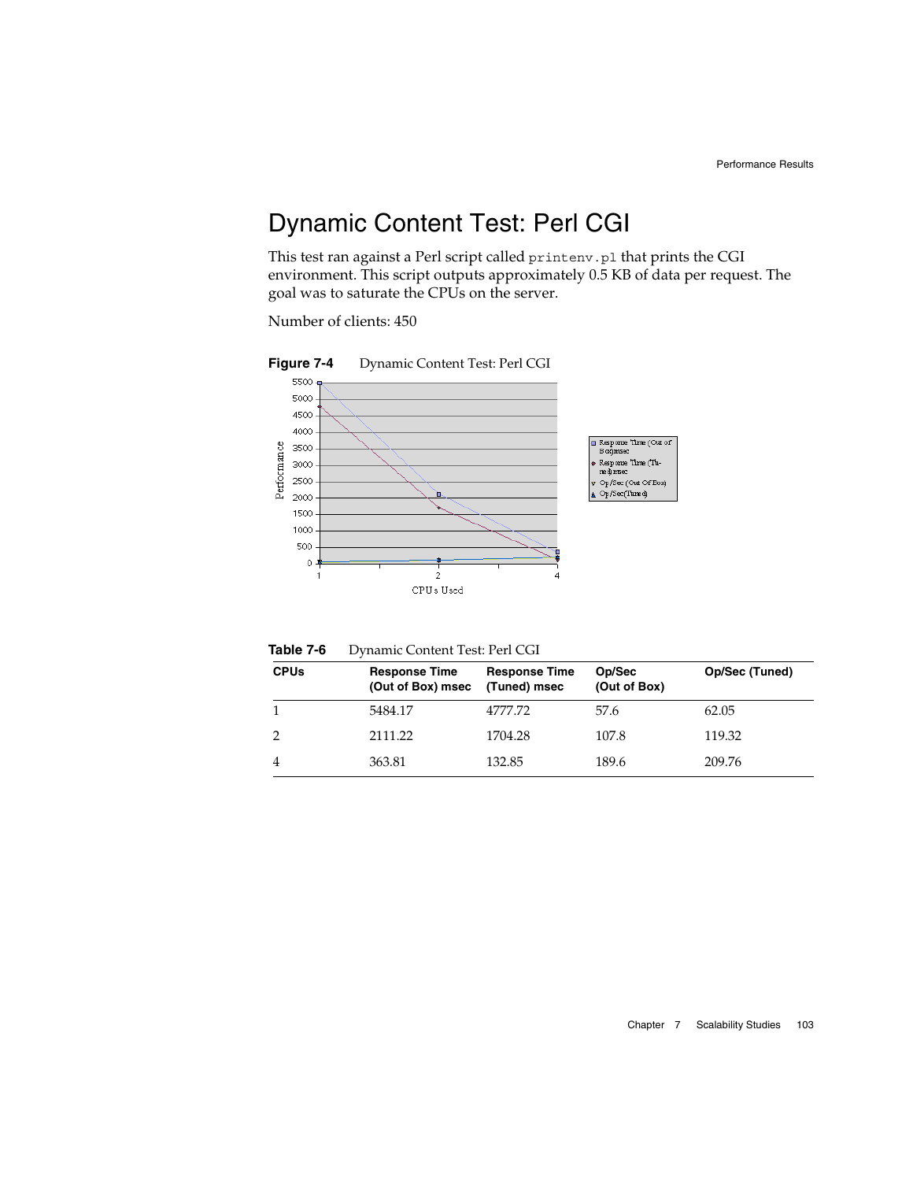# Dynamic Content Test: Perl CGI

This test ran against a Perl script called `printenv.pl` that prints the CGI environment. This script outputs approximately 0.5 KB of data per request. The goal was to saturate the CPUs on the server.

Number of clients: 450

**Figure 7-4** Dynamic Content Test: Perl CGI

**Table 7-6** Dynamic Content Test: Perl CGI

| CPUs | Response Time (Out of Box) msec | Response Time (Tuned) msec | Op/Sec (Out of Box) | Op/Sec (Tuned) |
|---|---|---|---|---|
| 1 | 5484.17 | 4777.72 | 57.6 | 62.05 |
| 2 | 2111.22 | 1704.28 | 107.8 | 119.32 |
| 4 | 363.81 | 132.85 | 189.6 | 209.76 |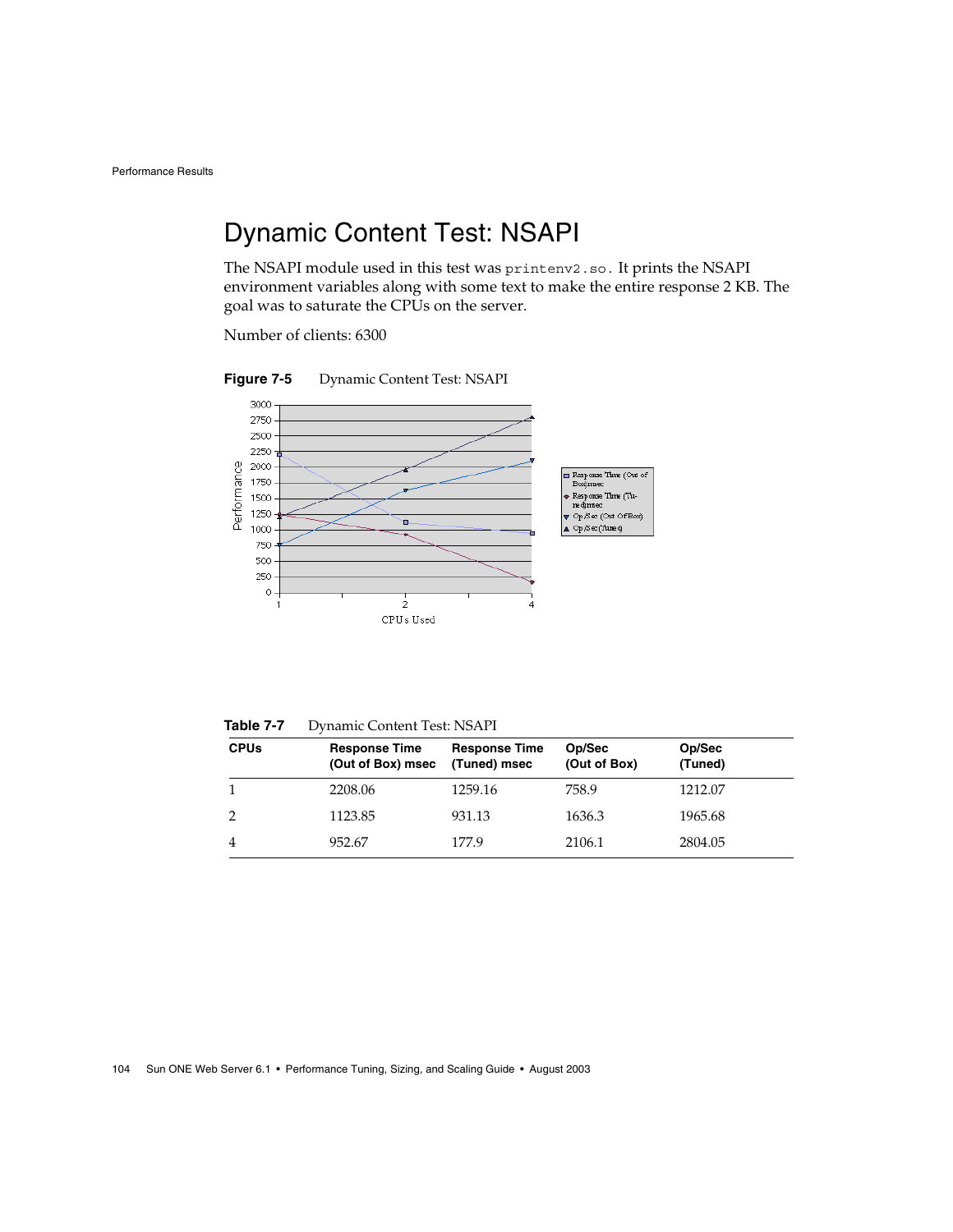# Dynamic Content Test: NSAPI

The NSAPI module used in this test was `printenv2.so`. It prints the NSAPI environment variables along with some text to make the entire response 2 KB. The goal was to saturate the CPUs on the server.

Number of clients: 6300

**Figure 7-5** Dynamic Content Test: NSAPI

**Table 7-7** Dynamic Content Test: NSAPI

| CPUs | Response Time (Out of Box) msec | Response Time (Tuned) msec | Op/Sec (Out of Box) | Op/Sec (Tuned) |
|---|---|---|---|---|
| 1 | 2208.06 | 1259.16 | 758.9 | 1212.07 |
| 2 | 1123.85 | 931.13 | 1636.3 | 1965.68 |
| 4 | 952.67 | 177.9 | 2106.1 | 2804.05 |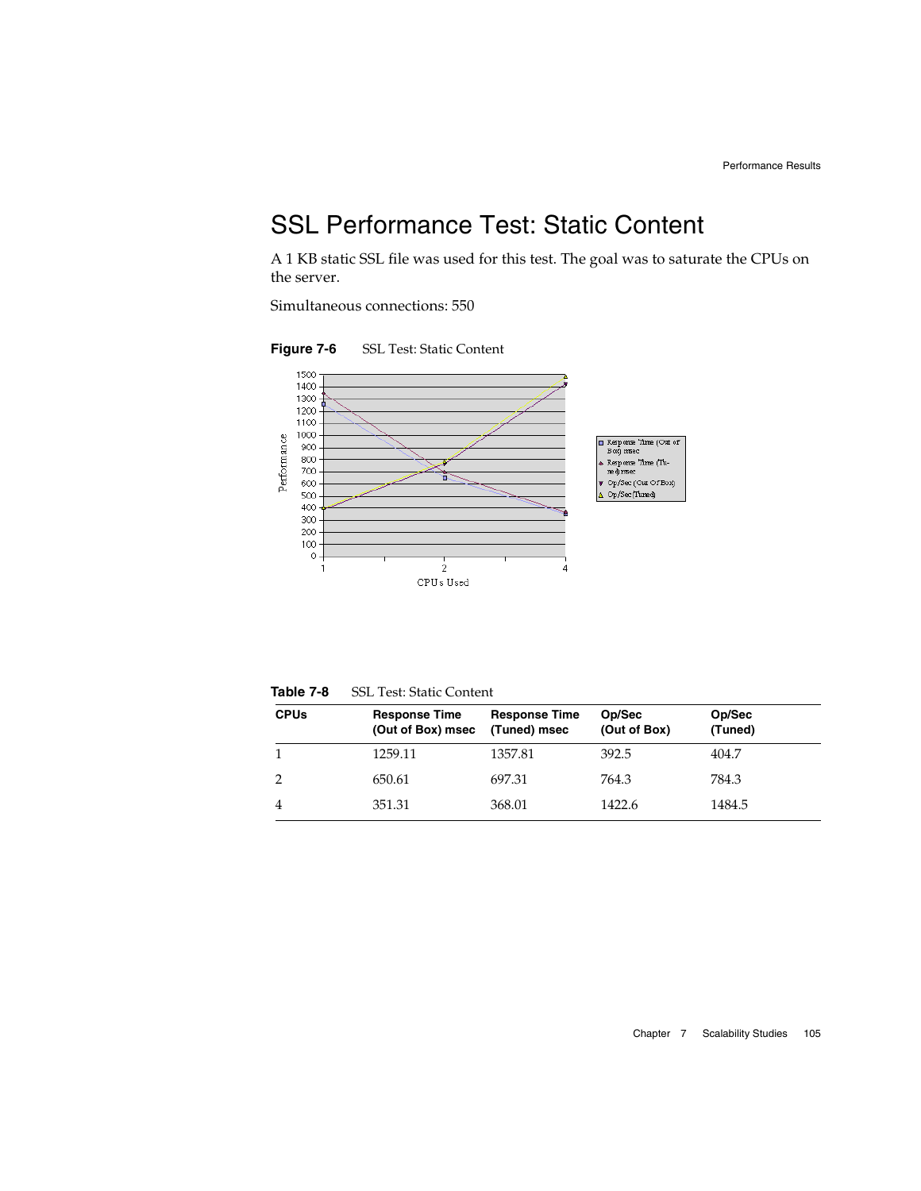# SSL Performance Test: Static Content

A 1 KB static SSL file was used for this test. The goal was to saturate the CPUs on the server.

Simultaneous connections: 550

**Figure 7-6** SSL Test: Static Content

**Table 7-8** SSL Test: Static Content

| CPUs | Response Time (Out of Box) msec | Response Time (Tuned) msec | Op/Sec (Out of Box) | Op/Sec (Tuned) |
|---|---|---|---|---|
| 1 | 1259.11 | 1357.81 | 392.5 | 404.7 |
| 2 | 650.61 | 697.31 | 764.3 | 784.3 |
| 4 | 351.31 | 368.01 | 1422.6 | 1484.5 |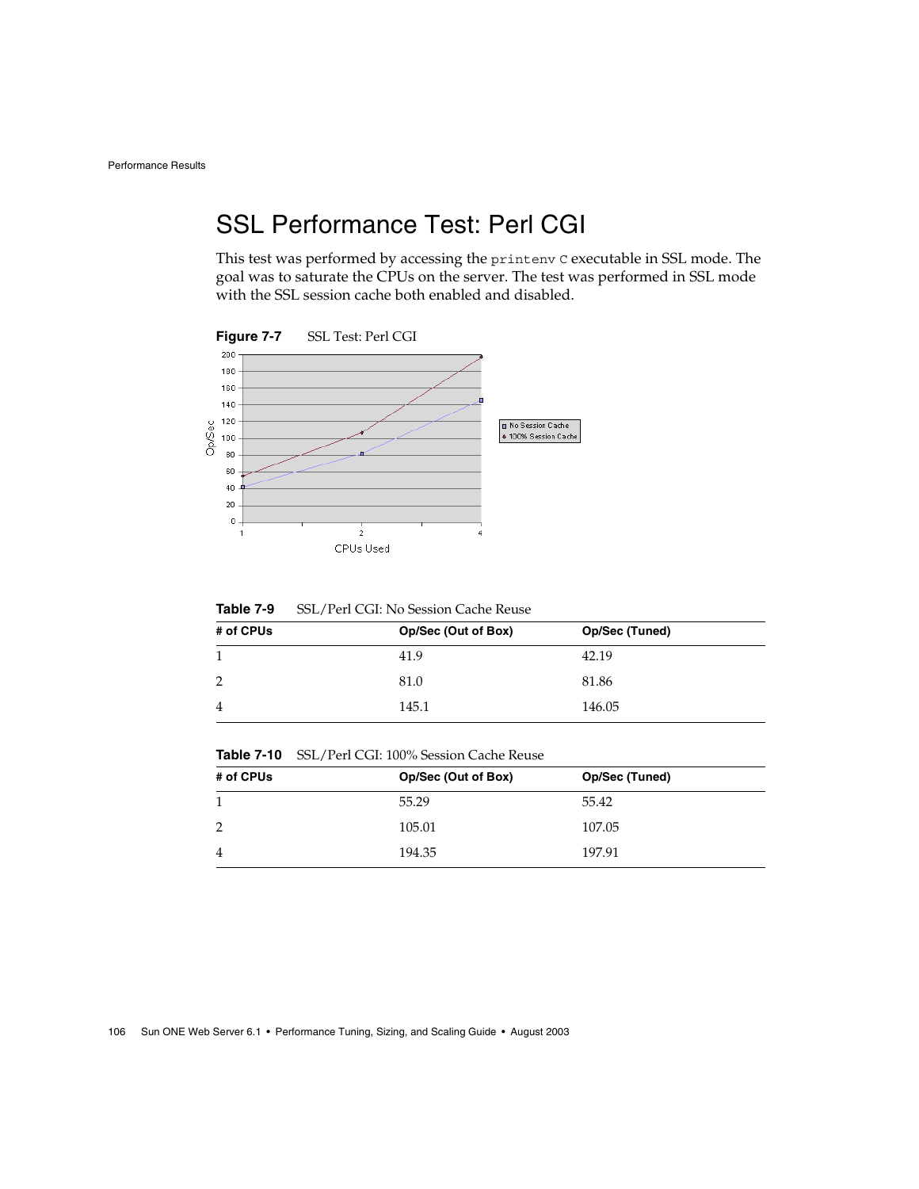## SSL Performance Test: Perl CGI

This test was performed by accessing the `printenv C` executable in SSL mode. The goal was to saturate the CPUs on the server. The test was performed in SSL mode with the SSL session cache both enabled and disabled.

**Figure 7-7** SSL Test: Perl CGI

**Table 7-9** SSL/Perl CGI: No Session Cache Reuse

| # of CPUs | Op/Sec (Out of Box) | Op/Sec (Tuned) |
|---|---|---|
| 1 | 41.9 | 42.19 |
| 2 | 81.0 | 81.86 |
| 4 | 145.1 | 146.05 |

**Table 7-10** SSL/Perl CGI: 100% Session Cache Reuse

| # of CPUs | Op/Sec (Out of Box) | Op/Sec (Tuned) |
|---|---|---|
| 1 | 55.29 | 55.42 |
| 2 | 105.01 | 107.05 |
| 4 | 194.35 | 197.91 |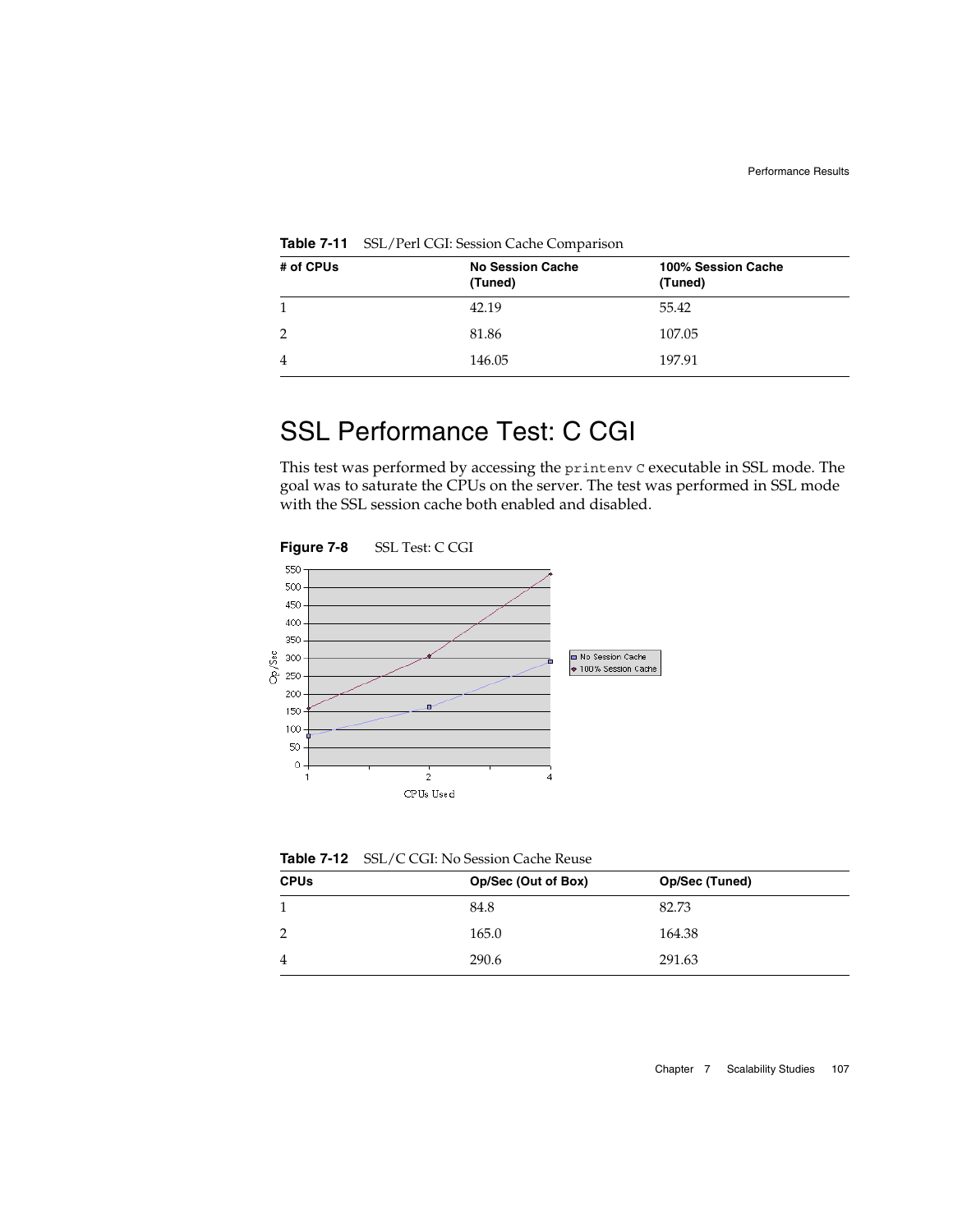**Table 7-11** SSL/Perl CGI: Session Cache Comparison

| # of CPUs | No Session Cache (Tuned) | 100% Session Cache (Tuned) |
|---|---|---|
| 1 | 42.19 | 55.42 |
| 2 | 81.86 | 107.05 |
| 4 | 146.05 | 197.91 |

## SSL Performance Test: C CGI

This test was performed by accessing the `printenv` C executable in SSL mode. The goal was to saturate the CPUs on the server. The test was performed in SSL mode with the SSL session cache both enabled and disabled.

**Figure 7-8** SSL Test: C CGI

**Table 7-12** SSL/C CGI: No Session Cache Reuse

| CPUs | Op/Sec (Out of Box) | Op/Sec (Tuned) |
|---|---|---|
| 1 | 84.8 | 82.73 |
| 2 | 165.0 | 164.38 |
| 4 | 290.6 | 291.63 |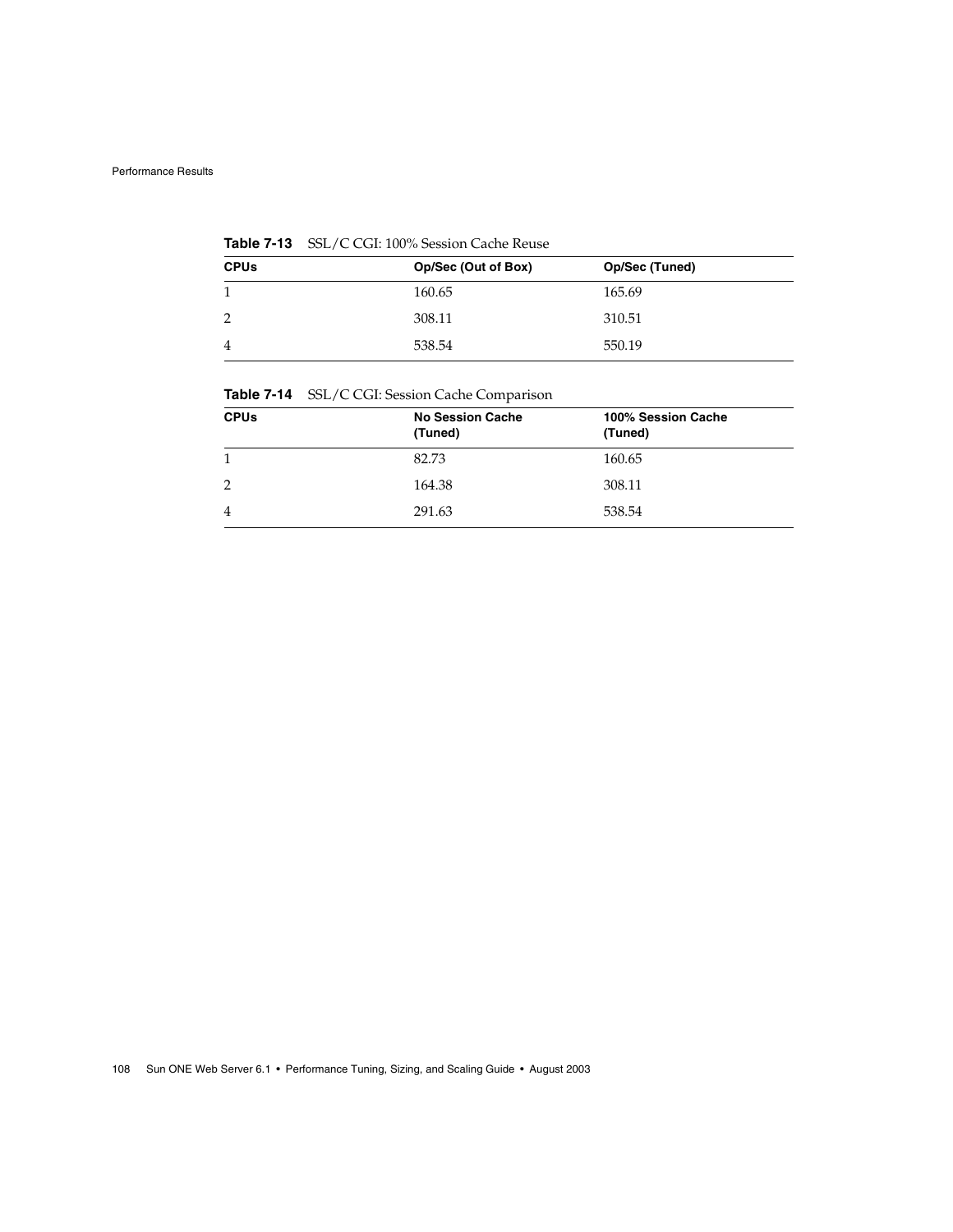**Table 7-13** SSL/C CGI: 100% Session Cache Reuse

| CPUs | Op/Sec (Out of Box) | Op/Sec (Tuned) |
|---|---|---|
| 1 | 160.65 | 165.69 |
| 2 | 308.11 | 310.51 |
| 4 | 538.54 | 550.19 |

**Table 7-14** SSL/C CGI: Session Cache Comparison

| CPUs | No Session Cache (Tuned) | 100% Session Cache (Tuned) |
|---|---|---|
| 1 | 82.73 | 160.65 |
| 2 | 164.38 | 308.11 |
| 4 | 291.63 | 538.54 |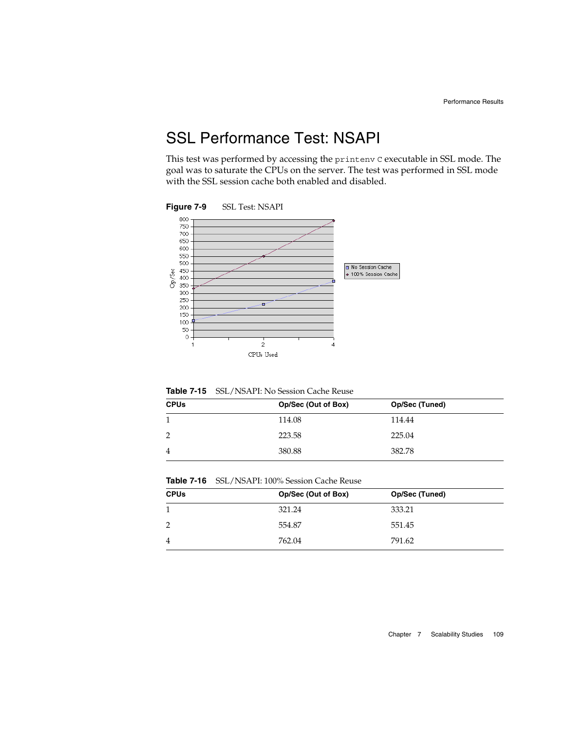## SSL Performance Test: NSAPI

This test was performed by accessing the `printenv C` executable in SSL mode. The goal was to saturate the CPUs on the server. The test was performed in SSL mode with the SSL session cache both enabled and disabled.

**Figure 7-9** SSL Test: NSAPI

**Table 7-15** SSL/NSAPI: No Session Cache Reuse

| CPUs | Op/Sec (Out of Box) | Op/Sec (Tuned) |
|---|---|---|
| 1 | 114.08 | 114.44 |
| 2 | 223.58 | 225.04 |
| 4 | 380.88 | 382.78 |

**Table 7-16** SSL/NSAPI: 100% Session Cache Reuse

| CPUs | Op/Sec (Out of Box) | Op/Sec (Tuned) |
|---|---|---|
| 1 | 321.24 | 333.21 |
| 2 | 554.87 | 551.45 |
| 4 | 762.04 | 791.62 |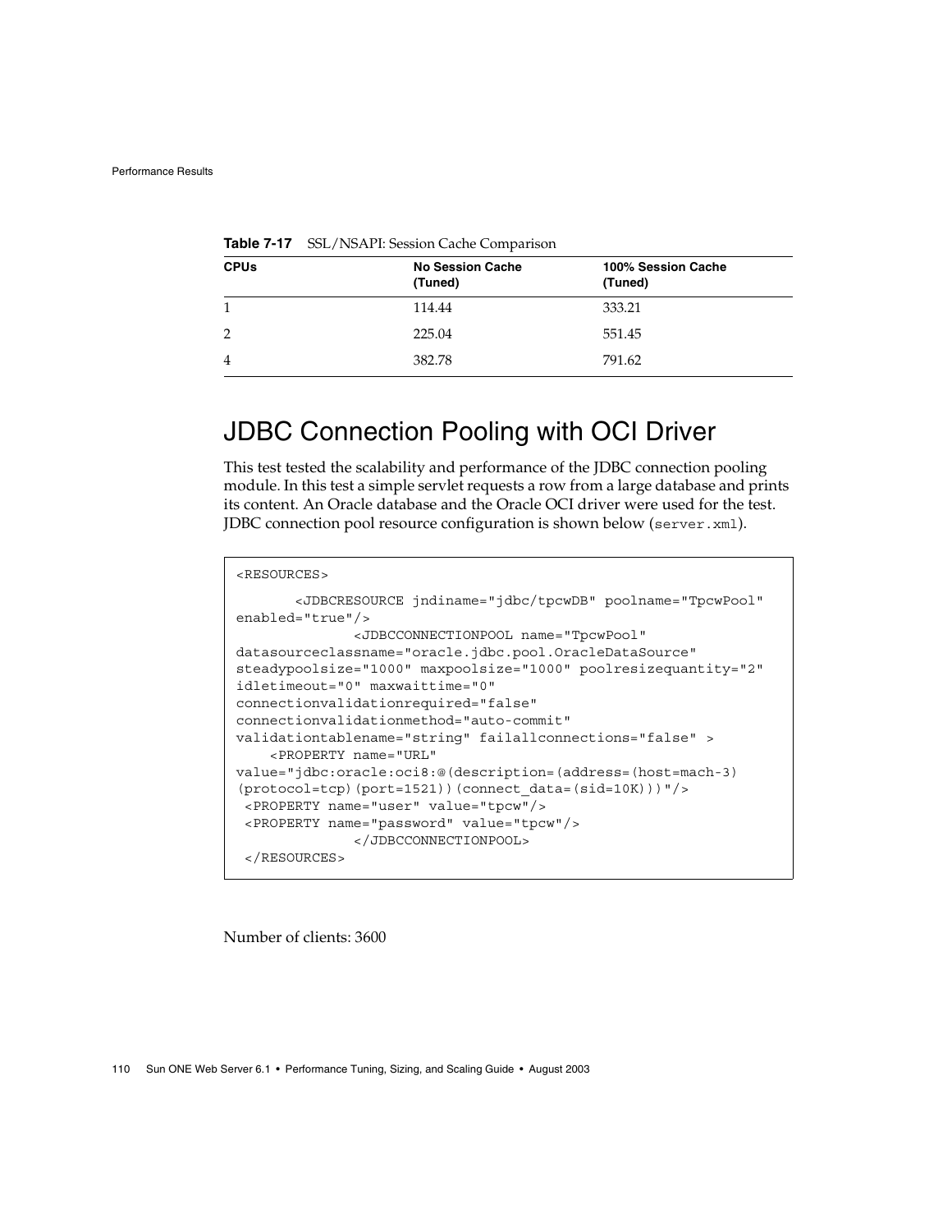**Table 7-17** SSL/NSAPI: Session Cache Comparison

| CPUs | No Session Cache (Tuned) | 100% Session Cache (Tuned) |
|---|---|---|
| 1 | 114.44 | 333.21 |
| 2 | 225.04 | 551.45 |
| 4 | 382.78 | 791.62 |

## JDBC Connection Pooling with OCI Driver

This test tested the scalability and performance of the JDBC connection pooling module. In this test a simple servlet requests a row from a large database and prints its content. An Oracle database and the Oracle OCI driver were used for the test. JDBC connection pool resource configuration is shown below (`server.xml`).

```
<RESOURCES>
       <JDBCRESOURCE jndiname="jdbc/tpcwDB" poolname="TpcwPool"
enabled="true"/>
             <JDBCCONNECTIONPOOL name="TpcwPool"
datasourceclassname="oracle.jdbc.pool.OracleDataSource"
steadypoolsize="1000" maxpoolsize="1000" poolresizequantity="2"
idletimeout="0" maxwaittime="0"
connectionvalidationrequired="false"
connectionvalidationmethod="auto-commit"
validationtablename="string" failallconnections="false" >
    <PROPERTY name="URL"
value="jdbc:oracle:oci8:@(description=(address=(host=mach-3)
(protocol=tcp)(port=1521))(connect_data=(sid=10K)))"/>
 <PROPERTY name="user" value="tpcw"/>
 <PROPERTY name="password" value="tpcw"/>
             </JDBCCONNECTIONPOOL>
 </RESOURCES>
```

Number of clients: 3600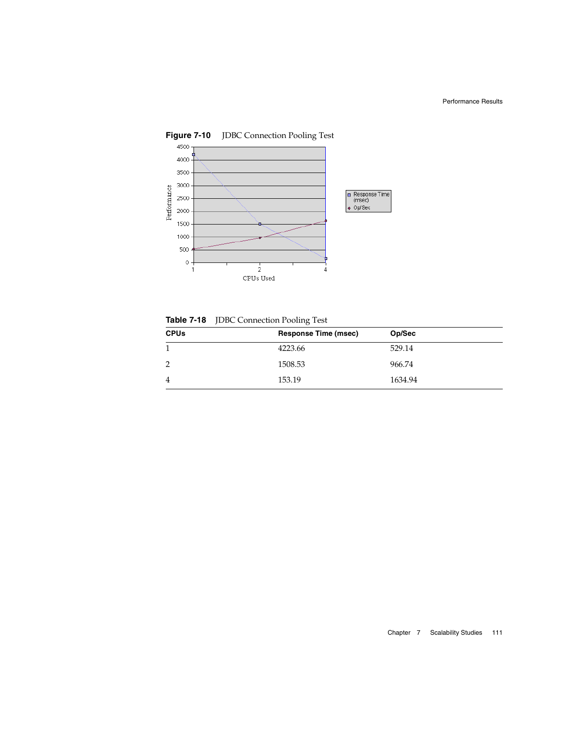**Figure 7-10** JDBC Connection Pooling Test

**Table 7-18** JDBC Connection Pooling Test

| CPUs | Response Time (msec) | Op/Sec |
|---|---|---|
| 1 | 4223.66 | 529.14 |
| 2 | 1508.53 | 966.74 |
| 4 | 153.19 | 1634.94 |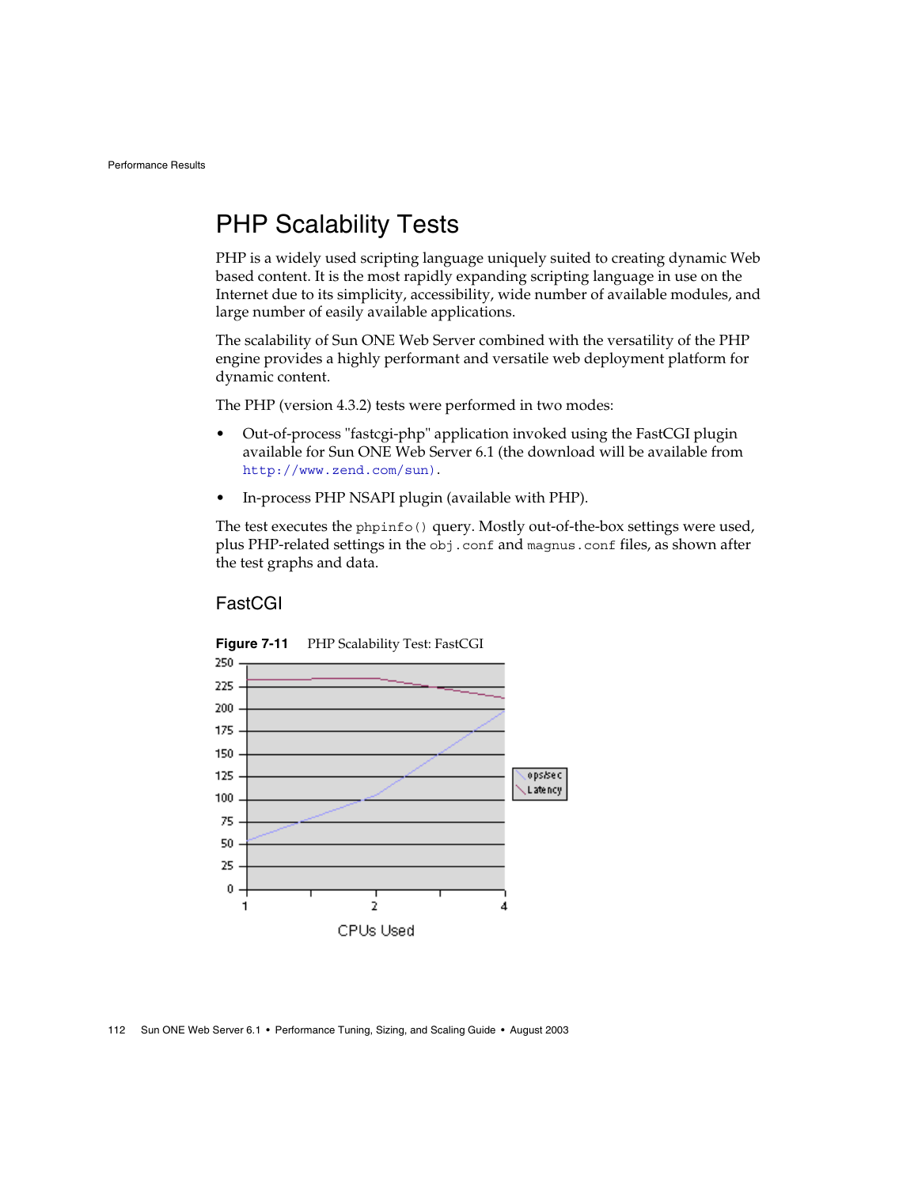## PHP Scalability Tests

PHP is a widely used scripting language uniquely suited to creating dynamic Web based content. It is the most rapidly expanding scripting language in use on the Internet due to its simplicity, accessibility, wide number of available modules, and large number of easily available applications.

The scalability of Sun ONE Web Server combined with the versatility of the PHP engine provides a highly performant and versatile web deployment platform for dynamic content.

The PHP (version 4.3.2) tests were performed in two modes:

- Out-of-process "fastcgi-php" application invoked using the FastCGI plugin available for Sun ONE Web Server 6.1 (the download will be available from `http://www.zend.com/sun)`.
- In-process PHP NSAPI plugin (available with PHP).

The test executes the `phpinfo()` query. Mostly out-of-the-box settings were used, plus PHP-related settings in the `obj.conf` and `magnus.conf` files, as shown after the test graphs and data.

### FastCGI

**Figure 7-11** PHP Scalability Test: FastCGI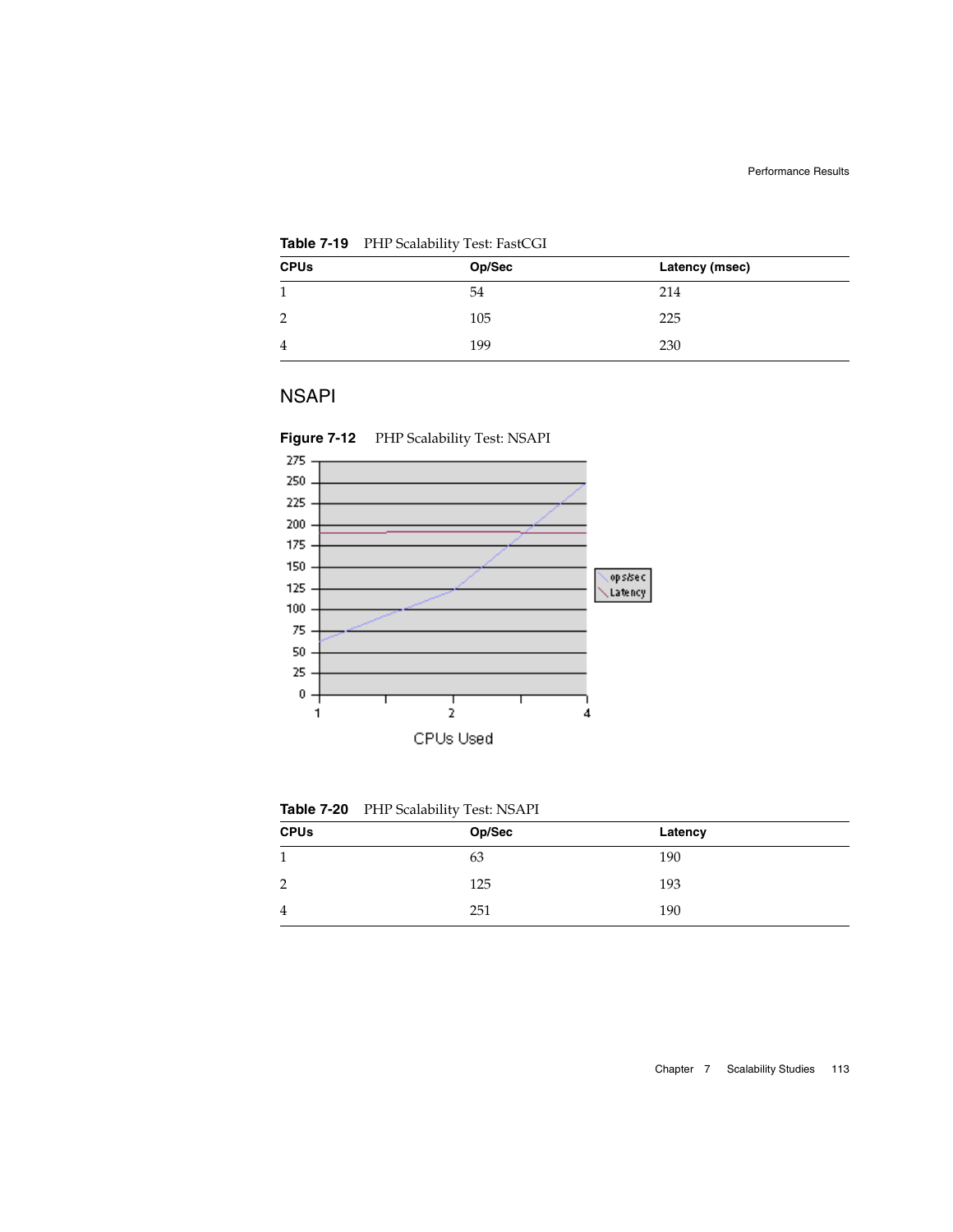**Table 7-19** PHP Scalability Test: FastCGI

| CPUs | Op/Sec | Latency (msec) |
|---|---|---|
| 1 | 54 | 214 |
| 2 | 105 | 225 |
| 4 | 199 | 230 |

## NSAPI

**Figure 7-12** PHP Scalability Test: NSAPI

**Table 7-20** PHP Scalability Test: NSAPI

| CPUs | Op/Sec | Latency |
|---|---|---|
| 1 | 63 | 190 |
| 2 | 125 | 193 |
| 4 | 251 | 190 |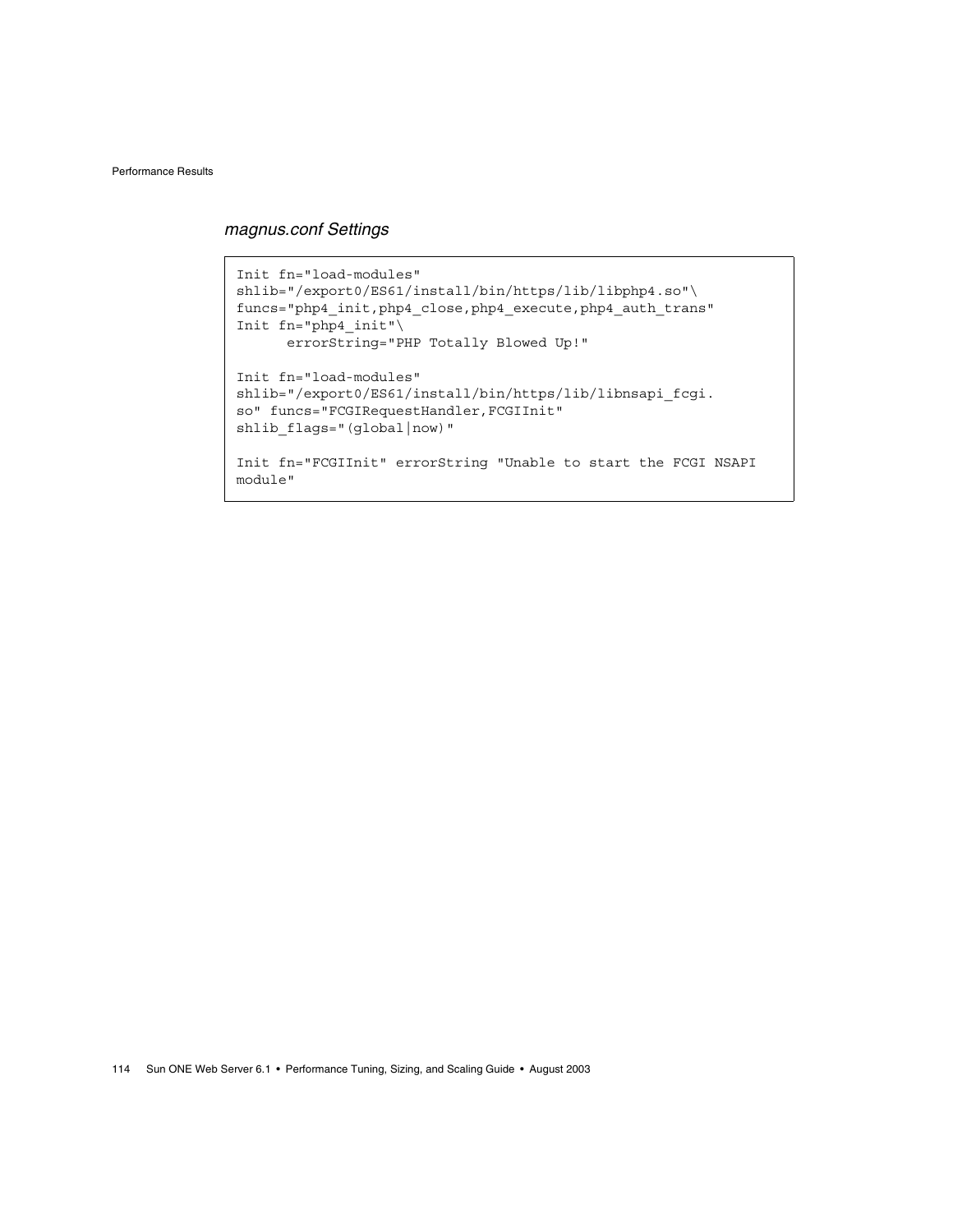### *magnus.conf Settings*

```
Init fn="load-modules"
shlib="/export0/ES61/install/bin/https/lib/libphp4.so"\
funcs="php4_init,php4_close,php4_execute,php4_auth_trans"
Init fn="php4_init"\
      errorString="PHP Totally Blowed Up!"

Init fn="load-modules"
shlib="/export0/ES61/install/bin/https/lib/libnsapi_fcgi.
so" funcs="FCGIRequestHandler,FCGIInit"
shlib_flags="(global|now)"

Init fn="FCGIInit" errorString "Unable to start the FCGI NSAPI
module"
```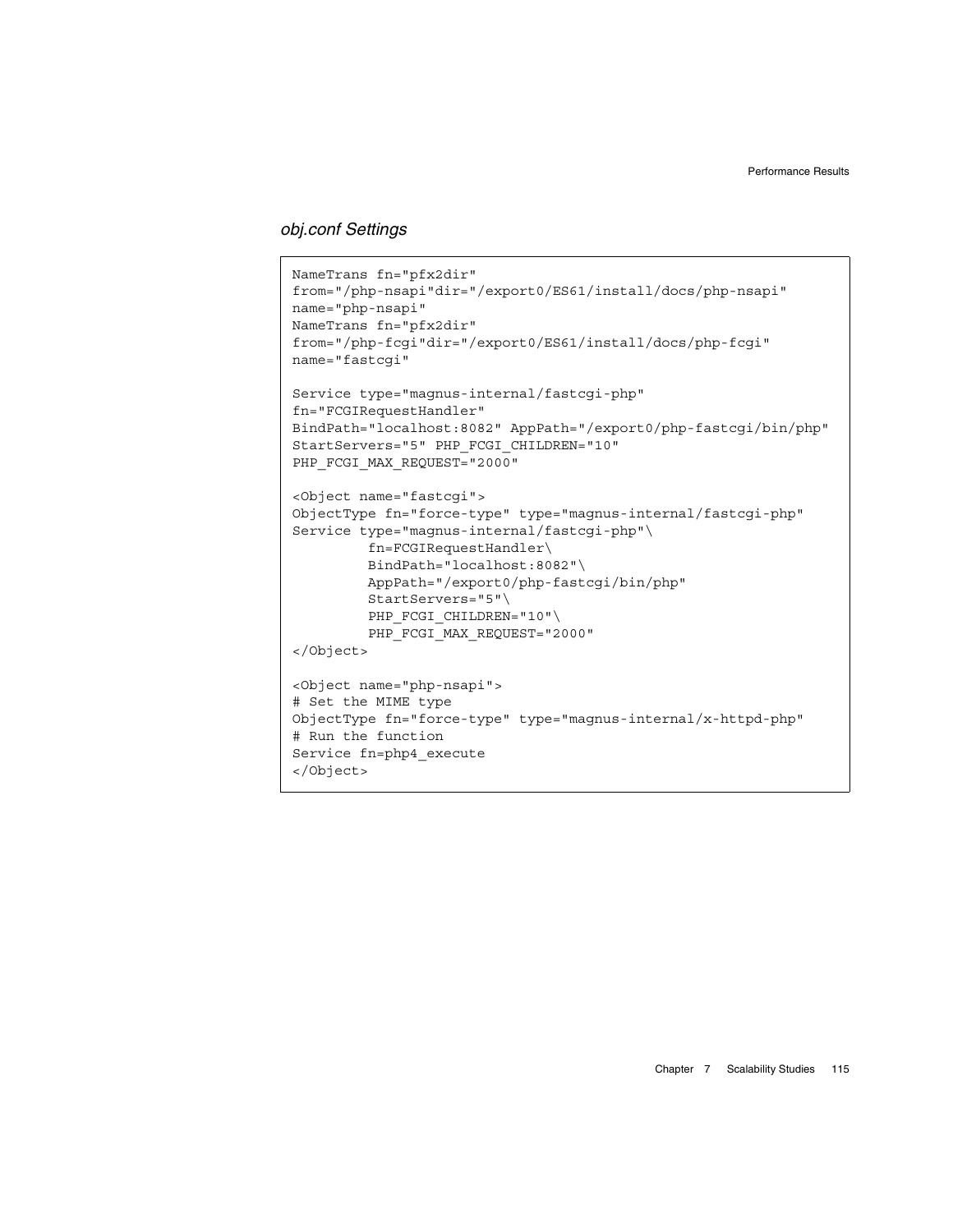### *obj.conf Settings*

```
NameTrans fn="pfx2dir"
from="/php-nsapi"dir="/export0/ES61/install/docs/php-nsapi"
name="php-nsapi"
NameTrans fn="pfx2dir"
from="/php-fcgi"dir="/export0/ES61/install/docs/php-fcgi"
name="fastcgi"

Service type="magnus-internal/fastcgi-php"
fn="FCGIRequestHandler"
BindPath="localhost:8082" AppPath="/export0/php-fastcgi/bin/php"
StartServers="5" PHP_FCGI_CHILDREN="10"
PHP_FCGI_MAX_REQUEST="2000"

<Object name="fastcgi">
ObjectType fn="force-type" type="magnus-internal/fastcgi-php"
Service type="magnus-internal/fastcgi-php"\
         fn=FCGIRequestHandler\
         BindPath="localhost:8082"\
         AppPath="/export0/php-fastcgi/bin/php"
         StartServers="5"\
         PHP_FCGI_CHILDREN="10"\
         PHP_FCGI_MAX_REQUEST="2000"
</Object>

<Object name="php-nsapi">
# Set the MIME type
ObjectType fn="force-type" type="magnus-internal/x-httpd-php"
# Run the function
Service fn=php4_execute
</Object>
```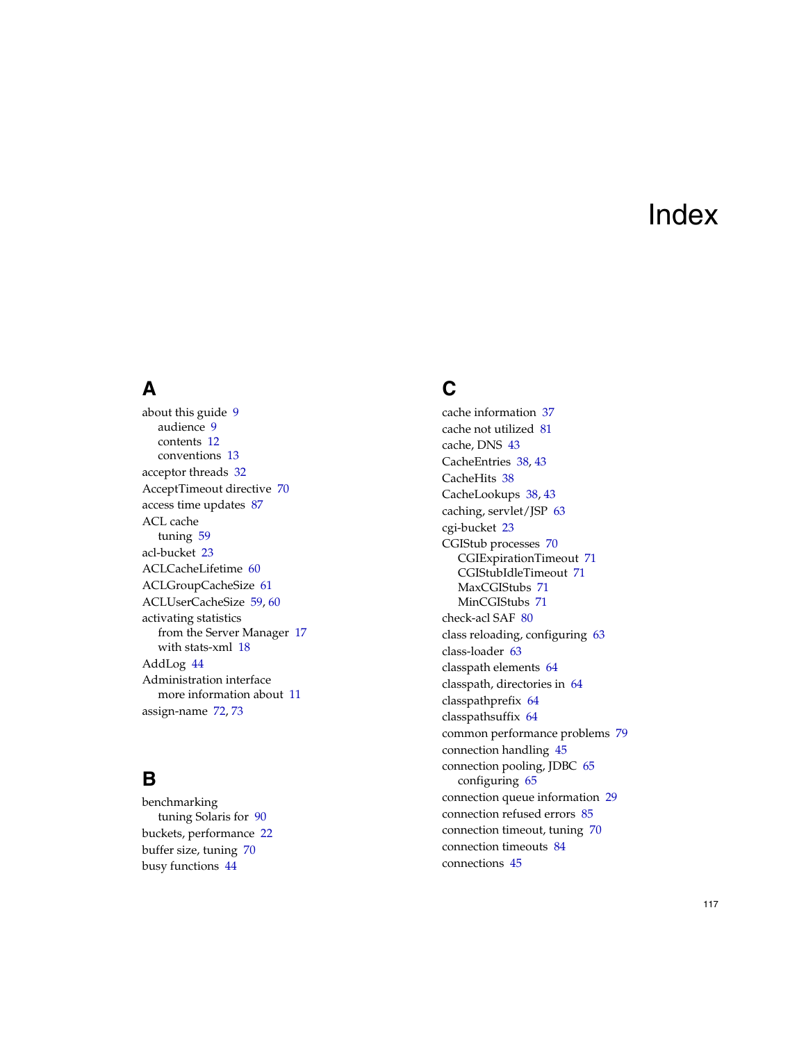# Index

## A

about this guide 9
- audience 9
- contents 12
- conventions 13

acceptor threads 32
AcceptTimeout directive 70
access time updates 87
ACL cache
- tuning 59

acl-bucket 23
ACLCacheLifetime 60
ACLGroupCacheSize 61
ACLUserCacheSize 59, 60
activating statistics
- from the Server Manager 17
- with stats-xml 18

AddLog 44
Administration interface
- more information about 11

assign-name 72, 73

## B

benchmarking
- tuning Solaris for 90

buckets, performance 22
buffer size, tuning 70
busy functions 44

## C

cache information 37
cache not utilized 81
cache, DNS 43
CacheEntries 38, 43
CacheHits 38
CacheLookups 38, 43
caching, servlet/JSP 63
cgi-bucket 23
CGIStub processes 70
- CGIExpirationTimeout 71
- CGIStubIdleTimeout 71
- MaxCGIStubs 71
- MinCGIStubs 71

check-acl SAF 80
class reloading, configuring 63
class-loader 63
classpath elements 64
classpath, directories in 64
classpathprefix 64
classpathsuffix 64
common performance problems 79
connection handling 45
connection pooling, JDBC 65
- configuring 65

connection queue information 29
connection refused errors 85
connection timeout, tuning 70
connection timeouts 84
connections 45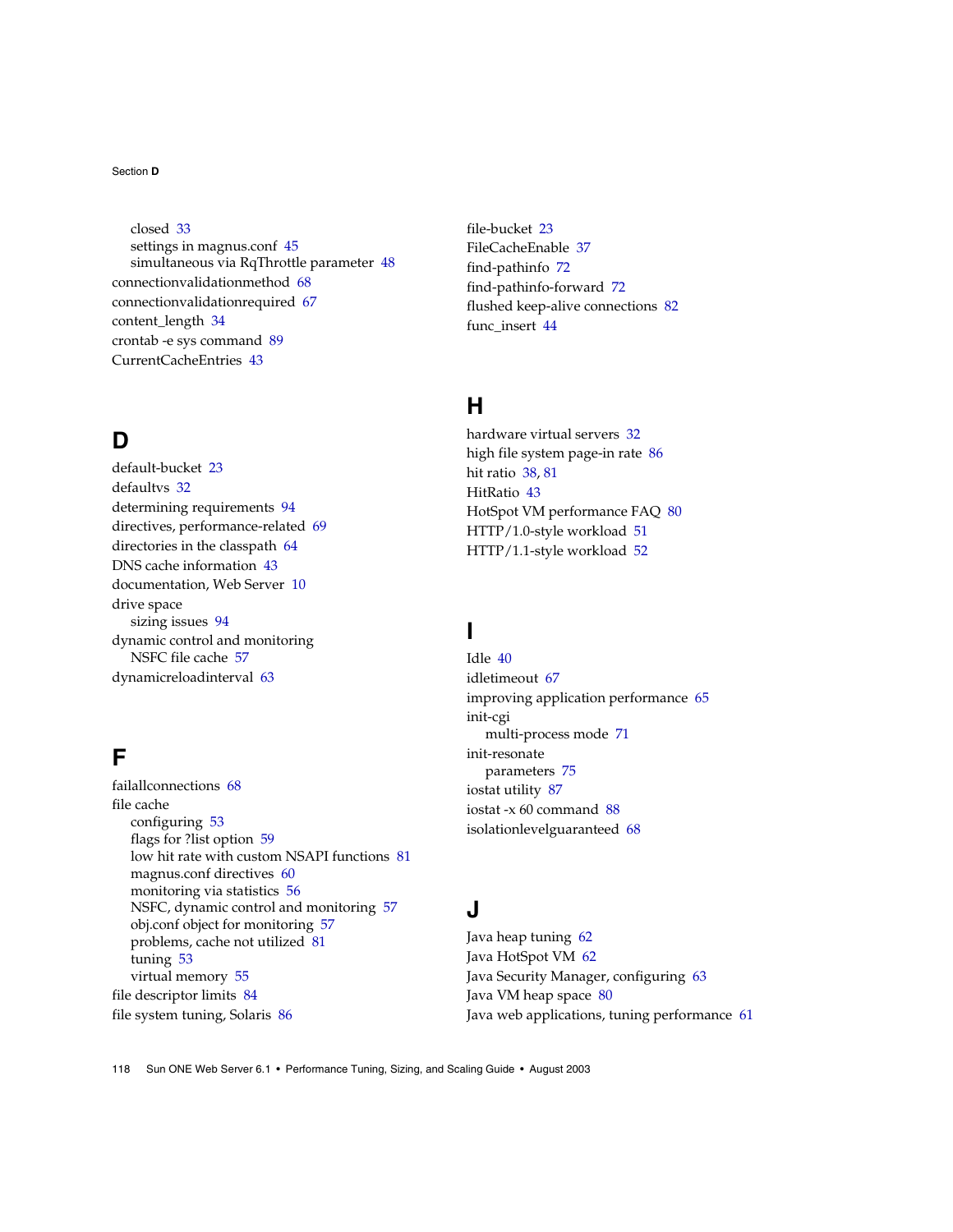closed 33
settings in magnus.conf 45
simultaneous via RqThrottle parameter 48

connectionvalidationmethod 68
connectionvalidationrequired 67
content_length 34
crontab -e sys command 89
CurrentCacheEntries 43

## D

default-bucket 23
defaultvs 32
determining requirements 94
directives, performance-related 69
directories in the classpath 64
DNS cache information 43
documentation, Web Server 10
drive space
  sizing issues 94
dynamic control and monitoring
  NSFC file cache 57
dynamicreloadinterval 63

## F

failallconnections 68
file cache
  configuring 53
  flags for ?list option 59
  low hit rate with custom NSAPI functions 81
  magnus.conf directives 60
  monitoring via statistics 56
  NSFC, dynamic control and monitoring 57
  obj.conf object for monitoring 57
  problems, cache not utilized 81
  tuning 53
  virtual memory 55
file descriptor limits 84
file system tuning, Solaris 86
file-bucket 23
FileCacheEnable 37
find-pathinfo 72
find-pathinfo-forward 72
flushed keep-alive connections 82
func_insert 44

## H

hardware virtual servers 32
high file system page-in rate 86
hit ratio 38, 81
HitRatio 43
HotSpot VM performance FAQ 80
HTTP/1.0-style workload 51
HTTP/1.1-style workload 52

## I

Idle 40
idletimeout 67
improving application performance 65
init-cgi
  multi-process mode 71
init-resonate
  parameters 75
iostat utility 87
iostat -x 60 command 88
isolationlevelguaranteed 68

## J

Java heap tuning 62
Java HotSpot VM 62
Java Security Manager, configuring 63
Java VM heap space 80
Java web applications, tuning performance 61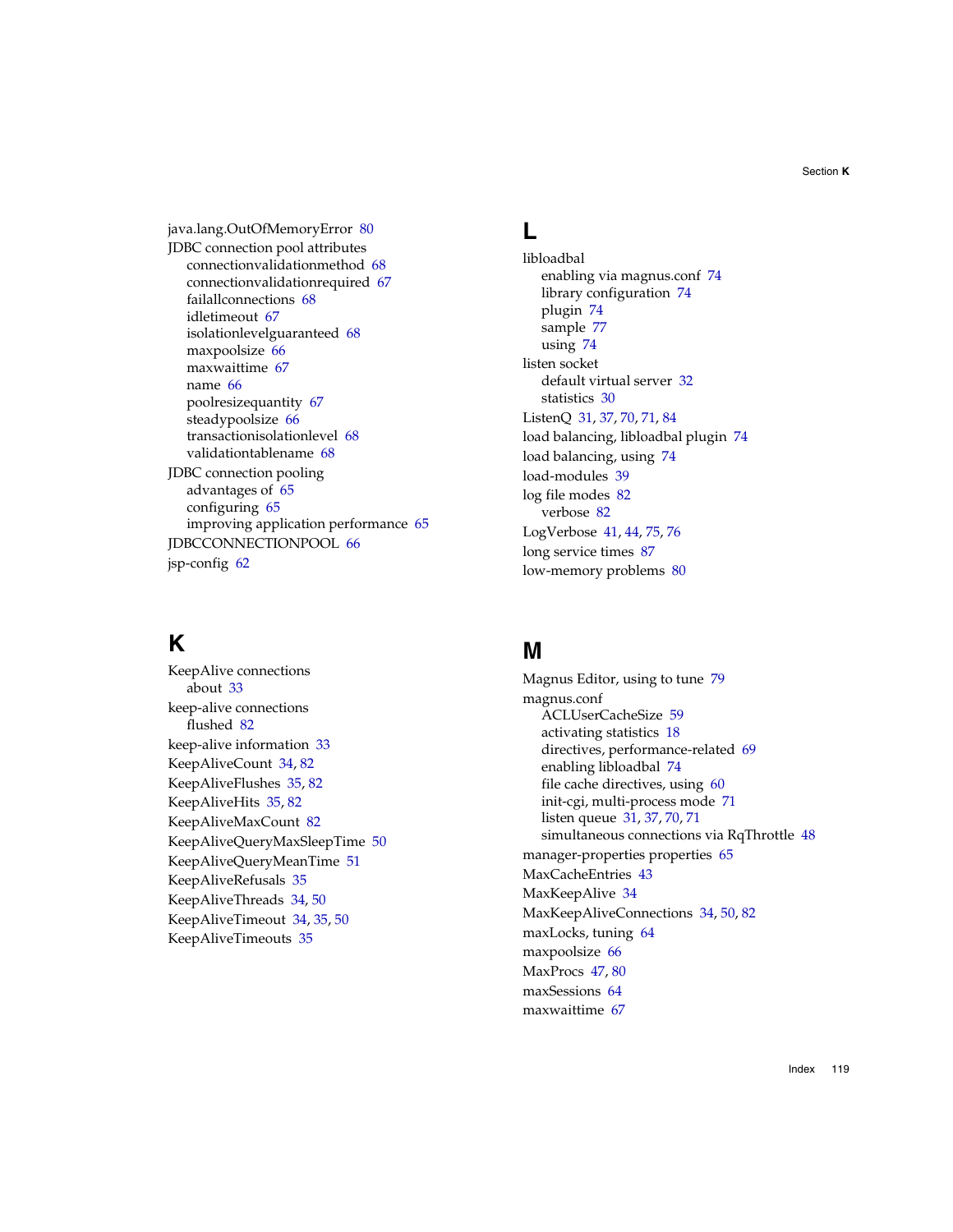java.lang.OutOfMemoryError 80

JDBC connection pool attributes
- connectionvalidationmethod 68
- connectionvalidationrequired 67
- failallconnections 68
- idletimeout 67
- isolationlevelguaranteed 68
- maxpoolsize 66
- maxwaittime 67
- name 66
- poolresizequantity 67
- steadypoolsize 66
- transactionisolationlevel 68
- validationtablename 68

JDBC connection pooling
- advantages of 65
- configuring 65
- improving application performance 65

JDBCCONNECTIONPOOL 66

jsp-config 62

## K

KeepAlive connections
- about 33

keep-alive connections
- flushed 82

keep-alive information 33

KeepAliveCount 34, 82

KeepAliveFlushes 35, 82

KeepAliveHits 35, 82

KeepAliveMaxCount 82

KeepAliveQueryMaxSleepTime 50

KeepAliveQueryMeanTime 51

KeepAliveRefusals 35

KeepAliveThreads 34, 50

KeepAliveTimeout 34, 35, 50

KeepAliveTimeouts 35

## L

libloadbal
- enabling via magnus.conf 74
- library configuration 74
- plugin 74
- sample 77
- using 74

listen socket
- default virtual server 32
- statistics 30

ListenQ 31, 37, 70, 71, 84

load balancing, libloadbal plugin 74

load balancing, using 74

load-modules 39

log file modes 82
- verbose 82

LogVerbose 41, 44, 75, 76

long service times 87

low-memory problems 80

## M

Magnus Editor, using to tune 79

magnus.conf
- ACLUserCacheSize 59
- activating statistics 18
- directives, performance-related 69
- enabling libloadbal 74
- file cache directives, using 60
- init-cgi, multi-process mode 71
- listen queue 31, 37, 70, 71
- simultaneous connections via RqThrottle 48

manager-properties properties 65

MaxCacheEntries 43

MaxKeepAlive 34

MaxKeepAliveConnections 34, 50, 82

maxLocks, tuning 64

maxpoolsize 66

MaxProcs 47, 80

maxSessions 64

maxwaittime 67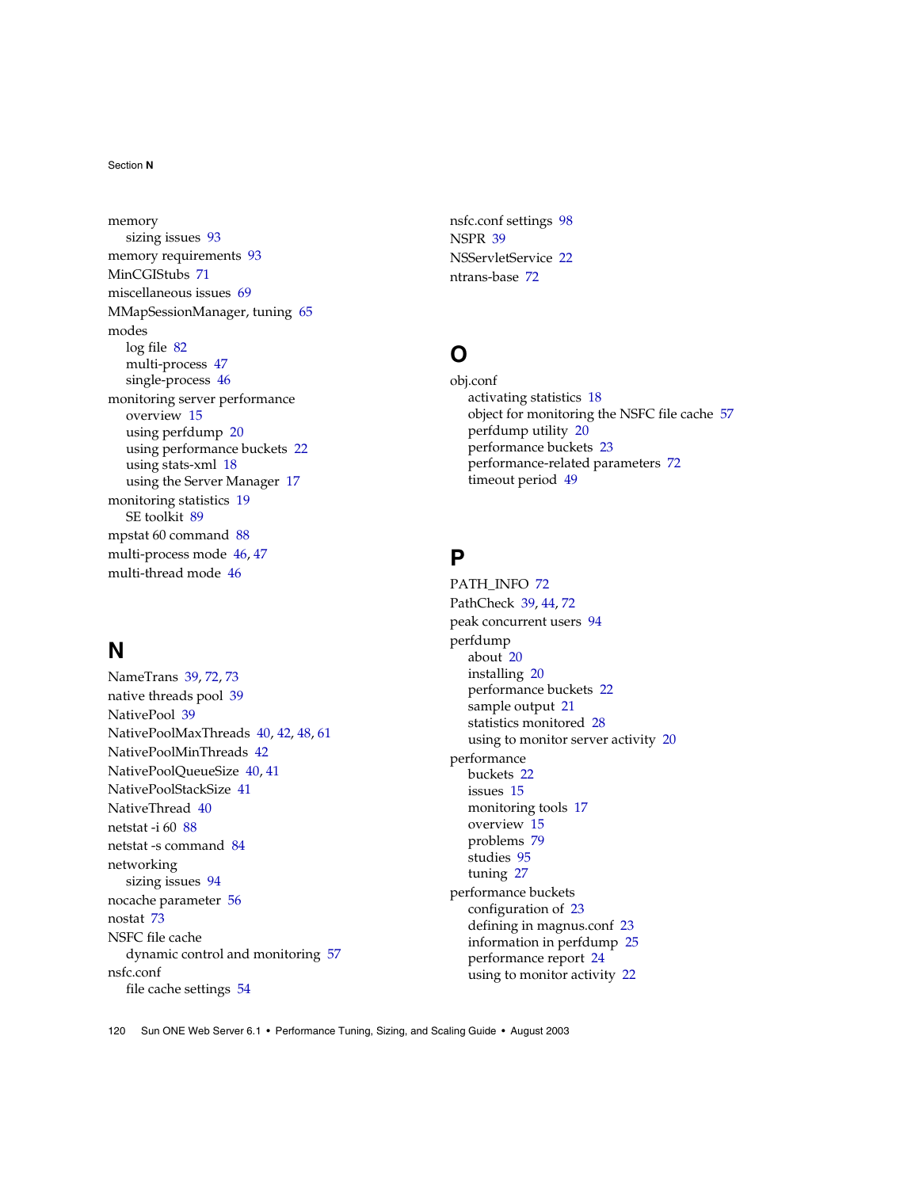memory
  sizing issues 93
memory requirements 93
MinCGIStubs 71
miscellaneous issues 69
MMapSessionManager, tuning 65
modes
  log file 82
  multi-process 47
  single-process 46
monitoring server performance
  overview 15
  using perfdump 20
  using performance buckets 22
  using stats-xml 18
  using the Server Manager 17
monitoring statistics 19
  SE toolkit 89
mpstat 60 command 88
multi-process mode 46, 47
multi-thread mode 46

## N

NameTrans 39, 72, 73
native threads pool 39
NativePool 39
NativePoolMaxThreads 40, 42, 48, 61
NativePoolMinThreads 42
NativePoolQueueSize 40, 41
NativePoolStackSize 41
NativeThread 40
netstat -i 60 88
netstat -s command 84
networking
  sizing issues 94
nocache parameter 56
nostat 73
NSFC file cache
  dynamic control and monitoring 57
nsfc.conf
  file cache settings 54
nsfc.conf settings 98
NSPR 39
NSServletService 22
ntrans-base 72

## O

obj.conf
  activating statistics 18
  object for monitoring the NSFC file cache 57
  perfdump utility 20
  performance buckets 23
  performance-related parameters 72
  timeout period 49

## P

PATH_INFO 72
PathCheck 39, 44, 72
peak concurrent users 94
perfdump
  about 20
  installing 20
  performance buckets 22
  sample output 21
  statistics monitored 28
  using to monitor server activity 20
performance
  buckets 22
  issues 15
  monitoring tools 17
  overview 15
  problems 79
  studies 95
  tuning 27
performance buckets
  configuration of 23
  defining in magnus.conf 23
  information in perfdump 25
  performance report 24
  using to monitor activity 22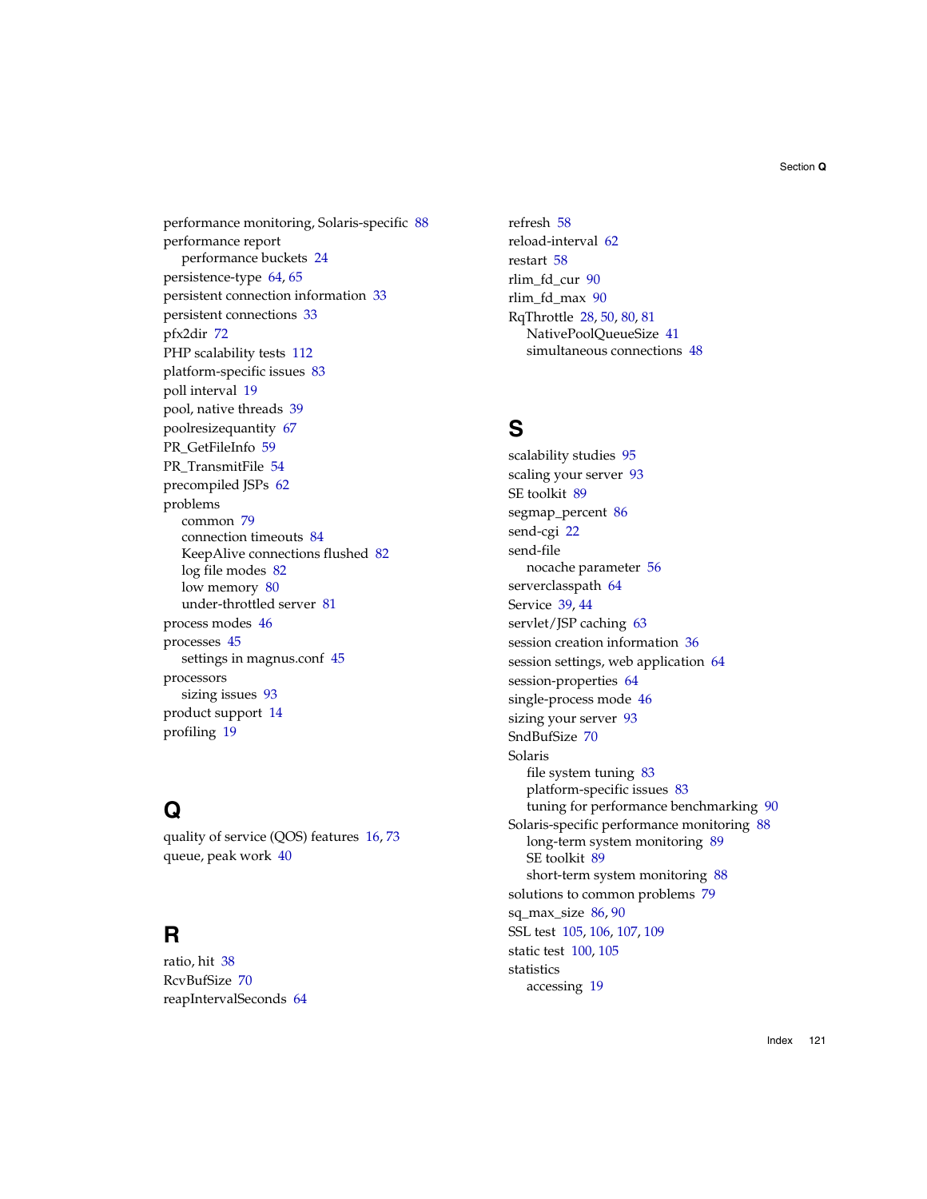performance monitoring, Solaris-specific 88
performance report
  performance buckets 24
persistence-type 64, 65
persistent connection information 33
persistent connections 33
pfx2dir 72
PHP scalability tests 112
platform-specific issues 83
poll interval 19
pool, native threads 39
poolresizequantity 67
PR_GetFileInfo 59
PR_TransmitFile 54
precompiled JSPs 62
problems
  common 79
  connection timeouts 84
  KeepAlive connections flushed 82
  log file modes 82
  low memory 80
  under-throttled server 81
process modes 46
processes 45
  settings in magnus.conf 45
processors
  sizing issues 93
product support 14
profiling 19

## Q

quality of service (QOS) features 16, 73
queue, peak work 40

## R

ratio, hit 38
RcvBufSize 70
reapIntervalSeconds 64
refresh 58
reload-interval 62
restart 58
rlim_fd_cur 90
rlim_fd_max 90
RqThrottle 28, 50, 80, 81
  NativePoolQueueSize 41
  simultaneous connections 48

## S

scalability studies 95
scaling your server 93
SE toolkit 89
segmap_percent 86
send-cgi 22
send-file
  nocache parameter 56
serverclasspath 64
Service 39, 44
servlet/JSP caching 63
session creation information 36
session settings, web application 64
session-properties 64
single-process mode 46
sizing your server 93
SndBufSize 70
Solaris
  file system tuning 83
  platform-specific issues 83
  tuning for performance benchmarking 90
Solaris-specific performance monitoring 88
  long-term system monitoring 89
  SE toolkit 89
  short-term system monitoring 88
solutions to common problems 79
sq_max_size 86, 90
SSL test 105, 106, 107, 109
static test 100, 105
statistics
  accessing 19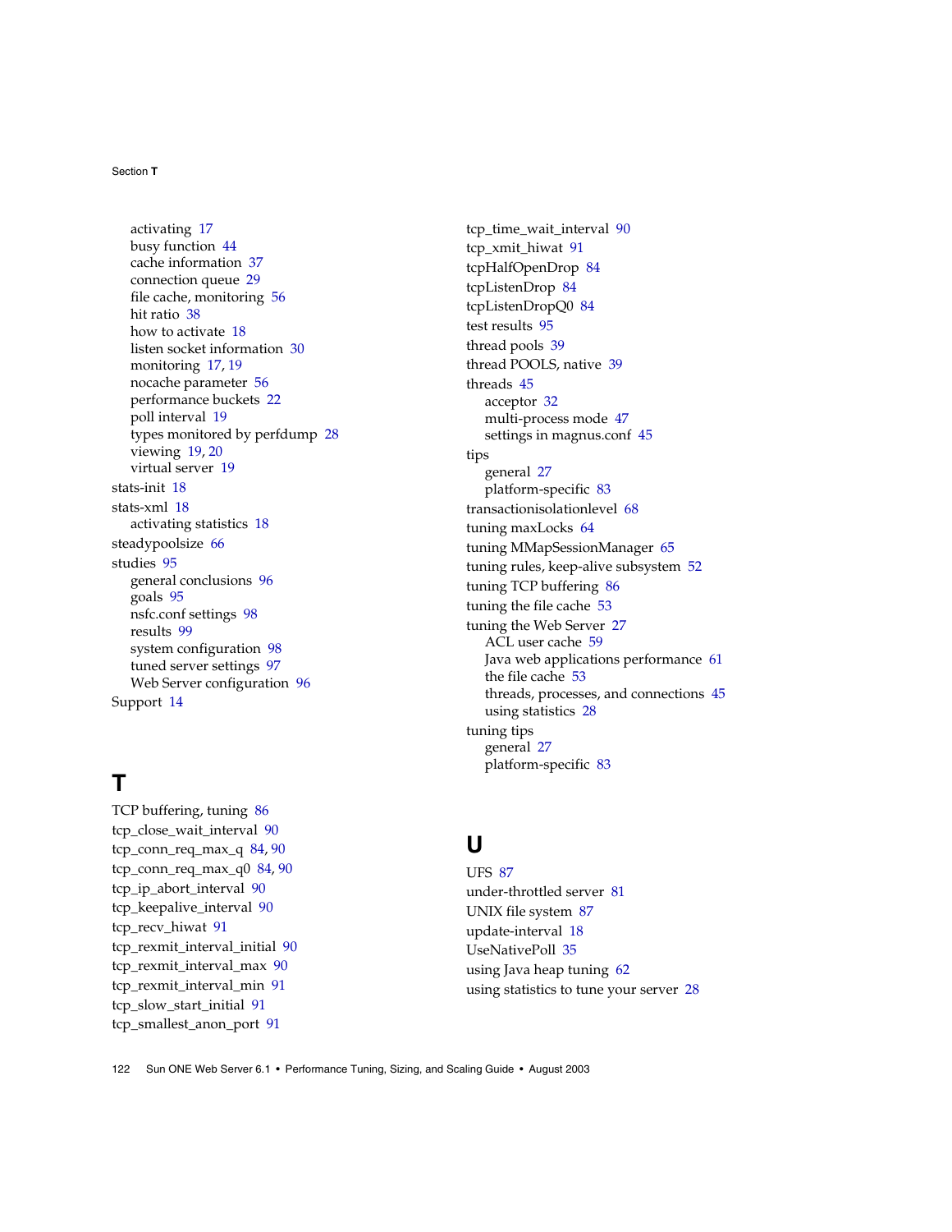activating 17
busy function 44
cache information 37
connection queue 29
file cache, monitoring 56
hit ratio 38
how to activate 18
listen socket information 30
monitoring 17, 19
nocache parameter 56
performance buckets 22
poll interval 19
types monitored by perfdump 28
viewing 19, 20
virtual server 19

stats-init 18
stats-xml 18
    activating statistics 18
steadypoolsize 66
studies 95
    general conclusions 96
    goals 95
    nsfc.conf settings 98
    results 99
    system configuration 98
    tuned server settings 97
    Web Server configuration 96
Support 14

# T

TCP buffering, tuning 86
tcp_close_wait_interval 90
tcp_conn_req_max_q 84, 90
tcp_conn_req_max_q0 84, 90
tcp_ip_abort_interval 90
tcp_keepalive_interval 90
tcp_recv_hiwat 91
tcp_rexmit_interval_initial 90
tcp_rexmit_interval_max 90
tcp_rexmit_interval_min 91
tcp_slow_start_initial 91
tcp_smallest_anon_port 91
tcp_time_wait_interval 90
tcp_xmit_hiwat 91
tcpHalfOpenDrop 84
tcpListenDrop 84
tcpListenDropQ0 84
test results 95
thread pools 39
thread POOLS, native 39
threads 45
    acceptor 32
    multi-process mode 47
    settings in magnus.conf 45
tips
    general 27
    platform-specific 83
transactionisolationlevel 68
tuning maxLocks 64
tuning MMapSessionManager 65
tuning rules, keep-alive subsystem 52
tuning TCP buffering 86
tuning the file cache 53
tuning the Web Server 27
    ACL user cache 59
    Java web applications performance 61
    the file cache 53
    threads, processes, and connections 45
    using statistics 28
tuning tips
    general 27
    platform-specific 83

# U

UFS 87
under-throttled server 81
UNIX file system 87
update-interval 18
UseNativePoll 35
using Java heap tuning 62
using statistics to tune your server 28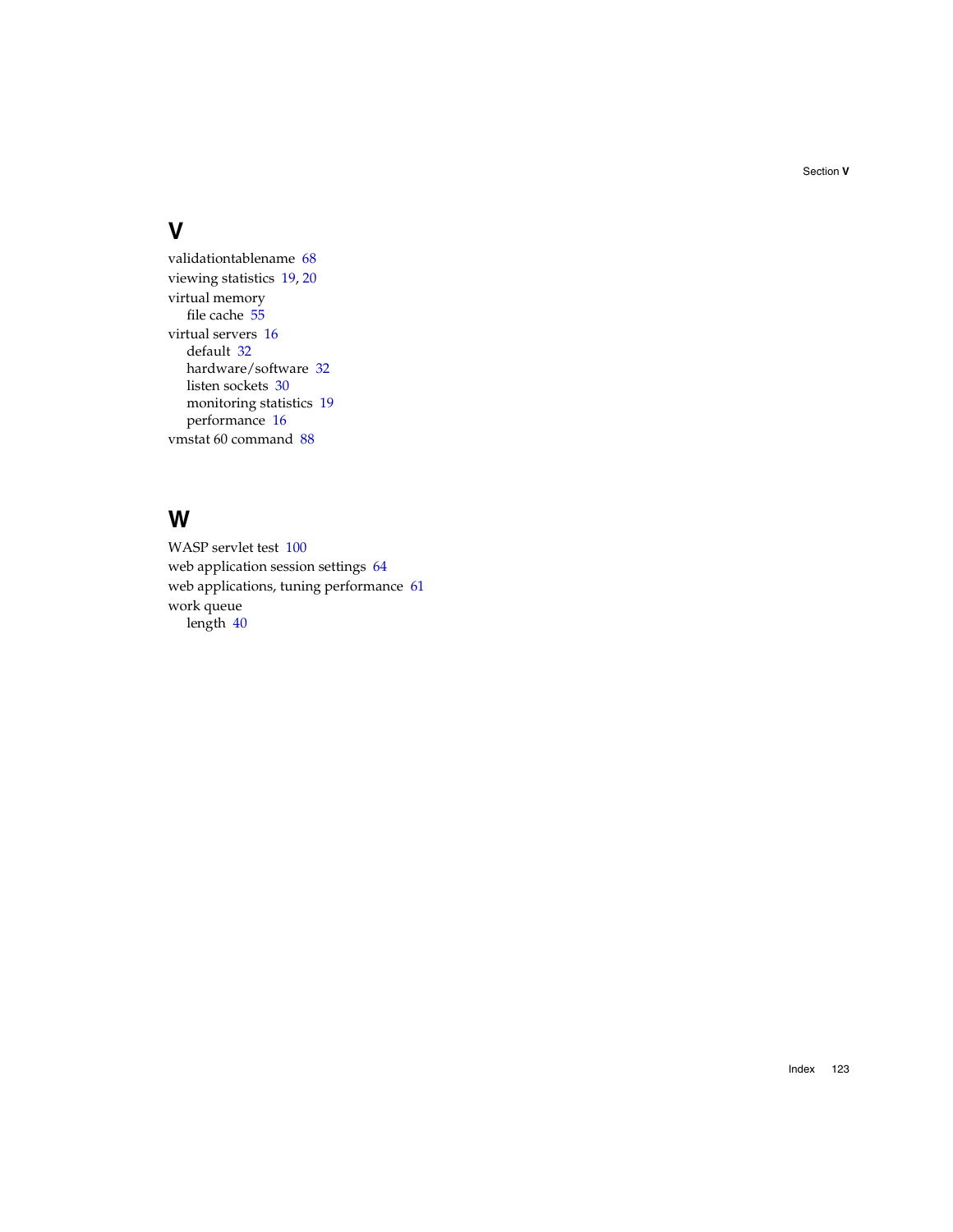## V

validationtablename 68

viewing statistics 19, 20

virtual memory
- file cache 55

virtual servers 16
- default 32
- hardware/software 32
- listen sockets 30
- monitoring statistics 19
- performance 16

vmstat 60 command 88

## W

WASP servlet test 100

web application session settings 64

web applications, tuning performance 61

work queue
- length 40